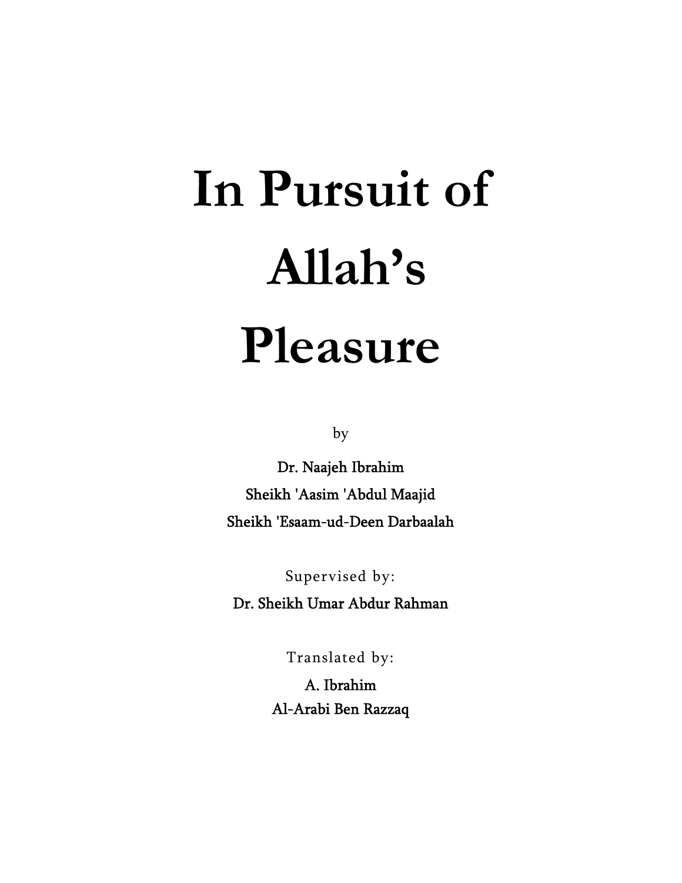# In Pursuit of Allah's Pleasure

by

**Dr. Naajeh Ibrahim**
**Sheikh 'Aasim 'Abdul Maajid**
**Sheikh 'Esaam-ud-Deen Darbaalah**

Supervised by:

**Dr. Sheikh Umar Abdur Rahman**

Translated by:

**A. Ibrahim**
**Al-Arabi Ben Razzaq**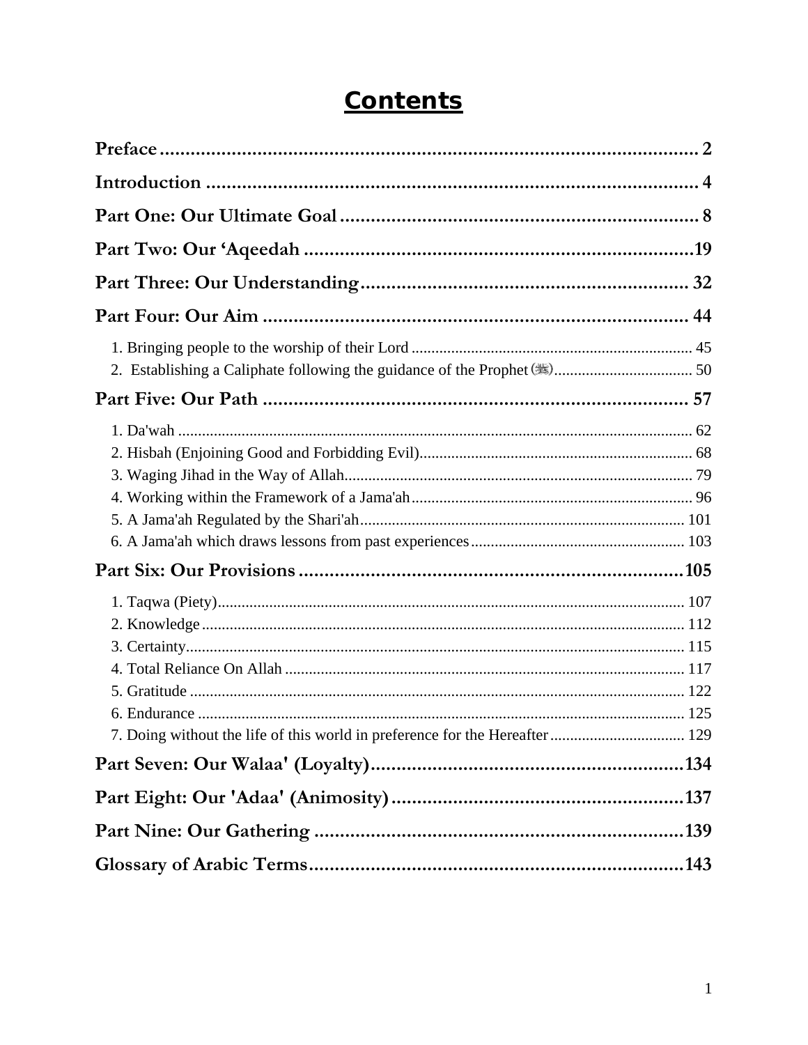# Contents

**Preface** ........................................................................................ 2

**Introduction** ................................................................................. 4

**Part One: Our Ultimate Goal** ...................................................... 8

**Part Two: Our 'Aqeedah** ............................................................19

**Part Three: Our Understanding** ................................................ 32

**Part Four: Our Aim** ................................................................... 44

1. Bringing people to the worship of their Lord ....................................... 45
2. Establishing a Caliphate following the guidance of the Prophet (ﷺ) .......... 50

**Part Five: Our Path** .................................................................. 57

1. Da'wah ................................................................................ 62
2. Hisbah (Enjoining Good and Forbidding Evil) ......................................... 68
3. Waging Jihad in the Way of Allah ........................................................ 79
4. Working within the Framework of a Jama'ah ............................................ 96
5. A Jama'ah Regulated by the Shari'ah ...................................................... 101
6. A Jama'ah which draws lessons from past experiences ................................. 103

**Part Six: Our Provisions** ..........................................................105

1. Taqwa (Piety) ........................................................................ 107
2. Knowledge ............................................................................ 112
3. Certainty .............................................................................. 115
4. Total Reliance On Allah .......................................................... 117
5. Gratitude ............................................................................. 122
6. Endurance ............................................................................ 125
7. Doing without the life of this world in preference for the Hereafter .................. 129

**Part Seven: Our Walaa' (Loyalty)** ..............................................134

**Part Eight: Our 'Adaa' (Animosity)** ...........................................137

**Part Nine: Our Gathering** .........................................................139

**Glossary of Arabic Terms** ..........................................................143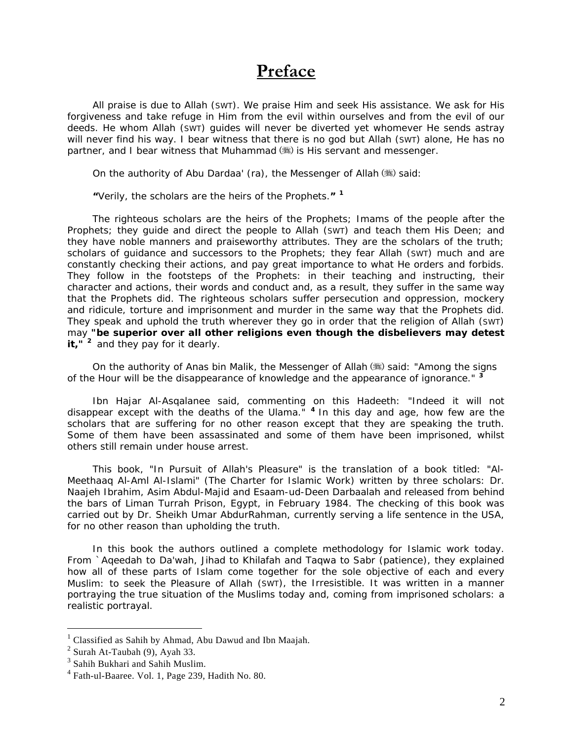# Preface

All praise is due to Allah (SWT). We praise Him and seek His assistance. We ask for His forgiveness and take refuge in Him from the evil within ourselves and from the evil of our deeds. He whom Allah (SWT) guides will never be diverted yet whomever He sends astray will never find his way. I bear witness that there is no god but Allah (SWT) alone, He has no partner, and I bear witness that Muhammad (ﷺ) is His servant and messenger.

On the authority of Abu Dardaa' (ra), the Messenger of Allah (ﷺ) said:

**"**Verily, the scholars are the heirs of the Prophets.**"** [1]

The righteous scholars are the heirs of the Prophets; Imams of the people after the Prophets; they guide and direct the people to Allah (SWT) and teach them His Deen; and they have noble manners and praiseworthy attributes. They are the scholars of the truth; scholars of guidance and successors to the Prophets; they fear Allah (SWT) much and are constantly checking their actions, and pay great importance to what He orders and forbids. They follow in the footsteps of the Prophets: in their teaching and instructing, their character and actions, their words and conduct and, as a result, they suffer in the same way that the Prophets did. The righteous scholars suffer persecution and oppression, mockery and ridicule, torture and imprisonment and murder in the same way that the Prophets did. They speak and uphold the truth wherever they go in order that the religion of Allah (SWT) may **"be superior over all other religions even though the disbelievers may detest it,"** [2] and they pay for it dearly.

On the authority of Anas bin Malik, the Messenger of Allah (ﷺ) said: "Among the signs of the Hour will be the disappearance of knowledge and the appearance of ignorance." [3]

Ibn Hajar Al-Asqalanee said, commenting on this Hadeeth: "Indeed it will not disappear except with the deaths of the Ulama." [4] In this day and age, how few are the scholars that are suffering for no other reason except that they are speaking the truth. Some of them have been assassinated and some of them have been imprisoned, whilst others still remain under house arrest.

This book, "In Pursuit of Allah's Pleasure" is the translation of a book titled: "Al-Meethaaq Al-Aml Al-Islami" (The Charter for Islamic Work) written by three scholars: Dr. Naajeh Ibrahim, Asim Abdul-Majid and Esaam-ud-Deen Darbaalah and released from behind the bars of Liman Turrah Prison, Egypt, in February 1984. The checking of this book was carried out by Dr. Sheikh Umar AbdurRahman, currently serving a life sentence in the USA, for no other reason than upholding the truth.

In this book the authors outlined a complete methodology for Islamic work today. From `Aqeedah to Da'wah, Jihad to Khilafah and Taqwa to Sabr (patience), they explained how all of these parts of Islam come together for the sole objective of each and every Muslim: to seek the Pleasure of Allah (SWT), the Irresistible. It was written in a manner portraying the true situation of the Muslims today and, coming from imprisoned scholars: a realistic portrayal.

---

[1] Classified as Sahih by Ahmad, Abu Dawud and Ibn Maajah.
[2] Surah At-Taubah (9), Ayah 33.
[3] Sahih Bukhari and Sahih Muslim.
[4] Fath-ul-Baaree. Vol. 1, Page 239, Hadith No. 80.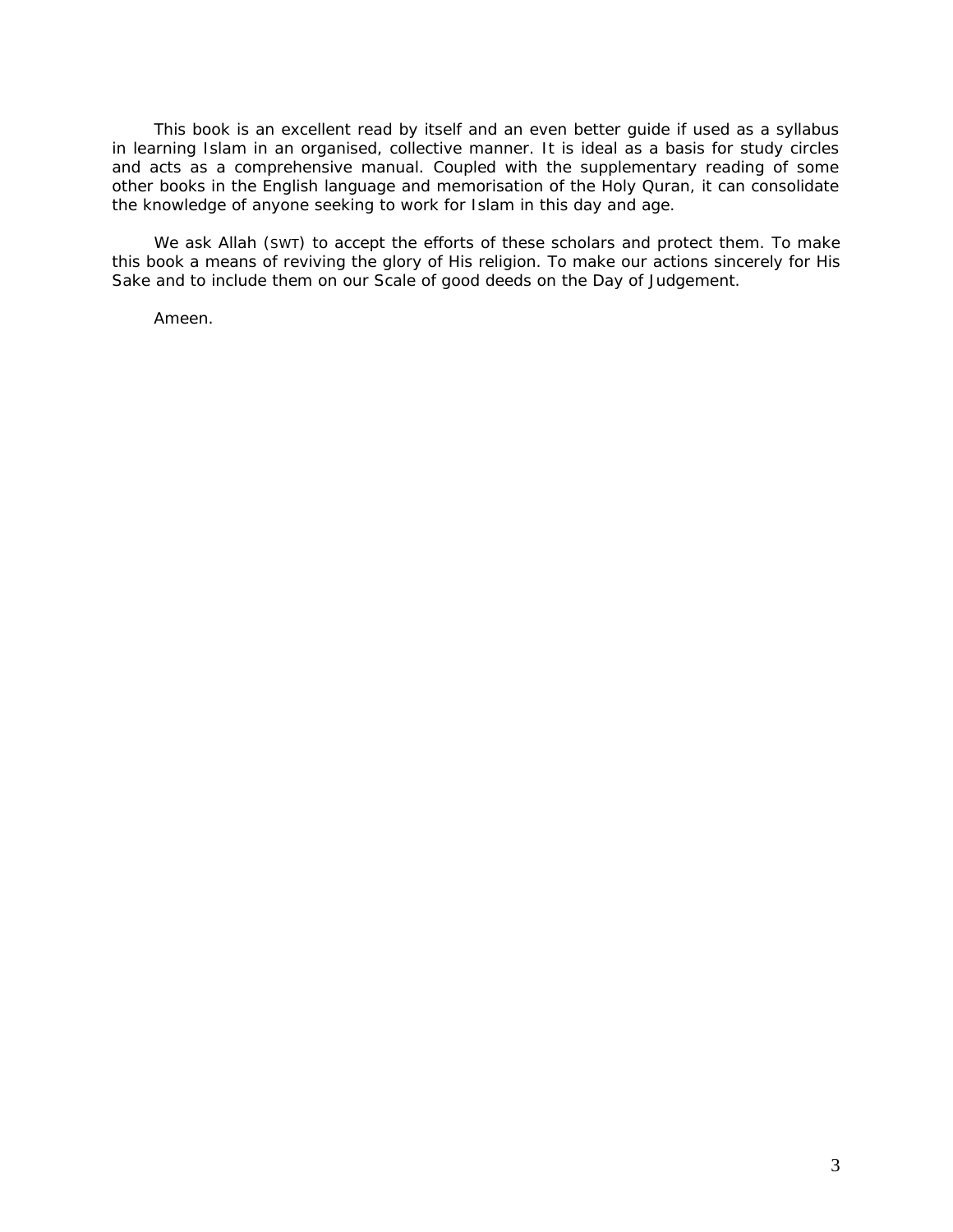This book is an excellent read by itself and an even better guide if used as a syllabus in learning Islam in an organised, collective manner. It is ideal as a basis for study circles and acts as a comprehensive manual. Coupled with the supplementary reading of some other books in the English language and memorisation of the Holy Quran, it can consolidate the knowledge of anyone seeking to work for Islam in this day and age.

We ask Allah (SWT) to accept the efforts of these scholars and protect them. To make this book a means of reviving the glory of His religion. To make our actions sincerely for His Sake and to include them on our Scale of good deeds on the Day of Judgement.

Ameen.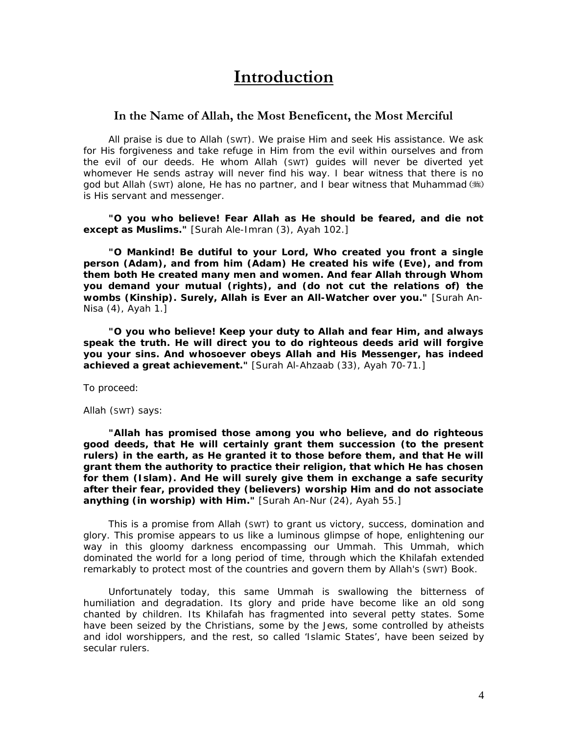# Introduction

### In the Name of Allah, the Most Beneficent, the Most Merciful

All praise is due to Allah (SWT). We praise Him and seek His assistance. We ask for His forgiveness and take refuge in Him from the evil within ourselves and from the evil of our deeds. He whom Allah (SWT) guides will never be diverted yet whomever He sends astray will never find his way. I bear witness that there is no god but Allah (SWT) alone, He has no partner, and I bear witness that Muhammad (ﷺ) is His servant and messenger.

**"O you who believe! Fear Allah as He should be feared, and die not except as Muslims."** [Surah Ale-Imran (3), Ayah 102.]

**"O Mankind! Be dutiful to your Lord, Who created you front a single person (Adam), and from him (Adam) He created his wife (Eve), and from them both He created many men and women. And fear Allah through Whom you demand your mutual (rights), and (do not cut the relations of) the wombs (Kinship). Surely, Allah is Ever an All-Watcher over you."** [Surah An-Nisa (4), Ayah 1.]

**"O you who believe! Keep your duty to Allah and fear Him, and always speak the truth. He will direct you to do righteous deeds arid will forgive you your sins. And whosoever obeys Allah and His Messenger, has indeed achieved a great achievement."** [Surah Al-Ahzaab (33), Ayah 70-71.]

To proceed:

Allah (SWT) says:

**"Allah has promised those among you who believe, and do righteous good deeds, that He will certainly grant them succession (to the present rulers) in the earth, as He granted it to those before them, and that He will grant them the authority to practice their religion, that which He has chosen for them (Islam). And He will surely give them in exchange a safe security after their fear, provided they (believers) worship Him and do not associate anything (in worship) with Him."** [Surah An-Nur (24), Ayah 55.]

This is a promise from Allah (SWT) to grant us victory, success, domination and glory. This promise appears to us like a luminous glimpse of hope, enlightening our way in this gloomy darkness encompassing our Ummah. This Ummah, which dominated the world for a long period of time, through which the Khilafah extended remarkably to protect most of the countries and govern them by Allah's (SWT) Book.

Unfortunately today, this same Ummah is swallowing the bitterness of humiliation and degradation. Its glory and pride have become like an old song chanted by children. Its Khilafah has fragmented into several petty states. Some have been seized by the Christians, some by the Jews, some controlled by atheists and idol worshippers, and the rest, so called 'Islamic States', have been seized by secular rulers.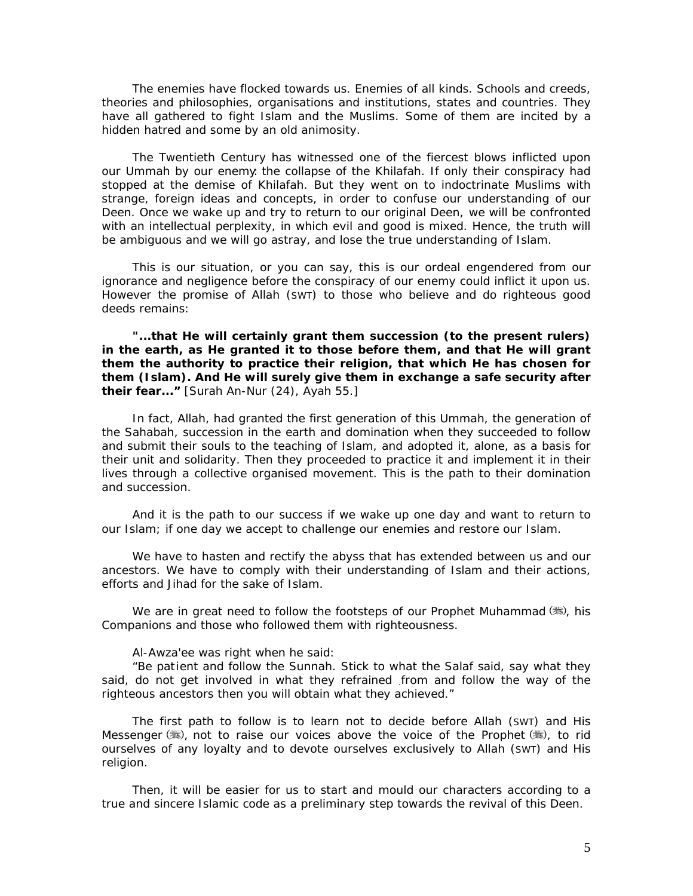The enemies have flocked towards us. Enemies of all kinds. Schools and creeds, theories and philosophies, organisations and institutions, states and countries. They have all gathered to fight Islam and the Muslims. Some of them are incited by a hidden hatred and some by an old animosity.

The Twentieth Century has witnessed one of the fiercest blows inflicted upon our Ummah by our enemy: the collapse of the Khilafah. If only their conspiracy had stopped at the demise of Khilafah. But they went on to indoctrinate Muslims with strange, foreign ideas and concepts, in order to confuse our understanding of our Deen. Once we wake up and try to return to our original Deen, we will be confronted with an intellectual perplexity, in which evil and good is mixed. Hence, the truth will be ambiguous and we will go astray, and lose the true understanding of Islam.

This is our situation, or you can say, this is our ordeal engendered from our ignorance and negligence before the conspiracy of our enemy could inflict it upon us. However the promise of Allah (SWT) to those who believe and do righteous good deeds remains:

**"...that He will certainly grant them succession (to the present rulers) in the earth, as He granted it to those before them, and that He will grant them the authority to practice their religion, that which He has chosen for them (Islam). And He will surely give them in exchange a safe security after their fear..."** [Surah An-Nur (24), Ayah 55.]

In fact, Allah, had granted the first generation of this Ummah, the generation of the Sahabah, succession in the earth and domination when they succeeded to follow and submit their souls to the teaching of Islam, and adopted it, alone, as a basis for their unit and solidarity. Then they proceeded to practice it and implement it in their lives through a collective organised movement. This is the path to their domination and succession.

And it is the path to our success if we wake up one day and want to return to our Islam; if one day we accept to challenge our enemies and restore our Islam.

We have to hasten and rectify the abyss that has extended between us and our ancestors. We have to comply with their understanding of Islam and their actions, efforts and Jihad for the sake of Islam.

We are in great need to follow the footsteps of our Prophet Muhammad (ﷺ), his Companions and those who followed them with righteousness.

Al-Awza'ee was right when he said:

"Be patient and follow the Sunnah. Stick to what the Salaf said, say what they said, do not get involved in what they refrained from and follow the way of the righteous ancestors then you will obtain what they achieved."

The first path to follow is to learn not to decide before Allah (SWT) and His Messenger (ﷺ), not to raise our voices above the voice of the Prophet (ﷺ), to rid ourselves of any loyalty and to devote ourselves exclusively to Allah (SWT) and His religion.

Then, it will be easier for us to start and mould our characters according to a true and sincere Islamic code as a preliminary step towards the revival of this Deen.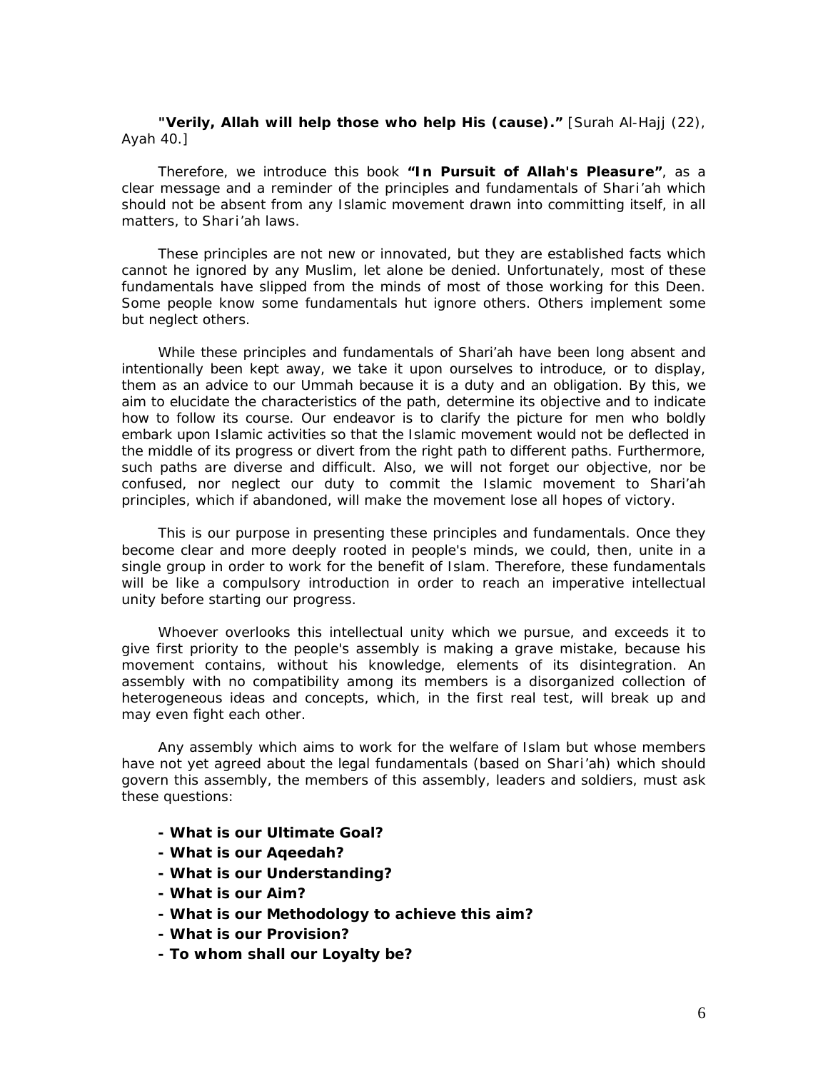**"Verily, Allah will help those who help His (cause)."** [Surah Al-Hajj (22), Ayah 40.]

Therefore, we introduce this book **"In Pursuit of Allah's Pleasure"**, as a clear message and a reminder of the principles and fundamentals of *Shari'ah* which should not be absent from any Islamic movement drawn into committing itself, in all matters, to *Shari'ah* laws.

These principles are not new or innovated, but they are established facts which cannot he ignored by any Muslim, let alone be denied. Unfortunately, most of these fundamentals have slipped from the minds of most of those working for this Deen. Some people know some fundamentals hut ignore others. Others implement some but neglect others.

While these principles and fundamentals of Shari'ah have been long absent and intentionally been kept away, we take it upon ourselves to introduce, or to display, them as an advice to our Ummah because it is a duty and an obligation. By this, we aim to elucidate the characteristics of the path, determine its objective and to indicate how to follow its course. Our endeavor is to clarify the picture for men who boldly embark upon Islamic activities so that the Islamic movement would not be deflected in the middle of its progress or divert from the right path to different paths. Furthermore, such paths are diverse and difficult. Also, we will not forget our objective, nor be confused, nor neglect our duty to commit the Islamic movement to Shari'ah principles, which if abandoned, will make the movement lose all hopes of victory.

This is our purpose in presenting these principles and fundamentals. Once they become clear and more deeply rooted in people's minds, we could, then, unite in a single group in order to work for the benefit of Islam. Therefore, these fundamentals will be like a compulsory introduction in order to reach an imperative intellectual unity before starting our progress.

Whoever overlooks this intellectual unity which we pursue, and exceeds it to give first priority to the people's assembly is making a grave mistake, because his movement contains, without his knowledge, elements of its disintegration. An assembly with no compatibility among its members is a disorganized collection of heterogeneous ideas and concepts, which, in the first real test, will break up and may even fight each other.

Any assembly which aims to work for the welfare of Islam but whose members have not yet agreed about the legal fundamentals (based on *Shari'ah*) which should govern this assembly, the members of this assembly, leaders and soldiers, must ask these questions:

- **What is our Ultimate Goal?**
- **What is our Aqeedah?**
- **What is our Understanding?**
- **What is our Aim?**
- **What is our Methodology to achieve this aim?**
- **What is our Provision?**
- **To whom shall our Loyalty be?**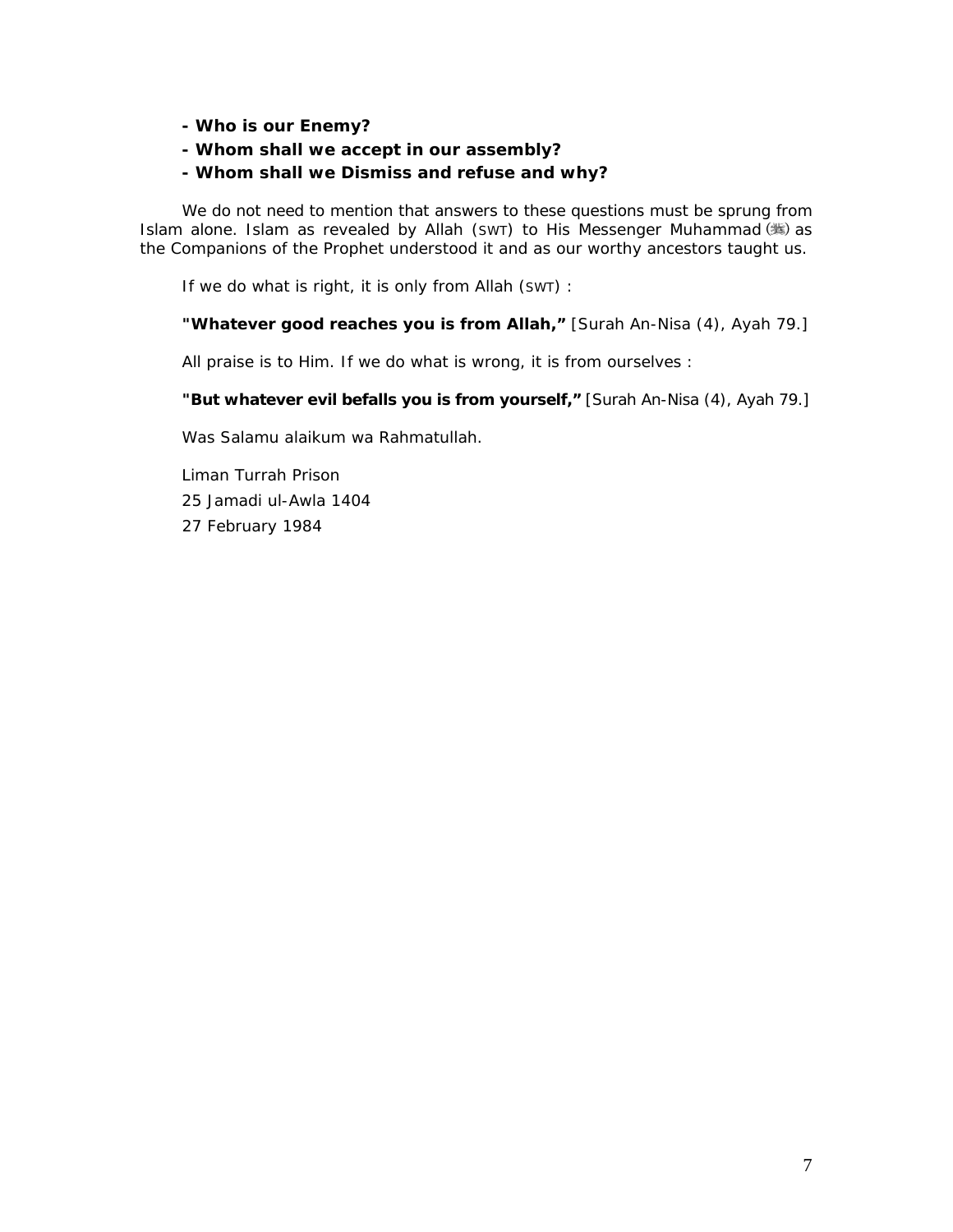- **Who is our Enemy?**
- **Whom shall we accept in our assembly?**
- **Whom shall we Dismiss and refuse and why?**

We do not need to mention that answers to these questions must be sprung from Islam alone. Islam as revealed by Allah (SWT) to His Messenger Muhammad (ﷺ) as the Companions of the Prophet understood it and as our worthy ancestors taught us.

If we do what is right, it is only from Allah (SWT) :

**"Whatever good reaches you is from Allah,"** [Surah An-Nisa (4), Ayah 79.]

All praise is to Him. If we do what is wrong, it is from ourselves :

**"But whatever evil befalls you is from yourself,"** [Surah An-Nisa (4), Ayah 79.]

Was Salamu alaikum wa Rahmatullah.

Liman Turrah Prison

25 Jamadi ul-Awla 1404

27 February 1984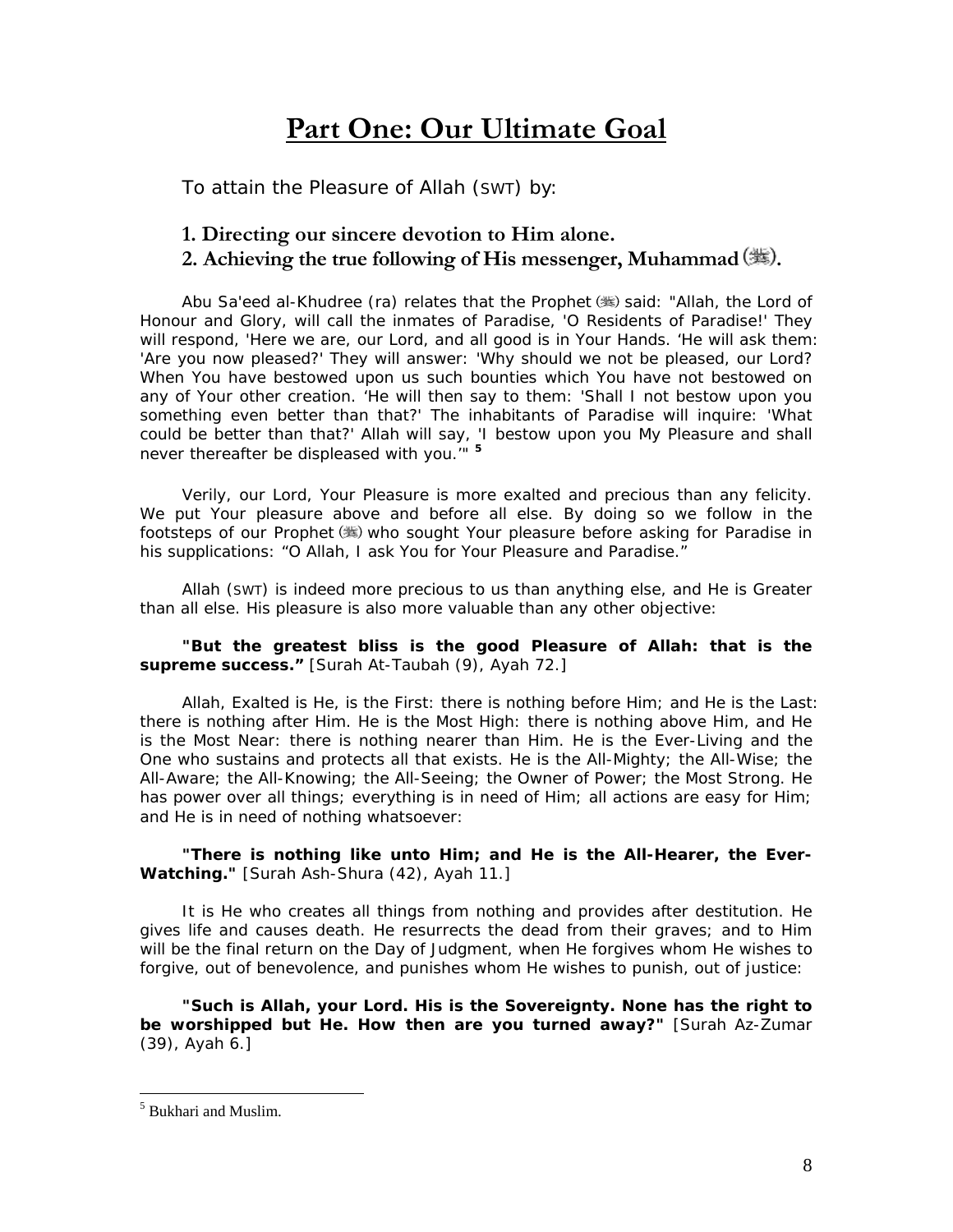# Part One: Our Ultimate Goal

To attain the Pleasure of Allah (SWT) by:

**1. Directing our sincere devotion to Him alone.**
**2. Achieving the true following of His messenger, Muhammad (ﷺ).**

Abu Sa'eed al-Khudree (ra) relates that the Prophet (ﷺ) said: "Allah, the Lord of Honour and Glory, will call the inmates of Paradise, 'O Residents of Paradise!' They will respond, 'Here we are, our Lord, and all good is in Your Hands. 'He will ask them: 'Are you now pleased?' They will answer: 'Why should we not be pleased, our Lord? When You have bestowed upon us such bounties which You have not bestowed on any of Your other creation. 'He will then say to them: 'Shall I not bestow upon you something even better than that?' The inhabitants of Paradise will inquire: 'What could be better than that?' Allah will say, 'I bestow upon you My Pleasure and shall never thereafter be displeased with you.'" [5]

Verily, our Lord, Your Pleasure is more exalted and precious than any felicity. We put Your pleasure above and before all else. By doing so we follow in the footsteps of our Prophet (ﷺ) who sought Your pleasure before asking for Paradise in his supplications: "O Allah, I ask You for Your Pleasure and Paradise."

Allah (SWT) is indeed more precious to us than anything else, and He is Greater than all else. His pleasure is also more valuable than any other objective:

**"But the greatest bliss is the good Pleasure of Allah: that is the supreme success."** [Surah At-Taubah (9), Ayah 72.]

Allah, Exalted is He, is the First: there is nothing before Him; and He is the Last: there is nothing after Him. He is the Most High: there is nothing above Him, and He is the Most Near: there is nothing nearer than Him. He is the Ever-Living and the One who sustains and protects all that exists. He is the All-Mighty; the All-Wise; the All-Aware; the All-Knowing; the All-Seeing; the Owner of Power; the Most Strong. He has power over all things; everything is in need of Him; all actions are easy for Him; and He is in need of nothing whatsoever:

**"There is nothing like unto Him; and He is the All-Hearer, the Ever-Watching."** [Surah Ash-Shura (42), Ayah 11.]

It is He who creates all things from nothing and provides after destitution. He gives life and causes death. He resurrects the dead from their graves; and to Him will be the final return on the Day of Judgment, when He forgives whom He wishes to forgive, out of benevolence, and punishes whom He wishes to punish, out of justice:

**"Such is Allah, your Lord. His is the Sovereignty. None has the right to be worshipped but He. How then are you turned away?"** [Surah Az-Zumar (39), Ayah 6.]

---

[5] Bukhari and Muslim.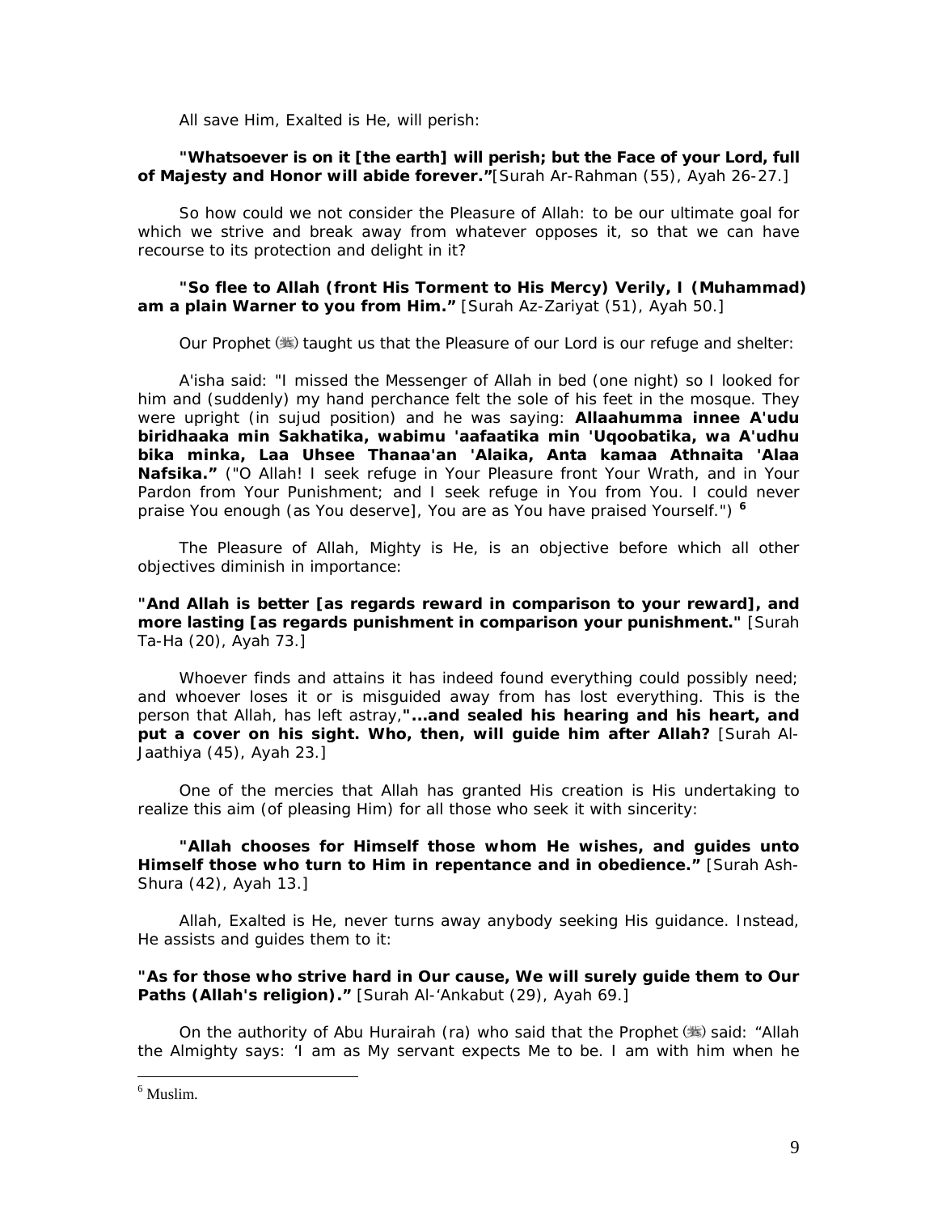All save Him, Exalted is He, will perish:

**"Whatsoever is on it [the earth] will perish; but the Face of your Lord, full of Majesty and Honor will abide forever."**[Surah Ar-Rahman (55), Ayah 26-27.]

So how could we not consider the Pleasure of Allah: to be our ultimate goal for which we strive and break away from whatever opposes it, so that we can have recourse to its protection and delight in it?

**"So flee to Allah (front His Torment to His Mercy) Verily, I (Muhammad) am a plain Warner to you from Him."** [Surah Az-Zariyat (51), Ayah 50.]

Our Prophet (ﷺ) taught us that the Pleasure of our Lord is our refuge and shelter:

A'isha said: "I missed the Messenger of Allah in bed (one night) so I looked for him and (suddenly) my hand perchance felt the sole of his feet in the mosque. They were upright (in sujud position) and he was saying: **Allaahumma innee A'udu biridhaaka min Sakhatika, wabimu 'aafaatika min 'Uqoobatika, wa A'udhu bika minka, Laa Uhsee Thanaa'an 'Alaika, Anta kamaa Athnaita 'Alaa Nafsika."** ("O Allah! I seek refuge in Your Pleasure front Your Wrath, and in Your Pardon from Your Punishment; and I seek refuge in You from You. I could never praise You enough (as You deserve], You are as You have praised Yourself.") [6]

The Pleasure of Allah, Mighty is He, is an objective before which all other objectives diminish in importance:

**"And Allah is better [as regards reward in comparison to your reward], and more lasting [as regards punishment in comparison your punishment."** [Surah Ta-Ha (20), Ayah 73.]

Whoever finds and attains it has indeed found everything could possibly need; and whoever loses it or is misguided away from has lost everything. This is the person that Allah, has left astray,**"...and sealed his hearing and his heart, and put a cover on his sight. Who, then, will guide him after Allah?** [Surah Al-Jaathiya (45), Ayah 23.]

One of the mercies that Allah has granted His creation is His undertaking to realize this aim (of pleasing Him) for all those who seek it with sincerity:

**"Allah chooses for Himself those whom He wishes, and guides unto Himself those who turn to Him in repentance and in obedience."** [Surah Ash-Shura (42), Ayah 13.]

Allah, Exalted is He, never turns away anybody seeking His guidance. Instead, He assists and guides them to it:

**"As for those who strive hard in Our cause, We will surely guide them to Our Paths (Allah's religion)."** [Surah Al-'Ankabut (29), Ayah 69.]

On the authority of Abu Hurairah (ra) who said that the Prophet (ﷺ) said: "Allah the Almighty says: 'I am as My servant expects Me to be. I am with him when he

---

[6] Muslim.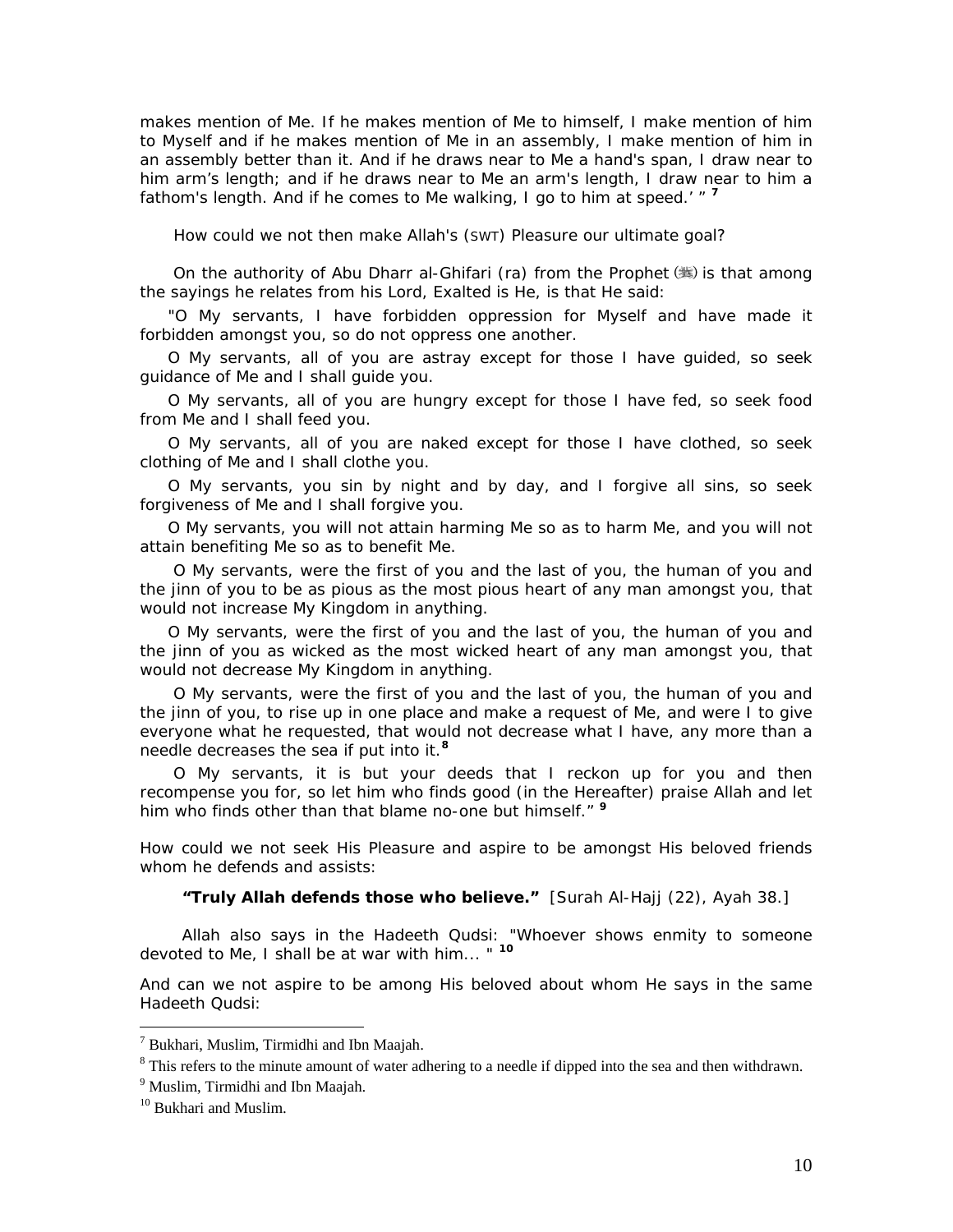makes mention of Me. If he makes mention of Me to himself, I make mention of him to Myself and if he makes mention of Me in an assembly, I make mention of him in an assembly better than it. And if he draws near to Me a hand's span, I draw near to him arm's length; and if he draws near to Me an arm's length, I draw near to him a fathom's length. And if he comes to Me walking, I go to him at speed.' " [7]

How could we not then make Allah's (SWT) Pleasure our ultimate goal?

On the authority of Abu Dharr al-Ghifari (ra) from the Prophet (ﷺ) is that among the sayings he relates from his Lord, Exalted is He, is that He said:

"O My servants, I have forbidden oppression for Myself and have made it forbidden amongst you, so do not oppress one another.

O My servants, all of you are astray except for those I have guided, so seek guidance of Me and I shall guide you.

O My servants, all of you are hungry except for those I have fed, so seek food from Me and I shall feed you.

O My servants, all of you are naked except for those I have clothed, so seek clothing of Me and I shall clothe you.

O My servants, you sin by night and by day, and I forgive all sins, so seek forgiveness of Me and I shall forgive you.

O My servants, you will not attain harming Me so as to harm Me, and you will not attain benefiting Me so as to benefit Me.

O My servants, were the first of you and the last of you, the human of you and the jinn of you to be as pious as the most pious heart of any man amongst you, that would not increase My Kingdom in anything.

O My servants, were the first of you and the last of you, the human of you and the jinn of you as wicked as the most wicked heart of any man amongst you, that would not decrease My Kingdom in anything.

O My servants, were the first of you and the last of you, the human of you and the jinn of you, to rise up in one place and make a request of Me, and were I to give everyone what he requested, that would not decrease what I have, any more than a needle decreases the sea if put into it.[8]

O My servants, it is but your deeds that I reckon up for you and then recompense you for, so let him who finds good (in the Hereafter) praise Allah and let him who finds other than that blame no-one but himself." [9]

How could we not seek His Pleasure and aspire to be amongst His beloved friends whom he defends and assists:

**"Truly Allah defends those who believe."** [Surah Al-Hajj (22), Ayah 38.]

Allah also says in the Hadeeth Qudsi: "Whoever shows enmity to someone devoted to Me, I shall be at war with him... " [10]

And can we not aspire to be among His beloved about whom He says in the same Hadeeth Qudsi:

---

[7] Bukhari, Muslim, Tirmidhi and Ibn Maajah.

[8] This refers to the minute amount of water adhering to a needle if dipped into the sea and then withdrawn.

[9] Muslim, Tirmidhi and Ibn Maajah.

[10] Bukhari and Muslim.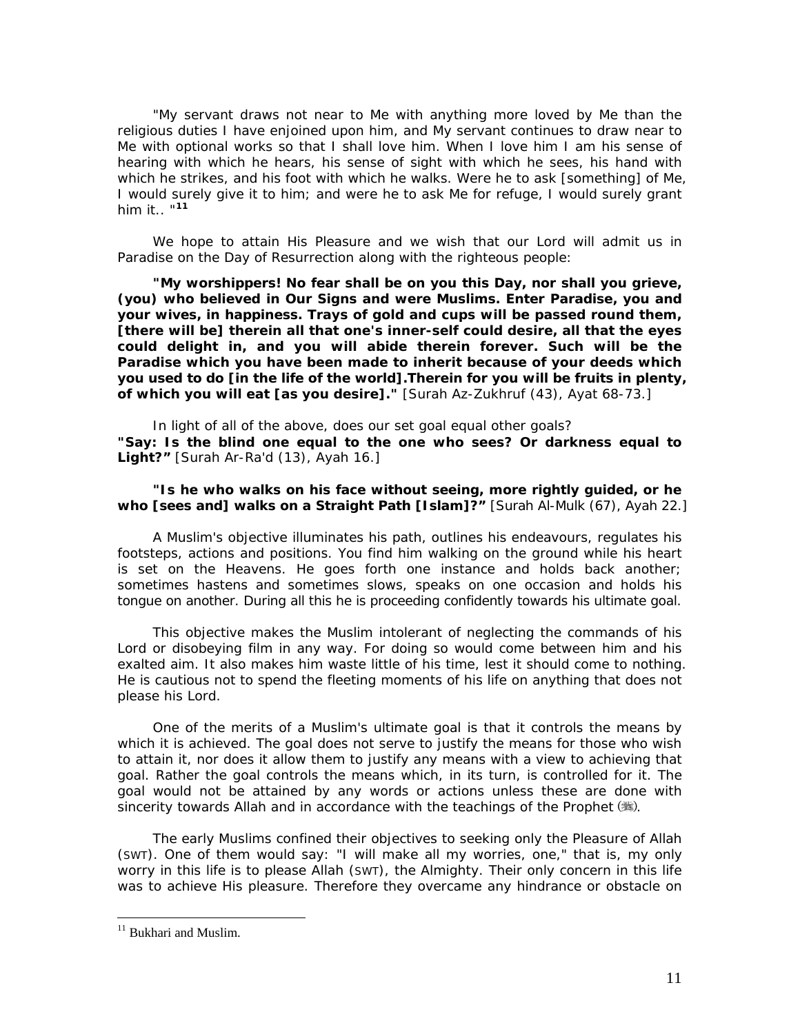"My servant draws not near to Me with anything more loved by Me than the religious duties I have enjoined upon him, and My servant continues to draw near to Me with optional works so that I shall love him. When I love him I am his sense of hearing with which he hears, his sense of sight with which he sees, his hand with which he strikes, and his foot with which he walks. Were he to ask [something] of Me, I would surely give it to him; and were he to ask Me for refuge, I would surely grant him it.. "[11]

We hope to attain His Pleasure and we wish that our Lord will admit us in Paradise on the Day of Resurrection along with the righteous people:

**"My worshippers! No fear shall be on you this Day, nor shall you grieve, (you) who believed in Our Signs and were Muslims. Enter Paradise, you and your wives, in happiness. Trays of gold and cups will be passed round them, [there will be] therein all that one's inner-self could desire, all that the eyes could delight in, and you will abide therein forever. Such will be the Paradise which you have been made to inherit because of your deeds which you used to do [in the life of the world].Therein for you will be fruits in plenty, of which you will eat [as you desire]."** [Surah Az-Zukhruf (43), Ayat 68-73.]

In light of all of the above, does our set goal equal other goals?
**"Say: Is the blind one equal to the one who sees? Or darkness equal to Light?"** [Surah Ar-Ra'd (13), Ayah 16.]

**"Is he who walks on his face without seeing, more rightly guided, or he who [sees and] walks on a Straight Path [Islam]?"** [Surah Al-Mulk (67), Ayah 22.]

A Muslim's objective illuminates his path, outlines his endeavours, regulates his footsteps, actions and positions. You find him walking on the ground while his heart is set on the Heavens. He goes forth one instance and holds back another; sometimes hastens and sometimes slows, speaks on one occasion and holds his tongue on another. During all this he is proceeding confidently towards his ultimate goal.

This objective makes the Muslim intolerant of neglecting the commands of his Lord or disobeying film in any way. For doing so would come between him and his exalted aim. It also makes him waste little of his time, lest it should come to nothing. He is cautious not to spend the fleeting moments of his life on anything that does not please his Lord.

One of the merits of a Muslim's ultimate goal is that it controls the means by which it is achieved. The goal does not serve to justify the means for those who wish to attain it, nor does it allow them to justify any means with a view to achieving that goal. Rather the goal controls the means which, in its turn, is controlled for it. The goal would not be attained by any words or actions unless these are done with sincerity towards Allah and in accordance with the teachings of the Prophet (ﷺ).

The early Muslims confined their objectives to seeking only the Pleasure of Allah (SWT). One of them would say: "I will make all my worries, one," that is, my only worry in this life is to please Allah (SWT), the Almighty. Their only concern in this life was to achieve His pleasure. Therefore they overcame any hindrance or obstacle on

[11] Bukhari and Muslim.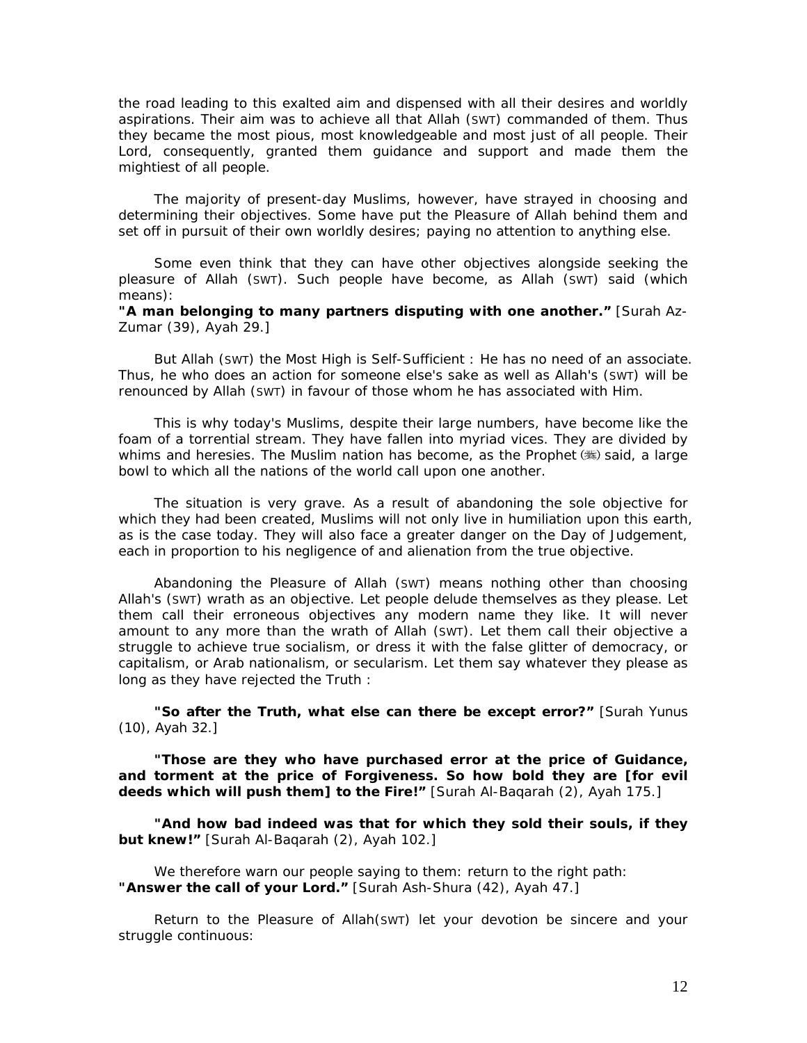the road leading to this exalted aim and dispensed with all their desires and worldly aspirations. Their aim was to achieve all that Allah (SWT) commanded of them. Thus they became the most pious, most knowledgeable and most just of all people. Their Lord, consequently, granted them guidance and support and made them the mightiest of all people.

The majority of present-day Muslims, however, have strayed in choosing and determining their objectives. Some have put the Pleasure of Allah behind them and set off in pursuit of their own worldly desires; paying no attention to anything else.

Some even think that they can have other objectives alongside seeking the pleasure of Allah (SWT). Such people have become, as Allah (SWT) said (which means):
**"A man belonging to many partners disputing with one another."** [Surah Az-Zumar (39), Ayah 29.]

But Allah (SWT) the Most High is Self-Sufficient : He has no need of an associate. Thus, he who does an action for someone else's sake as well as Allah's (SWT) will be renounced by Allah (SWT) in favour of those whom he has associated with Him.

This is why today's Muslims, despite their large numbers, have become like the foam of a torrential stream. They have fallen into myriad vices. They are divided by whims and heresies. The Muslim nation has become, as the Prophet (ﷺ) said, a large bowl to which all the nations of the world call upon one another.

The situation is very grave. As a result of abandoning the sole objective for which they had been created, Muslims will not only live in humiliation upon this earth, as is the case today. They will also face a greater danger on the Day of Judgement, each in proportion to his negligence of and alienation from the true objective.

Abandoning the Pleasure of Allah (SWT) means nothing other than choosing Allah's (SWT) wrath as an objective. Let people delude themselves as they please. Let them call their erroneous objectives any modern name they like. It will never amount to any more than the wrath of Allah (SWT). Let them call their objective a struggle to achieve true socialism, or dress it with the false glitter of democracy, or capitalism, or Arab nationalism, or secularism. Let them say whatever they please as long as they have rejected the Truth :

**"So after the Truth, what else can there be except error?"** [Surah Yunus (10), Ayah 32.]

**"Those are they who have purchased error at the price of Guidance, and torment at the price of Forgiveness. So how bold they are [for evil deeds which will push them] to the Fire!"** [Surah Al-Baqarah (2), Ayah 175.]

**"And how bad indeed was that for which they sold their souls, if they but knew!"** [Surah Al-Baqarah (2), Ayah 102.]

We therefore warn our people saying to them: return to the right path:
**"Answer the call of your Lord."** [Surah Ash-Shura (42), Ayah 47.]

Return to the Pleasure of Allah(SWT) let your devotion be sincere and your struggle continuous: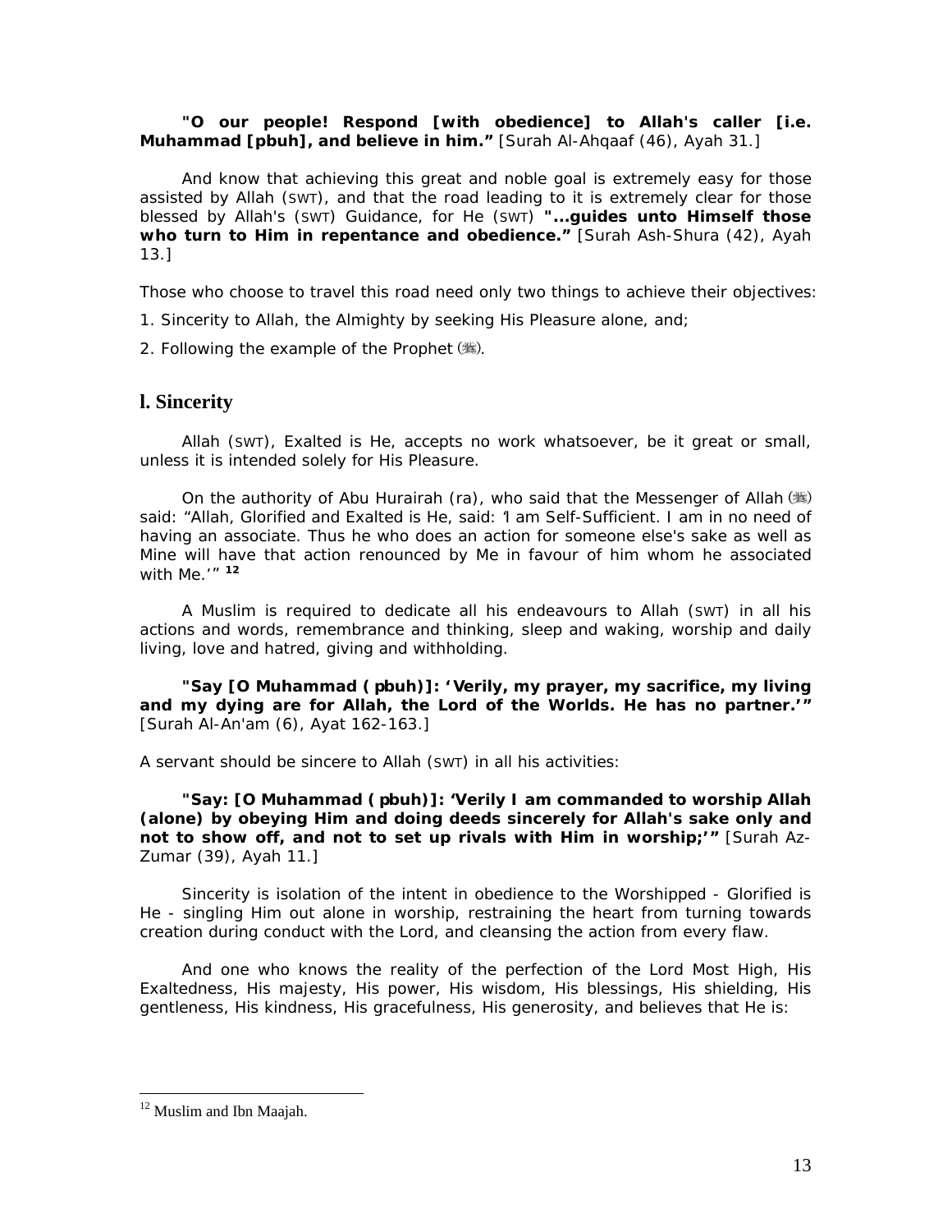**"O our people! Respond [with obedience] to Allah's caller [i.e. Muhammad [pbuh], and believe in him."** [Surah Al-Ahqaaf (46), Ayah 31.]

And know that achieving this great and noble goal is extremely easy for those assisted by Allah (SWT), and that the road leading to it is extremely clear for those blessed by Allah's (SWT) Guidance, for He (SWT) **"...guides unto Himself those who turn to Him in repentance and obedience."** [Surah Ash-Shura (42), Ayah 13.]

Those who choose to travel this road need only two things to achieve their objectives:

1. Sincerity to Allah, the Almighty by seeking His Pleasure alone, and;
2. Following the example of the Prophet (ﷺ).

## l. Sincerity

Allah (SWT), Exalted is He, accepts no work whatsoever, be it great or small, unless it is intended solely for His Pleasure.

On the authority of Abu Hurairah (ra), who said that the Messenger of Allah (ﷺ) said: "Allah, Glorified and Exalted is He, said: 'I am Self-Sufficient. I am in no need of having an associate. Thus he who does an action for someone else's sake as well as Mine will have that action renounced by Me in favour of him whom he associated with Me.'" [12]

A Muslim is required to dedicate all his endeavours to Allah (SWT) in all his actions and words, remembrance and thinking, sleep and waking, worship and daily living, love and hatred, giving and withholding.

**"Say [O Muhammad ( pbuh)]: 'Verily, my prayer, my sacrifice, my living and my dying are for Allah, the Lord of the Worlds. He has no partner.'"** [Surah Al-An'am (6), Ayat 162-163.]

A servant should be sincere to Allah (SWT) in all his activities:

**"Say: [O Muhammad ( pbuh)]: 'Verily I am commanded to worship Allah (alone) by obeying Him and doing deeds sincerely for Allah's sake only and not to show off, and not to set up rivals with Him in worship;'"** [Surah Az-Zumar (39), Ayah 11.]

Sincerity is isolation of the intent in obedience to the Worshipped - Glorified is He - singling Him out alone in worship, restraining the heart from turning towards creation during conduct with the Lord, and cleansing the action from every flaw.

And one who knows the reality of the perfection of the Lord Most High, His Exaltedness, His majesty, His power, His wisdom, His blessings, His shielding, His gentleness, His kindness, His gracefulness, His generosity, and believes that He is:

---

[12] Muslim and Ibn Maajah.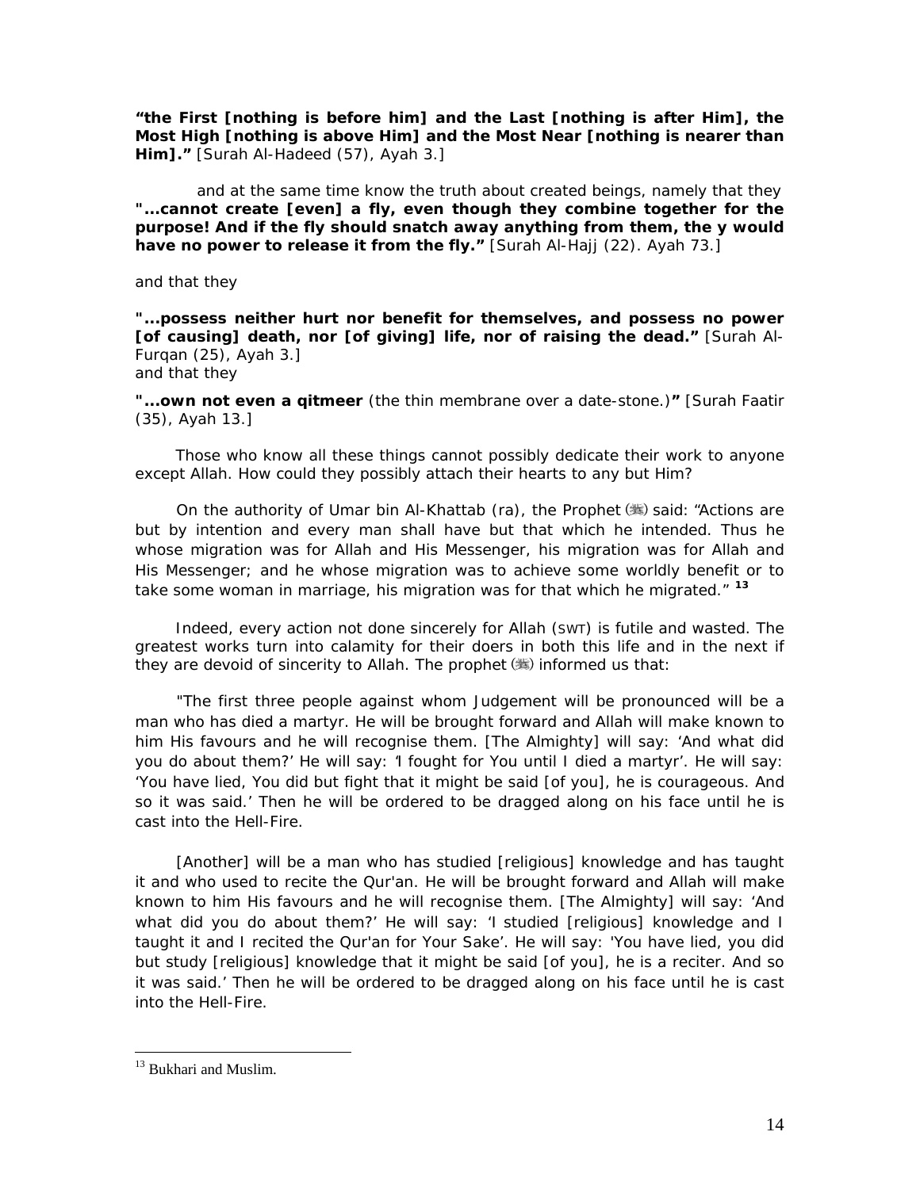**"the First [nothing is before him] and the Last [nothing is after Him], the Most High [nothing is above Him] and the Most Near [nothing is nearer than Him]."** [Surah Al-Hadeed (57), Ayah 3.]

and at the same time know the truth about created beings, namely that they **"...cannot create [even] a fly, even though they combine together for the purpose! And if the fly should snatch away anything from them, the y would have no power to release it from the fly."** [Surah Al-Hajj (22). Ayah 73.]

and that they

**"...possess neither hurt nor benefit for themselves, and possess no power [of causing] death, nor [of giving] life, nor of raising the dead."** [Surah Al-Furqan (25), Ayah 3.]
and that they

**"...own not even a qitmeer** (the thin membrane over a date-stone.)**"** [Surah Faatir (35), Ayah 13.]

Those who know all these things cannot possibly dedicate their work to anyone except Allah. How could they possibly attach their hearts to any but Him?

On the authority of Umar bin Al-Khattab (ra), the Prophet (ﷺ) said: "Actions are but by intention and every man shall have but that which he intended. Thus he whose migration was for Allah and His Messenger, his migration was for Allah and His Messenger; and he whose migration was to achieve some worldly benefit or to take some woman in marriage, his migration was for that which he migrated." [13]

Indeed, every action not done sincerely for Allah (SWT) is futile and wasted. The greatest works turn into calamity for their doers in both this life and in the next if they are devoid of sincerity to Allah. The prophet (ﷺ) informed us that:

"The first three people against whom Judgement will be pronounced will be a man who has died a martyr. He will be brought forward and Allah will make known to him His favours and he will recognise them. [The Almighty] will say: 'And what did you do about them?' He will say: 'I fought for You until I died a martyr'. He will say: 'You have lied, You did but fight that it might be said [of you], he is courageous. And so it was said.' Then he will be ordered to be dragged along on his face until he is cast into the Hell-Fire.

[Another] will be a man who has studied [religious] knowledge and has taught it and who used to recite the Qur'an. He will be brought forward and Allah will make known to him His favours and he will recognise them. [The Almighty] will say: 'And what did you do about them?' He will say: 'I studied [religious] knowledge and I taught it and I recited the Qur'an for Your Sake'. He will say: 'You have lied, you did but study [religious] knowledge that it might be said [of you], he is a reciter. And so it was said.' Then he will be ordered to be dragged along on his face until he is cast into the Hell-Fire.

---

[13] Bukhari and Muslim.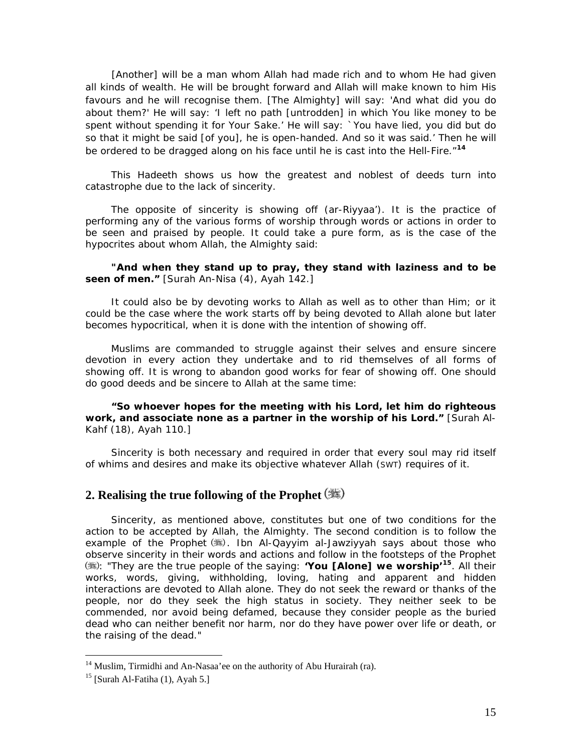[Another] will be a man whom Allah had made rich and to whom He had given all kinds of wealth. He will be brought forward and Allah will make known to him His favours and he will recognise them. [The Almighty] will say: 'And what did you do about them?' He will say: 'I left no path [untrodden] in which You like money to be spent without spending it for Your Sake.' He will say: `You have lied, you did but do so that it might be said [of you], he is open-handed. And so it was said.' Then he will be ordered to be dragged along on his face until he is cast into the Hell-Fire."[14]

This Hadeeth shows us how the greatest and noblest of deeds turn into catastrophe due to the lack of sincerity.

The opposite of sincerity is showing off (ar-Riyyaa'). It is the practice of performing any of the various forms of worship through words or actions in order to be seen and praised by people. It could take a pure form, as is the case of the hypocrites about whom Allah, the Almighty said:

**"And when they stand up to pray, they stand with laziness and to be seen of men."** [Surah An-Nisa (4), Ayah 142.]

It could also be by devoting works to Allah as well as to other than Him; or it could be the case where the work starts off by being devoted to Allah alone but later becomes hypocritical, when it is done with the intention of showing off.

Muslims are commanded to struggle against their selves and ensure sincere devotion in every action they undertake and to rid themselves of all forms of showing off. It is wrong to abandon good works for fear of showing off. One should do good deeds and be sincere to Allah at the same time:

**"So whoever hopes for the meeting with his Lord, let him do righteous work, and associate none as a partner in the worship of his Lord."** [Surah Al-Kahf (18), Ayah 110.]

Sincerity is both necessary and required in order that every soul may rid itself of whims and desires and make its objective whatever Allah (SWT) requires of it.

## 2. Realising the true following of the Prophet (ﷺ)

Sincerity, as mentioned above, constitutes but one of two conditions for the action to be accepted by Allah, the Almighty. The second condition is to follow the example of the Prophet (ﷺ). Ibn Al-Qayyim al-Jawziyyah says about those who observe sincerity in their words and actions and follow in the footsteps of the Prophet (ﷺ): "They are the true people of the saying: **'You [Alone] we worship'**[15]. All their works, words, giving, withholding, loving, hating and apparent and hidden interactions are devoted to Allah alone. They do not seek the reward or thanks of the people, nor do they seek the high status in society. They neither seek to be commended, nor avoid being defamed, because they consider people as the buried dead who can neither benefit nor harm, nor do they have power over life or death, or the raising of the dead."

---

[14] Muslim, Tirmidhi and An-Nasaa'ee on the authority of Abu Hurairah (ra).

[15] [Surah Al-Fatiha (1), Ayah 5.]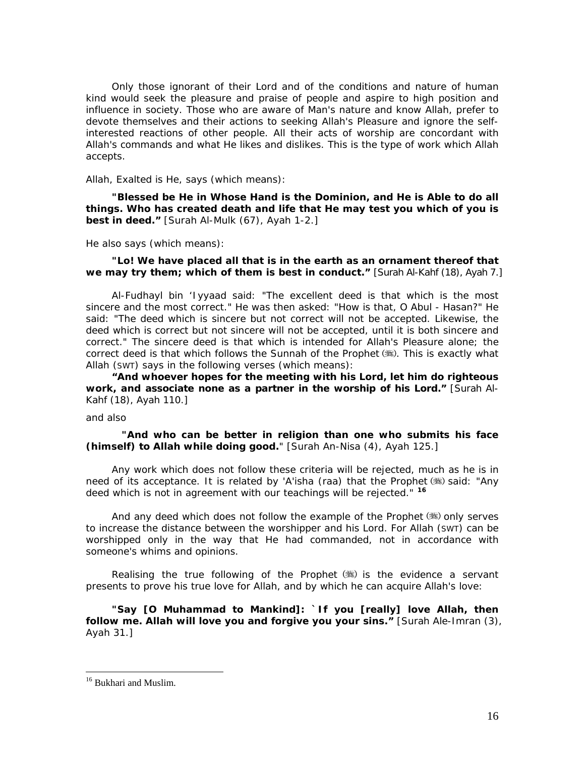Only those ignorant of their Lord and of the conditions and nature of human kind would seek the pleasure and praise of people and aspire to high position and influence in society. Those who are aware of Man's nature and know Allah, prefer to devote themselves and their actions to seeking Allah's Pleasure and ignore the self-interested reactions of other people. All their acts of worship are concordant with Allah's commands and what He likes and dislikes. This is the type of work which Allah accepts.

Allah, Exalted is He, says (which means):

**"Blessed be He in Whose Hand is the Dominion, and He is Able to do all things. Who has created death and life that He may test you which of you is best in deed."** [Surah Al-Mulk (67), Ayah 1-2.]

He also says (which means):

**"Lo! We have placed all that is in the earth as an ornament thereof that we may try them; which of them is best in conduct."** [Surah Al-Kahf (18), Ayah 7.]

Al-Fudhayl bin 'Iyyaad said: "The excellent deed is that which is the most sincere and the most correct." He was then asked: "How is that, O Abul - Hasan?" He said: "The deed which is sincere but not correct will not be accepted. Likewise, the deed which is correct but not sincere will not be accepted, until it is both sincere and correct." The sincere deed is that which is intended for Allah's Pleasure alone; the correct deed is that which follows the Sunnah of the Prophet (ﷺ). This is exactly what Allah (SWT) says in the following verses (which means):

**"And whoever hopes for the meeting with his Lord, let him do righteous work, and associate none as a partner in the worship of his Lord."** [Surah Al-Kahf (18), Ayah 110.]

and also

**"And who can be better in religion than one who submits his face (himself) to Allah while doing good."** [Surah An-Nisa (4), Ayah 125.]

Any work which does not follow these criteria will be rejected, much as he is in need of its acceptance. It is related by 'A'isha (raa) that the Prophet (ﷺ) said: "Any deed which is not in agreement with our teachings will be rejected." [16]

And any deed which does not follow the example of the Prophet (ﷺ) only serves to increase the distance between the worshipper and his Lord. For Allah (SWT) can be worshipped only in the way that He had commanded, not in accordance with someone's whims and opinions.

Realising the true following of the Prophet (ﷺ) is the evidence a servant presents to prove his true love for Allah, and by which he can acquire Allah's love:

**"Say [O Muhammad to Mankind]: `If you [really] love Allah, then follow me. Allah will love you and forgive you your sins."** [Surah Ale-Imran (3), Ayah 31.]

---

[16] Bukhari and Muslim.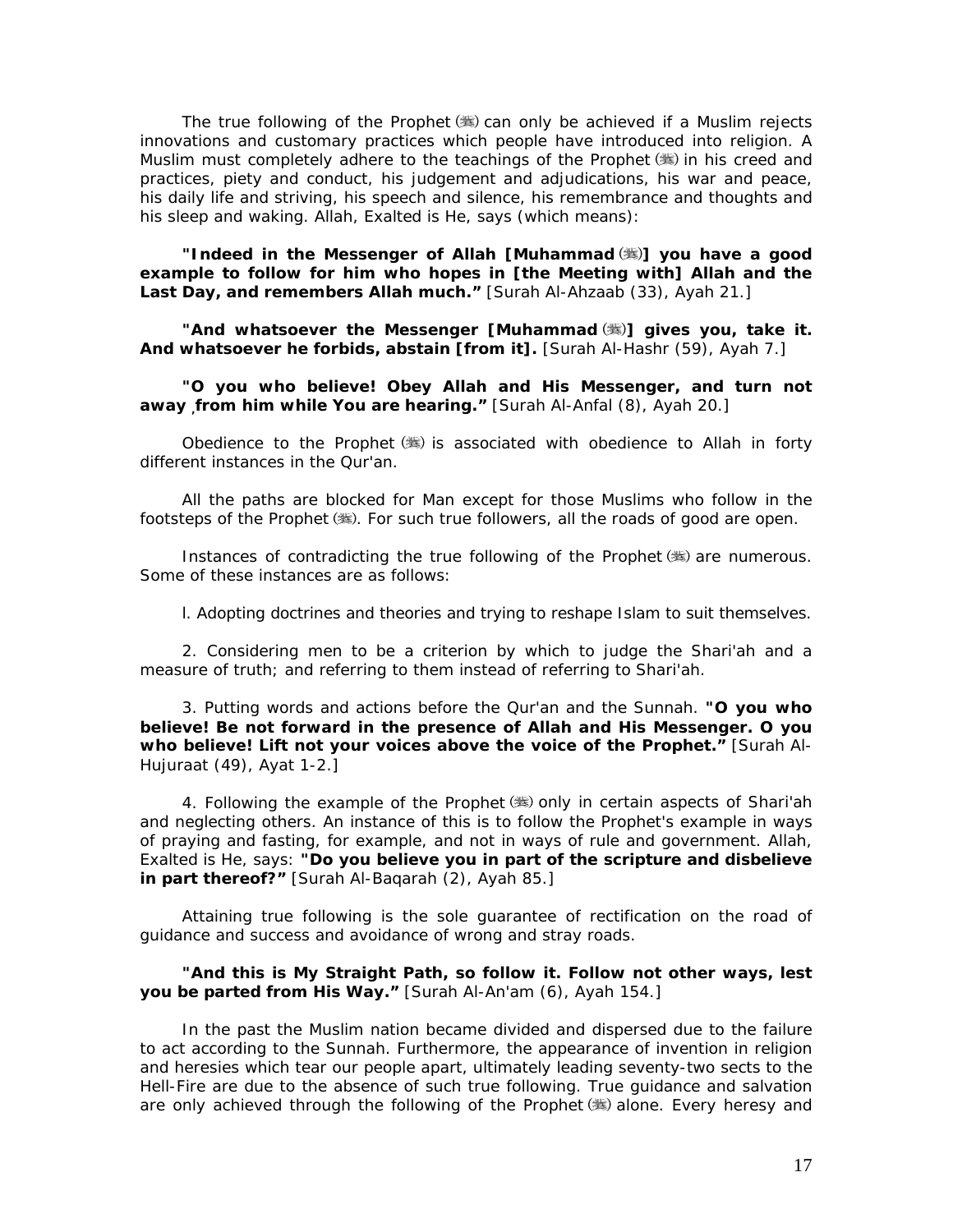The true following of the Prophet (ﷺ) can only be achieved if a Muslim rejects innovations and customary practices which people have introduced into religion. A Muslim must completely adhere to the teachings of the Prophet (ﷺ) in his creed and practices, piety and conduct, his judgement and adjudications, his war and peace, his daily life and striving, his speech and silence, his remembrance and thoughts and his sleep and waking. Allah, Exalted is He, says (which means):

**"Indeed in the Messenger of Allah [Muhammad (ﷺ)] you have a good example to follow for him who hopes in [the Meeting with] Allah and the Last Day, and remembers Allah much."** [Surah Al-Ahzaab (33), Ayah 21.]

**"And whatsoever the Messenger [Muhammad (ﷺ)] gives you, take it. And whatsoever he forbids, abstain [from it].** [Surah Al-Hashr (59), Ayah 7.]

**"O you who believe! Obey Allah and His Messenger, and turn not away from him while You are hearing."** [Surah Al-Anfal (8), Ayah 20.]

Obedience to the Prophet (ﷺ) is associated with obedience to Allah in forty different instances in the Qur'an.

All the paths are blocked for Man except for those Muslims who follow in the footsteps of the Prophet (ﷺ). For such true followers, all the roads of good are open.

Instances of contradicting the true following of the Prophet (ﷺ) are numerous. Some of these instances are as follows:

l. Adopting doctrines and theories and trying to reshape Islam to suit themselves.

2. Considering men to be a criterion by which to judge the Shari'ah and a measure of truth; and referring to them instead of referring to Shari'ah.

3. Putting words and actions before the Qur'an and the Sunnah. **"O you who believe! Be not forward in the presence of Allah and His Messenger. O you who believe! Lift not your voices above the voice of the Prophet."** [Surah Al-Hujuraat (49), Ayat 1-2.]

4. Following the example of the Prophet (ﷺ) only in certain aspects of Shari'ah and neglecting others. An instance of this is to follow the Prophet's example in ways of praying and fasting, for example, and not in ways of rule and government. Allah, Exalted is He, says: **"Do you believe you in part of the scripture and disbelieve in part thereof?"** [Surah Al-Baqarah (2), Ayah 85.]

Attaining true following is the sole guarantee of rectification on the road of guidance and success and avoidance of wrong and stray roads.

**"And this is My Straight Path, so follow it. Follow not other ways, lest you be parted from His Way."** [Surah Al-An'am (6), Ayah 154.]

In the past the Muslim nation became divided and dispersed due to the failure to act according to the Sunnah. Furthermore, the appearance of invention in religion and heresies which tear our people apart, ultimately leading seventy-two sects to the Hell-Fire are due to the absence of such true following. True guidance and salvation are only achieved through the following of the Prophet (ﷺ) alone. Every heresy and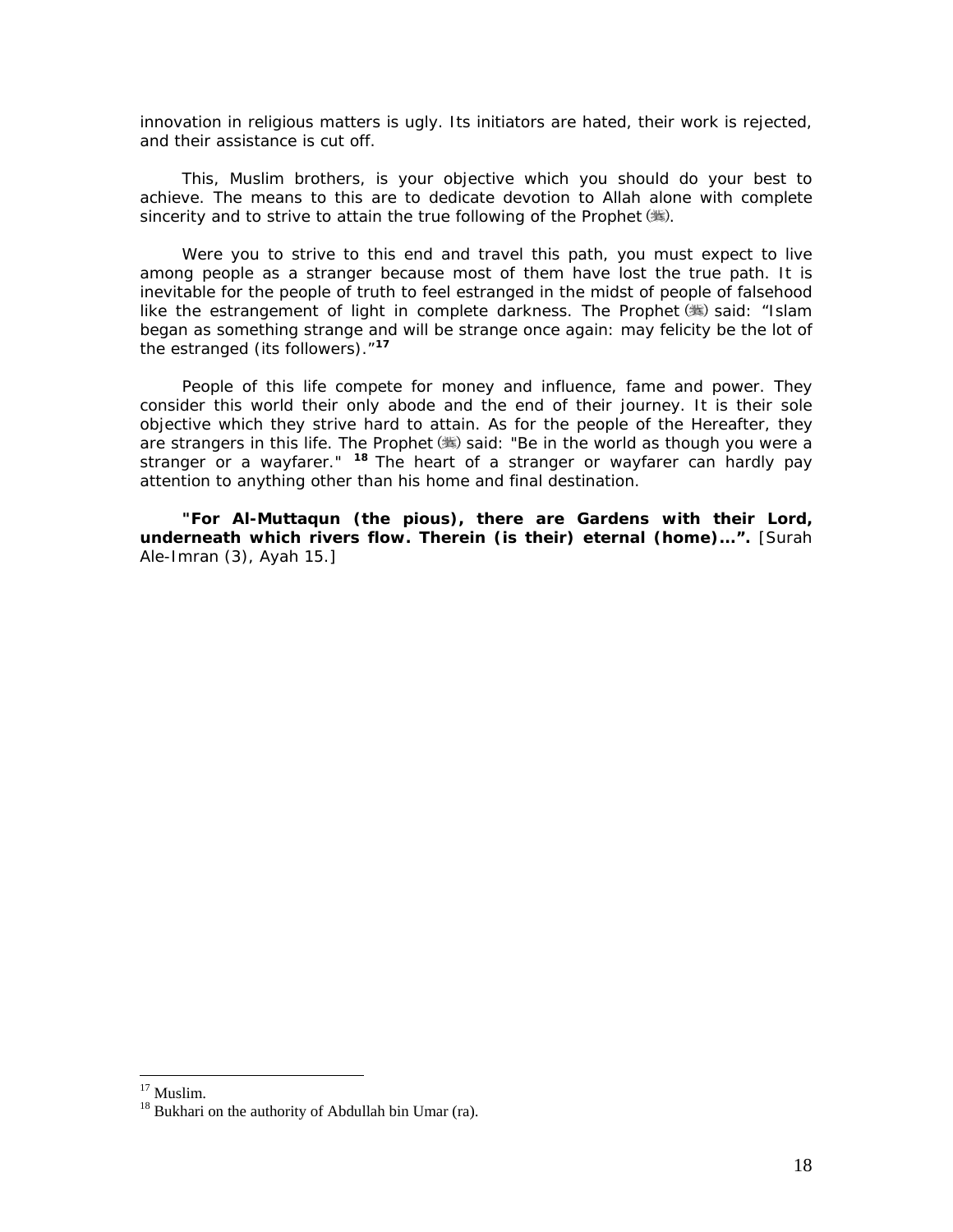innovation in religious matters is ugly. Its initiators are hated, their work is rejected, and their assistance is cut off.

This, Muslim brothers, is your objective which you should do your best to achieve. The means to this are to dedicate devotion to Allah alone with complete sincerity and to strive to attain the true following of the Prophet (ﷺ).

Were you to strive to this end and travel this path, you must expect to live among people as a stranger because most of them have lost the true path. It is inevitable for the people of truth to feel estranged in the midst of people of falsehood like the estrangement of light in complete darkness. The Prophet (ﷺ) said: "Islam began as something strange and will be strange once again: may felicity be the lot of the estranged (its followers)."[17]

People of this life compete for money and influence, fame and power. They consider this world their only abode and the end of their journey. It is their sole objective which they strive hard to attain. As for the people of the Hereafter, they are strangers in this life. The Prophet (ﷺ) said: "Be in the world as though you were a stranger or a wayfarer." [18] The heart of a stranger or wayfarer can hardly pay attention to anything other than his home and final destination.

**"For Al-Muttaqun (the pious), there are Gardens with their Lord, underneath which rivers flow. Therein (is their) eternal (home)…".** [Surah Ale-Imran (3), Ayah 15.]

---

[17] Muslim.

[18] Bukhari on the authority of Abdullah bin Umar (ra).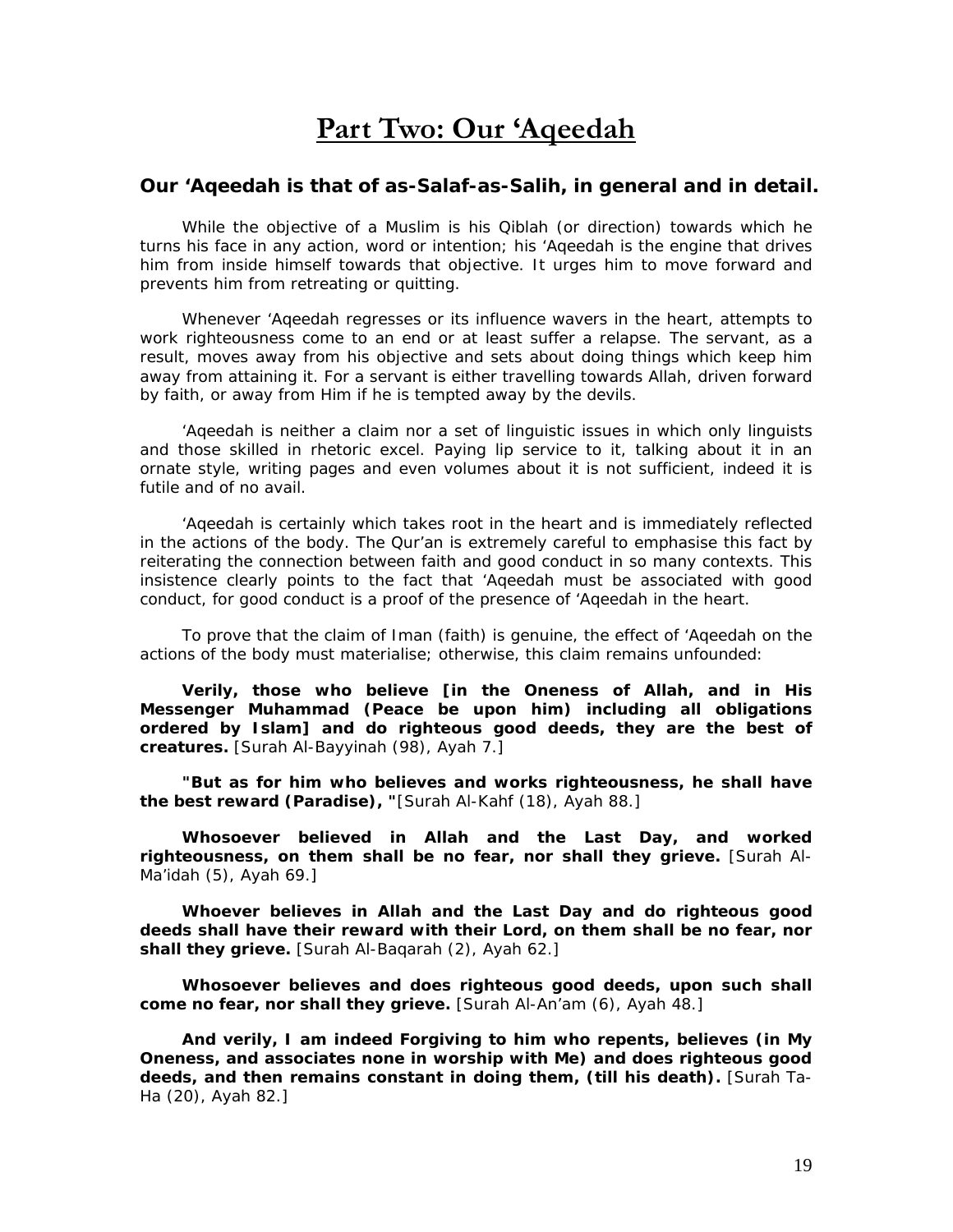# Part Two: Our 'Aqeedah

### Our 'Aqeedah is that of as-Salaf-as-Salih, in general and in detail.

While the objective of a Muslim is his Qiblah (or direction) towards which he turns his face in any action, word or intention; his 'Aqeedah is the engine that drives him from inside himself towards that objective. It urges him to move forward and prevents him from retreating or quitting.

Whenever 'Aqeedah regresses or its influence wavers in the heart, attempts to work righteousness come to an end or at least suffer a relapse. The servant, as a result, moves away from his objective and sets about doing things which keep him away from attaining it. For a servant is either travelling towards Allah, driven forward by faith, or away from Him if he is tempted away by the devils.

'Aqeedah is neither a claim nor a set of linguistic issues in which only linguists and those skilled in rhetoric excel. Paying lip service to it, talking about it in an ornate style, writing pages and even volumes about it is not sufficient, indeed it is futile and of no avail.

'Aqeedah is certainly which takes root in the heart and is immediately reflected in the actions of the body. The Qur'an is extremely careful to emphasise this fact by reiterating the connection between faith and good conduct in so many contexts. This insistence clearly points to the fact that 'Aqeedah must be associated with good conduct, for good conduct is a proof of the presence of 'Aqeedah in the heart.

To prove that the claim of Iman (faith) is genuine, the effect of 'Aqeedah on the actions of the body must materialise; otherwise, this claim remains unfounded:

**Verily, those who believe [in the Oneness of Allah, and in His Messenger Muhammad (Peace be upon him) including all obligations ordered by Islam] and do righteous good deeds, they are the best of creatures.** [Surah Al-Bayyinah (98), Ayah 7.]

**"But as for him who believes and works righteousness, he shall have the best reward (Paradise), "**[Surah Al-Kahf (18), Ayah 88.]

**Whosoever believed in Allah and the Last Day, and worked righteousness, on them shall be no fear, nor shall they grieve.** [Surah Al-Ma'idah (5), Ayah 69.]

**Whoever believes in Allah and the Last Day and do righteous good deeds shall have their reward with their Lord, on them shall be no fear, nor shall they grieve.** [Surah Al-Baqarah (2), Ayah 62.]

**Whosoever believes and does righteous good deeds, upon such shall come no fear, nor shall they grieve.** [Surah Al-An'am (6), Ayah 48.]

**And verily, I am indeed Forgiving to him who repents, believes (in My Oneness, and associates none in worship with Me) and does righteous good deeds, and then remains constant in doing them, (till his death).** [Surah Ta-Ha (20), Ayah 82.]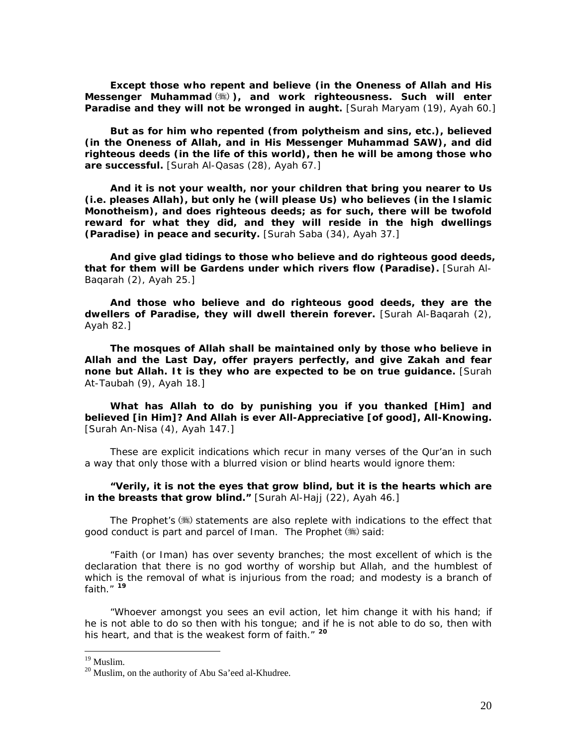**Except those who repent and believe (in the Oneness of Allah and His Messenger Muhammad ﷺ), and work righteousness. Such will enter Paradise and they will not be wronged in aught.** [Surah Maryam (19), Ayah 60.]

**But as for him who repented (from polytheism and sins, etc.), believed (in the Oneness of Allah, and in His Messenger Muhammad SAW), and did righteous deeds (in the life of this world), then he will be among those who are successful.** [Surah Al-Qasas (28), Ayah 67.]

**And it is not your wealth, nor your children that bring you nearer to Us (i.e. pleases Allah), but only he (will please Us) who believes (in the Islamic Monotheism), and does righteous deeds; as for such, there will be twofold reward for what they did, and they will reside in the high dwellings (Paradise) in peace and security.** [Surah Saba (34), Ayah 37.]

**And give glad tidings to those who believe and do righteous good deeds, that for them will be Gardens under which rivers flow (Paradise).** [Surah Al-Baqarah (2), Ayah 25.]

**And those who believe and do righteous good deeds, they are the dwellers of Paradise, they will dwell therein forever.** [Surah Al-Baqarah (2), Ayah 82.]

**The mosques of Allah shall be maintained only by those who believe in Allah and the Last Day, offer prayers perfectly, and give Zakah and fear none but Allah. It is they who are expected to be on true guidance.** [Surah At-Taubah (9), Ayah 18.]

**What has Allah to do by punishing you if you thanked [Him] and believed [in Him]? And Allah is ever All-Appreciative [of good], All-Knowing.** [Surah An-Nisa (4), Ayah 147.]

These are explicit indications which recur in many verses of the Qur'an in such a way that only those with a blurred vision or blind hearts would ignore them:

**"Verily, it is not the eyes that grow blind, but it is the hearts which are in the breasts that grow blind."** [Surah Al-Hajj (22), Ayah 46.]

The Prophet's ﷺ statements are also replete with indications to the effect that good conduct is part and parcel of Iman. The Prophet ﷺ said:

"Faith (or Iman) has over seventy branches; the most excellent of which is the declaration that there is no god worthy of worship but Allah, and the humblest of which is the removal of what is injurious from the road; and modesty is a branch of faith." [19]

"Whoever amongst you sees an evil action, let him change it with his hand; if he is not able to do so then with his tongue; and if he is not able to do so, then with his heart, and that is the weakest form of faith." [20]

---

[19] Muslim.

[20] Muslim, on the authority of Abu Sa'eed al-Khudree.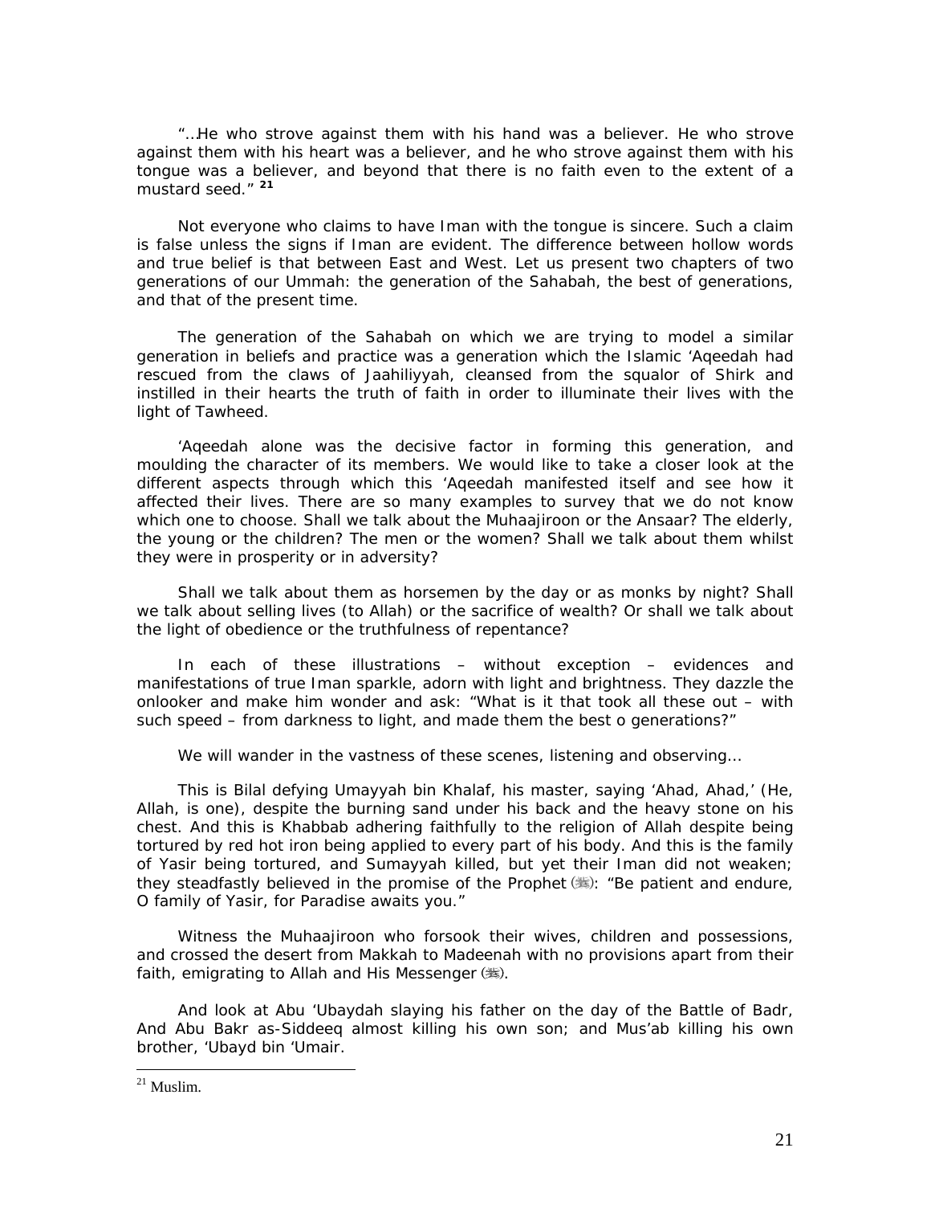"…He who strove against them with his hand was a believer. He who strove against them with his heart was a believer, and he who strove against them with his tongue was a believer, and beyond that there is no faith even to the extent of a mustard seed." [21]

Not everyone who claims to have Iman with the tongue is sincere. Such a claim is false unless the signs if Iman are evident. The difference between hollow words and true belief is that between East and West. Let us present two chapters of two generations of our Ummah: the generation of the Sahabah, the best of generations, and that of the present time.

The generation of the Sahabah on which we are trying to model a similar generation in beliefs and practice was a generation which the Islamic 'Aqeedah had rescued from the claws of Jaahiliyyah, cleansed from the squalor of Shirk and instilled in their hearts the truth of faith in order to illuminate their lives with the light of Tawheed.

'Aqeedah alone was the decisive factor in forming this generation, and moulding the character of its members. We would like to take a closer look at the different aspects through which this 'Aqeedah manifested itself and see how it affected their lives. There are so many examples to survey that we do not know which one to choose. Shall we talk about the Muhaajiroon or the Ansaar? The elderly, the young or the children? The men or the women? Shall we talk about them whilst they were in prosperity or in adversity?

Shall we talk about them as horsemen by the day or as monks by night? Shall we talk about selling lives (to Allah) or the sacrifice of wealth? Or shall we talk about the light of obedience or the truthfulness of repentance?

In each of these illustrations – without exception – evidences and manifestations of true Iman sparkle, adorn with light and brightness. They dazzle the onlooker and make him wonder and ask: "What is it that took all these out – with such speed – from darkness to light, and made them the best o generations?"

We will wander in the vastness of these scenes, listening and observing…

This is Bilal defying Umayyah bin Khalaf, his master, saying 'Ahad, Ahad,' (He, Allah, is one), despite the burning sand under his back and the heavy stone on his chest. And this is Khabbab adhering faithfully to the religion of Allah despite being tortured by red hot iron being applied to every part of his body. And this is the family of Yasir being tortured, and Sumayyah killed, but yet their Iman did not weaken; they steadfastly believed in the promise of the Prophet (ﷺ): "Be patient and endure, O family of Yasir, for Paradise awaits you."

Witness the Muhaajiroon who forsook their wives, children and possessions, and crossed the desert from Makkah to Madeenah with no provisions apart from their faith, emigrating to Allah and His Messenger (ﷺ).

And look at Abu 'Ubaydah slaying his father on the day of the Battle of Badr, And Abu Bakr as-Siddeeq almost killing his own son; and Mus'ab killing his own brother, 'Ubayd bin 'Umair.

---

[21] Muslim.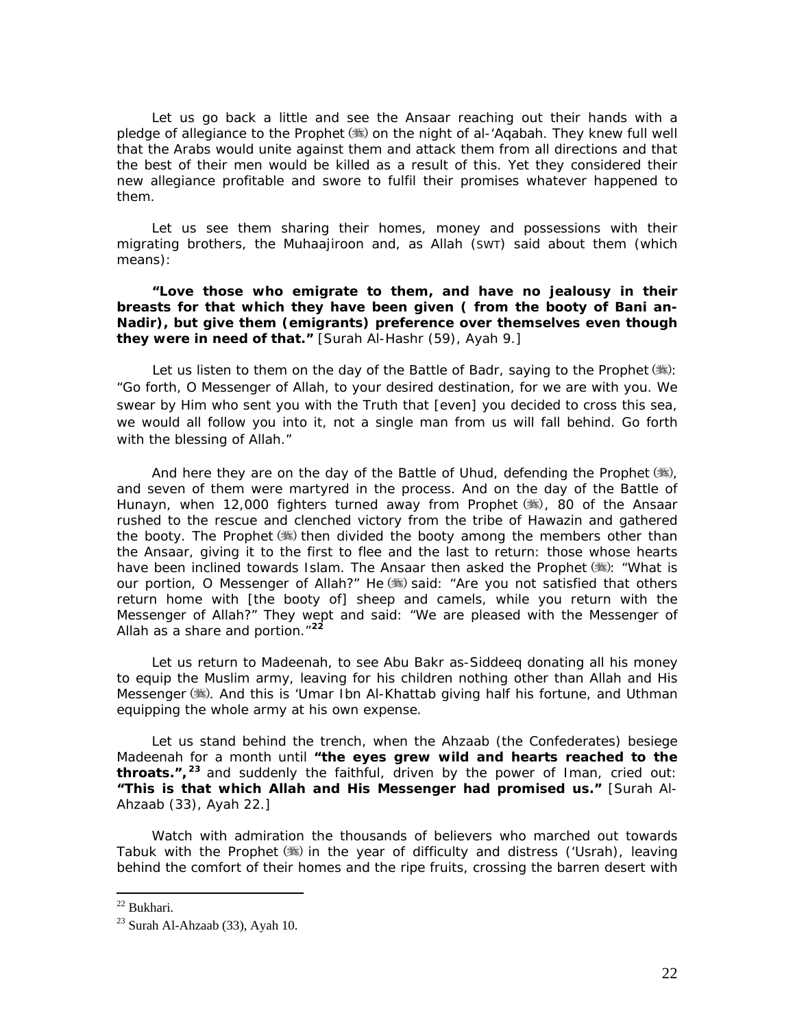Let us go back a little and see the Ansaar reaching out their hands with a pledge of allegiance to the Prophet (ﷺ) on the night of al-'Aqabah. They knew full well that the Arabs would unite against them and attack them from all directions and that the best of their men would be killed as a result of this. Yet they considered their new allegiance profitable and swore to fulfil their promises whatever happened to them.

Let us see them sharing their homes, money and possessions with their migrating brothers, the Muhaajiroon and, as Allah (SWT) said about them (which means):

**"Love those who emigrate to them, and have no jealousy in their breasts for that which they have been given ( from the booty of Bani an-Nadir), but give them (emigrants) preference over themselves even though they were in need of that."** [Surah Al-Hashr (59), Ayah 9.]

Let us listen to them on the day of the Battle of Badr, saying to the Prophet (ﷺ): "Go forth, O Messenger of Allah, to your desired destination, for we are with you. We swear by Him who sent you with the Truth that [even] you decided to cross this sea, we would all follow you into it, not a single man from us will fall behind. Go forth with the blessing of Allah."

And here they are on the day of the Battle of Uhud, defending the Prophet (ﷺ), and seven of them were martyred in the process. And on the day of the Battle of Hunayn, when 12,000 fighters turned away from Prophet (ﷺ), 80 of the Ansaar rushed to the rescue and clenched victory from the tribe of Hawazin and gathered the booty. The Prophet (ﷺ) then divided the booty among the members other than the Ansaar, giving it to the first to flee and the last to return: those whose hearts have been inclined towards Islam. The Ansaar then asked the Prophet (ﷺ): "What is our portion, O Messenger of Allah?" He (ﷺ) said: "Are you not satisfied that others return home with [the booty of] sheep and camels, while you return with the Messenger of Allah?" They wept and said: "We are pleased with the Messenger of Allah as a share and portion."[22]

Let us return to Madeenah, to see Abu Bakr as-Siddeeq donating all his money to equip the Muslim army, leaving for his children nothing other than Allah and His Messenger (ﷺ). And this is 'Umar Ibn Al-Khattab giving half his fortune, and Uthman equipping the whole army at his own expense.

Let us stand behind the trench, when the Ahzaab (the Confederates) besiege Madeenah for a month until **"the eyes grew wild and hearts reached to the throats.",**[23] and suddenly the faithful, driven by the power of Iman, cried out: **"This is that which Allah and His Messenger had promised us."** [Surah Al-Ahzaab (33), Ayah 22.]

Watch with admiration the thousands of believers who marched out towards Tabuk with the Prophet (ﷺ) in the year of difficulty and distress ('Usrah), leaving behind the comfort of their homes and the ripe fruits, crossing the barren desert with

---

[22] Bukhari.

[23] Surah Al-Ahzaab (33), Ayah 10.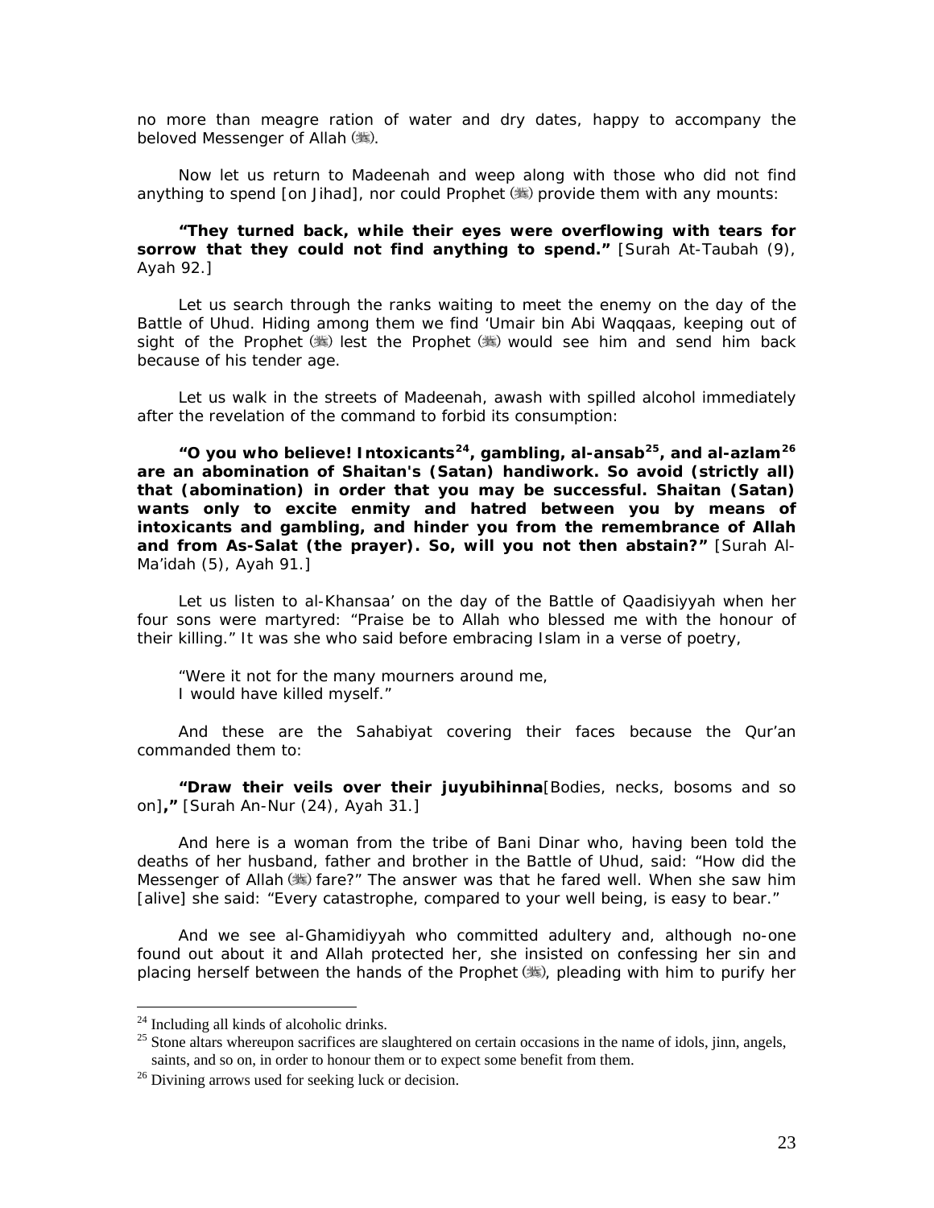no more than meagre ration of water and dry dates, happy to accompany the beloved Messenger of Allah (ﷺ).

Now let us return to Madeenah and weep along with those who did not find anything to spend [on Jihad], nor could Prophet (ﷺ) provide them with any mounts:

**"They turned back, while their eyes were overflowing with tears for sorrow that they could not find anything to spend."** [Surah At-Taubah (9), Ayah 92.]

Let us search through the ranks waiting to meet the enemy on the day of the Battle of Uhud. Hiding among them we find 'Umair bin Abi Waqqaas, keeping out of sight of the Prophet (ﷺ) lest the Prophet (ﷺ) would see him and send him back because of his tender age.

Let us walk in the streets of Madeenah, awash with spilled alcohol immediately after the revelation of the command to forbid its consumption:

**"O you who believe! Intoxicants[24], gambling, al-ansab[25], and al-azlam[26] are an abomination of Shaitan's (Satan) handiwork. So avoid (strictly all) that (abomination) in order that you may be successful. Shaitan (Satan) wants only to excite enmity and hatred between you by means of intoxicants and gambling, and hinder you from the remembrance of Allah and from As-Salat (the prayer). So, will you not then abstain?"** [Surah Al-Ma'idah (5), Ayah 91.]

Let us listen to al-Khansaa' on the day of the Battle of Qaadisiyyah when her four sons were martyred: "Praise be to Allah who blessed me with the honour of their killing." It was she who said before embracing Islam in a verse of poetry,

"Were it not for the many mourners around me,
I would have killed myself."

And these are the Sahabiyat covering their faces because the Qur'an commanded them to:

**"Draw their veils over their juyubihinna**[Bodies, necks, bosoms and so on]**,"** [Surah An-Nur (24), Ayah 31.]

And here is a woman from the tribe of Bani Dinar who, having been told the deaths of her husband, father and brother in the Battle of Uhud, said: "How did the Messenger of Allah (ﷺ) fare?" The answer was that he fared well. When she saw him [alive] she said: "Every catastrophe, compared to your well being, is easy to bear."

And we see al-Ghamidiyyah who committed adultery and, although no-one found out about it and Allah protected her, she insisted on confessing her sin and placing herself between the hands of the Prophet (ﷺ), pleading with him to purify her

---

[24] Including all kinds of alcoholic drinks.

[25] Stone altars whereupon sacrifices are slaughtered on certain occasions in the name of idols, jinn, angels, saints, and so on, in order to honour them or to expect some benefit from them.

[26] Divining arrows used for seeking luck or decision.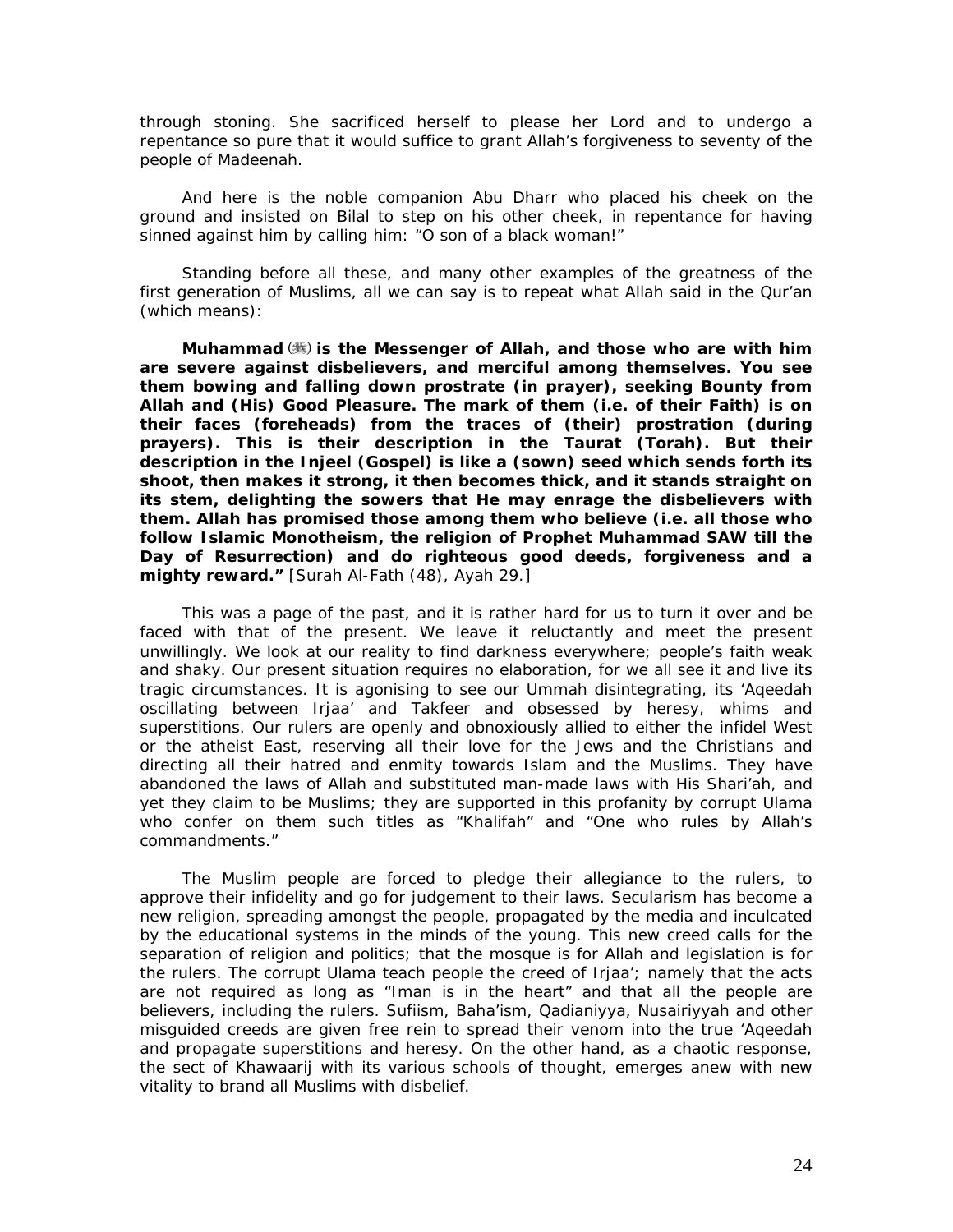through stoning. She sacrificed herself to please her Lord and to undergo a repentance so pure that it would suffice to grant Allah's forgiveness to seventy of the people of Madeenah.

And here is the noble companion Abu Dharr who placed his cheek on the ground and insisted on Bilal to step on his other cheek, in repentance for having sinned against him by calling him: "O son of a black woman!"

Standing before all these, and many other examples of the greatness of the first generation of Muslims, all we can say is to repeat what Allah said in the Qur'an (which means):

**Muhammad (ﷺ) is the Messenger of Allah, and those who are with him are severe against disbelievers, and merciful among themselves. You see them bowing and falling down prostrate (in prayer), seeking Bounty from Allah and (His) Good Pleasure. The mark of them (i.e. of their Faith) is on their faces (foreheads) from the traces of (their) prostration (during prayers). This is their description in the Taurat (Torah). But their description in the Injeel (Gospel) is like a (sown) seed which sends forth its shoot, then makes it strong, it then becomes thick, and it stands straight on its stem, delighting the sowers that He may enrage the disbelievers with them. Allah has promised those among them who believe (i.e. all those who follow Islamic Monotheism, the religion of Prophet Muhammad SAW till the Day of Resurrection) and do righteous good deeds, forgiveness and a mighty reward."** [Surah Al-Fath (48), Ayah 29.]

This was a page of the past, and it is rather hard for us to turn it over and be faced with that of the present. We leave it reluctantly and meet the present unwillingly. We look at our reality to find darkness everywhere; people's faith weak and shaky. Our present situation requires no elaboration, for we all see it and live its tragic circumstances. It is agonising to see our Ummah disintegrating, its 'Aqeedah oscillating between Irjaa' and Takfeer and obsessed by heresy, whims and superstitions. Our rulers are openly and obnoxiously allied to either the infidel West or the atheist East, reserving all their love for the Jews and the Christians and directing all their hatred and enmity towards Islam and the Muslims. They have abandoned the laws of Allah and substituted man-made laws with His Shari'ah, and yet they claim to be Muslims; they are supported in this profanity by corrupt Ulama who confer on them such titles as "Khalifah" and "One who rules by Allah's commandments."

The Muslim people are forced to pledge their allegiance to the rulers, to approve their infidelity and go for judgement to their laws. Secularism has become a new religion, spreading amongst the people, propagated by the media and inculcated by the educational systems in the minds of the young. This new creed calls for the separation of religion and politics; that the mosque is for Allah and legislation is for the rulers. The corrupt Ulama teach people the creed of Irjaa'; namely that the acts are not required as long as "Iman is in the heart" and that all the people are believers, including the rulers. Sufiism, Baha'ism, Qadianiyya, Nusairiyyah and other misguided creeds are given free rein to spread their venom into the true 'Aqeedah and propagate superstitions and heresy. On the other hand, as a chaotic response, the sect of Khawaarij with its various schools of thought, emerges anew with new vitality to brand all Muslims with disbelief.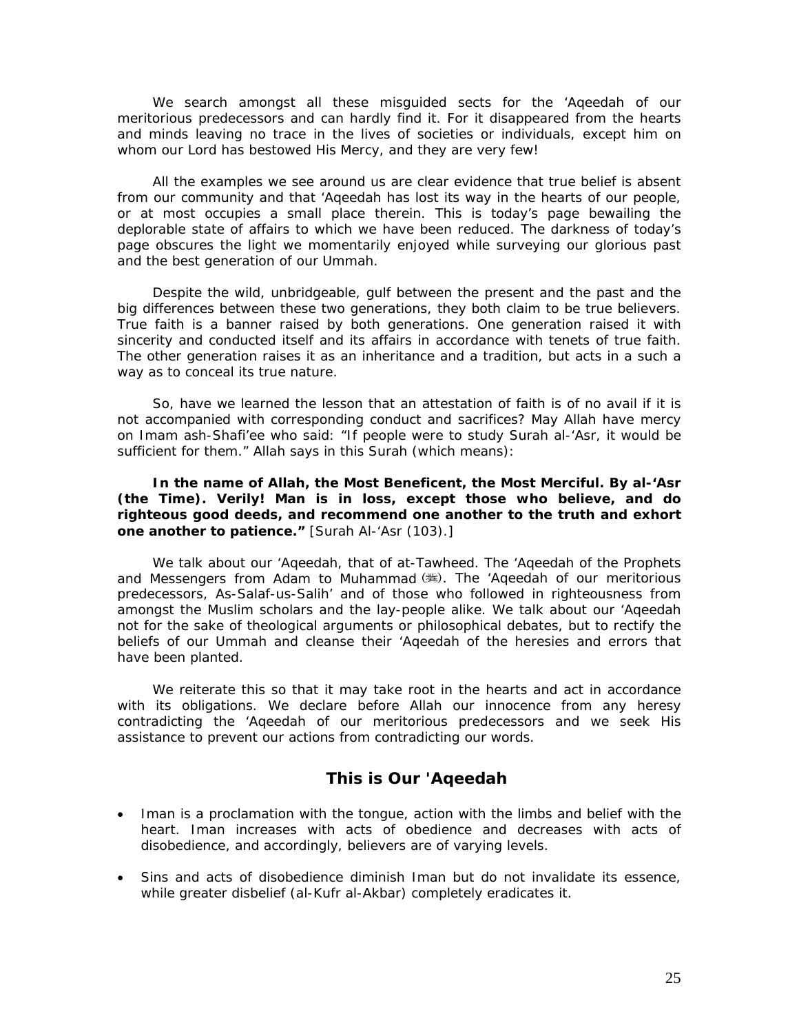We search amongst all these misguided sects for the 'Aqeedah of our meritorious predecessors and can hardly find it. For it disappeared from the hearts and minds leaving no trace in the lives of societies or individuals, except him on whom our Lord has bestowed His Mercy, and they are very few!

All the examples we see around us are clear evidence that true belief is absent from our community and that 'Aqeedah has lost its way in the hearts of our people, or at most occupies a small place therein. This is today's page bewailing the deplorable state of affairs to which we have been reduced. The darkness of today's page obscures the light we momentarily enjoyed while surveying our glorious past and the best generation of our Ummah.

Despite the wild, unbridgeable, gulf between the present and the past and the big differences between these two generations, they both claim to be true believers. True faith is a banner raised by both generations. One generation raised it with sincerity and conducted itself and its affairs in accordance with tenets of true faith. The other generation raises it as an inheritance and a tradition, but acts in a such a way as to conceal its true nature.

So, have we learned the lesson that an attestation of faith is of no avail if it is not accompanied with corresponding conduct and sacrifices? May Allah have mercy on Imam ash-Shafi'ee who said: "If people were to study Surah al-'Asr, it would be sufficient for them." Allah says in this Surah (which means):

**In the name of Allah, the Most Beneficent, the Most Merciful. By al-'Asr (the Time). Verily! Man is in loss, except those who believe, and do righteous good deeds, and recommend one another to the truth and exhort one another to patience."** [Surah Al-'Asr (103).]

We talk about our 'Aqeedah, that of at-Tawheed. The 'Aqeedah of the Prophets and Messengers from Adam to Muhammad (ﷺ). The 'Aqeedah of our meritorious predecessors, As-Salaf-us-Salih' and of those who followed in righteousness from amongst the Muslim scholars and the lay-people alike. We talk about our 'Aqeedah not for the sake of theological arguments or philosophical debates, but to rectify the beliefs of our Ummah and cleanse their 'Aqeedah of the heresies and errors that have been planted.

We reiterate this so that it may take root in the hearts and act in accordance with its obligations. We declare before Allah our innocence from any heresy contradicting the 'Aqeedah of our meritorious predecessors and we seek His assistance to prevent our actions from contradicting our words.

## This is Our 'Aqeedah

- Iman is a proclamation with the tongue, action with the limbs and belief with the heart. Iman increases with acts of obedience and decreases with acts of disobedience, and accordingly, believers are of varying levels.

- Sins and acts of disobedience diminish Iman but do not invalidate its essence, while greater disbelief (al-Kufr al-Akbar) completely eradicates it.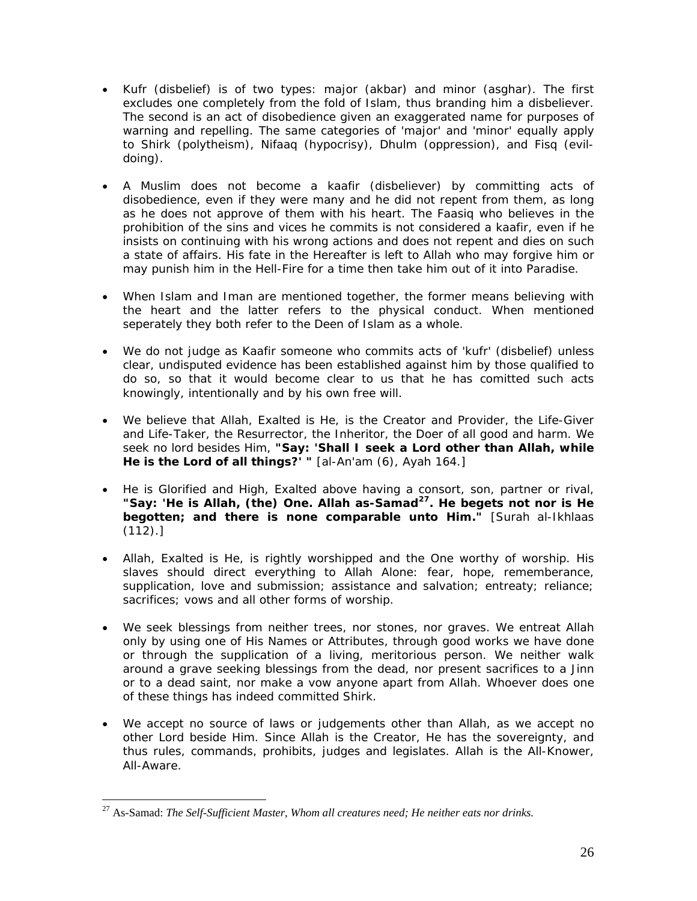- Kufr (disbelief) is of two types: major (akbar) and minor (asghar). The first excludes one completely from the fold of Islam, thus branding him a disbeliever. The second is an act of disobedience given an exaggerated name for purposes of warning and repelling. The same categories of 'major' and 'minor' equally apply to Shirk (polytheism), Nifaaq (hypocrisy), Dhulm (oppression), and Fisq (evil-doing).

- A Muslim does not become a kaafir (disbeliever) by committing acts of disobedience, even if they were many and he did not repent from them, as long as he does not approve of them with his heart. The Faasiq who believes in the prohibition of the sins and vices he commits is not considered a kaafir, even if he insists on continuing with his wrong actions and does not repent and dies on such a state of affairs. His fate in the Hereafter is left to Allah who may forgive him or may punish him in the Hell-Fire for a time then take him out of it into Paradise.

- When Islam and Iman are mentioned together, the former means believing with the heart and the latter refers to the physical conduct. When mentioned seperately they both refer to the Deen of Islam as a whole.

- We do not judge as Kaafir someone who commits acts of 'kufr' (disbelief) unless clear, undisputed evidence has been established against him by those qualified to do so, so that it would become clear to us that he has comitted such acts knowingly, intentionally and by his own free will.

- We believe that Allah, Exalted is He, is the Creator and Provider, the Life-Giver and Life-Taker, the Resurrector, the Inheritor, the Doer of all good and harm. We seek no lord besides Him, **"Say: 'Shall I seek a Lord other than Allah, while He is the Lord of all things?' "** [al-An'am (6), Ayah 164.]

- He is Glorified and High, Exalted above having a consort, son, partner or rival, **"Say: 'He is Allah, (the) One. Allah as-Samad[27]. He begets not nor is He begotten; and there is none comparable unto Him."** [Surah al-Ikhlaas (112).]

- Allah, Exalted is He, is rightly worshipped and the One worthy of worship. His slaves should direct everything to Allah Alone: fear, hope, rememberance, supplication, love and submission; assistance and salvation; entreaty; reliance; sacrifices; vows and all other forms of worship.

- We seek blessings from neither trees, nor stones, nor graves. We entreat Allah only by using one of His Names or Attributes, through good works we have done or through the supplication of a living, meritorious person. We neither walk around a grave seeking blessings from the dead, nor present sacrifices to a Jinn or to a dead saint, nor make a vow anyone apart from Allah. Whoever does one of these things has indeed committed Shirk.

- We accept no source of laws or judgements other than Allah, as we accept no other Lord beside Him. Since Allah is the Creator, He has the sovereignty, and thus rules, commands, prohibits, judges and legislates. Allah is the All-Knower, All-Aware.

---

[27] As-Samad: *The Self-Sufficient Master, Whom all creatures need; He neither eats nor drinks.*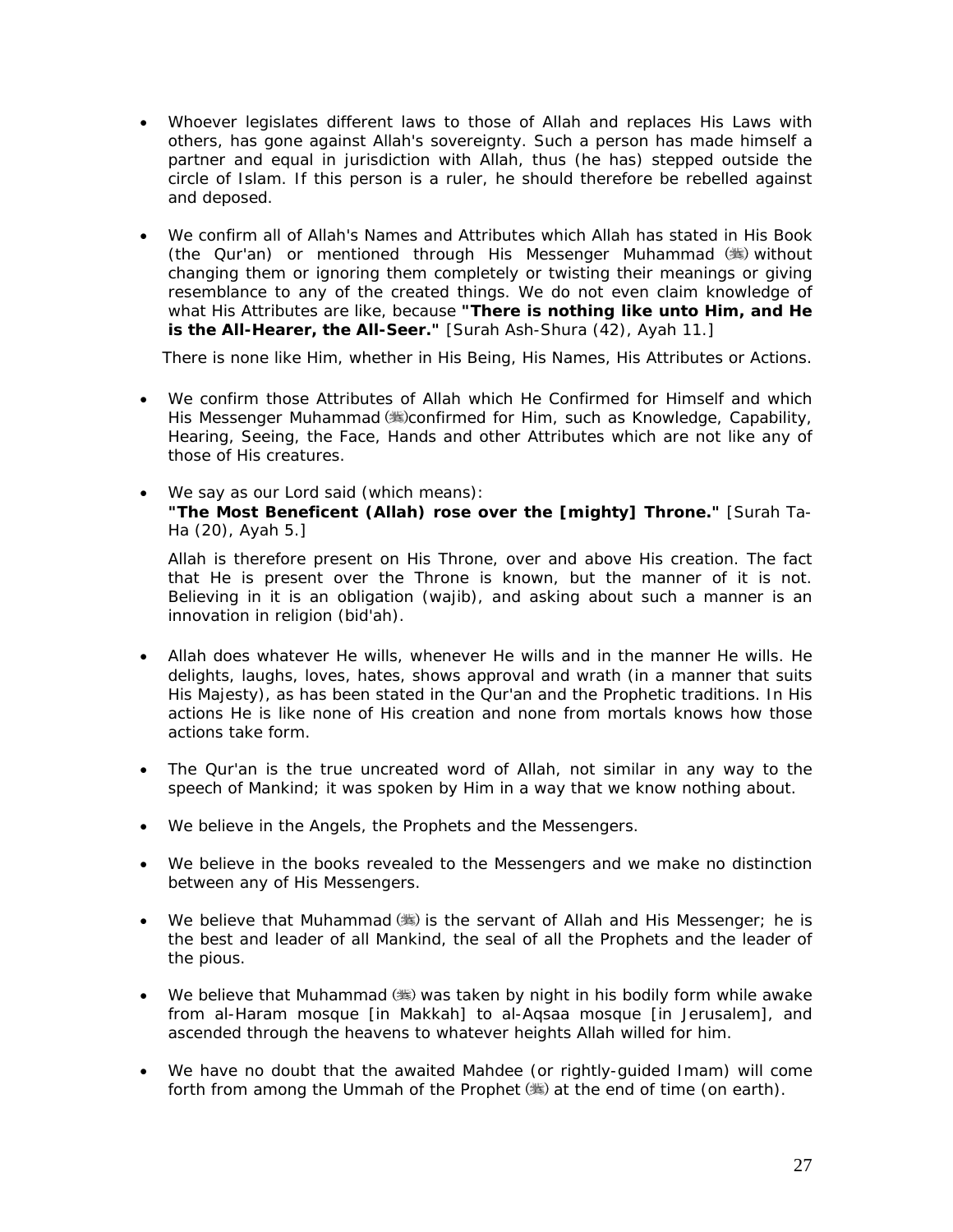- Whoever legislates different laws to those of Allah and replaces His Laws with others, has gone against Allah's sovereignty. Such a person has made himself a partner and equal in jurisdiction with Allah, thus (he has) stepped outside the circle of Islam. If this person is a ruler, he should therefore be rebelled against and deposed.

- We confirm all of Allah's Names and Attributes which Allah has stated in His Book (the Qur'an) or mentioned through His Messenger Muhammad (ﷺ) without changing them or ignoring them completely or twisting their meanings or giving resemblance to any of the created things. We do not even claim knowledge of what His Attributes are like, because **"There is nothing like unto Him, and He is the All-Hearer, the All-Seer."** [Surah Ash-Shura (42), Ayah 11.]

  There is none like Him, whether in His Being, His Names, His Attributes or Actions.

- We confirm those Attributes of Allah which He Confirmed for Himself and which His Messenger Muhammad (ﷺ) confirmed for Him, such as Knowledge, Capability, Hearing, Seeing, the Face, Hands and other Attributes which are not like any of those of His creatures.

- We say as our Lord said (which means):
  **"The Most Beneficent (Allah) rose over the [mighty] Throne."** [Surah Ta-Ha (20), Ayah 5.]

  Allah is therefore present on His Throne, over and above His creation. The fact that He is present over the Throne is known, but the manner of it is not. Believing in it is an obligation (wajib), and asking about such a manner is an innovation in religion (bid'ah).

- Allah does whatever He wills, whenever He wills and in the manner He wills. He delights, laughs, loves, hates, shows approval and wrath (in a manner that suits His Majesty), as has been stated in the Qur'an and the Prophetic traditions. In His actions He is like none of His creation and none from mortals knows how those actions take form.

- The Qur'an is the true uncreated word of Allah, not similar in any way to the speech of Mankind; it was spoken by Him in a way that we know nothing about.

- We believe in the Angels, the Prophets and the Messengers.

- We believe in the books revealed to the Messengers and we make no distinction between any of His Messengers.

- We believe that Muhammad (ﷺ) is the servant of Allah and His Messenger; he is the best and leader of all Mankind, the seal of all the Prophets and the leader of the pious.

- We believe that Muhammad (ﷺ) was taken by night in his bodily form while awake from al-Haram mosque [in Makkah] to al-Aqsaa mosque [in Jerusalem], and ascended through the heavens to whatever heights Allah willed for him.

- We have no doubt that the awaited Mahdee (or rightly-guided Imam) will come forth from among the Ummah of the Prophet (ﷺ) at the end of time (on earth).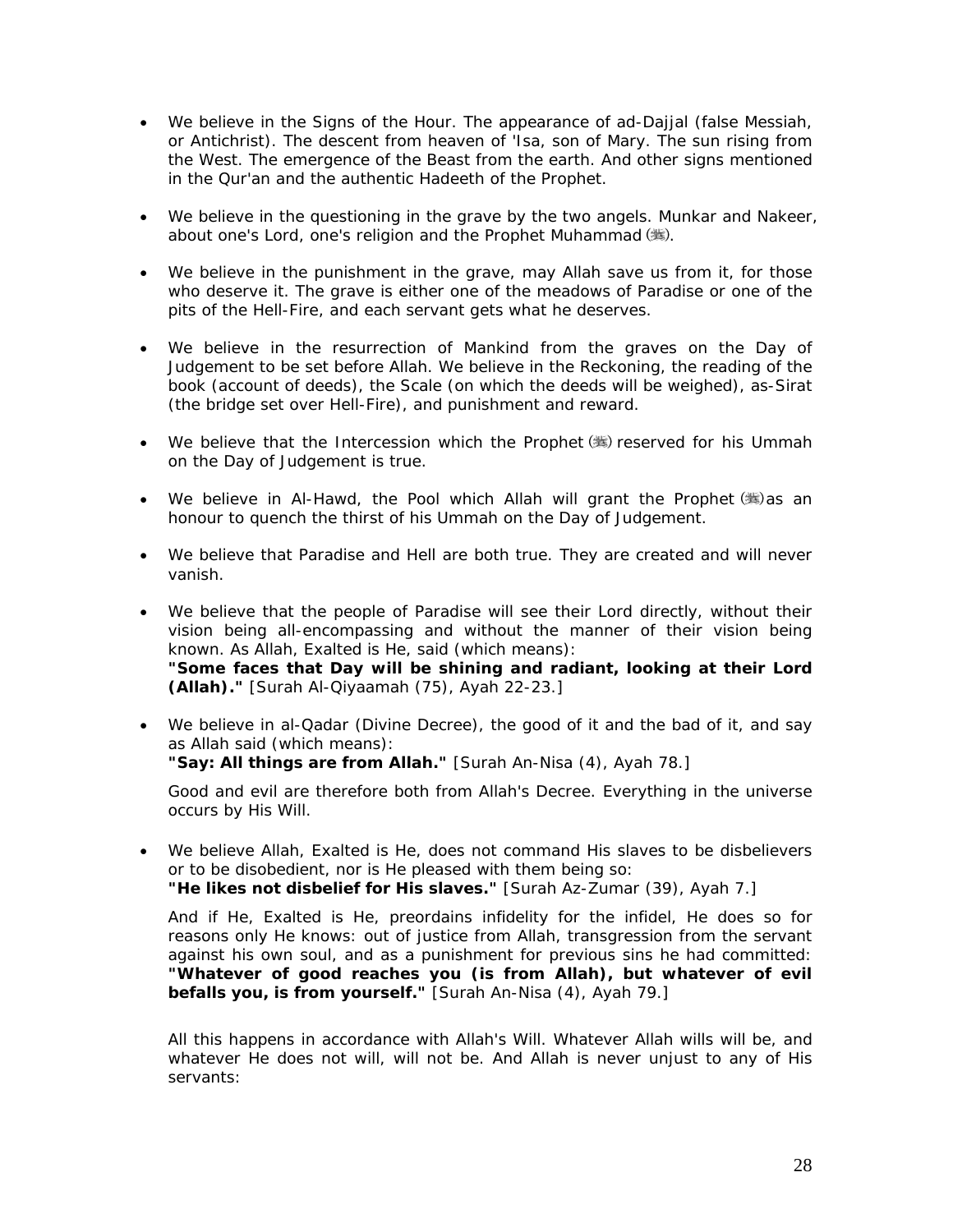- We believe in the Signs of the Hour. The appearance of ad-Dajjal (false Messiah, or Antichrist). The descent from heaven of 'Isa, son of Mary. The sun rising from the West. The emergence of the Beast from the earth. And other signs mentioned in the Qur'an and the authentic Hadeeth of the Prophet.

- We believe in the questioning in the grave by the two angels. Munkar and Nakeer, about one's Lord, one's religion and the Prophet Muhammad (ﷺ).

- We believe in the punishment in the grave, may Allah save us from it, for those who deserve it. The grave is either one of the meadows of Paradise or one of the pits of the Hell-Fire, and each servant gets what he deserves.

- We believe in the resurrection of Mankind from the graves on the Day of Judgement to be set before Allah. We believe in the Reckoning, the reading of the book (account of deeds), the Scale (on which the deeds will be weighed), as-Sirat (the bridge set over Hell-Fire), and punishment and reward.

- We believe that the Intercession which the Prophet (ﷺ) reserved for his Ummah on the Day of Judgement is true.

- We believe in Al-Hawd, the Pool which Allah will grant the Prophet (ﷺ) as an honour to quench the thirst of his Ummah on the Day of Judgement.

- We believe that Paradise and Hell are both true. They are created and will never vanish.

- We believe that the people of Paradise will see their Lord directly, without their vision being all-encompassing and without the manner of their vision being known. As Allah, Exalted is He, said (which means):
  **"Some faces that Day will be shining and radiant, looking at their Lord (Allah)."** [Surah Al-Qiyaamah (75), Ayah 22-23.]

- We believe in al-Qadar (Divine Decree), the good of it and the bad of it, and say as Allah said (which means):
  **"Say: All things are from Allah."** [Surah An-Nisa (4), Ayah 78.]

  Good and evil are therefore both from Allah's Decree. Everything in the universe occurs by His Will.

- We believe Allah, Exalted is He, does not command His slaves to be disbelievers or to be disobedient, nor is He pleased with them being so:
  **"He likes not disbelief for His slaves."** [Surah Az-Zumar (39), Ayah 7.]

  And if He, Exalted is He, preordains infidelity for the infidel, He does so for reasons only He knows: out of justice from Allah, transgression from the servant against his own soul, and as a punishment for previous sins he had committed:
  **"Whatever of good reaches you (is from Allah), but whatever of evil befalls you, is from yourself."** [Surah An-Nisa (4), Ayah 79.]

  All this happens in accordance with Allah's Will. Whatever Allah wills will be, and whatever He does not will, will not be. And Allah is never unjust to any of His servants: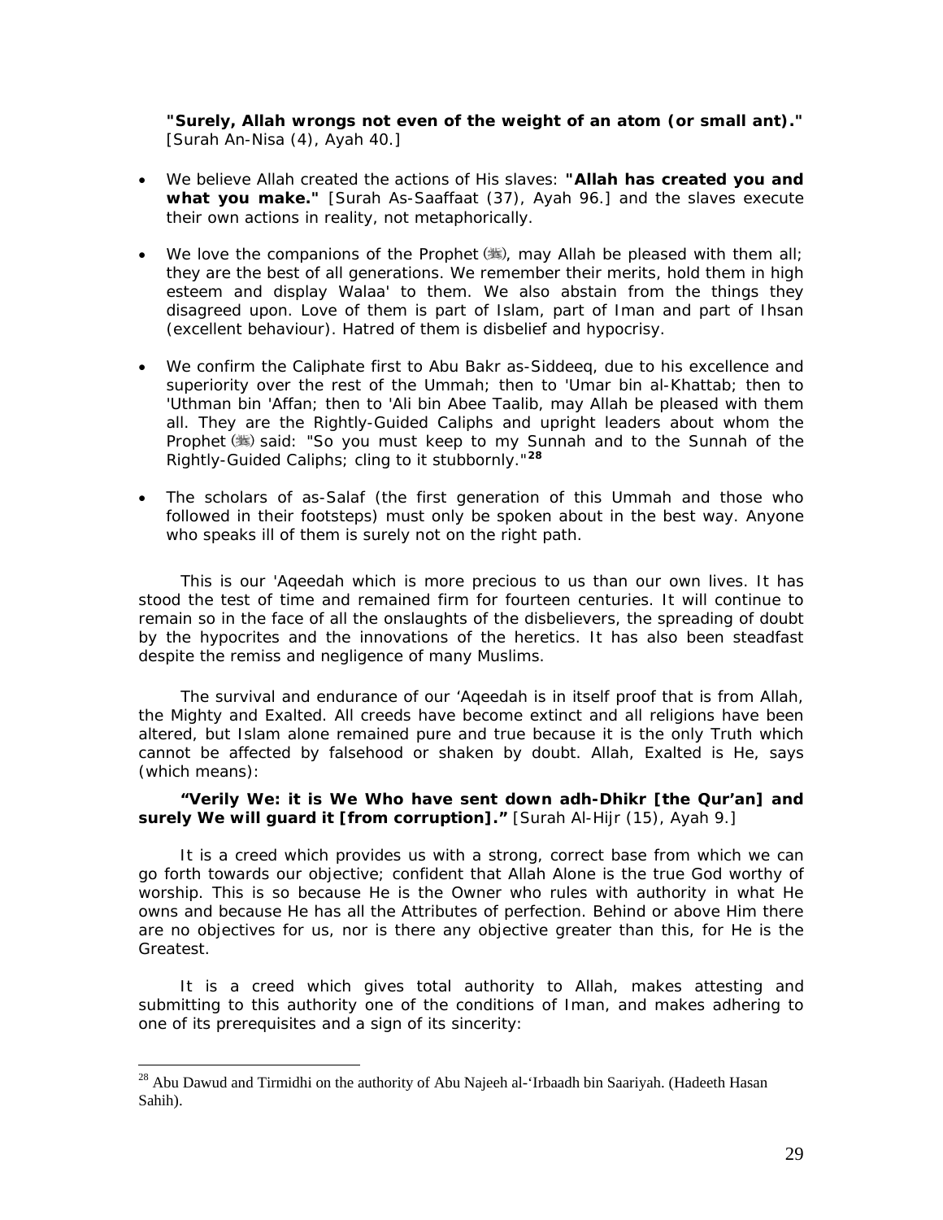**"Surely, Allah wrongs not even of the weight of an atom (or small ant)."** [Surah An-Nisa (4), Ayah 40.]

- We believe Allah created the actions of His slaves: **"Allah has created you and what you make."** [Surah As-Saaffaat (37), Ayah 96.] and the slaves execute their own actions in reality, not metaphorically.

- We love the companions of the Prophet (ﷺ), may Allah be pleased with them all; they are the best of all generations. We remember their merits, hold them in high esteem and display Walaa' to them. We also abstain from the things they disagreed upon. Love of them is part of Islam, part of Iman and part of Ihsan (excellent behaviour). Hatred of them is disbelief and hypocrisy.

- We confirm the Caliphate first to Abu Bakr as-Siddeeq, due to his excellence and superiority over the rest of the Ummah; then to 'Umar bin al-Khattab; then to 'Uthman bin 'Affan; then to 'Ali bin Abee Taalib, may Allah be pleased with them all. They are the Rightly-Guided Caliphs and upright leaders about whom the Prophet (ﷺ) said: "So you must keep to my Sunnah and to the Sunnah of the Rightly-Guided Caliphs; cling to it stubbornly."[28]

- The scholars of as-Salaf (the first generation of this Ummah and those who followed in their footsteps) must only be spoken about in the best way. Anyone who speaks ill of them is surely not on the right path.

This is our 'Aqeedah which is more precious to us than our own lives. It has stood the test of time and remained firm for fourteen centuries. It will continue to remain so in the face of all the onslaughts of the disbelievers, the spreading of doubt by the hypocrites and the innovations of the heretics. It has also been steadfast despite the remiss and negligence of many Muslims.

The survival and endurance of our 'Aqeedah is in itself proof that is from Allah, the Mighty and Exalted. All creeds have become extinct and all religions have been altered, but Islam alone remained pure and true because it is the only Truth which cannot be affected by falsehood or shaken by doubt. Allah, Exalted is He, says (which means):

**"Verily We: it is We Who have sent down adh-Dhikr [the Qur'an] and surely We will guard it [from corruption]."** [Surah Al-Hijr (15), Ayah 9.]

It is a creed which provides us with a strong, correct base from which we can go forth towards our objective; confident that Allah Alone is the true God worthy of worship. This is so because He is the Owner who rules with authority in what He owns and because He has all the Attributes of perfection. Behind or above Him there are no objectives for us, nor is there any objective greater than this, for He is the Greatest.

It is a creed which gives total authority to Allah, makes attesting and submitting to this authority one of the conditions of Iman, and makes adhering to one of its prerequisites and a sign of its sincerity:

---

[28] Abu Dawud and Tirmidhi on the authority of Abu Najeeh al-'Irbaadh bin Saariyah. (Hadeeth Hasan Sahih).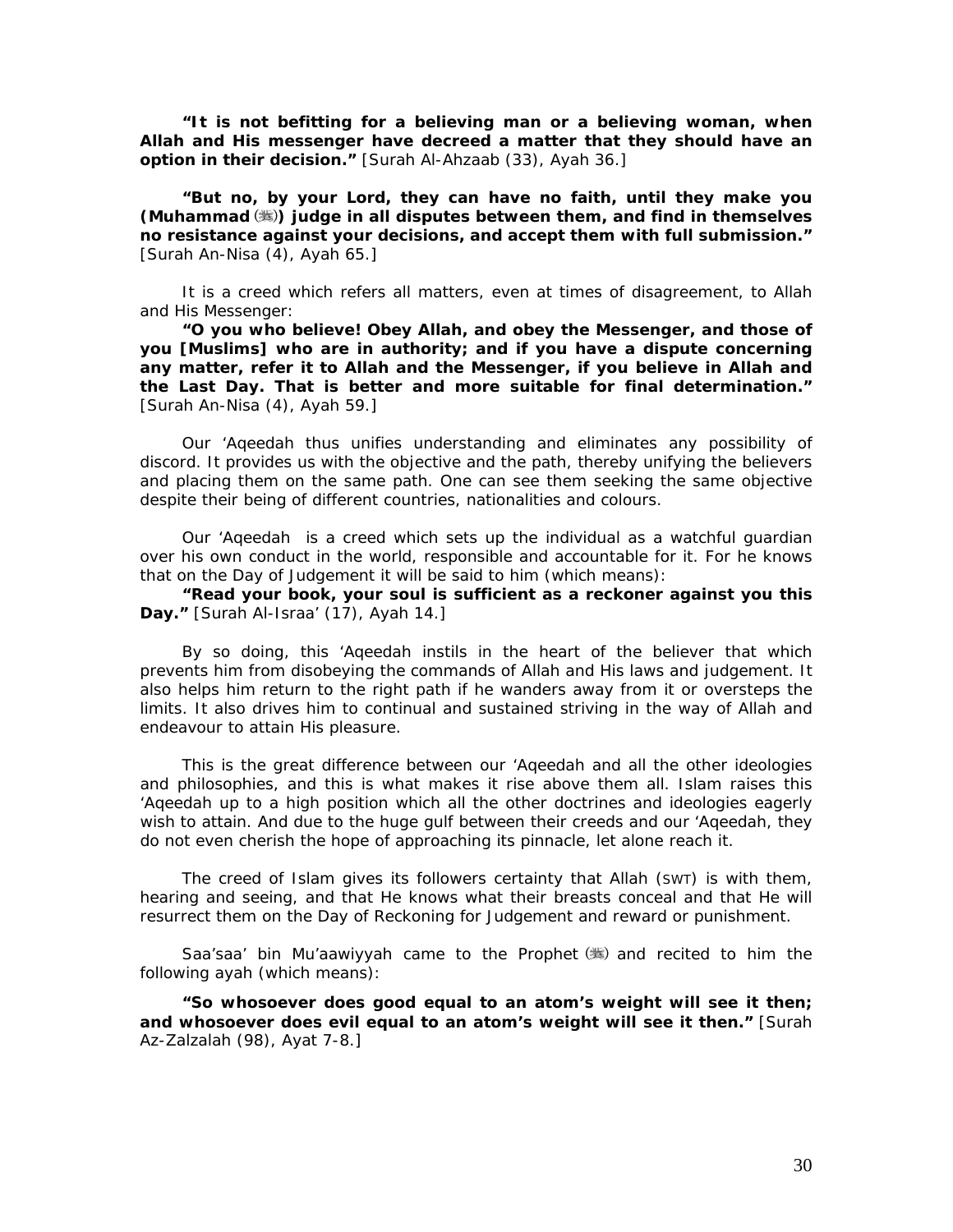**"It is not befitting for a believing man or a believing woman, when Allah and His messenger have decreed a matter that they should have an option in their decision."** [Surah Al-Ahzaab (33), Ayah 36.]

**"But no, by your Lord, they can have no faith, until they make you (Muhammad ﷺ) judge in all disputes between them, and find in themselves no resistance against your decisions, and accept them with full submission."** [Surah An-Nisa (4), Ayah 65.]

It is a creed which refers all matters, even at times of disagreement, to Allah and His Messenger:

**"O you who believe! Obey Allah, and obey the Messenger, and those of you [Muslims] who are in authority; and if you have a dispute concerning any matter, refer it to Allah and the Messenger, if you believe in Allah and the Last Day. That is better and more suitable for final determination."** [Surah An-Nisa (4), Ayah 59.]

Our 'Aqeedah thus unifies understanding and eliminates any possibility of discord. It provides us with the objective and the path, thereby unifying the believers and placing them on the same path. One can see them seeking the same objective despite their being of different countries, nationalities and colours.

Our 'Aqeedah is a creed which sets up the individual as a watchful guardian over his own conduct in the world, responsible and accountable for it. For he knows that on the Day of Judgement it will be said to him (which means):

**"Read your book, your soul is sufficient as a reckoner against you this Day."** [Surah Al-Israa' (17), Ayah 14.]

By so doing, this 'Aqeedah instils in the heart of the believer that which prevents him from disobeying the commands of Allah and His laws and judgement. It also helps him return to the right path if he wanders away from it or oversteps the limits. It also drives him to continual and sustained striving in the way of Allah and endeavour to attain His pleasure.

This is the great difference between our 'Aqeedah and all the other ideologies and philosophies, and this is what makes it rise above them all. Islam raises this 'Aqeedah up to a high position which all the other doctrines and ideologies eagerly wish to attain. And due to the huge gulf between their creeds and our 'Aqeedah, they do not even cherish the hope of approaching its pinnacle, let alone reach it.

The creed of Islam gives its followers certainty that Allah (SWT) is with them, hearing and seeing, and that He knows what their breasts conceal and that He will resurrect them on the Day of Reckoning for Judgement and reward or punishment.

Saa'saa' bin Mu'aawiyyah came to the Prophet ﷺ and recited to him the following ayah (which means):

**"So whosoever does good equal to an atom's weight will see it then; and whosoever does evil equal to an atom's weight will see it then."** [Surah Az-Zalzalah (98), Ayat 7-8.]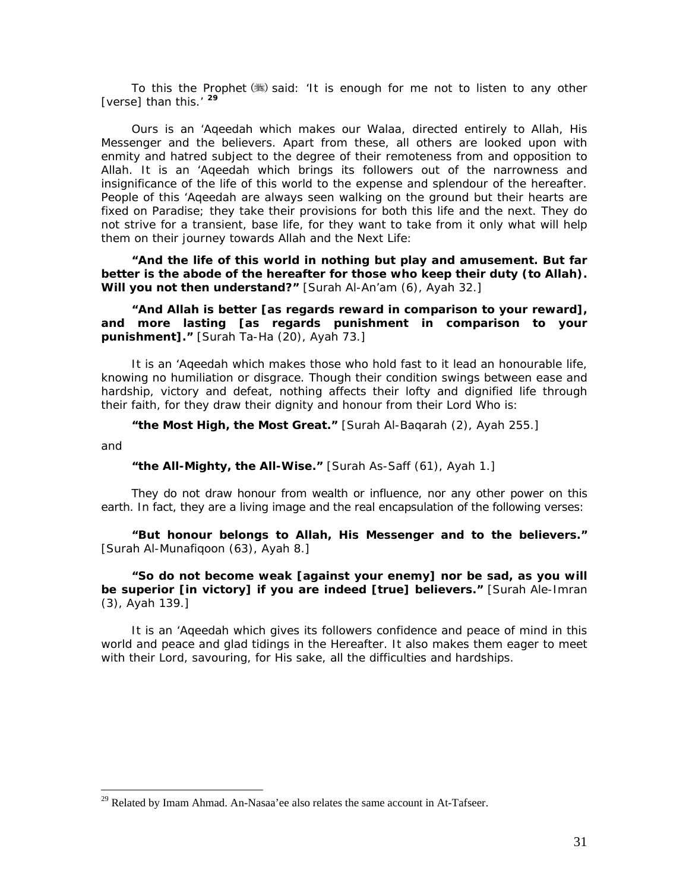To this the Prophet (ﷺ) said: 'It is enough for me not to listen to any other [verse] than this.' [29]

Ours is an 'Aqeedah which makes our Walaa, directed entirely to Allah, His Messenger and the believers. Apart from these, all others are looked upon with enmity and hatred subject to the degree of their remoteness from and opposition to Allah. It is an 'Aqeedah which brings its followers out of the narrowness and insignificance of the life of this world to the expense and splendour of the hereafter. People of this 'Aqeedah are always seen walking on the ground but their hearts are fixed on Paradise; they take their provisions for both this life and the next. They do not strive for a transient, base life, for they want to take from it only what will help them on their journey towards Allah and the Next Life:

**"And the life of this world in nothing but play and amusement. But far better is the abode of the hereafter for those who keep their duty (to Allah). Will you not then understand?"** [Surah Al-An'am (6), Ayah 32.]

**"And Allah is better [as regards reward in comparison to your reward], and more lasting [as regards punishment in comparison to your punishment]."** [Surah Ta-Ha (20), Ayah 73.]

It is an 'Aqeedah which makes those who hold fast to it lead an honourable life, knowing no humiliation or disgrace. Though their condition swings between ease and hardship, victory and defeat, nothing affects their lofty and dignified life through their faith, for they draw their dignity and honour from their Lord Who is:

**"the Most High, the Most Great."** [Surah Al-Baqarah (2), Ayah 255.]

and

**"the All-Mighty, the All-Wise."** [Surah As-Saff (61), Ayah 1.]

They do not draw honour from wealth or influence, nor any other power on this earth. In fact, they are a living image and the real encapsulation of the following verses:

**"But honour belongs to Allah, His Messenger and to the believers."** [Surah Al-Munafiqoon (63), Ayah 8.]

**"So do not become weak [against your enemy] nor be sad, as you will be superior [in victory] if you are indeed [true] believers."** [Surah Ale-Imran (3), Ayah 139.]

It is an 'Aqeedah which gives its followers confidence and peace of mind in this world and peace and glad tidings in the Hereafter. It also makes them eager to meet with their Lord, savouring, for His sake, all the difficulties and hardships.

---

[29] Related by Imam Ahmad. An-Nasaa'ee also relates the same account in At-Tafseer.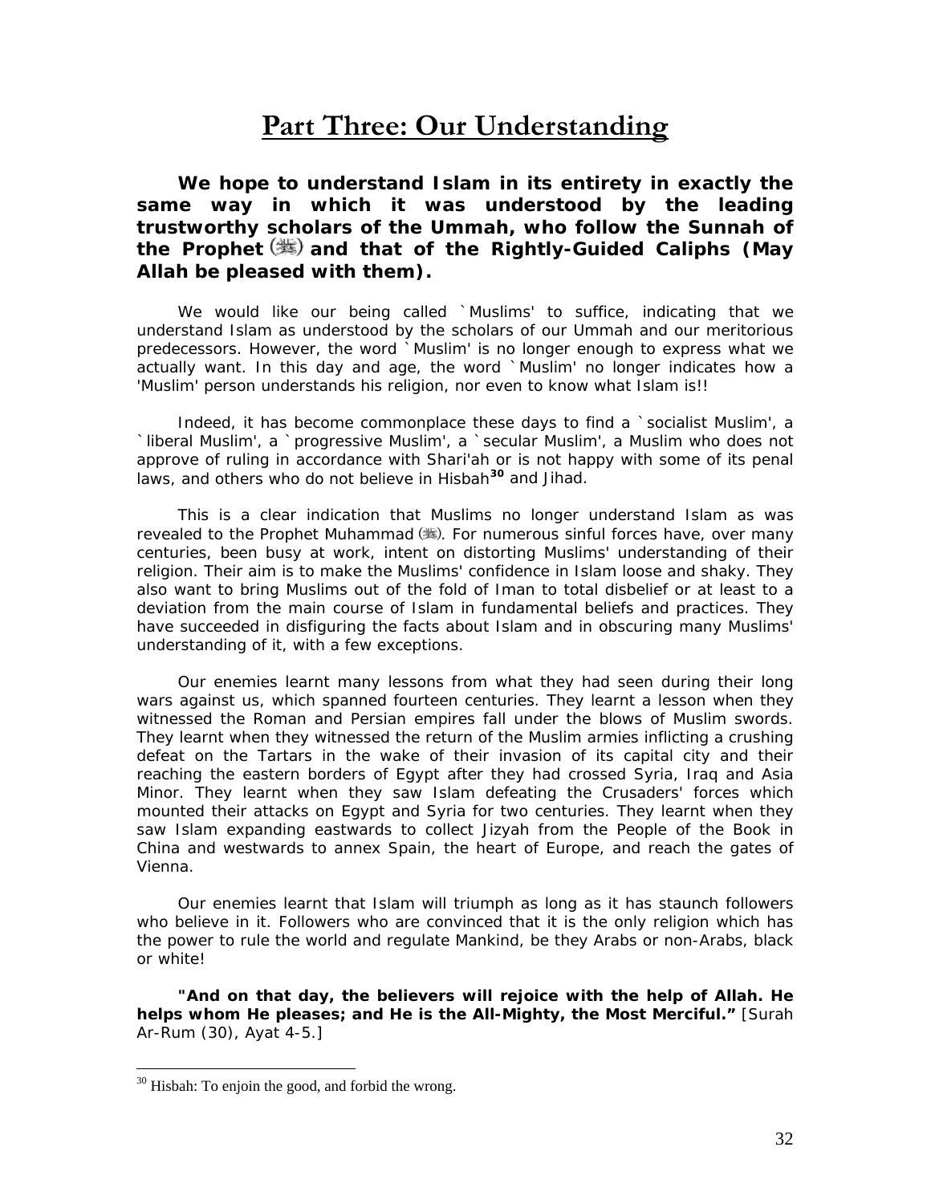# Part Three: Our Understanding

**We hope to understand Islam in its entirety in exactly the same way in which it was understood by the leading trustworthy scholars of the Ummah, who follow the Sunnah of the Prophet (ﷺ) and that of the Rightly-Guided Caliphs (May Allah be pleased with them).**

We would like our being called `Muslims' to suffice, indicating that we understand Islam as understood by the scholars of our Ummah and our meritorious predecessors. However, the word `Muslim' is no longer enough to express what we actually want. In this day and age, the word `Muslim' no longer indicates how a 'Muslim' person understands his religion, nor even to know what Islam is!!

Indeed, it has become commonplace these days to find a `socialist Muslim', a `liberal Muslim', a `progressive Muslim', a `secular Muslim', a Muslim who does not approve of ruling in accordance with Shari'ah or is not happy with some of its penal laws, and others who do not believe in Hisbah[30] and Jihad.

This is a clear indication that Muslims no longer understand Islam as was revealed to the Prophet Muhammad (ﷺ). For numerous sinful forces have, over many centuries, been busy at work, intent on distorting Muslims' understanding of their religion. Their aim is to make the Muslims' confidence in Islam loose and shaky. They also want to bring Muslims out of the fold of Iman to total disbelief or at least to a deviation from the main course of Islam in fundamental beliefs and practices. They have succeeded in disfiguring the facts about Islam and in obscuring many Muslims' understanding of it, with a few exceptions.

Our enemies learnt many lessons from what they had seen during their long wars against us, which spanned fourteen centuries. They learnt a lesson when they witnessed the Roman and Persian empires fall under the blows of Muslim swords. They learnt when they witnessed the return of the Muslim armies inflicting a crushing defeat on the Tartars in the wake of their invasion of its capital city and their reaching the eastern borders of Egypt after they had crossed Syria, Iraq and Asia Minor. They learnt when they saw Islam defeating the Crusaders' forces which mounted their attacks on Egypt and Syria for two centuries. They learnt when they saw Islam expanding eastwards to collect Jizyah from the People of the Book in China and westwards to annex Spain, the heart of Europe, and reach the gates of Vienna.

Our enemies learnt that Islam will triumph as long as it has staunch followers who believe in it. Followers who are convinced that it is the only religion which has the power to rule the world and regulate Mankind, be they Arabs or non-Arabs, black or white!

**"And on that day, the believers will rejoice with the help of Allah. He helps whom He pleases; and He is the All-Mighty, the Most Merciful."** [Surah Ar-Rum (30), Ayat 4-5.]

---

[30] Hisbah: To enjoin the good, and forbid the wrong.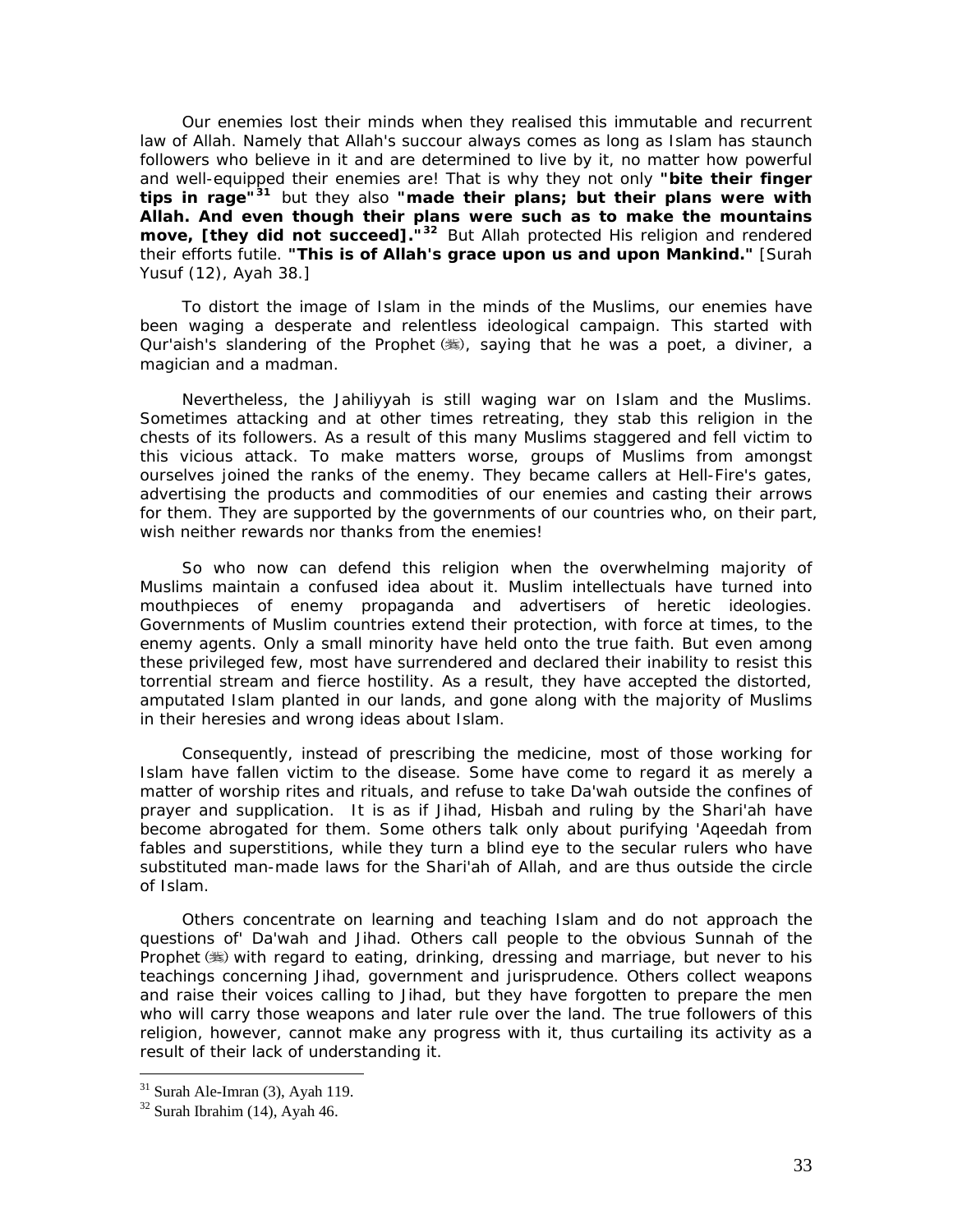Our enemies lost their minds when they realised this immutable and recurrent law of Allah. Namely that Allah's succour always comes as long as Islam has staunch followers who believe in it and are determined to live by it, no matter how powerful and well-equipped their enemies are! That is why they not only **"bite their finger tips in rage"**[31] but they also **"made their plans; but their plans were with Allah. And even though their plans were such as to make the mountains move, [they did not succeed]."**[32] But Allah protected His religion and rendered their efforts futile. **"This is of Allah's grace upon us and upon Mankind."** [Surah Yusuf (12), Ayah 38.]

To distort the image of Islam in the minds of the Muslims, our enemies have been waging a desperate and relentless ideological campaign. This started with Qur'aish's slandering of the Prophet (ﷺ), saying that he was a poet, a diviner, a magician and a madman.

Nevertheless, the Jahiliyyah is still waging war on Islam and the Muslims. Sometimes attacking and at other times retreating, they stab this religion in the chests of its followers. As a result of this many Muslims staggered and fell victim to this vicious attack. To make matters worse, groups of Muslims from amongst ourselves joined the ranks of the enemy. They became callers at Hell-Fire's gates, advertising the products and commodities of our enemies and casting their arrows for them. They are supported by the governments of our countries who, on their part, wish neither rewards nor thanks from the enemies!

So who now can defend this religion when the overwhelming majority of Muslims maintain a confused idea about it. Muslim intellectuals have turned into mouthpieces of enemy propaganda and advertisers of heretic ideologies. Governments of Muslim countries extend their protection, with force at times, to the enemy agents. Only a small minority have held onto the true faith. But even among these privileged few, most have surrendered and declared their inability to resist this torrential stream and fierce hostility. As a result, they have accepted the distorted, amputated Islam planted in our lands, and gone along with the majority of Muslims in their heresies and wrong ideas about Islam.

Consequently, instead of prescribing the medicine, most of those working for Islam have fallen victim to the disease. Some have come to regard it as merely a matter of worship rites and rituals, and refuse to take Da'wah outside the confines of prayer and supplication. It is as if Jihad, Hisbah and ruling by the Shari'ah have become abrogated for them. Some others talk only about purifying 'Aqeedah from fables and superstitions, while they turn a blind eye to the secular rulers who have substituted man-made laws for the Shari'ah of Allah, and are thus outside the circle of Islam.

Others concentrate on learning and teaching Islam and do not approach the questions of' Da'wah and Jihad. Others call people to the obvious Sunnah of the Prophet (ﷺ) with regard to eating, drinking, dressing and marriage, but never to his teachings concerning Jihad, government and jurisprudence. Others collect weapons and raise their voices calling to Jihad, but they have forgotten to prepare the men who will carry those weapons and later rule over the land. The true followers of this religion, however, cannot make any progress with it, thus curtailing its activity as a result of their lack of understanding it.

---

[31] Surah Ale-Imran (3), Ayah 119.

[32] Surah Ibrahim (14), Ayah 46.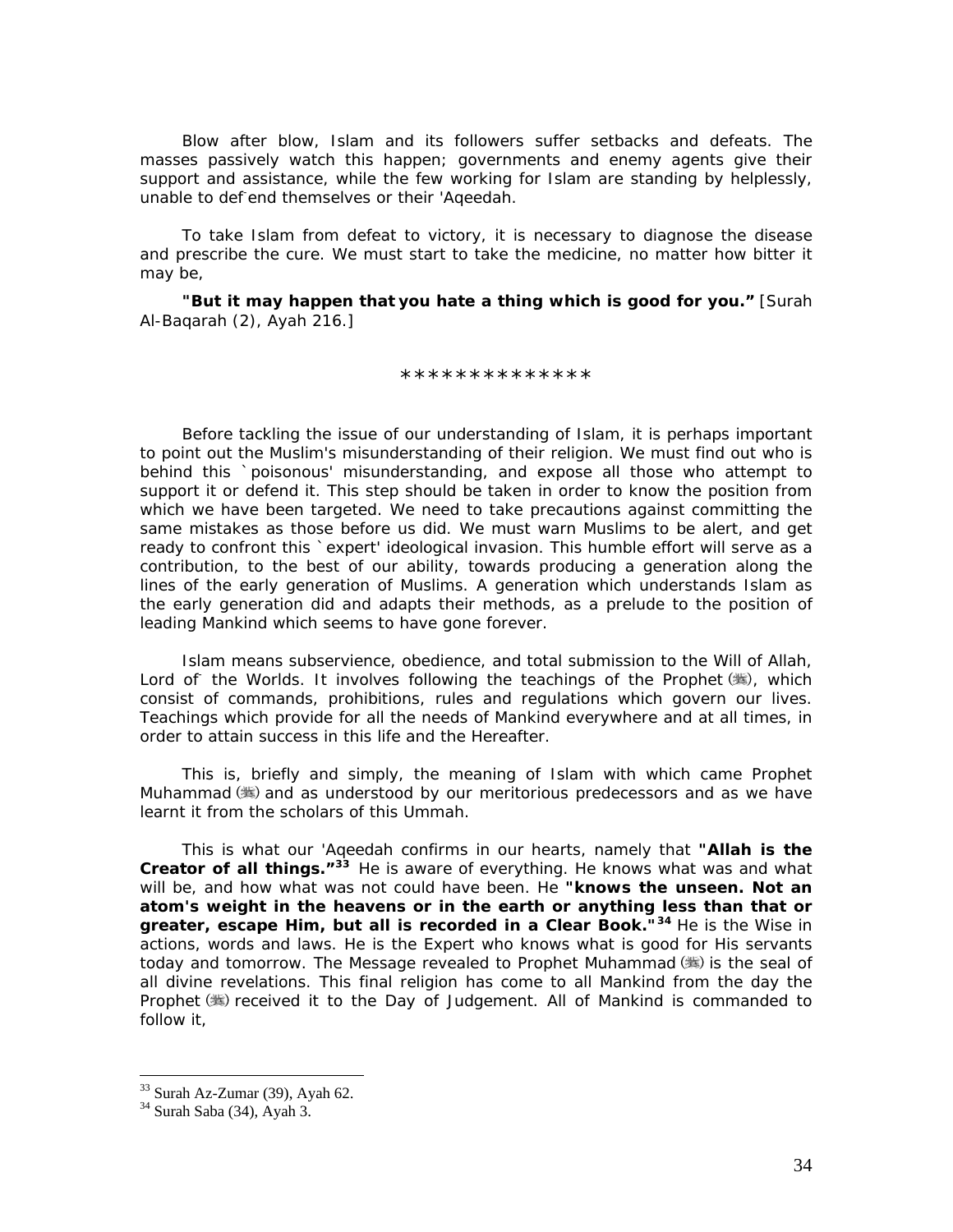Blow after blow, Islam and its followers suffer setbacks and defeats. The masses passively watch this happen; governments and enemy agents give their support and assistance, while the few working for Islam are standing by helplessly, unable to defend themselves or their 'Aqeedah.

To take Islam from defeat to victory, it is necessary to diagnose the disease and prescribe the cure. We must start to take the medicine, no matter how bitter it may be,

**"But it may happen that you hate a thing which is good for you."** [Surah Al-Baqarah (2), Ayah 216.]

**************

Before tackling the issue of our understanding of Islam, it is perhaps important to point out the Muslim's misunderstanding of their religion. We must find out who is behind this `poisonous' misunderstanding, and expose all those who attempt to support it or defend it. This step should be taken in order to know the position from which we have been targeted. We need to take precautions against committing the same mistakes as those before us did. We must warn Muslims to be alert, and get ready to confront this `expert' ideological invasion. This humble effort will serve as a contribution, to the best of our ability, towards producing a generation along the lines of the early generation of Muslims. A generation which understands Islam as the early generation did and adapts their methods, as a prelude to the position of leading Mankind which seems to have gone forever.

Islam means subservience, obedience, and total submission to the Will of Allah, Lord of the Worlds. It involves following the teachings of the Prophet (ﷺ), which consist of commands, prohibitions, rules and regulations which govern our lives. Teachings which provide for all the needs of Mankind everywhere and at all times, in order to attain success in this life and the Hereafter.

This is, briefly and simply, the meaning of Islam with which came Prophet Muhammad (ﷺ) and as understood by our meritorious predecessors and as we have learnt it from the scholars of this Ummah.

This is what our 'Aqeedah confirms in our hearts, namely that **"Allah is the Creator of all things."**[33] He is aware of everything. He knows what was and what will be, and how what was not could have been. He **"knows the unseen. Not an atom's weight in the heavens or in the earth or anything less than that or greater, escape Him, but all is recorded in a Clear Book."**[34] He is the Wise in actions, words and laws. He is the Expert who knows what is good for His servants today and tomorrow. The Message revealed to Prophet Muhammad (ﷺ) is the seal of all divine revelations. This final religion has come to all Mankind from the day the Prophet (ﷺ) received it to the Day of Judgement. All of Mankind is commanded to follow it,

---

[33] Surah Az-Zumar (39), Ayah 62.

[34] Surah Saba (34), Ayah 3.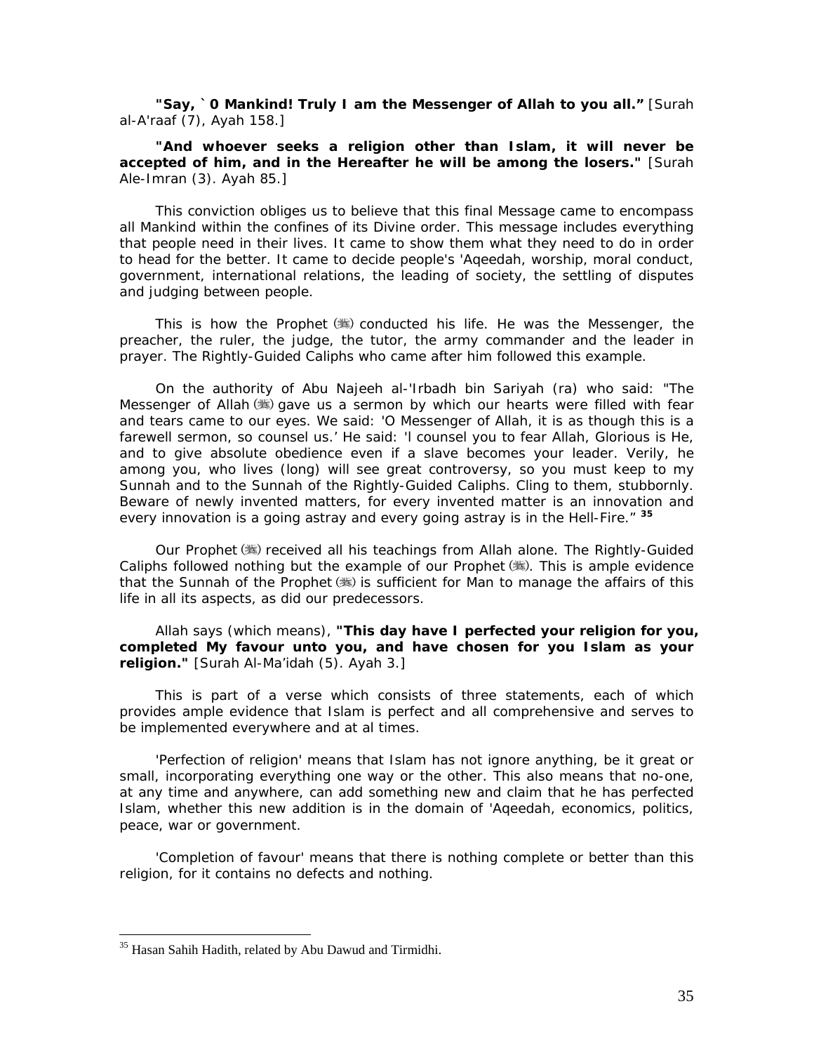**"Say, `0 Mankind! Truly I am the Messenger of Allah to you all."** [Surah al-A'raaf (7), Ayah 158.]

**"And whoever seeks a religion other than Islam, it will never be accepted of him, and in the Hereafter he will be among the losers."** [Surah Ale-Imran (3). Ayah 85.]

This conviction obliges us to believe that this final Message came to encompass all Mankind within the confines of its Divine order. This message includes everything that people need in their lives. It came to show them what they need to do in order to head for the better. It came to decide people's 'Aqeedah, worship, moral conduct, government, international relations, the leading of society, the settling of disputes and judging between people.

This is how the Prophet (ﷺ) conducted his life. He was the Messenger, the preacher, the ruler, the judge, the tutor, the army commander and the leader in prayer. The Rightly-Guided Caliphs who came after him followed this example.

On the authority of Abu Najeeh al-'Irbadh bin Sariyah (ra) who said: "The Messenger of Allah (ﷺ) gave us a sermon by which our hearts were filled with fear and tears came to our eyes. We said: 'O Messenger of Allah, it is as though this is a farewell sermon, so counsel us.' He said: 'I counsel you to fear Allah, Glorious is He, and to give absolute obedience even if a slave becomes your leader. Verily, he among you, who lives (long) will see great controversy, so you must keep to my Sunnah and to the Sunnah of the Rightly-Guided Caliphs. Cling to them, stubbornly. Beware of newly invented matters, for every invented matter is an innovation and every innovation is a going astray and every going astray is in the Hell-Fire." [35]

Our Prophet (ﷺ) received all his teachings from Allah alone. The Rightly-Guided Caliphs followed nothing but the example of our Prophet (ﷺ). This is ample evidence that the Sunnah of the Prophet (ﷺ) is sufficient for Man to manage the affairs of this life in all its aspects, as did our predecessors.

Allah says (which means), **"This day have I perfected your religion for you, completed My favour unto you, and have chosen for you Islam as your religion."** [Surah Al-Ma'idah (5). Ayah 3.]

This is part of a verse which consists of three statements, each of which provides ample evidence that Islam is perfect and all comprehensive and serves to be implemented everywhere and at al times.

'Perfection of religion' means that Islam has not ignore anything, be it great or small, incorporating everything one way or the other. This also means that no-one, at any time and anywhere, can add something new and claim that he has perfected Islam, whether this new addition is in the domain of 'Aqeedah, economics, politics, peace, war or government.

'Completion of favour' means that there is nothing complete or better than this religion, for it contains no defects and nothing.

---

[35] Hasan Sahih Hadith, related by Abu Dawud and Tirmidhi.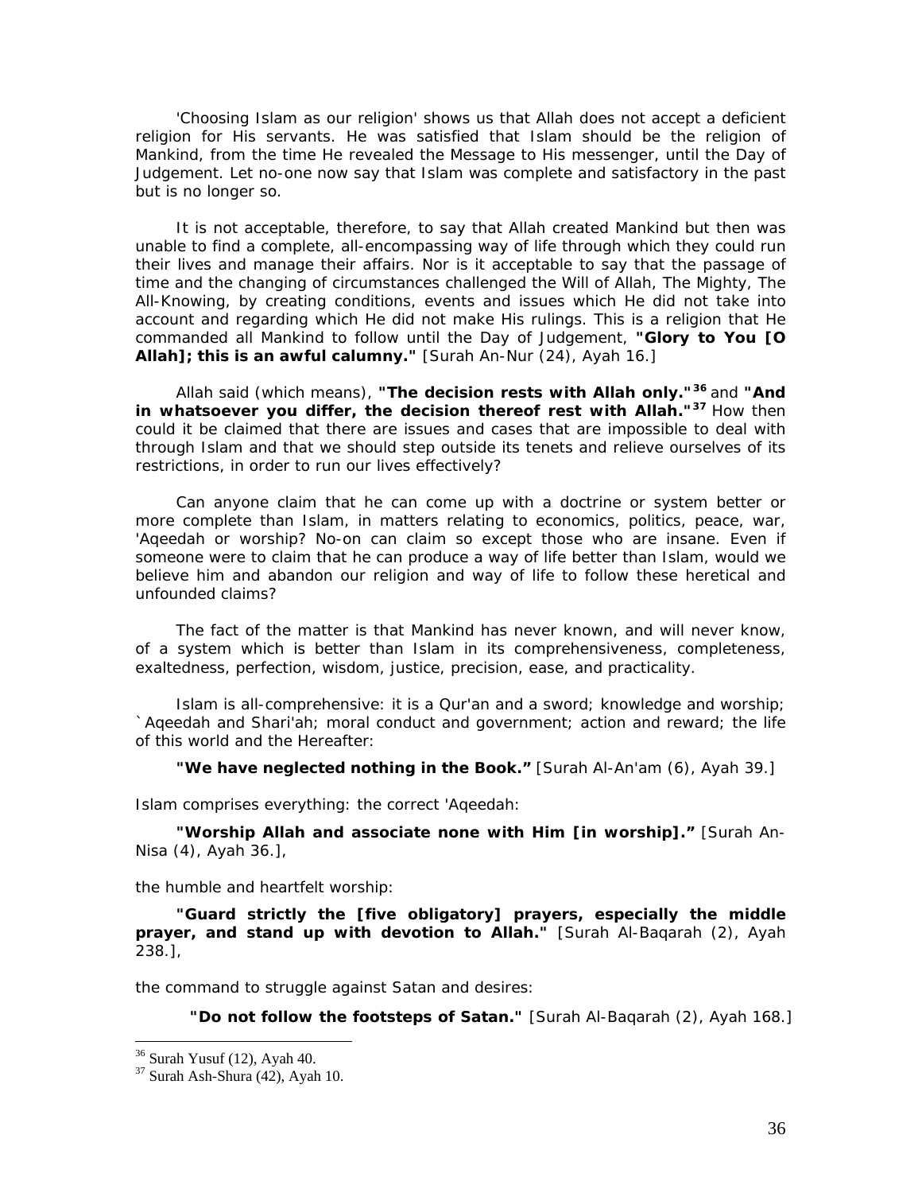'Choosing Islam as our religion' shows us that Allah does not accept a deficient religion for His servants. He was satisfied that Islam should be the religion of Mankind, from the time He revealed the Message to His messenger, until the Day of Judgement. Let no-one now say that Islam was complete and satisfactory in the past but is no longer so.

It is not acceptable, therefore, to say that Allah created Mankind but then was unable to find a complete, all-encompassing way of life through which they could run their lives and manage their affairs. Nor is it acceptable to say that the passage of time and the changing of circumstances challenged the Will of Allah, The Mighty, The All-Knowing, by creating conditions, events and issues which He did not take into account and regarding which He did not make His rulings. This is a religion that He commanded all Mankind to follow until the Day of Judgement, **"Glory to You [O Allah]; this is an awful calumny."** [Surah An-Nur (24), Ayah 16.]

Allah said (which means), **"The decision rests with Allah only."**[36] and **"And in whatsoever you differ, the decision thereof rest with Allah."**[37] How then could it be claimed that there are issues and cases that are impossible to deal with through Islam and that we should step outside its tenets and relieve ourselves of its restrictions, in order to run our lives effectively?

Can anyone claim that he can come up with a doctrine or system better or more complete than Islam, in matters relating to economics, politics, peace, war, 'Aqeedah or worship? No-on can claim so except those who are insane. Even if someone were to claim that he can produce a way of life better than Islam, would we believe him and abandon our religion and way of life to follow these heretical and unfounded claims?

The fact of the matter is that Mankind has never known, and will never know, of a system which is better than Islam in its comprehensiveness, completeness, exaltedness, perfection, wisdom, justice, precision, ease, and practicality.

Islam is all-comprehensive: it is a Qur'an and a sword; knowledge and worship; `Aqeedah and Shari'ah; moral conduct and government; action and reward; the life of this world and the Hereafter:

**"We have neglected nothing in the Book."** [Surah Al-An'am (6), Ayah 39.]

Islam comprises everything: the correct 'Aqeedah:

**"Worship Allah and associate none with Him [in worship]."** [Surah An-Nisa (4), Ayah 36.],

the humble and heartfelt worship:

**"Guard strictly the [five obligatory] prayers, especially the middle prayer, and stand up with devotion to Allah."** [Surah Al-Baqarah (2), Ayah 238.],

the command to struggle against Satan and desires:

**"Do not follow the footsteps of Satan."** [Surah Al-Baqarah (2), Ayah 168.]

---

[36] Surah Yusuf (12), Ayah 40.

[37] Surah Ash-Shura (42), Ayah 10.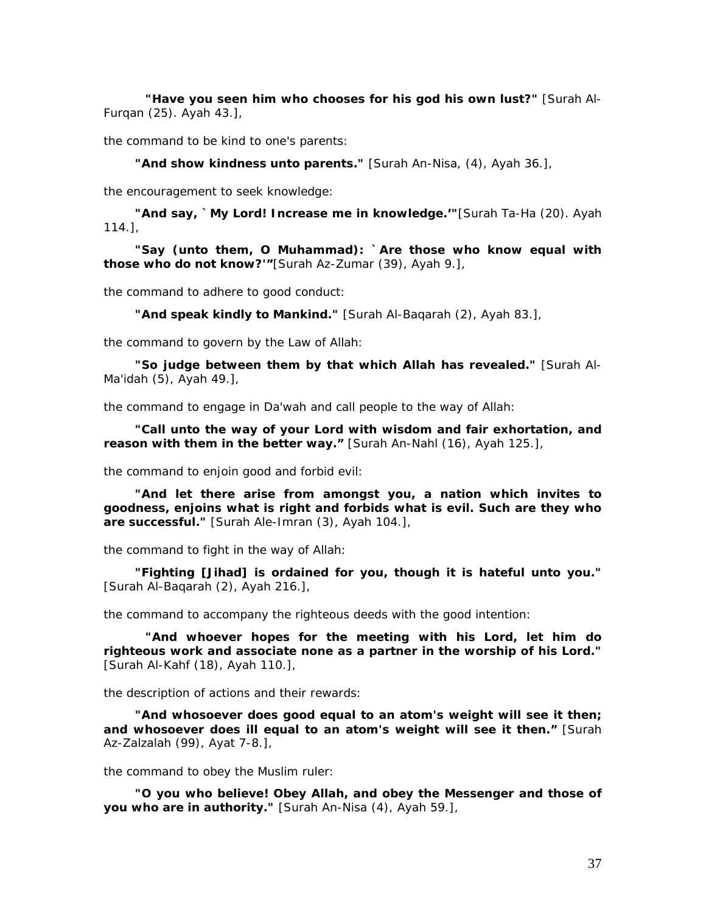**"Have you seen him who chooses for his god his own lust?"** [Surah Al-Furqan (25). Ayah 43.],

the command to be kind to one's parents:

**"And show kindness unto parents."** [Surah An-Nisa, (4), Ayah 36.],

the encouragement to seek knowledge:

**"And say, `My Lord! Increase me in knowledge.'"**[Surah Ta-Ha (20). Ayah 114.],

**"Say (unto them, O Muhammad): `Are those who know equal with those who do not know?'"**[Surah Az-Zumar (39), Ayah 9.],

the command to adhere to good conduct:

**"And speak kindly to Mankind."** [Surah Al-Baqarah (2), Ayah 83.],

the command to govern by the Law of Allah:

**"So judge between them by that which Allah has revealed."** [Surah Al-Ma'idah (5), Ayah 49.],

the command to engage in Da'wah and call people to the way of Allah:

**"Call unto the way of your Lord with wisdom and fair exhortation, and reason with them in the better way."** [Surah An-Nahl (16), Ayah 125.],

the command to enjoin good and forbid evil:

**"And let there arise from amongst you, a nation which invites to goodness, enjoins what is right and forbids what is evil. Such are they who are successful."** [Surah Ale-Imran (3), Ayah 104.],

the command to fight in the way of Allah:

**"Fighting [Jihad] is ordained for you, though it is hateful unto you."** [Surah Al-Baqarah (2), Ayah 216.],

the command to accompany the righteous deeds with the good intention:

**"And whoever hopes for the meeting with his Lord, let him do righteous work and associate none as a partner in the worship of his Lord."** [Surah Al-Kahf (18), Ayah 110.],

the description of actions and their rewards:

**"And whosoever does good equal to an atom's weight will see it then; and whosoever does ill equal to an atom's weight will see it then."** [Surah Az-Zalzalah (99), Ayat 7-8.],

the command to obey the Muslim ruler:

**"O you who believe! Obey Allah, and obey the Messenger and those of you who are in authority."** [Surah An-Nisa (4), Ayah 59.],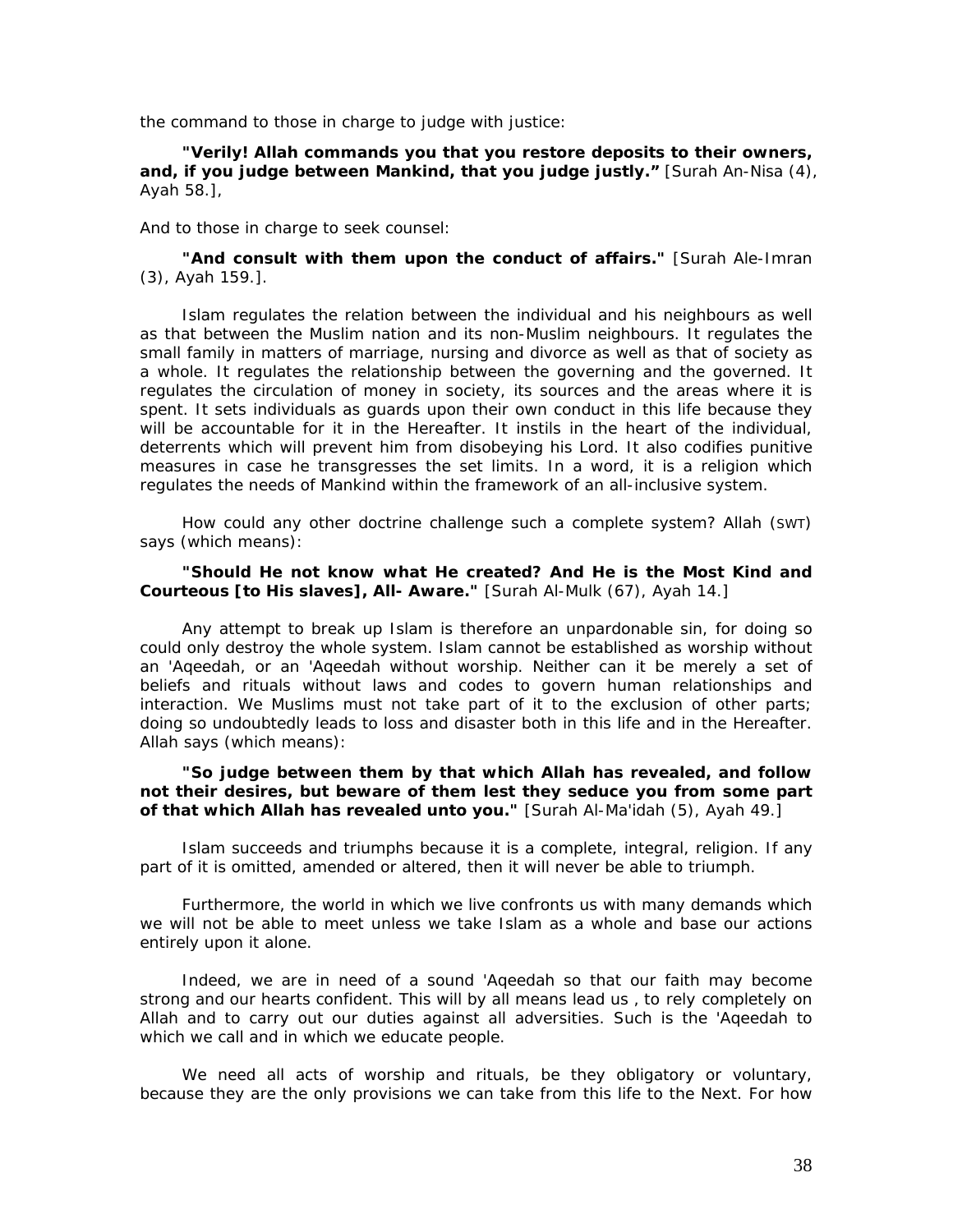the command to those in charge to judge with justice:

**"Verily! Allah commands you that you restore deposits to their owners, and, if you judge between Mankind, that you judge justly."** [Surah An-Nisa (4), Ayah 58.],

And to those in charge to seek counsel:

**"And consult with them upon the conduct of affairs."** [Surah Ale-Imran (3), Ayah 159.].

Islam regulates the relation between the individual and his neighbours as well as that between the Muslim nation and its non-Muslim neighbours. It regulates the small family in matters of marriage, nursing and divorce as well as that of society as a whole. It regulates the relationship between the governing and the governed. It regulates the circulation of money in society, its sources and the areas where it is spent. It sets individuals as guards upon their own conduct in this life because they will be accountable for it in the Hereafter. It instils in the heart of the individual, deterrents which will prevent him from disobeying his Lord. It also codifies punitive measures in case he transgresses the set limits. In a word, it is a religion which regulates the needs of Mankind within the framework of an all-inclusive system.

How could any other doctrine challenge such a complete system? Allah (SWT) says (which means):

**"Should He not know what He created? And He is the Most Kind and Courteous [to His slaves], All- Aware."** [Surah Al-Mulk (67), Ayah 14.]

Any attempt to break up Islam is therefore an unpardonable sin, for doing so could only destroy the whole system. Islam cannot be established as worship without an 'Aqeedah, or an 'Aqeedah without worship. Neither can it be merely a set of beliefs and rituals without laws and codes to govern human relationships and interaction. We Muslims must not take part of it to the exclusion of other parts; doing so undoubtedly leads to loss and disaster both in this life and in the Hereafter. Allah says (which means):

**"So judge between them by that which Allah has revealed, and follow not their desires, but beware of them lest they seduce you from some part of that which Allah has revealed unto you."** [Surah Al-Ma'idah (5), Ayah 49.]

Islam succeeds and triumphs because it is a complete, integral, religion. If any part of it is omitted, amended or altered, then it will never be able to triumph.

Furthermore, the world in which we live confronts us with many demands which we will not be able to meet unless we take Islam as a whole and base our actions entirely upon it alone.

Indeed, we are in need of a sound 'Aqeedah so that our faith may become strong and our hearts confident. This will by all means lead us , to rely completely on Allah and to carry out our duties against all adversities. Such is the 'Aqeedah to which we call and in which we educate people.

We need all acts of worship and rituals, be they obligatory or voluntary, because they are the only provisions we can take from this life to the Next. For how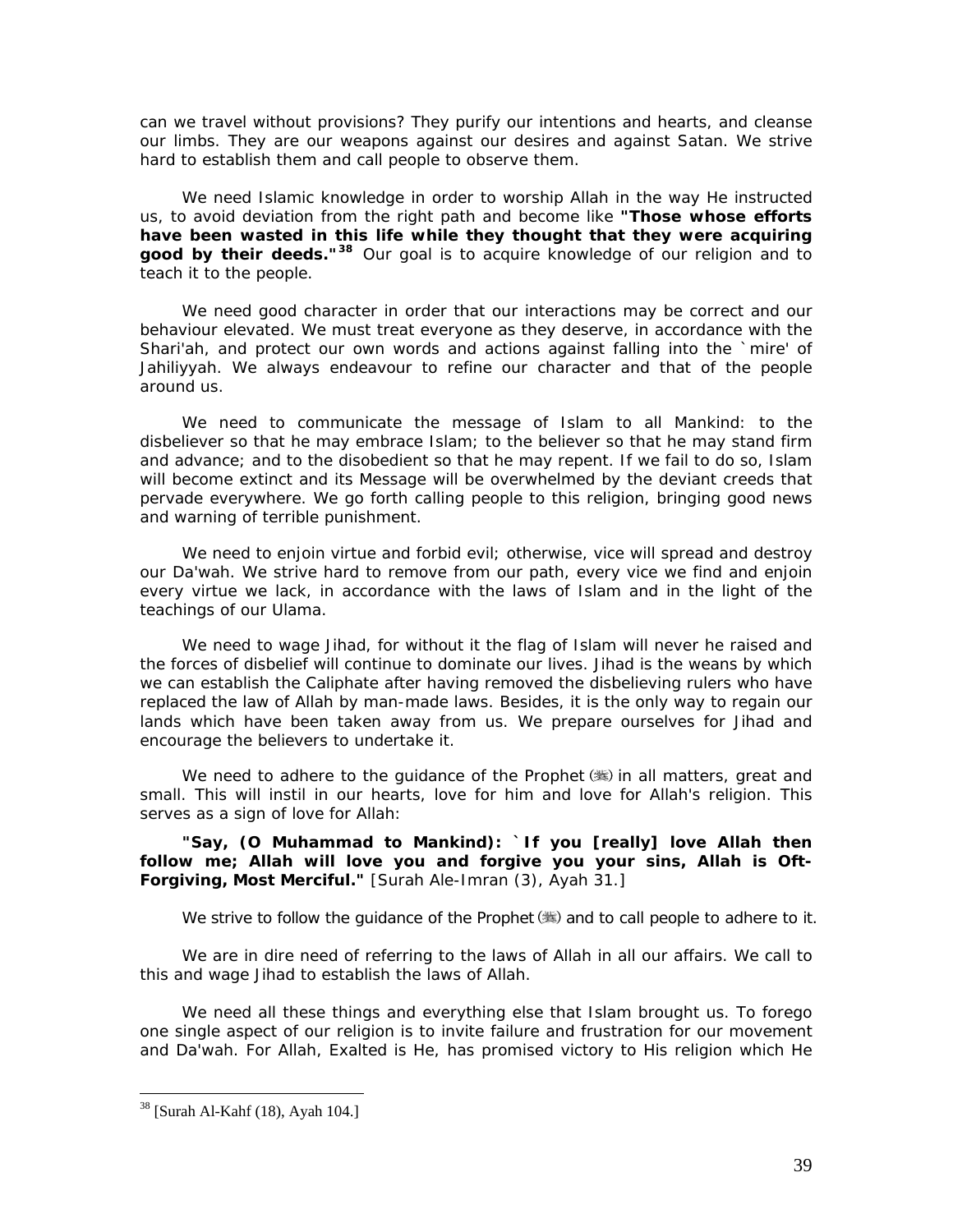can we travel without provisions? They purify our intentions and hearts, and cleanse our limbs. They are our weapons against our desires and against Satan. We strive hard to establish them and call people to observe them.

We need Islamic knowledge in order to worship Allah in the way He instructed us, to avoid deviation from the right path and become like **"Those whose efforts have been wasted in this life while they thought that they were acquiring good by their deeds."**[38] Our goal is to acquire knowledge of our religion and to teach it to the people.

We need good character in order that our interactions may be correct and our behaviour elevated. We must treat everyone as they deserve, in accordance with the Shari'ah, and protect our own words and actions against falling into the `mire' of Jahiliyyah. We always endeavour to refine our character and that of the people around us.

We need to communicate the message of Islam to all Mankind: to the disbeliever so that he may embrace Islam; to the believer so that he may stand firm and advance; and to the disobedient so that he may repent. If we fail to do so, Islam will become extinct and its Message will be overwhelmed by the deviant creeds that pervade everywhere. We go forth calling people to this religion, bringing good news and warning of terrible punishment.

We need to enjoin virtue and forbid evil; otherwise, vice will spread and destroy our Da'wah. We strive hard to remove from our path, every vice we find and enjoin every virtue we lack, in accordance with the laws of Islam and in the light of the teachings of our Ulama.

We need to wage Jihad, for without it the flag of Islam will never he raised and the forces of disbelief will continue to dominate our lives. Jihad is the weans by which we can establish the Caliphate after having removed the disbelieving rulers who have replaced the law of Allah by man-made laws. Besides, it is the only way to regain our lands which have been taken away from us. We prepare ourselves for Jihad and encourage the believers to undertake it.

We need to adhere to the guidance of the Prophet (ﷺ) in all matters, great and small. This will instil in our hearts, love for him and love for Allah's religion. This serves as a sign of love for Allah:

**"Say, (O Muhammad to Mankind): `If you [really] love Allah then follow me; Allah will love you and forgive you your sins, Allah is Oft-Forgiving, Most Merciful."** [Surah Ale-Imran (3), Ayah 31.]

We strive to follow the guidance of the Prophet (ﷺ) and to call people to adhere to it.

We are in dire need of referring to the laws of Allah in all our affairs. We call to this and wage Jihad to establish the laws of Allah.

We need all these things and everything else that Islam brought us. To forego one single aspect of our religion is to invite failure and frustration for our movement and Da'wah. For Allah, Exalted is He, has promised victory to His religion which He

[38] [Surah Al-Kahf (18), Ayah 104.]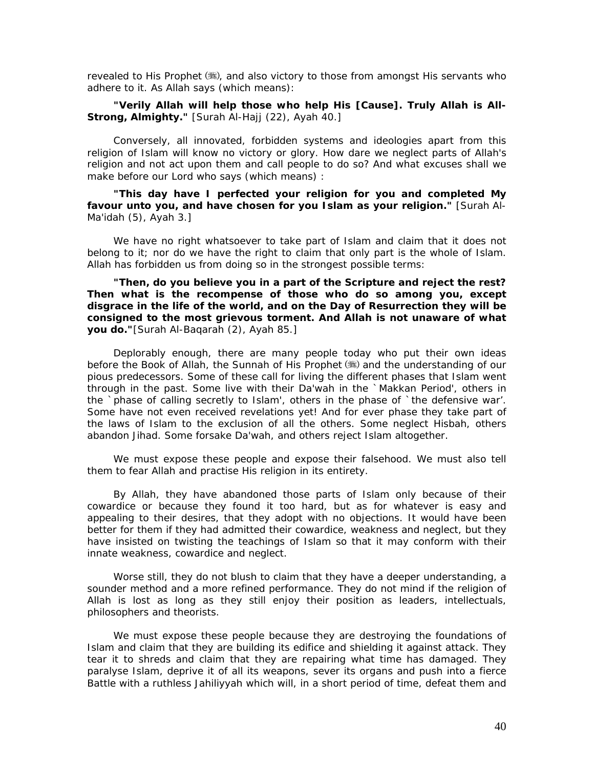revealed to His Prophet (ﷺ), and also victory to those from amongst His servants who adhere to it. As Allah says (which means):

**"Verily Allah will help those who help His [Cause]. Truly Allah is All-Strong, Almighty."** [Surah Al-Hajj (22), Ayah 40.]

Conversely, all innovated, forbidden systems and ideologies apart from this religion of Islam will know no victory or glory. How dare we neglect parts of Allah's religion and not act upon them and call people to do so? And what excuses shall we make before our Lord who says (which means) :

**"This day have I perfected your religion for you and completed My favour unto you, and have chosen for you Islam as your religion."** [Surah Al-Ma'idah (5), Ayah 3.]

We have no right whatsoever to take part of Islam and claim that it does not belong to it; nor do we have the right to claim that only part is the whole of Islam. Allah has forbidden us from doing so in the strongest possible terms:

**"Then, do you believe you in a part of the Scripture and reject the rest? Then what is the recompense of those who do so among you, except disgrace in the life of the world, and on the Day of Resurrection they will be consigned to the most grievous torment. And Allah is not unaware of what you do."**[Surah Al-Baqarah (2), Ayah 85.]

Deplorably enough, there are many people today who put their own ideas before the Book of Allah, the Sunnah of His Prophet (ﷺ) and the understanding of our pious predecessors. Some of these call for living the different phases that Islam went through in the past. Some live with their Da'wah in the `Makkan Period', others in the `phase of calling secretly to Islam', others in the phase of `the defensive war'. Some have not even received revelations yet! And for ever phase they take part of the laws of Islam to the exclusion of all the others. Some neglect Hisbah, others abandon Jihad. Some forsake Da'wah, and others reject Islam altogether.

We must expose these people and expose their falsehood. We must also tell them to fear Allah and practise His religion in its entirety.

By Allah, they have abandoned those parts of Islam only because of their cowardice or because they found it too hard, but as for whatever is easy and appealing to their desires, that they adopt with no objections. It would have been better for them if they had admitted their cowardice, weakness and neglect, but they have insisted on twisting the teachings of Islam so that it may conform with their innate weakness, cowardice and neglect.

Worse still, they do not blush to claim that they have a deeper understanding, a sounder method and a more refined performance. They do not mind if the religion of Allah is lost as long as they still enjoy their position as leaders, intellectuals, philosophers and theorists.

We must expose these people because they are destroying the foundations of Islam and claim that they are building its edifice and shielding it against attack. They tear it to shreds and claim that they are repairing what time has damaged. They paralyse Islam, deprive it of all its weapons, sever its organs and push into a fierce Battle with a ruthless Jahiliyyah which will, in a short period of time, defeat them and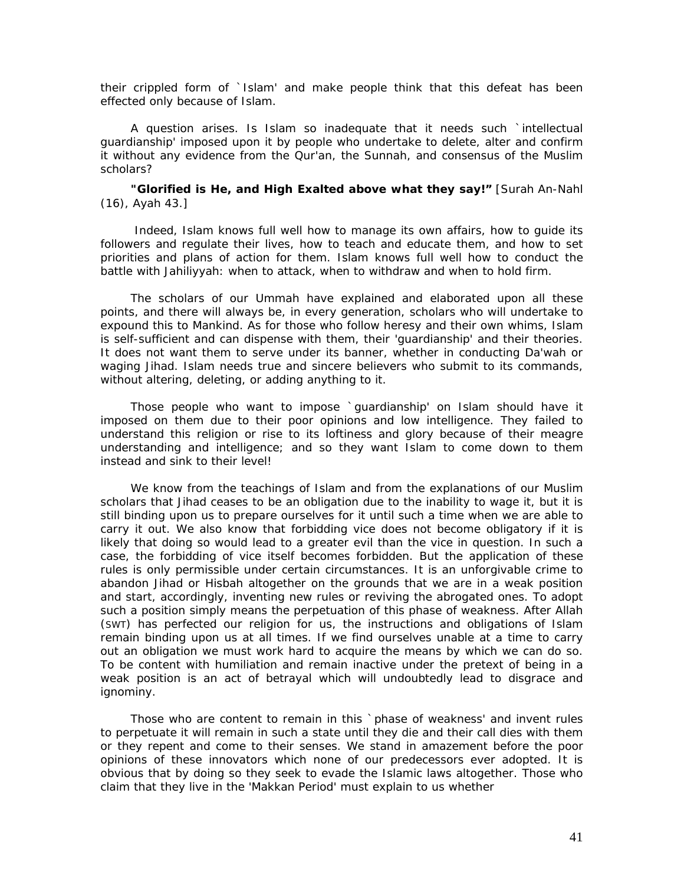their crippled form of `Islam' and make people think that this defeat has been effected only because of Islam.

A question arises. Is Islam so inadequate that it needs such `intellectual guardianship' imposed upon it by people who undertake to delete, alter and confirm it without any evidence from the Qur'an, the Sunnah, and consensus of the Muslim scholars?

**"Glorified is He, and High Exalted above what they say!"** [Surah An-Nahl (16), Ayah 43.]

Indeed, Islam knows full well how to manage its own affairs, how to guide its followers and regulate their lives, how to teach and educate them, and how to set priorities and plans of action for them. Islam knows full well how to conduct the battle with Jahiliyyah: when to attack, when to withdraw and when to hold firm.

The scholars of our Ummah have explained and elaborated upon all these points, and there will always be, in every generation, scholars who will undertake to expound this to Mankind. As for those who follow heresy and their own whims, Islam is self-sufficient and can dispense with them, their 'guardianship' and their theories. It does not want them to serve under its banner, whether in conducting Da'wah or waging Jihad. Islam needs true and sincere believers who submit to its commands, without altering, deleting, or adding anything to it.

Those people who want to impose `guardianship' on Islam should have it imposed on them due to their poor opinions and low intelligence. They failed to understand this religion or rise to its loftiness and glory because of their meagre understanding and intelligence; and so they want Islam to come down to them instead and sink to their level!

We know from the teachings of Islam and from the explanations of our Muslim scholars that Jihad ceases to be an obligation due to the inability to wage it, but it is still binding upon us to prepare ourselves for it until such a time when we are able to carry it out. We also know that forbidding vice does not become obligatory if it is likely that doing so would lead to a greater evil than the vice in question. In such a case, the forbidding of vice itself becomes forbidden. But the application of these rules is only permissible under certain circumstances. It is an unforgivable crime to abandon Jihad or Hisbah altogether on the grounds that we are in a weak position and start, accordingly, inventing new rules or reviving the abrogated ones. To adopt such a position simply means the perpetuation of this phase of weakness. After Allah (SWT) has perfected our religion for us, the instructions and obligations of Islam remain binding upon us at all times. If we find ourselves unable at a time to carry out an obligation we must work hard to acquire the means by which we can do so. To be content with humiliation and remain inactive under the pretext of being in a weak position is an act of betrayal which will undoubtedly lead to disgrace and ignominy.

Those who are content to remain in this `phase of weakness' and invent rules to perpetuate it will remain in such a state until they die and their call dies with them or they repent and come to their senses. We stand in amazement before the poor opinions of these innovators which none of our predecessors ever adopted. It is obvious that by doing so they seek to evade the Islamic laws altogether. Those who claim that they live in the 'Makkan Period' must explain to us whether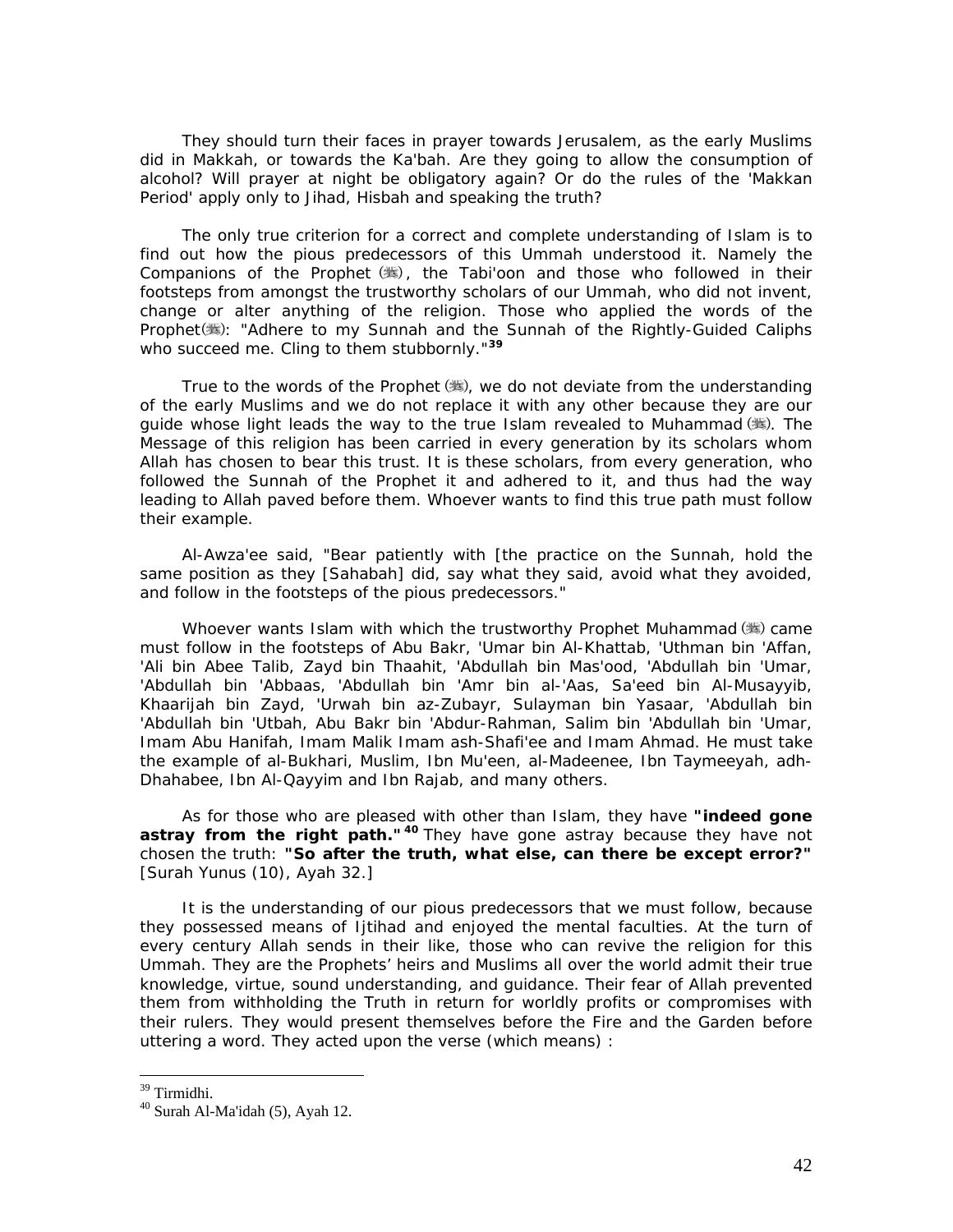They should turn their faces in prayer towards Jerusalem, as the early Muslims did in Makkah, or towards the Ka'bah. Are they going to allow the consumption of alcohol? Will prayer at night be obligatory again? Or do the rules of the 'Makkan Period' apply only to Jihad, Hisbah and speaking the truth?

The only true criterion for a correct and complete understanding of Islam is to find out how the pious predecessors of this Ummah understood it. Namely the Companions of the Prophet (ﷺ), the Tabi'oon and those who followed in their footsteps from amongst the trustworthy scholars of our Ummah, who did not invent, change or alter anything of the religion. Those who applied the words of the Prophet(ﷺ): "Adhere to my Sunnah and the Sunnah of the Rightly-Guided Caliphs who succeed me. Cling to them stubbornly."[39]

True to the words of the Prophet (ﷺ), we do not deviate from the understanding of the early Muslims and we do not replace it with any other because they are our guide whose light leads the way to the true Islam revealed to Muhammad (ﷺ). The Message of this religion has been carried in every generation by its scholars whom Allah has chosen to bear this trust. It is these scholars, from every generation, who followed the Sunnah of the Prophet it and adhered to it, and thus had the way leading to Allah paved before them. Whoever wants to find this true path must follow their example.

Al-Awza'ee said, "Bear patiently with [the practice on the Sunnah, hold the same position as they [Sahabah] did, say what they said, avoid what they avoided, and follow in the footsteps of the pious predecessors."

Whoever wants Islam with which the trustworthy Prophet Muhammad (ﷺ) came must follow in the footsteps of Abu Bakr, 'Umar bin Al-Khattab, 'Uthman bin 'Affan, 'Ali bin Abee Talib, Zayd bin Thaahit, 'Abdullah bin Mas'ood, 'Abdullah bin 'Umar, 'Abdullah bin 'Abbaas, 'Abdullah bin 'Amr bin al-'Aas, Sa'eed bin Al-Musayyib, Khaarijah bin Zayd, 'Urwah bin az-Zubayr, Sulayman bin Yasaar, 'Abdullah bin 'Abdullah bin 'Utbah, Abu Bakr bin 'Abdur-Rahman, Salim bin 'Abdullah bin 'Umar, Imam Abu Hanifah, Imam Malik Imam ash-Shafi'ee and Imam Ahmad. He must take the example of al-Bukhari, Muslim, Ibn Mu'een, al-Madeenee, Ibn Taymeeyah, adh-Dhahabee, Ibn Al-Qayyim and Ibn Rajab, and many others.

As for those who are pleased with other than Islam, they have **"indeed gone astray from the right path."**[40] They have gone astray because they have not chosen the truth: **"So after the truth, what else, can there be except error?"** [Surah Yunus (10), Ayah 32.]

It is the understanding of our pious predecessors that we must follow, because they possessed means of Ijtihad and enjoyed the mental faculties. At the turn of every century Allah sends in their like, those who can revive the religion for this Ummah. They are the Prophets' heirs and Muslims all over the world admit their true knowledge, virtue, sound understanding, and guidance. Their fear of Allah prevented them from withholding the Truth in return for worldly profits or compromises with their rulers. They would present themselves before the Fire and the Garden before uttering a word. They acted upon the verse (which means) :

---

[39] Tirmidhi.

[40] Surah Al-Ma'idah (5), Ayah 12.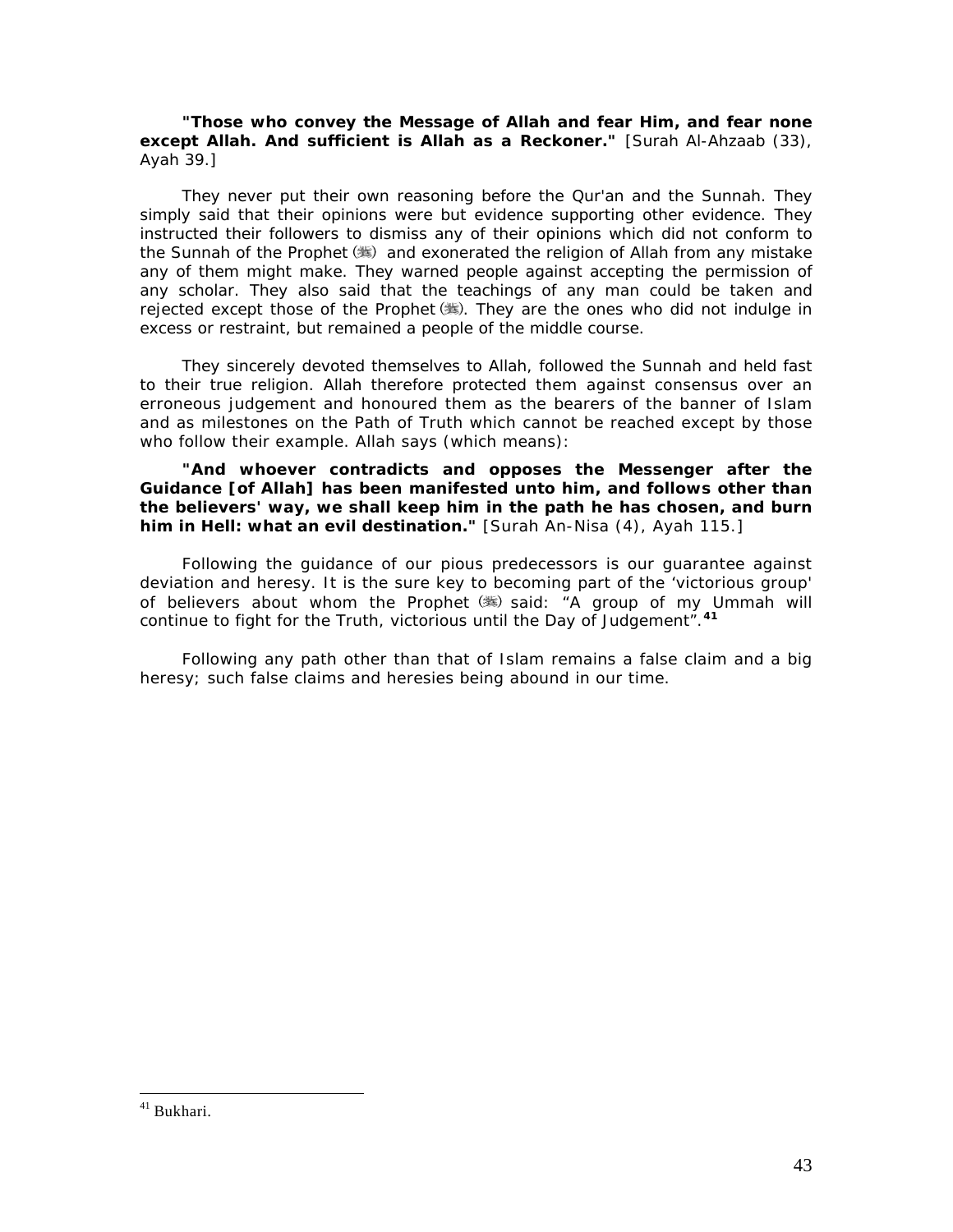**"Those who convey the Message of Allah and fear Him, and fear none except Allah. And sufficient is Allah as a Reckoner."** [Surah Al-Ahzaab (33), Ayah 39.]

They never put their own reasoning before the Qur'an and the Sunnah. They simply said that their opinions were but evidence supporting other evidence. They instructed their followers to dismiss any of their opinions which did not conform to the Sunnah of the Prophet (ﷺ) and exonerated the religion of Allah from any mistake any of them might make. They warned people against accepting the permission of any scholar. They also said that the teachings of any man could be taken and rejected except those of the Prophet (ﷺ). They are the ones who did not indulge in excess or restraint, but remained a people of the middle course.

They sincerely devoted themselves to Allah, followed the Sunnah and held fast to their true religion. Allah therefore protected them against consensus over an erroneous judgement and honoured them as the bearers of the banner of Islam and as milestones on the Path of Truth which cannot be reached except by those who follow their example. Allah says (which means):

**"And whoever contradicts and opposes the Messenger after the Guidance [of Allah] has been manifested unto him, and follows other than the believers' way, we shall keep him in the path he has chosen, and burn him in Hell: what an evil destination."** [Surah An-Nisa (4), Ayah 115.]

Following the guidance of our pious predecessors is our guarantee against deviation and heresy. It is the sure key to becoming part of the 'victorious group' of believers about whom the Prophet (ﷺ) said: "A group of my Ummah will continue to fight for the Truth, victorious until the Day of Judgement".[41]

Following any path other than that of Islam remains a false claim and a big heresy; such false claims and heresies being abound in our time.

---

[41] Bukhari.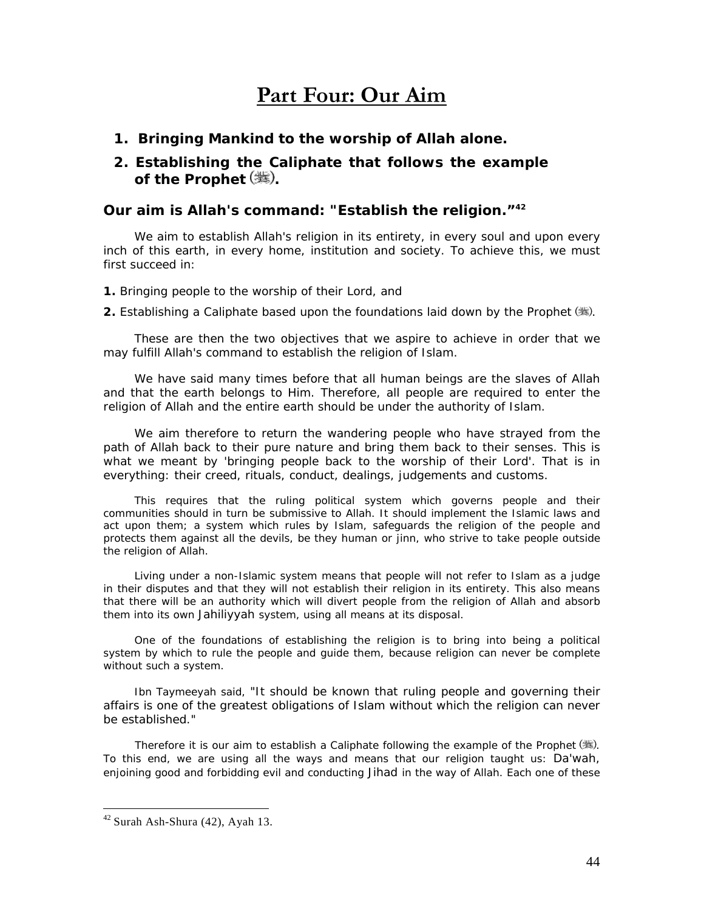# Part Four: Our Aim

1. **Bringing Mankind to the worship of Allah alone.**
2. **Establishing the Caliphate that follows the example of the Prophet (ﷺ).**

### Our aim is Allah's command: "Establish the religion."[42]

We aim to establish Allah's religion in its entirety, in every soul and upon every inch of this earth, in every home, institution and society. To achieve this, we must first succeed in:

**1.** Bringing people to the worship of their Lord, and

**2.** Establishing a Caliphate based upon the foundations laid down by the Prophet (ﷺ).

These are then the two objectives that we aspire to achieve in order that we may fulfill Allah's command to establish the religion of Islam.

We have said many times before that all human beings are the slaves of Allah and that the earth belongs to Him. Therefore, all people are required to enter the religion of Allah and the entire earth should be under the authority of Islam.

We aim therefore to return the wandering people who have strayed from the path of Allah back to their pure nature and bring them back to their senses. This is what we meant by 'bringing people back to the worship of their Lord'. That is in everything: their creed, rituals, conduct, dealings, judgements and customs.

This requires that the ruling political system which governs people and their communities should in turn be submissive to Allah. It should implement the Islamic laws and act upon them; a system which rules by Islam, safeguards the religion of the people and protects them against all the devils, be they human or jinn, who strive to take people outside the religion of Allah.

Living under a non-Islamic system means that people will not refer to Islam as a judge in their disputes and that they will not establish their religion in its entirety. This also means that there will be an authority which will divert people from the religion of Allah and absorb them into its own *Jahiliyyah* system, using all means at its disposal.

One of the foundations of establishing the religion is to bring into being a political system by which to rule the people and guide them, because religion can never be complete without such a system.

Ibn Taymeeyah said, "It should be known that ruling people and governing their affairs is one of the greatest obligations of Islam without which the religion can never be established."

Therefore it is our aim to establish a Caliphate following the example of the Prophet (ﷺ). To this end, we are using all the ways and means that our religion taught us: *Da'wah*, enjoining good and forbidding evil and conducting *Jihad* in the way of Allah. Each one of these

---

[42] Surah Ash-Shura (42), Ayah 13.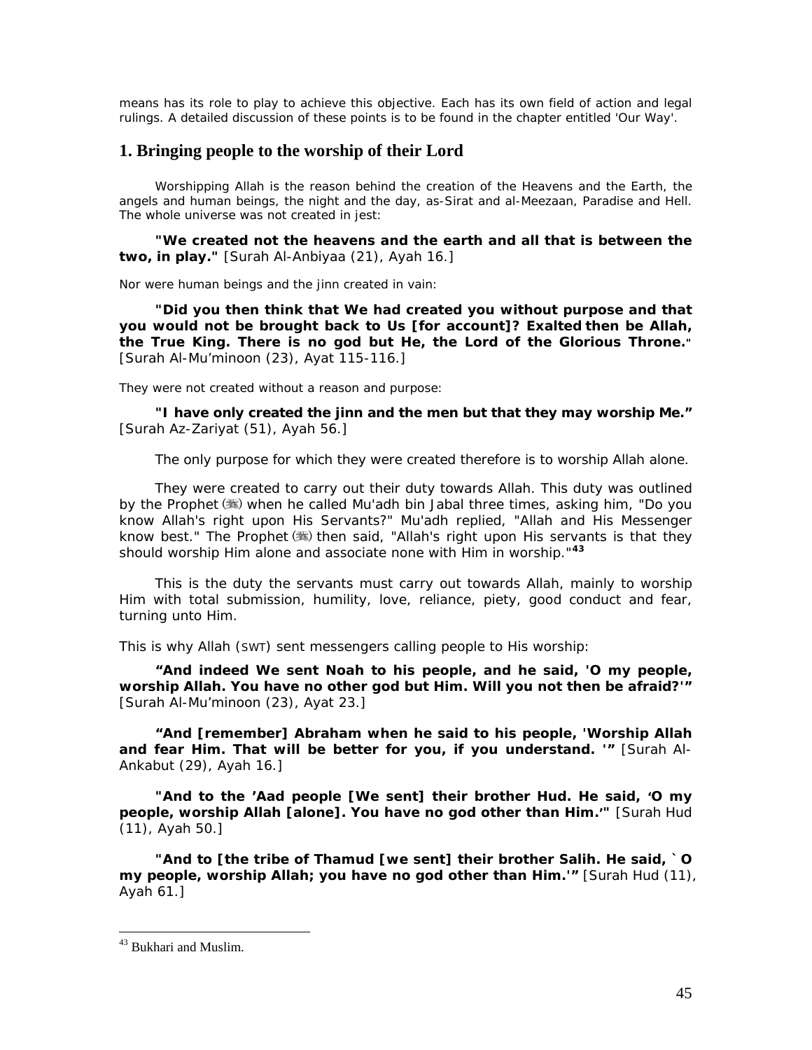means has its role to play to achieve this objective. Each has its own field of action and legal rulings. A detailed discussion of these points is to be found in the chapter entitled 'Our Way'.

## 1. Bringing people to the worship of their Lord

Worshipping Allah is the reason behind the creation of the Heavens and the Earth, the angels and human beings, the night and the day, as-Sirat and al-Meezaan, Paradise and Hell. The whole universe was not created in jest:

**"We created not the heavens and the earth and all that is between the two, in play."** [Surah Al-Anbiyaa (21), Ayah 16.]

Nor were human beings and the jinn created in vain:

**"Did you then think that We had created you without purpose and that you would not be brought back to Us [for account]? Exalted then be Allah, the True King. There is no god but He, the Lord of the Glorious Throne."** [Surah Al-Mu'minoon (23), Ayat 115-116.]

They were not created without a reason and purpose:

**"I have only created the jinn and the men but that they may worship Me."** [Surah Az-Zariyat (51), Ayah 56.]

The only purpose for which they were created therefore is to worship Allah alone.

They were created to carry out their duty towards Allah. This duty was outlined by the Prophet (ﷺ) when he called Mu'adh bin Jabal three times, asking him, "Do you know Allah's right upon His Servants?" Mu'adh replied, "Allah and His Messenger know best." The Prophet (ﷺ) then said, "Allah's right upon His servants is that they should worship Him alone and associate none with Him in worship."[43]

This is the duty the servants must carry out towards Allah, mainly to worship Him with total submission, humility, love, reliance, piety, good conduct and fear, turning unto Him.

This is why Allah (SWT) sent messengers calling people to His worship:

**"And indeed We sent Noah to his people, and he said, 'O my people, worship Allah. You have no other god but Him. Will you not then be afraid?'"** [Surah Al-Mu'minoon (23), Ayat 23.]

**"And [remember] Abraham when he said to his people, 'Worship Allah and fear Him. That will be better for you, if you understand. '"** [Surah Al-Ankabut (29), Ayah 16.]

**"And to the 'Aad people [We sent] their brother Hud. He said, 'O my people, worship Allah [alone]. You have no god other than Him.'"** [Surah Hud (11), Ayah 50.]

**"And to [the tribe of Thamud [we sent] their brother Salih. He said, `O my people, worship Allah; you have no god other than Him.'"** [Surah Hud (11), Ayah 61.]

---

[43] Bukhari and Muslim.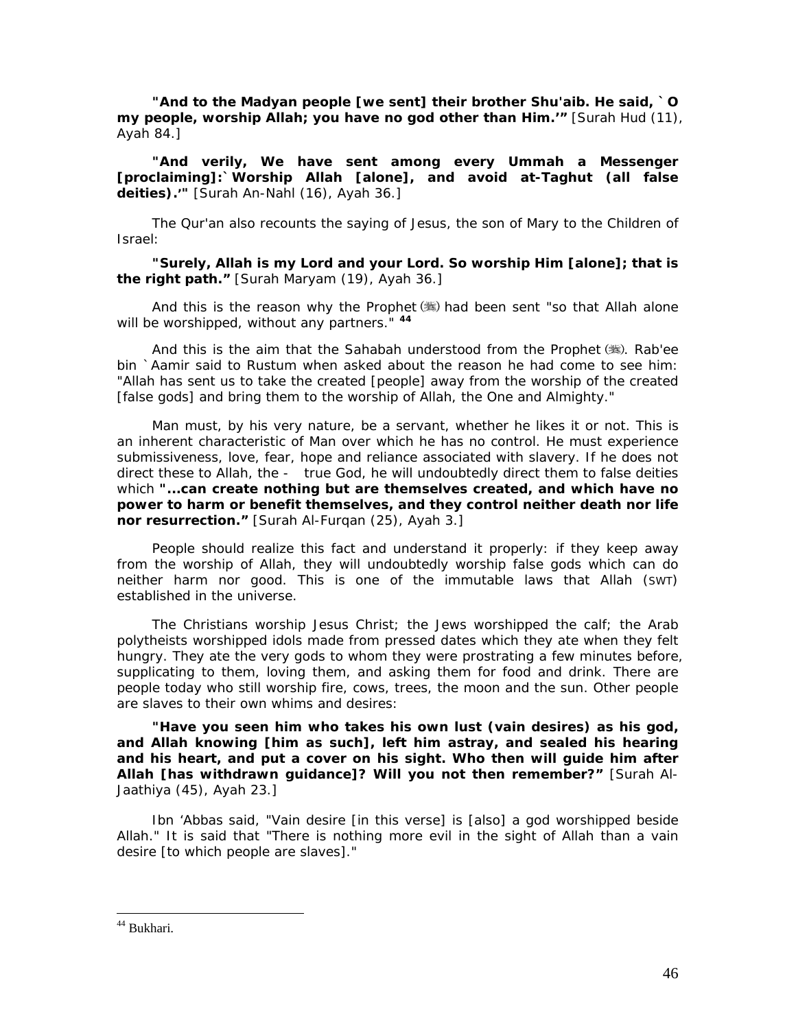**"And to the Madyan people [we sent] their brother Shu'aib. He said, `O my people, worship Allah; you have no god other than Him.'"** [Surah Hud (11), Ayah 84.]

**"And verily, We have sent among every Ummah a Messenger [proclaiming]:`Worship Allah [alone], and avoid at-Taghut (all false deities).'"** [Surah An-Nahl (16), Ayah 36.]

The Qur'an also recounts the saying of Jesus, the son of Mary to the Children of Israel:

**"Surely, Allah is my Lord and your Lord. So worship Him [alone]; that is the right path."** [Surah Maryam (19), Ayah 36.]

And this is the reason why the Prophet (ﷺ) had been sent "so that Allah alone will be worshipped, without any partners." [44]

And this is the aim that the Sahabah understood from the Prophet (ﷺ). Rab'ee bin `Aamir said to Rustum when asked about the reason he had come to see him: "Allah has sent us to take the created [people] away from the worship of the created [false gods] and bring them to the worship of Allah, the One and Almighty."

Man must, by his very nature, be a servant, whether he likes it or not. This is an inherent characteristic of Man over which he has no control. He must experience submissiveness, love, fear, hope and reliance associated with slavery. If he does not direct these to Allah, the - true God, he will undoubtedly direct them to false deities which **"...can create nothing but are themselves created, and which have no power to harm or benefit themselves, and they control neither death nor life nor resurrection."** [Surah Al-Furqan (25), Ayah 3.]

People should realize this fact and understand it properly: if they keep away from the worship of Allah, they will undoubtedly worship false gods which can do neither harm nor good. This is one of the immutable laws that Allah (SWT) established in the universe.

The Christians worship Jesus Christ; the Jews worshipped the calf; the Arab polytheists worshipped idols made from pressed dates which they ate when they felt hungry. They ate the very gods to whom they were prostrating a few minutes before, supplicating to them, loving them, and asking them for food and drink. There are people today who still worship fire, cows, trees, the moon and the sun. Other people are slaves to their own whims and desires:

**"Have you seen him who takes his own lust (vain desires) as his god, and Allah knowing [him as such], left him astray, and sealed his hearing and his heart, and put a cover on his sight. Who then will guide him after Allah [has withdrawn guidance]? Will you not then remember?"** [Surah Al-Jaathiya (45), Ayah 23.]

Ibn 'Abbas said, "Vain desire [in this verse] is [also] a god worshipped beside Allah." It is said that "There is nothing more evil in the sight of Allah than a vain desire [to which people are slaves]."

---

[44] Bukhari.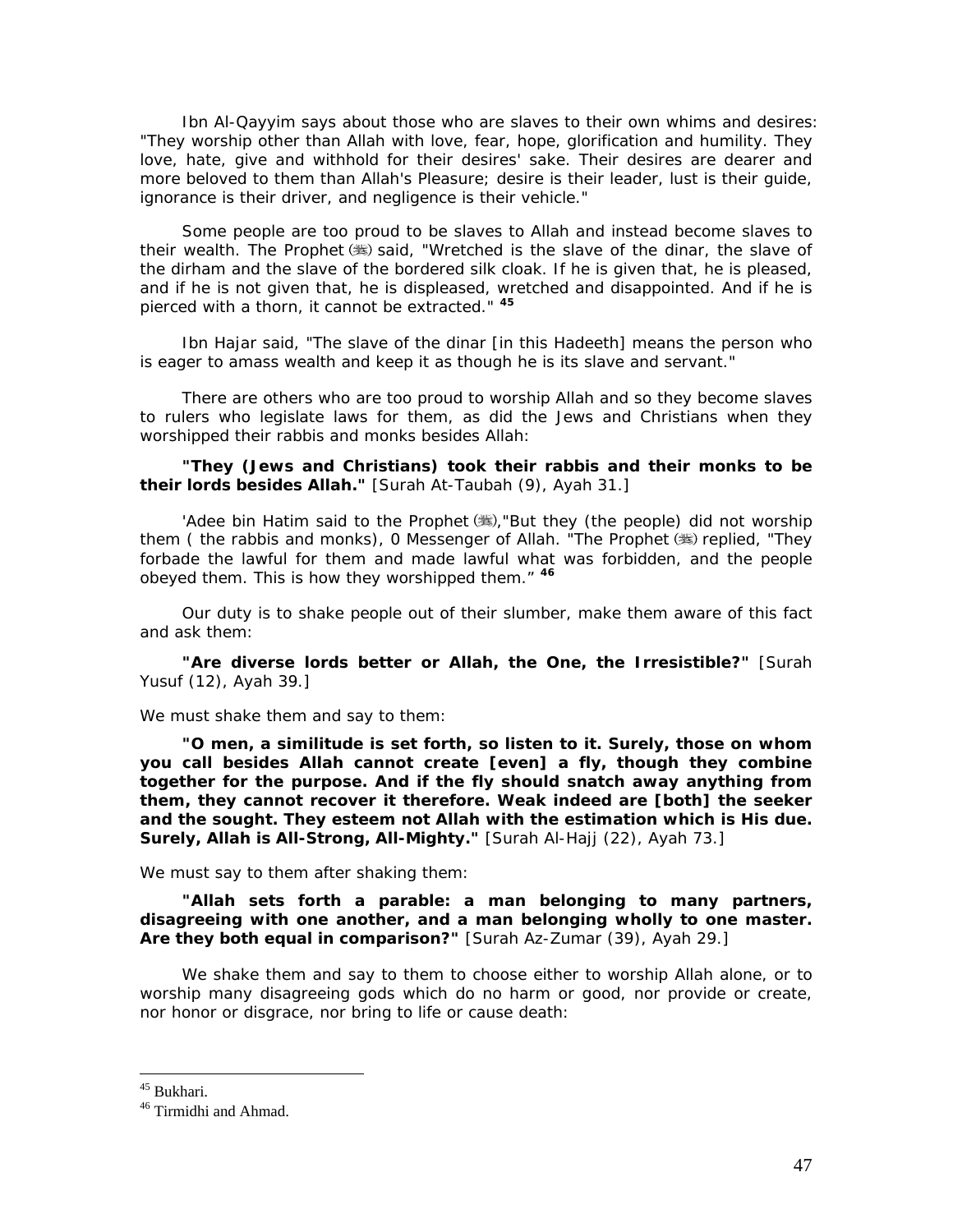Ibn Al-Qayyim says about those who are slaves to their own whims and desires: "They worship other than Allah with love, fear, hope, glorification and humility. They love, hate, give and withhold for their desires' sake. Their desires are dearer and more beloved to them than Allah's Pleasure; desire is their leader, lust is their guide, ignorance is their driver, and negligence is their vehicle."

Some people are too proud to be slaves to Allah and instead become slaves to their wealth. The Prophet (ﷺ) said, "Wretched is the slave of the dinar, the slave of the dirham and the slave of the bordered silk cloak. If he is given that, he is pleased, and if he is not given that, he is displeased, wretched and disappointed. And if he is pierced with a thorn, it cannot be extracted." [45]

Ibn Hajar said, "The slave of the dinar [in this Hadeeth] means the person who is eager to amass wealth and keep it as though he is its slave and servant."

There are others who are too proud to worship Allah and so they become slaves to rulers who legislate laws for them, as did the Jews and Christians when they worshipped their rabbis and monks besides Allah:

**"They (Jews and Christians) took their rabbis and their monks to be their lords besides Allah."** [Surah At-Taubah (9), Ayah 31.]

'Adee bin Hatim said to the Prophet (ﷺ),"But they (the people) did not worship them ( the rabbis and monks), 0 Messenger of Allah. "The Prophet (ﷺ) replied, "They forbade the lawful for them and made lawful what was forbidden, and the people obeyed them. This is how they worshipped them." [46]

Our duty is to shake people out of their slumber, make them aware of this fact and ask them:

**"Are diverse lords better or Allah, the One, the Irresistible?"** [Surah Yusuf (12), Ayah 39.]

We must shake them and say to them:

**"O men, a similitude is set forth, so listen to it. Surely, those on whom you call besides Allah cannot create [even] a fly, though they combine together for the purpose. And if the fly should snatch away anything from them, they cannot recover it therefore. Weak indeed are [both] the seeker and the sought. They esteem not Allah with the estimation which is His due. Surely, Allah is All-Strong, All-Mighty."** [Surah Al-Hajj (22), Ayah 73.]

We must say to them after shaking them:

**"Allah sets forth a parable: a man belonging to many partners, disagreeing with one another, and a man belonging wholly to one master. Are they both equal in comparison?"** [Surah Az-Zumar (39), Ayah 29.]

We shake them and say to them to choose either to worship Allah alone, or to worship many disagreeing gods which do no harm or good, nor provide or create, nor honor or disgrace, nor bring to life or cause death:

---

[45] Bukhari.

[46] Tirmidhi and Ahmad.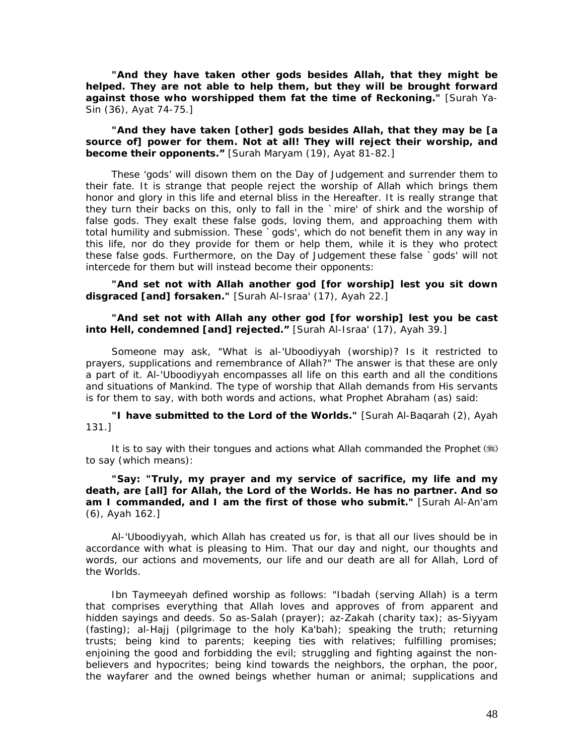**"And they have taken other gods besides Allah, that they might be helped. They are not able to help them, but they will be brought forward against those who worshipped them fat the time of Reckoning."** [Surah Ya-Sin (36), Ayat 74-75.]

**"And they have taken [other] gods besides Allah, that they may be [a source of] power for them. Not at all! They will reject their worship, and become their opponents."** [Surah Maryam (19), Ayat 81-82.]

These 'gods' will disown them on the Day of Judgement and surrender them to their fate. It is strange that people reject the worship of Allah which brings them honor and glory in this life and eternal bliss in the Hereafter. It is really strange that they turn their backs on this, only to fall in the `mire' of shirk and the worship of false gods. They exalt these false gods, loving them, and approaching them with total humility and submission. These `gods', which do not benefit them in any way in this life, nor do they provide for them or help them, while it is they who protect these false gods. Furthermore, on the Day of Judgement these false `gods' will not intercede for them but will instead become their opponents:

**"And set not with Allah another god [for worship] lest you sit down disgraced [and] forsaken."** [Surah Al-Israa' (17), Ayah 22.]

**"And set not with Allah any other god [for worship] lest you be cast into Hell, condemned [and] rejected."** [Surah Al-Israa' (17), Ayah 39.]

Someone may ask, "What is al-'Uboodiyyah (worship)? Is it restricted to prayers, supplications and remembrance of Allah?" The answer is that these are only a part of it. Al-'Uboodiyyah encompasses all life on this earth and all the conditions and situations of Mankind. The type of worship that Allah demands from His servants is for them to say, with both words and actions, what Prophet Abraham (as) said:

**"I have submitted to the Lord of the Worlds."** [Surah Al-Baqarah (2), Ayah 131.]

It is to say with their tongues and actions what Allah commanded the Prophet (ﷺ) to say (which means):

**"Say: "Truly, my prayer and my service of sacrifice, my life and my death, are [all] for Allah, the Lord of the Worlds. He has no partner. And so am I commanded, and I am the first of those who submit."** [Surah Al-An'am (6), Ayah 162.]

Al-'Uboodiyyah, which Allah has created us for, is that all our lives should be in accordance with what is pleasing to Him. That our day and night, our thoughts and words, our actions and movements, our life and our death are all for Allah, Lord of the Worlds.

Ibn Taymeeyah defined worship as follows: "Ibadah (serving Allah) is a term that comprises everything that Allah loves and approves of from apparent and hidden sayings and deeds. So as-Salah (prayer); az-Zakah (charity tax); as-Siyyam (fasting); al-Hajj (pilgrimage to the holy Ka'bah); speaking the truth; returning trusts; being kind to parents; keeping ties with relatives; fulfilling promises; enjoining the good and forbidding the evil; struggling and fighting against the non-believers and hypocrites; being kind towards the neighbors, the orphan, the poor, the wayfarer and the owned beings whether human or animal; supplications and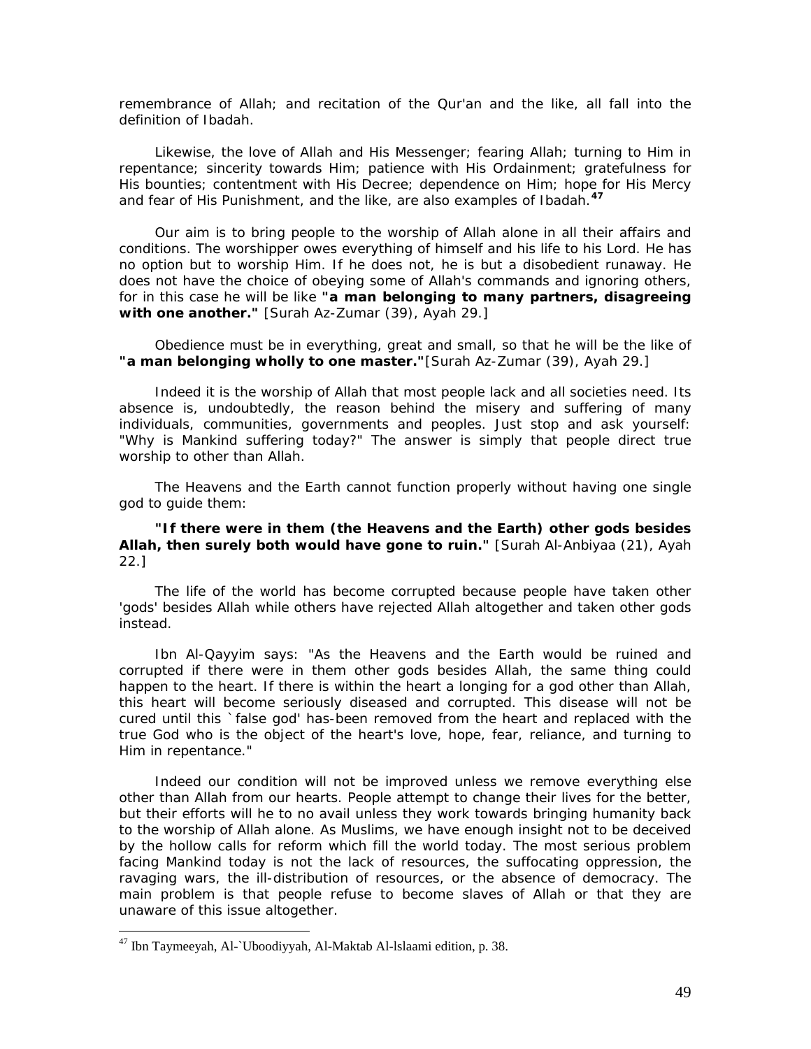remembrance of Allah; and recitation of the Qur'an and the like, all fall into the definition of Ibadah.

Likewise, the love of Allah and His Messenger; fearing Allah; turning to Him in repentance; sincerity towards Him; patience with His Ordainment; gratefulness for His bounties; contentment with His Decree; dependence on Him; hope for His Mercy and fear of His Punishment, and the like, are also examples of Ibadah.[47]

Our aim is to bring people to the worship of Allah alone in all their affairs and conditions. The worshipper owes everything of himself and his life to his Lord. He has no option but to worship Him. If he does not, he is but a disobedient runaway. He does not have the choice of obeying some of Allah's commands and ignoring others, for in this case he will be like **"a man belonging to many partners, disagreeing with one another."** [Surah Az-Zumar (39), Ayah 29.]

Obedience must be in everything, great and small, so that he will be the like of **"a man belonging wholly to one master."**[Surah Az-Zumar (39), Ayah 29.]

Indeed it is the worship of Allah that most people lack and all societies need. Its absence is, undoubtedly, the reason behind the misery and suffering of many individuals, communities, governments and peoples. Just stop and ask yourself: "Why is Mankind suffering today?" The answer is simply that people direct true worship to other than Allah.

The Heavens and the Earth cannot function properly without having one single god to guide them:

**"If there were in them (the Heavens and the Earth) other gods besides Allah, then surely both would have gone to ruin."** [Surah Al-Anbiyaa (21), Ayah 22.]

The life of the world has become corrupted because people have taken other 'gods' besides Allah while others have rejected Allah altogether and taken other gods instead.

Ibn Al-Qayyim says: "As the Heavens and the Earth would be ruined and corrupted if there were in them other gods besides Allah, the same thing could happen to the heart. If there is within the heart a longing for a god other than Allah, this heart will become seriously diseased and corrupted. This disease will not be cured until this `false god' has-been removed from the heart and replaced with the true God who is the object of the heart's love, hope, fear, reliance, and turning to Him in repentance."

Indeed our condition will not be improved unless we remove everything else other than Allah from our hearts. People attempt to change their lives for the better, but their efforts will he to no avail unless they work towards bringing humanity back to the worship of Allah alone. As Muslims, we have enough insight not to be deceived by the hollow calls for reform which fill the world today. The most serious problem facing Mankind today is not the lack of resources, the suffocating oppression, the ravaging wars, the ill-distribution of resources, or the absence of democracy. The main problem is that people refuse to become slaves of Allah or that they are unaware of this issue altogether.

---

[47] Ibn Taymeeyah, Al-`Uboodiyyah, Al-Maktab Al-lslaami edition, p. 38.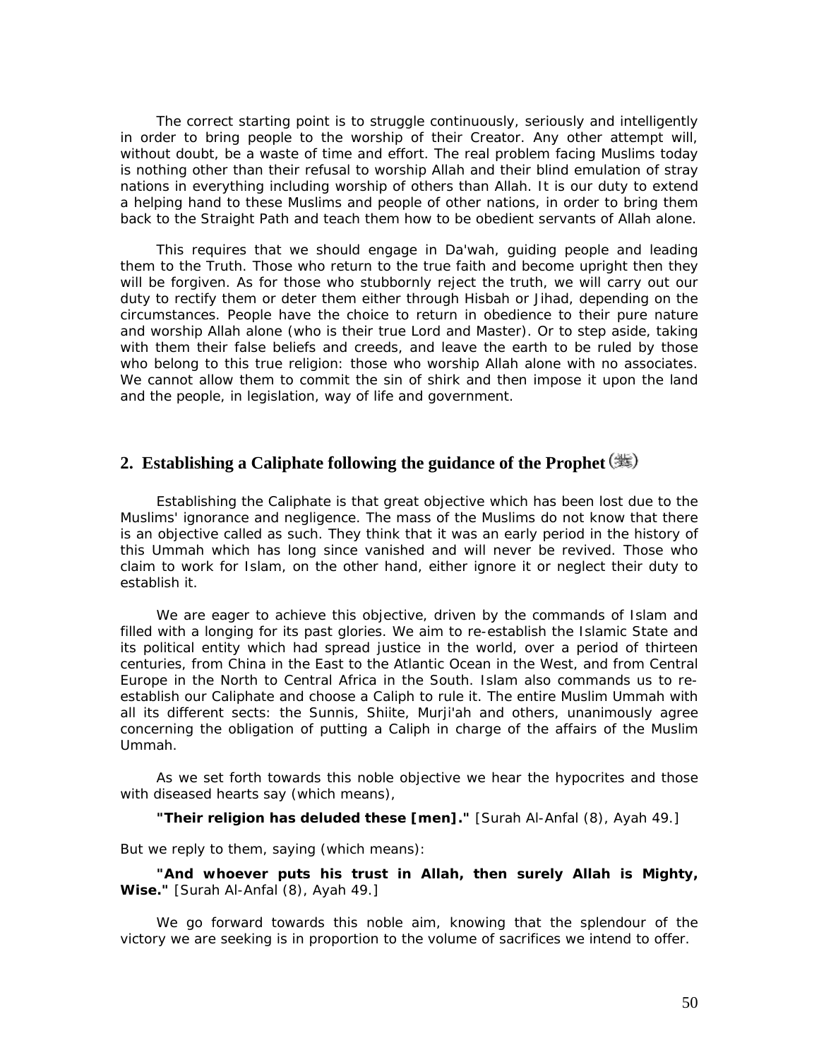The correct starting point is to struggle continuously, seriously and intelligently in order to bring people to the worship of their Creator. Any other attempt will, without doubt, be a waste of time and effort. The real problem facing Muslims today is nothing other than their refusal to worship Allah and their blind emulation of stray nations in everything including worship of others than Allah. It is our duty to extend a helping hand to these Muslims and people of other nations, in order to bring them back to the Straight Path and teach them how to be obedient servants of Allah alone.

This requires that we should engage in Da'wah, guiding people and leading them to the Truth. Those who return to the true faith and become upright then they will be forgiven. As for those who stubbornly reject the truth, we will carry out our duty to rectify them or deter them either through Hisbah or Jihad, depending on the circumstances. People have the choice to return in obedience to their pure nature and worship Allah alone (who is their true Lord and Master). Or to step aside, taking with them their false beliefs and creeds, and leave the earth to be ruled by those who belong to this true religion: those who worship Allah alone with no associates. We cannot allow them to commit the sin of shirk and then impose it upon the land and the people, in legislation, way of life and government.

## 2. Establishing a Caliphate following the guidance of the Prophet (ﷺ)

Establishing the Caliphate is that great objective which has been lost due to the Muslims' ignorance and negligence. The mass of the Muslims do not know that there is an objective called as such. They think that it was an early period in the history of this Ummah which has long since vanished and will never be revived. Those who claim to work for Islam, on the other hand, either ignore it or neglect their duty to establish it.

We are eager to achieve this objective, driven by the commands of Islam and filled with a longing for its past glories. We aim to re-establish the Islamic State and its political entity which had spread justice in the world, over a period of thirteen centuries, from China in the East to the Atlantic Ocean in the West, and from Central Europe in the North to Central Africa in the South. Islam also commands us to re-establish our Caliphate and choose a Caliph to rule it. The entire Muslim Ummah with all its different sects: the Sunnis, Shiite, Murji'ah and others, unanimously agree concerning the obligation of putting a Caliph in charge of the affairs of the Muslim Ummah.

As we set forth towards this noble objective we hear the hypocrites and those with diseased hearts say (which means),

**"Their religion has deluded these [men]."** [Surah Al-Anfal (8), Ayah 49.]

But we reply to them, saying (which means):

**"And whoever puts his trust in Allah, then surely Allah is Mighty, Wise."** [Surah Al-Anfal (8), Ayah 49.]

We go forward towards this noble aim, knowing that the splendour of the victory we are seeking is in proportion to the volume of sacrifices we intend to offer.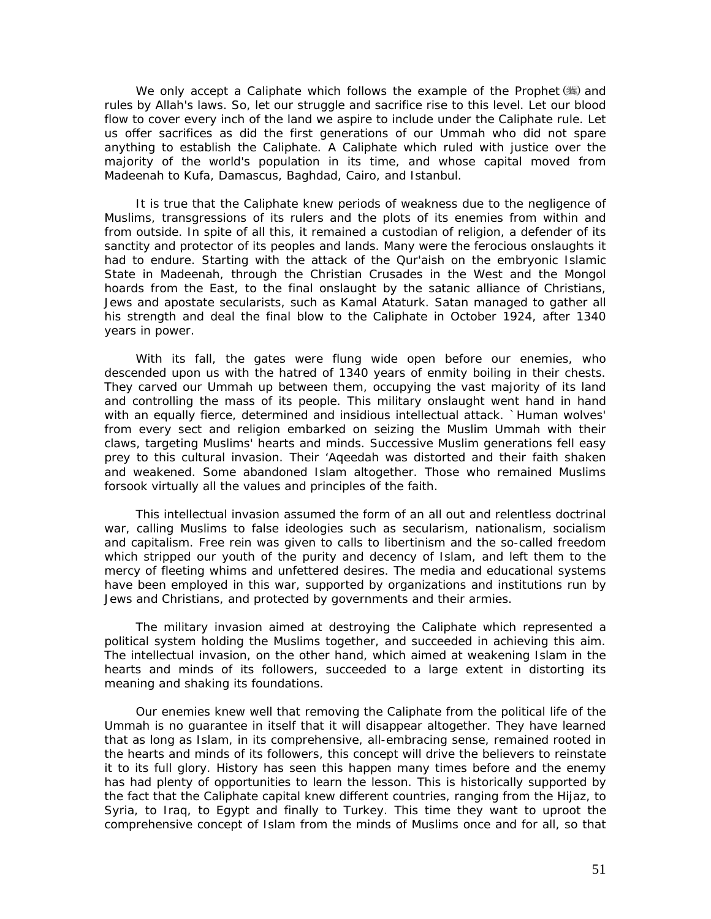We only accept a Caliphate which follows the example of the Prophet (ﷺ) and rules by Allah's laws. So, let our struggle and sacrifice rise to this level. Let our blood flow to cover every inch of the land we aspire to include under the Caliphate rule. Let us offer sacrifices as did the first generations of our Ummah who did not spare anything to establish the Caliphate. A Caliphate which ruled with justice over the majority of the world's population in its time, and whose capital moved from Madeenah to Kufa, Damascus, Baghdad, Cairo, and Istanbul.

It is true that the Caliphate knew periods of weakness due to the negligence of Muslims, transgressions of its rulers and the plots of its enemies from within and from outside. In spite of all this, it remained a custodian of religion, a defender of its sanctity and protector of its peoples and lands. Many were the ferocious onslaughts it had to endure. Starting with the attack of the Qur'aish on the embryonic Islamic State in Madeenah, through the Christian Crusades in the West and the Mongol hoards from the East, to the final onslaught by the satanic alliance of Christians, Jews and apostate secularists, such as Kamal Ataturk. Satan managed to gather all his strength and deal the final blow to the Caliphate in October 1924, after 1340 years in power.

With its fall, the gates were flung wide open before our enemies, who descended upon us with the hatred of 1340 years of enmity boiling in their chests. They carved our Ummah up between them, occupying the vast majority of its land and controlling the mass of its people. This military onslaught went hand in hand with an equally fierce, determined and insidious intellectual attack. `Human wolves' from every sect and religion embarked on seizing the Muslim Ummah with their claws, targeting Muslims' hearts and minds. Successive Muslim generations fell easy prey to this cultural invasion. Their 'Aqeedah was distorted and their faith shaken and weakened. Some abandoned Islam altogether. Those who remained Muslims forsook virtually all the values and principles of the faith.

This intellectual invasion assumed the form of an all out and relentless doctrinal war, calling Muslims to false ideologies such as secularism, nationalism, socialism and capitalism. Free rein was given to calls to libertinism and the so-called freedom which stripped our youth of the purity and decency of Islam, and left them to the mercy of fleeting whims and unfettered desires. The media and educational systems have been employed in this war, supported by organizations and institutions run by Jews and Christians, and protected by governments and their armies.

The military invasion aimed at destroying the Caliphate which represented a political system holding the Muslims together, and succeeded in achieving this aim. The intellectual invasion, on the other hand, which aimed at weakening Islam in the hearts and minds of its followers, succeeded to a large extent in distorting its meaning and shaking its foundations.

Our enemies knew well that removing the Caliphate from the political life of the Ummah is no guarantee in itself that it will disappear altogether. They have learned that as long as Islam, in its comprehensive, all-embracing sense, remained rooted in the hearts and minds of its followers, this concept will drive the believers to reinstate it to its full glory. History has seen this happen many times before and the enemy has had plenty of opportunities to learn the lesson. This is historically supported by the fact that the Caliphate capital knew different countries, ranging from the Hijaz, to Syria, to Iraq, to Egypt and finally to Turkey. This time they want to uproot the comprehensive concept of Islam from the minds of Muslims once and for all, so that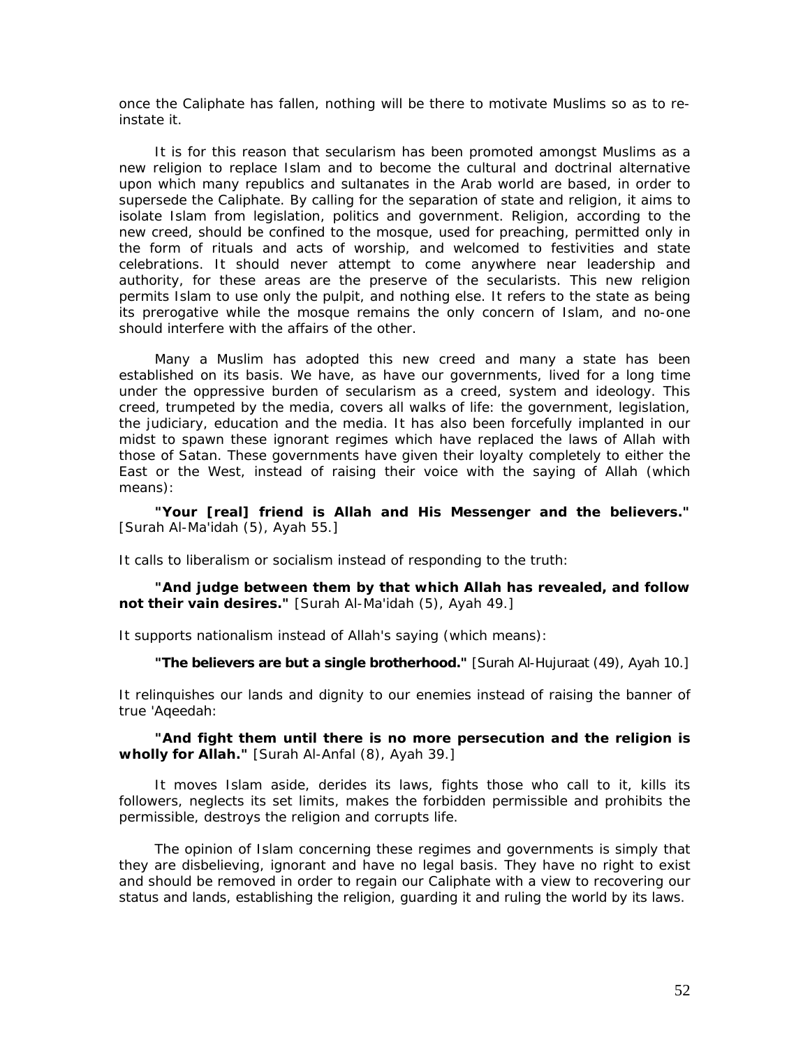once the Caliphate has fallen, nothing will be there to motivate Muslims so as to re-instate it.

It is for this reason that secularism has been promoted amongst Muslims as a new religion to replace Islam and to become the cultural and doctrinal alternative upon which many republics and sultanates in the Arab world are based, in order to supersede the Caliphate. By calling for the separation of state and religion, it aims to isolate Islam from legislation, politics and government. Religion, according to the new creed, should be confined to the mosque, used for preaching, permitted only in the form of rituals and acts of worship, and welcomed to festivities and state celebrations. It should never attempt to come anywhere near leadership and authority, for these areas are the preserve of the secularists. This new religion permits Islam to use only the pulpit, and nothing else. It refers to the state as being its prerogative while the mosque remains the only concern of Islam, and no-one should interfere with the affairs of the other.

Many a Muslim has adopted this new creed and many a state has been established on its basis. We have, as have our governments, lived for a long time under the oppressive burden of secularism as a creed, system and ideology. This creed, trumpeted by the media, covers all walks of life: the government, legislation, the judiciary, education and the media. It has also been forcefully implanted in our midst to spawn these ignorant regimes which have replaced the laws of Allah with those of Satan. These governments have given their loyalty completely to either the East or the West, instead of raising their voice with the saying of Allah (which means):

**"Your [real] friend is Allah and His Messenger and the believers."** [Surah Al-Ma'idah (5), Ayah 55.]

It calls to liberalism or socialism instead of responding to the truth:

**"And judge between them by that which Allah has revealed, and follow not their vain desires."** [Surah Al-Ma'idah (5), Ayah 49.]

It supports nationalism instead of Allah's saying (which means):

**"The believers are but a single brotherhood."** [Surah Al-Hujuraat (49), Ayah 10.]

It relinquishes our lands and dignity to our enemies instead of raising the banner of true 'Aqeedah:

**"And fight them until there is no more persecution and the religion is wholly for Allah."** [Surah Al-Anfal (8), Ayah 39.]

It moves Islam aside, derides its laws, fights those who call to it, kills its followers, neglects its set limits, makes the forbidden permissible and prohibits the permissible, destroys the religion and corrupts life.

The opinion of Islam concerning these regimes and governments is simply that they are disbelieving, ignorant and have no legal basis. They have no right to exist and should be removed in order to regain our Caliphate with a view to recovering our status and lands, establishing the religion, guarding it and ruling the world by its laws.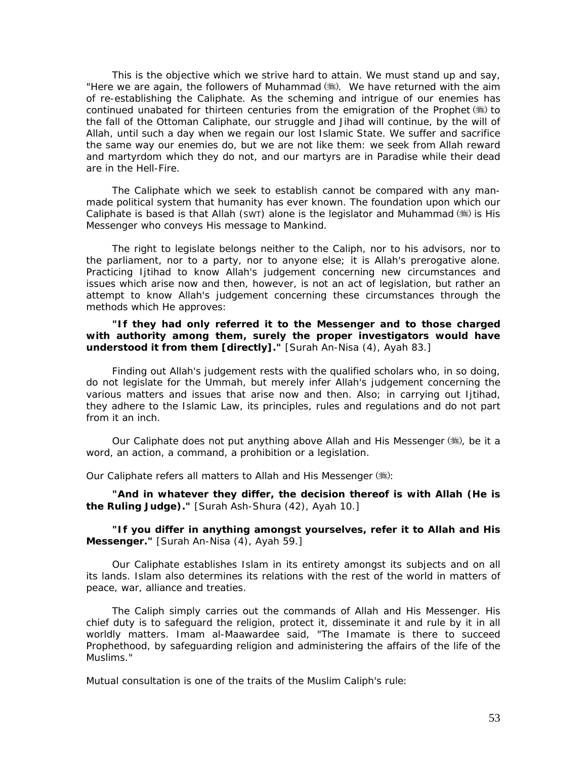This is the objective which we strive hard to attain. We must stand up and say, "Here we are again, the followers of Muhammad (ﷺ). We have returned with the aim of re-establishing the Caliphate. As the scheming and intrigue of our enemies has continued unabated for thirteen centuries from the emigration of the Prophet (ﷺ) to the fall of the Ottoman Caliphate, our struggle and Jihad will continue, by the will of Allah, until such a day when we regain our lost Islamic State. We suffer and sacrifice the same way our enemies do, but we are not like them: we seek from Allah reward and martyrdom which they do not, and our martyrs are in Paradise while their dead are in the Hell-Fire.

The Caliphate which we seek to establish cannot be compared with any man-made political system that humanity has ever known. The foundation upon which our Caliphate is based is that Allah (SWT) alone is the legislator and Muhammad (ﷺ) is His Messenger who conveys His message to Mankind.

The right to legislate belongs neither to the Caliph, nor to his advisors, nor to the parliament, nor to a party, nor to anyone else; it is Allah's prerogative alone. Practicing Ijtihad to know Allah's judgement concerning new circumstances and issues which arise now and then, however, is not an act of legislation, but rather an attempt to know Allah's judgement concerning these circumstances through the methods which He approves:

**"If they had only referred it to the Messenger and to those charged with authority among them, surely the proper investigators would have understood it from them [directly]."** [Surah An-Nisa (4), Ayah 83.]

Finding out Allah's judgement rests with the qualified scholars who, in so doing, do not legislate for the Ummah, but merely infer Allah's judgement concerning the various matters and issues that arise now and then. Also; in carrying out Ijtihad, they adhere to the Islamic Law, its principles, rules and regulations and do not part from it an inch.

Our Caliphate does not put anything above Allah and His Messenger (ﷺ), be it a word, an action, a command, a prohibition or a legislation.

Our Caliphate refers all matters to Allah and His Messenger (ﷺ):

**"And in whatever they differ, the decision thereof is with Allah (He is the Ruling Judge)."** [Surah Ash-Shura (42), Ayah 10.]

**"If you differ in anything amongst yourselves, refer it to Allah and His Messenger."** [Surah An-Nisa (4), Ayah 59.]

Our Caliphate establishes Islam in its entirety amongst its subjects and on all its lands. Islam also determines its relations with the rest of the world in matters of peace, war, alliance and treaties.

The Caliph simply carries out the commands of Allah and His Messenger. His chief duty is to safeguard the religion, protect it, disseminate it and rule by it in all worldly matters. Imam al-Maawardee said, "The Imamate is there to succeed Prophethood, by safeguarding religion and administering the affairs of the life of the Muslims."

Mutual consultation is one of the traits of the Muslim Caliph's rule: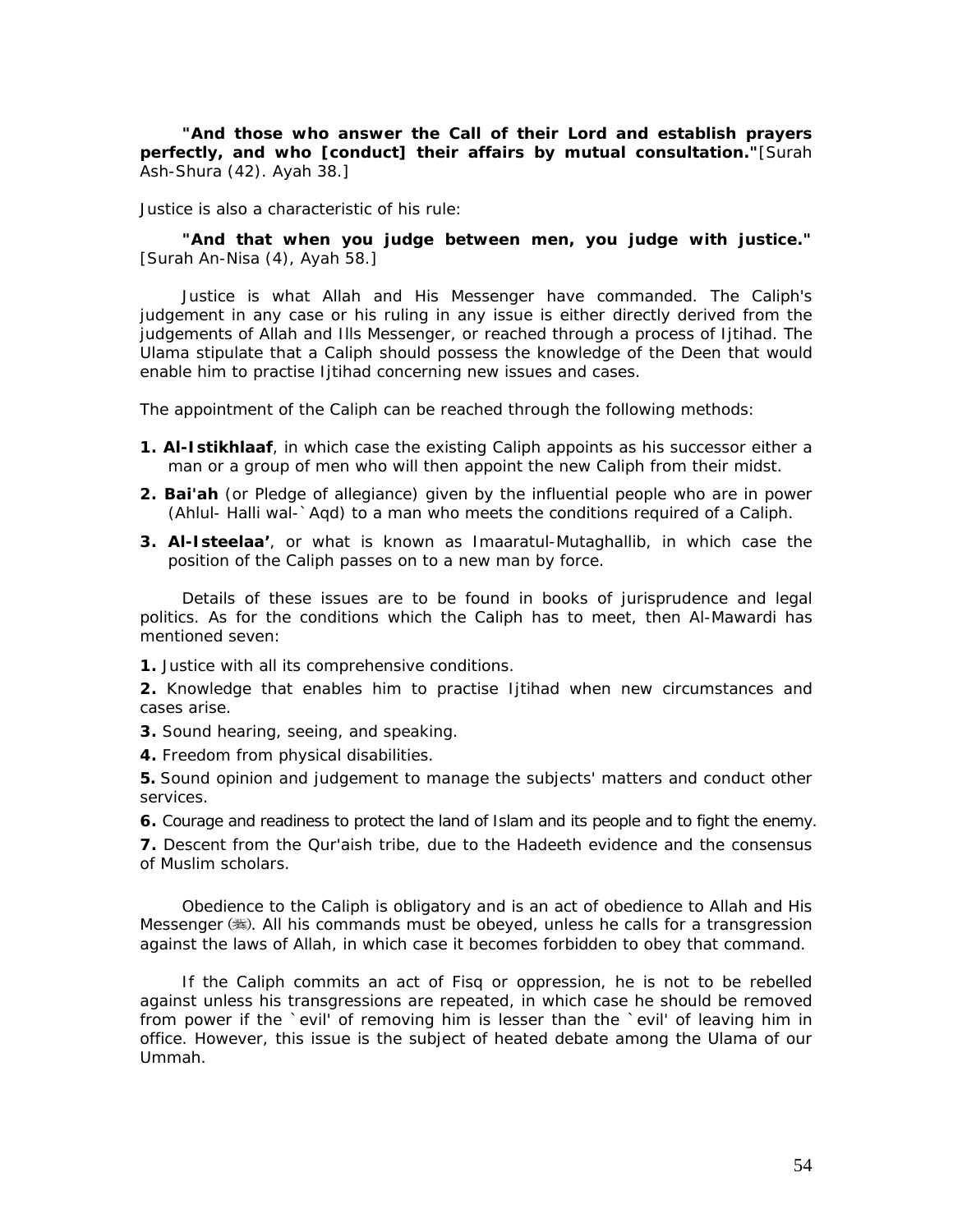**"And those who answer the Call of their Lord and establish prayers perfectly, and who [conduct] their affairs by mutual consultation."**[Surah Ash-Shura (42). Ayah 38.]

Justice is also a characteristic of his rule:

**"And that when you judge between men, you judge with justice."** [Surah An-Nisa (4), Ayah 58.]

Justice is what Allah and His Messenger have commanded. The Caliph's judgement in any case or his ruling in any issue is either directly derived from the judgements of Allah and Ills Messenger, or reached through a process of Ijtihad. The Ulama stipulate that a Caliph should possess the knowledge of the Deen that would enable him to practise Ijtihad concerning new issues and cases.

The appointment of the Caliph can be reached through the following methods:

**1. Al-Istikhlaaf**, in which case the existing Caliph appoints as his successor either a man or a group of men who will then appoint the new Caliph from their midst.

**2. Bai'ah** (or Pledge of allegiance) given by the influential people who are in power (Ahlul- Halli wal-`Aqd) to a man who meets the conditions required of a Caliph.

**3. Al-Isteelaa'**, or what is known as Imaaratul-Mutaghallib, in which case the position of the Caliph passes on to a new man by force.

Details of these issues are to be found in books of jurisprudence and legal politics. As for the conditions which the Caliph has to meet, then Al-Mawardi has mentioned seven:

**1.** Justice with all its comprehensive conditions.

**2.** Knowledge that enables him to practise Ijtihad when new circumstances and cases arise.

**3.** Sound hearing, seeing, and speaking.

**4.** Freedom from physical disabilities.

**5.** Sound opinion and judgement to manage the subjects' matters and conduct other services.

**6.** Courage and readiness to protect the land of Islam and its people and to fight the enemy.

**7.** Descent from the Qur'aish tribe, due to the Hadeeth evidence and the consensus of Muslim scholars.

Obedience to the Caliph is obligatory and is an act of obedience to Allah and His Messenger (ﷺ). All his commands must be obeyed, unless he calls for a transgression against the laws of Allah, in which case it becomes forbidden to obey that command.

If the Caliph commits an act of Fisq or oppression, he is not to be rebelled against unless his transgressions are repeated, in which case he should be removed from power if the `evil' of removing him is lesser than the `evil' of leaving him in office. However, this issue is the subject of heated debate among the Ulama of our Ummah.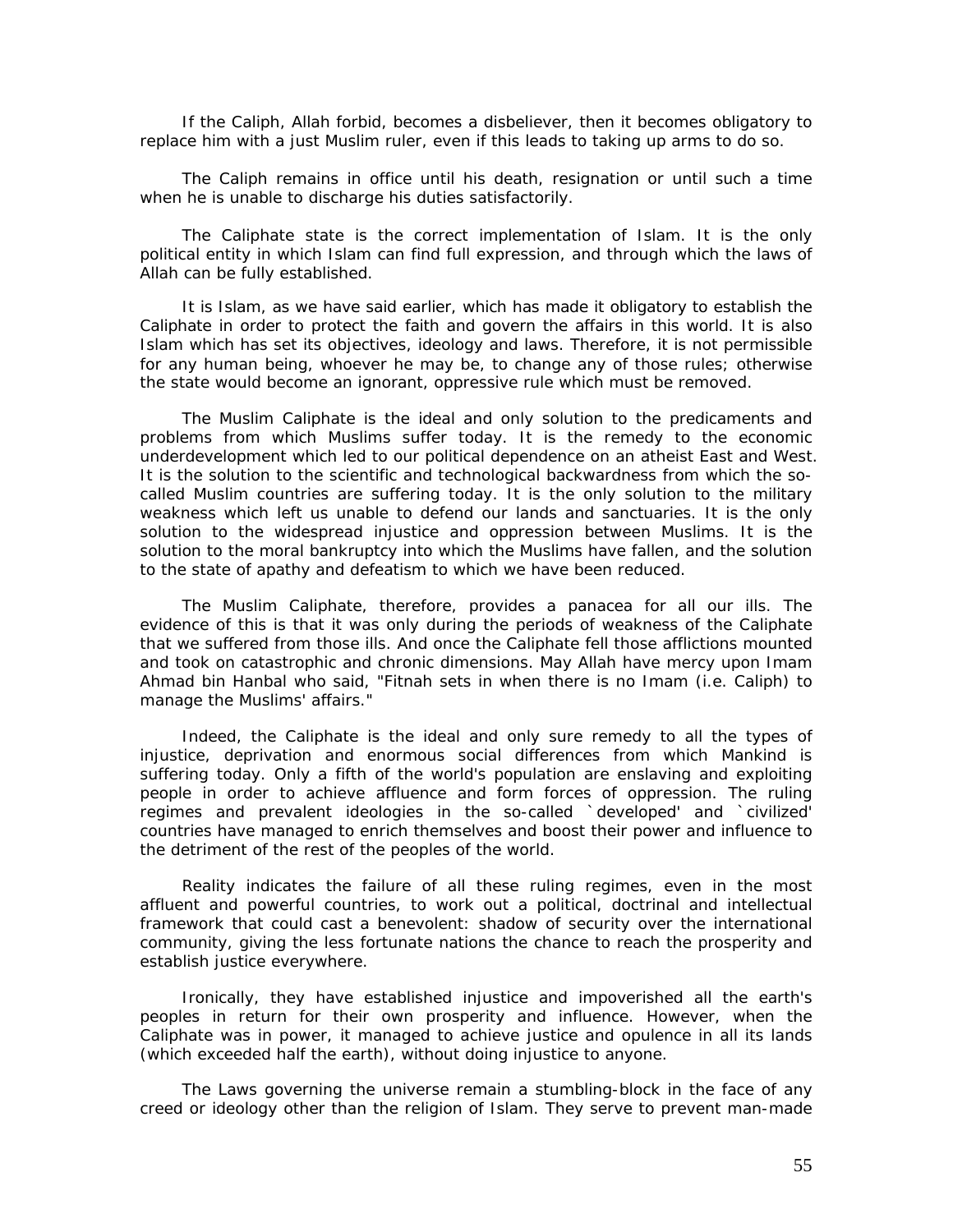If the Caliph, Allah forbid, becomes a disbeliever, then it becomes obligatory to replace him with a just Muslim ruler, even if this leads to taking up arms to do so.

The Caliph remains in office until his death, resignation or until such a time when he is unable to discharge his duties satisfactorily.

The Caliphate state is the correct implementation of Islam. It is the only political entity in which Islam can find full expression, and through which the laws of Allah can be fully established.

It is Islam, as we have said earlier, which has made it obligatory to establish the Caliphate in order to protect the faith and govern the affairs in this world. It is also Islam which has set its objectives, ideology and laws. Therefore, it is not permissible for any human being, whoever he may be, to change any of those rules; otherwise the state would become an ignorant, oppressive rule which must be removed.

The Muslim Caliphate is the ideal and only solution to the predicaments and problems from which Muslims suffer today. It is the remedy to the economic underdevelopment which led to our political dependence on an atheist East and West. It is the solution to the scientific and technological backwardness from which the so-called Muslim countries are suffering today. It is the only solution to the military weakness which left us unable to defend our lands and sanctuaries. It is the only solution to the widespread injustice and oppression between Muslims. It is the solution to the moral bankruptcy into which the Muslims have fallen, and the solution to the state of apathy and defeatism to which we have been reduced.

The Muslim Caliphate, therefore, provides a panacea for all our ills. The evidence of this is that it was only during the periods of weakness of the Caliphate that we suffered from those ills. And once the Caliphate fell those afflictions mounted and took on catastrophic and chronic dimensions. May Allah have mercy upon Imam Ahmad bin Hanbal who said, "Fitnah sets in when there is no Imam (i.e. Caliph) to manage the Muslims' affairs."

Indeed, the Caliphate is the ideal and only sure remedy to all the types of injustice, deprivation and enormous social differences from which Mankind is suffering today. Only a fifth of the world's population are enslaving and exploiting people in order to achieve affluence and form forces of oppression. The ruling regimes and prevalent ideologies in the so-called `developed' and `civilized' countries have managed to enrich themselves and boost their power and influence to the detriment of the rest of the peoples of the world.

Reality indicates the failure of all these ruling regimes, even in the most affluent and powerful countries, to work out a political, doctrinal and intellectual framework that could cast a benevolent: shadow of security over the international community, giving the less fortunate nations the chance to reach the prosperity and establish justice everywhere.

Ironically, they have established injustice and impoverished all the earth's peoples in return for their own prosperity and influence. However, when the Caliphate was in power, it managed to achieve justice and opulence in all its lands (which exceeded half the earth), without doing injustice to anyone.

The Laws governing the universe remain a stumbling-block in the face of any creed or ideology other than the religion of Islam. They serve to prevent man-made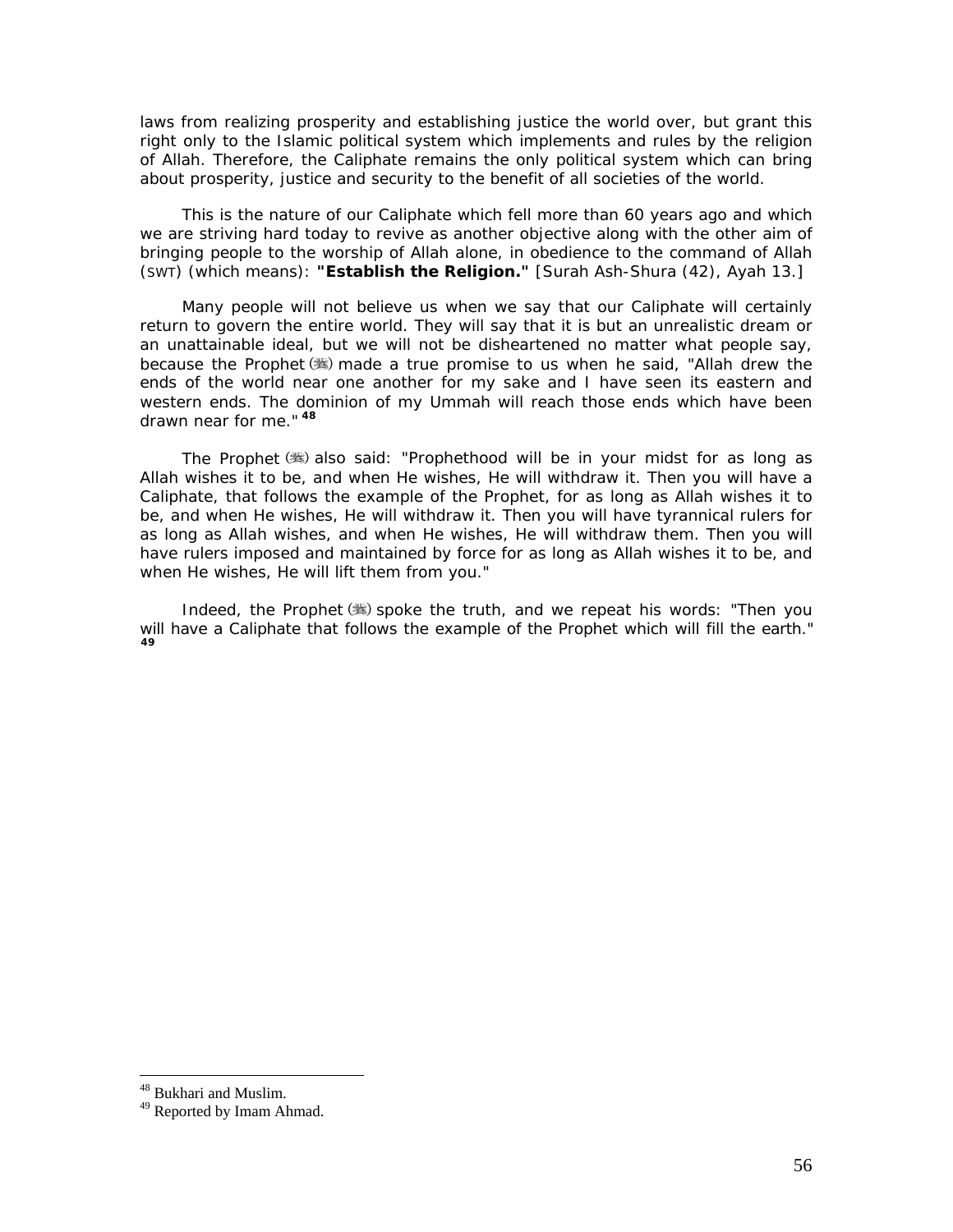laws from realizing prosperity and establishing justice the world over, but grant this right only to the Islamic political system which implements and rules by the religion of Allah. Therefore, the Caliphate remains the only political system which can bring about prosperity, justice and security to the benefit of all societies of the world.

This is the nature of our Caliphate which fell more than 60 years ago and which we are striving hard today to revive as another objective along with the other aim of bringing people to the worship of Allah alone, in obedience to the command of Allah (SWT) (which means): **"Establish the Religion."** [Surah Ash-Shura (42), Ayah 13.]

Many people will not believe us when we say that our Caliphate will certainly return to govern the entire world. They will say that it is but an unrealistic dream or an unattainable ideal, but we will not be disheartened no matter what people say, because the Prophet (ﷺ) made a true promise to us when he said, "Allah drew the ends of the world near one another for my sake and I have seen its eastern and western ends. The dominion of my Ummah will reach those ends which have been drawn near for me." [48]

The Prophet (ﷺ) also said: "Prophethood will be in your midst for as long as Allah wishes it to be, and when He wishes, He will withdraw it. Then you will have a Caliphate, that follows the example of the Prophet, for as long as Allah wishes it to be, and when He wishes, He will withdraw it. Then you will have tyrannical rulers for as long as Allah wishes, and when He wishes, He will withdraw them. Then you will have rulers imposed and maintained by force for as long as Allah wishes it to be, and when He wishes, He will lift them from you."

Indeed, the Prophet (ﷺ) spoke the truth, and we repeat his words: "Then you will have a Caliphate that follows the example of the Prophet which will fill the earth." [49]

---

[48] Bukhari and Muslim.

[49] Reported by Imam Ahmad.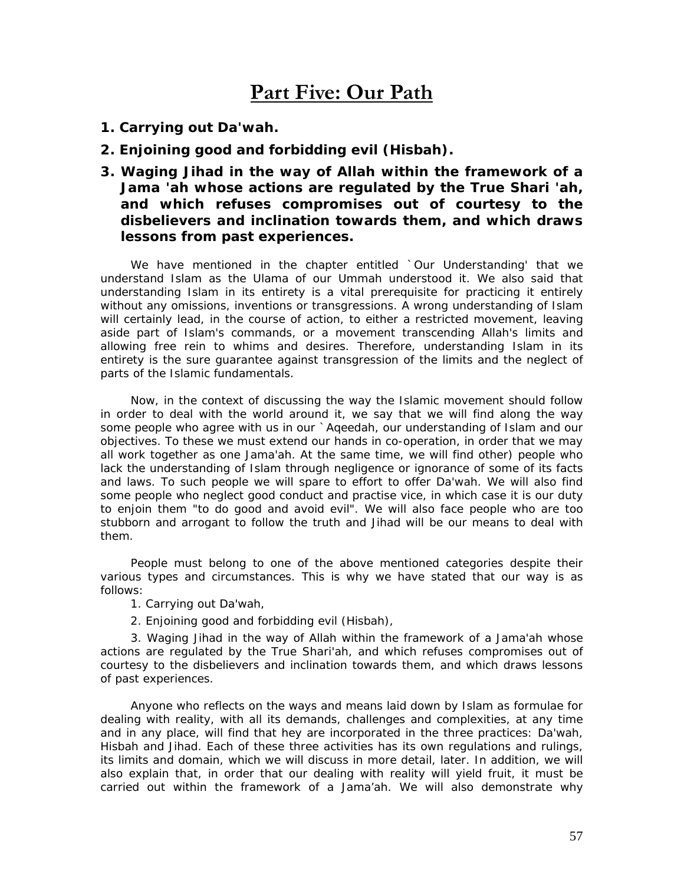# Part Five: Our Path

**1. Carrying out Da'wah.**

**2. Enjoining good and forbidding evil (Hisbah).**

**3. Waging Jihad in the way of Allah within the framework of a Jama 'ah whose actions are regulated by the True Shari 'ah, and which refuses compromises out of courtesy to the disbelievers and inclination towards them, and which draws lessons from past experiences.**

We have mentioned in the chapter entitled `Our Understanding' that we understand Islam as the Ulama of our Ummah understood it. We also said that understanding Islam in its entirety is a vital prerequisite for practicing it entirely without any omissions, inventions or transgressions. A wrong understanding of Islam will certainly lead, in the course of action, to either a restricted movement, leaving aside part of Islam's commands, or a movement transcending Allah's limits and allowing free rein to whims and desires. Therefore, understanding Islam in its entirety is the sure guarantee against transgression of the limits and the neglect of parts of the Islamic fundamentals.

Now, in the context of discussing the way the Islamic movement should follow in order to deal with the world around it, we say that we will find along the way some people who agree with us in our `Aqeedah, our understanding of Islam and our objectives. To these we must extend our hands in co-operation, in order that we may all work together as one Jama'ah. At the same time, we will find other) people who lack the understanding of Islam through negligence or ignorance of some of its facts and laws. To such people we will spare to effort to offer Da'wah. We will also find some people who neglect good conduct and practise vice, in which case it is our duty to enjoin them "to do good and avoid evil". We will also face people who are too stubborn and arrogant to follow the truth and Jihad will be our means to deal with them.

People must belong to one of the above mentioned categories despite their various types and circumstances. This is why we have stated that our way is as follows:

1. Carrying out Da'wah,

2. Enjoining good and forbidding evil (Hisbah),

3. Waging Jihad in the way of Allah within the framework of a Jama'ah whose actions are regulated by the True Shari'ah, and which refuses compromises out of courtesy to the disbelievers and inclination towards them, and which draws lessons of past experiences.

Anyone who reflects on the ways and means laid down by Islam as formulae for dealing with reality, with all its demands, challenges and complexities, at any time and in any place, will find that hey are incorporated in the three practices: Da'wah, Hisbah and Jihad. Each of these three activities has its own regulations and rulings, its limits and domain, which we will discuss in more detail, later. In addition, we will also explain that, in order that our dealing with reality will yield fruit, it must be carried out within the framework of a Jama'ah. We will also demonstrate why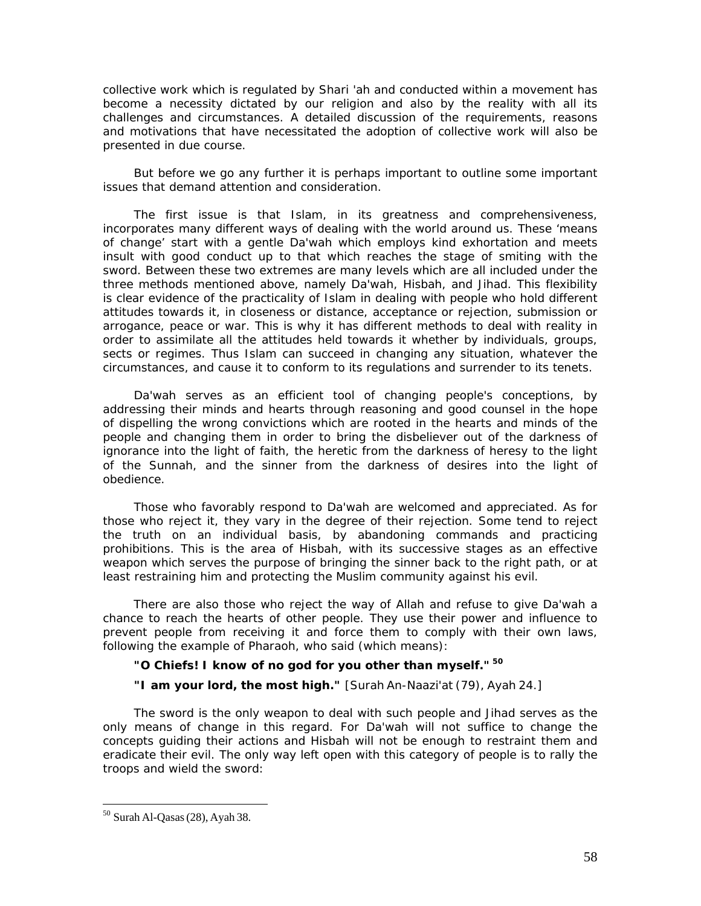collective work which is regulated by Shari 'ah and conducted within a movement has become a necessity dictated by our religion and also by the reality with all its challenges and circumstances. A detailed discussion of the requirements, reasons and motivations that have necessitated the adoption of collective work will also be presented in due course.

But before we go any further it is perhaps important to outline some important issues that demand attention and consideration.

The first issue is that Islam, in its greatness and comprehensiveness, incorporates many different ways of dealing with the world around us. These 'means of change' start with a gentle Da'wah which employs kind exhortation and meets insult with good conduct up to that which reaches the stage of smiting with the sword. Between these two extremes are many levels which are all included under the three methods mentioned above, namely Da'wah, Hisbah, and Jihad. This flexibility is clear evidence of the practicality of Islam in dealing with people who hold different attitudes towards it, in closeness or distance, acceptance or rejection, submission or arrogance, peace or war. This is why it has different methods to deal with reality in order to assimilate all the attitudes held towards it whether by individuals, groups, sects or regimes. Thus Islam can succeed in changing any situation, whatever the circumstances, and cause it to conform to its regulations and surrender to its tenets.

Da'wah serves as an efficient tool of changing people's conceptions, by addressing their minds and hearts through reasoning and good counsel in the hope of dispelling the wrong convictions which are rooted in the hearts and minds of the people and changing them in order to bring the disbeliever out of the darkness of ignorance into the light of faith, the heretic from the darkness of heresy to the light of the Sunnah, and the sinner from the darkness of desires into the light of obedience.

Those who favorably respond to Da'wah are welcomed and appreciated. As for those who reject it, they vary in the degree of their rejection. Some tend to reject the truth on an individual basis, by abandoning commands and practicing prohibitions. This is the area of Hisbah, with its successive stages as an effective weapon which serves the purpose of bringing the sinner back to the right path, or at least restraining him and protecting the Muslim community against his evil.

There are also those who reject the way of Allah and refuse to give Da'wah a chance to reach the hearts of other people. They use their power and influence to prevent people from receiving it and force them to comply with their own laws, following the example of Pharaoh, who said (which means):

**"O Chiefs! I know of no god for you other than myself."** [50]

**"I am your lord, the most high."** [Surah An-Naazi'at (79), Ayah 24.]

The sword is the only weapon to deal with such people and Jihad serves as the only means of change in this regard. For Da'wah will not suffice to change the concepts guiding their actions and Hisbah will not be enough to restraint them and eradicate their evil. The only way left open with this category of people is to rally the troops and wield the sword:

---

[50] Surah Al-Qasas (28), Ayah 38.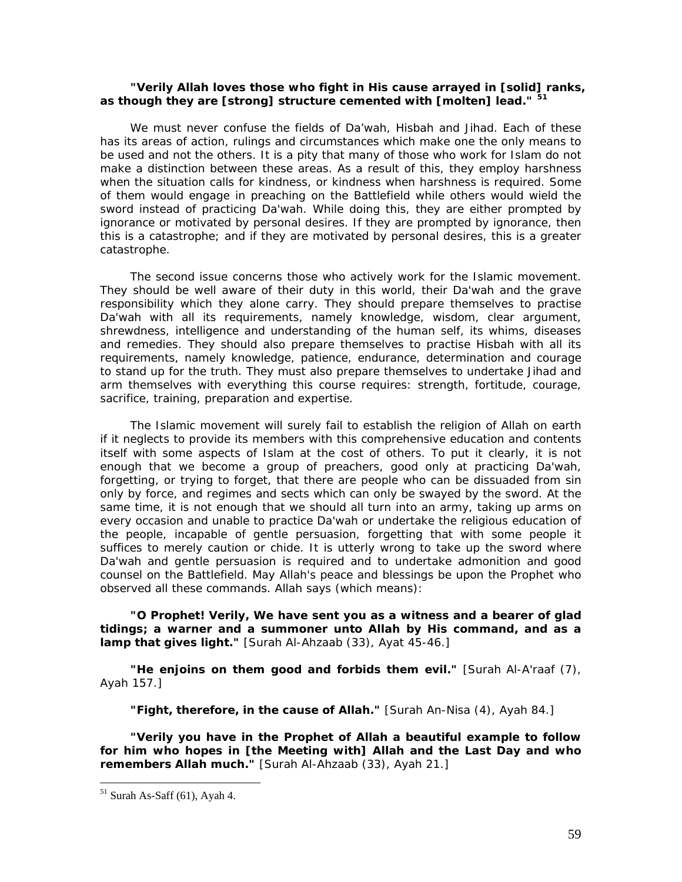**"Verily Allah loves those who fight in His cause arrayed in [solid] ranks, as though they are [strong] structure cemented with [molten] lead."** [51]

We must never confuse the fields of Da'wah, Hisbah and Jihad. Each of these has its areas of action, rulings and circumstances which make one the only means to be used and not the others. It is a pity that many of those who work for Islam do not make a distinction between these areas. As a result of this, they employ harshness when the situation calls for kindness, or kindness when harshness is required. Some of them would engage in preaching on the Battlefield while others would wield the sword instead of practicing Da'wah. While doing this, they are either prompted by ignorance or motivated by personal desires. If they are prompted by ignorance, then this is a catastrophe; and if they are motivated by personal desires, this is a greater catastrophe.

The second issue concerns those who actively work for the Islamic movement. They should be well aware of their duty in this world, their Da'wah and the grave responsibility which they alone carry. They should prepare themselves to practise Da'wah with all its requirements, namely knowledge, wisdom, clear argument, shrewdness, intelligence and understanding of the human self, its whims, diseases and remedies. They should also prepare themselves to practise Hisbah with all its requirements, namely knowledge, patience, endurance, determination and courage to stand up for the truth. They must also prepare themselves to undertake Jihad and arm themselves with everything this course requires: strength, fortitude, courage, sacrifice, training, preparation and expertise.

The Islamic movement will surely fail to establish the religion of Allah on earth if it neglects to provide its members with this comprehensive education and contents itself with some aspects of Islam at the cost of others. To put it clearly, it is not enough that we become a group of preachers, good only at practicing Da'wah, forgetting, or trying to forget, that there are people who can be dissuaded from sin only by force, and regimes and sects which can only be swayed by the sword. At the same time, it is not enough that we should all turn into an army, taking up arms on every occasion and unable to practice Da'wah or undertake the religious education of the people, incapable of gentle persuasion, forgetting that with some people it suffices to merely caution or chide. It is utterly wrong to take up the sword where Da'wah and gentle persuasion is required and to undertake admonition and good counsel on the Battlefield. May Allah's peace and blessings be upon the Prophet who observed all these commands. Allah says (which means):

**"O Prophet! Verily, We have sent you as a witness and a bearer of glad tidings; a warner and a summoner unto Allah by His command, and as a lamp that gives light."** [Surah Al-Ahzaab (33), Ayat 45-46.]

**"He enjoins on them good and forbids them evil."** [Surah Al-A'raaf (7), Ayah 157.]

**"Fight, therefore, in the cause of Allah."** [Surah An-Nisa (4), Ayah 84.]

**"Verily you have in the Prophet of Allah a beautiful example to follow for him who hopes in [the Meeting with] Allah and the Last Day and who remembers Allah much."** [Surah Al-Ahzaab (33), Ayah 21.]

---

[51] Surah As-Saff (61), Ayah 4.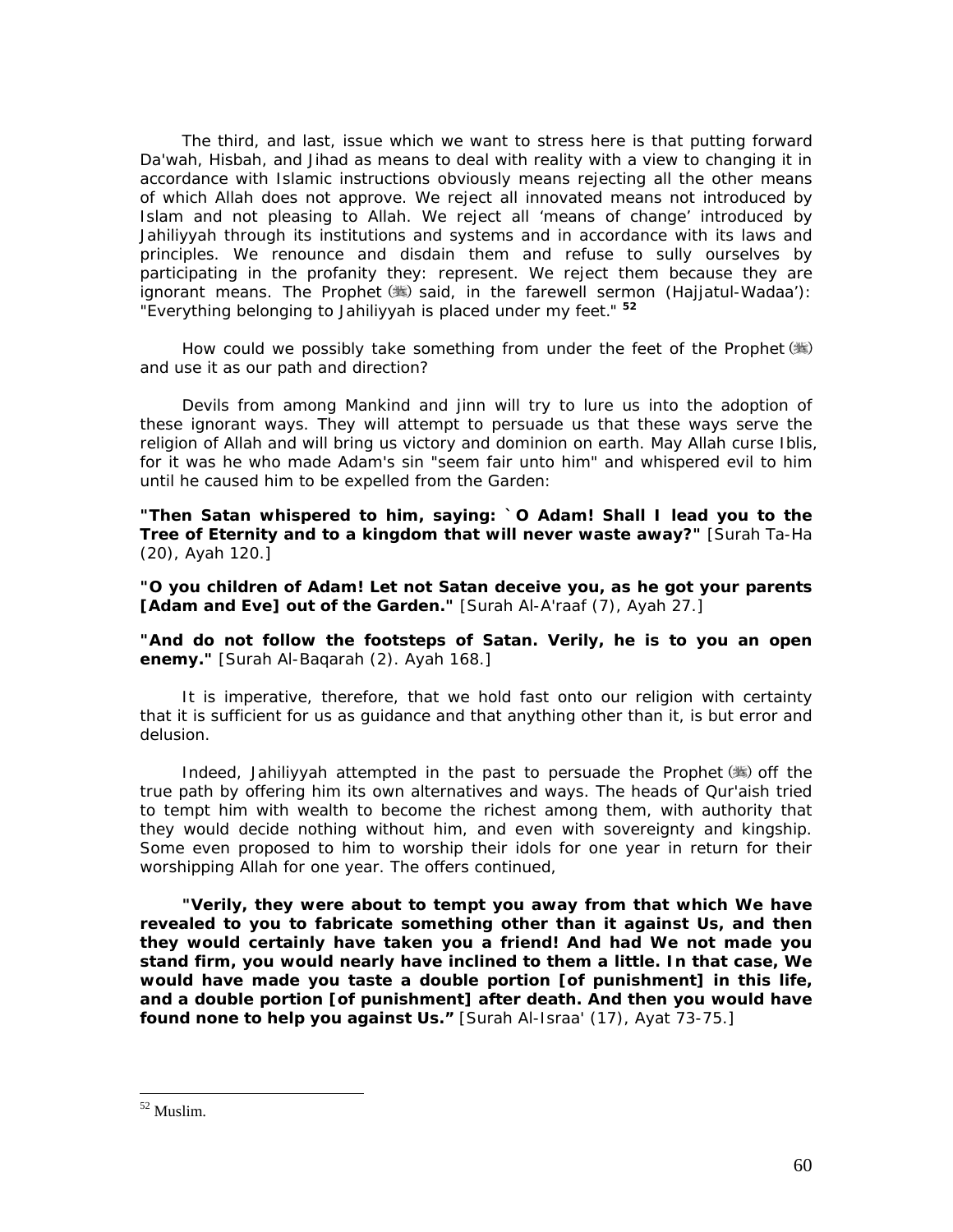The third, and last, issue which we want to stress here is that putting forward Da'wah, Hisbah, and Jihad as means to deal with reality with a view to changing it in accordance with Islamic instructions obviously means rejecting all the other means of which Allah does not approve. We reject all innovated means not introduced by Islam and not pleasing to Allah. We reject all 'means of change' introduced by Jahiliyyah through its institutions and systems and in accordance with its laws and principles. We renounce and disdain them and refuse to sully ourselves by participating in the profanity they: represent. We reject them because they are ignorant means. The Prophet (ﷺ) said, in the farewell sermon (Hajjatul-Wadaa'): "Everything belonging to Jahiliyyah is placed under my feet." [52]

How could we possibly take something from under the feet of the Prophet (ﷺ) and use it as our path and direction?

Devils from among Mankind and jinn will try to lure us into the adoption of these ignorant ways. They will attempt to persuade us that these ways serve the religion of Allah and will bring us victory and dominion on earth. May Allah curse Iblis, for it was he who made Adam's sin "seem fair unto him" and whispered evil to him until he caused him to be expelled from the Garden:

**"Then Satan whispered to him, saying: `O Adam! Shall I lead you to the Tree of Eternity and to a kingdom that will never waste away?"** [Surah Ta-Ha (20), Ayah 120.]

**"O you children of Adam! Let not Satan deceive you, as he got your parents [Adam and Eve] out of the Garden."** [Surah Al-A'raaf (7), Ayah 27.]

**"And do not follow the footsteps of Satan. Verily, he is to you an open enemy."** [Surah Al-Baqarah (2). Ayah 168.]

It is imperative, therefore, that we hold fast onto our religion with certainty that it is sufficient for us as guidance and that anything other than it, is but error and delusion.

Indeed, Jahiliyyah attempted in the past to persuade the Prophet (ﷺ) off the true path by offering him its own alternatives and ways. The heads of Qur'aish tried to tempt him with wealth to become the richest among them, with authority that they would decide nothing without him, and even with sovereignty and kingship. Some even proposed to him to worship their idols for one year in return for their worshipping Allah for one year. The offers continued,

**"Verily, they were about to tempt you away from that which We have revealed to you to fabricate something other than it against Us, and then they would certainly have taken you a friend! And had We not made you stand firm, you would nearly have inclined to them a little. In that case, We would have made you taste a double portion [of punishment] in this life, and a double portion [of punishment] after death. And then you would have found none to help you against Us."** [Surah Al-Israa' (17), Ayat 73-75.]

---

[52] Muslim.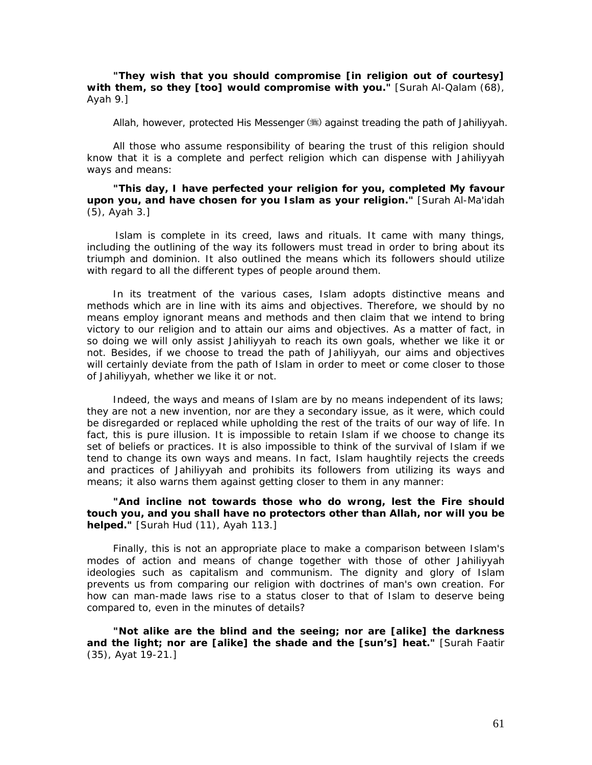**"They wish that you should compromise [in religion out of courtesy] with them, so they [too] would compromise with you."** [Surah Al-Qalam (68), Ayah 9.]

Allah, however, protected His Messenger (ﷺ) against treading the path of Jahiliyyah.

All those who assume responsibility of bearing the trust of this religion should know that it is a complete and perfect religion which can dispense with Jahiliyyah ways and means:

**"This day, I have perfected your religion for you, completed My favour upon you, and have chosen for you Islam as your religion."** [Surah Al-Ma'idah (5), Ayah 3.]

Islam is complete in its creed, laws and rituals. It came with many things, including the outlining of the way its followers must tread in order to bring about its triumph and dominion. It also outlined the means which its followers should utilize with regard to all the different types of people around them.

In its treatment of the various cases, Islam adopts distinctive means and methods which are in line with its aims and objectives. Therefore, we should by no means employ ignorant means and methods and then claim that we intend to bring victory to our religion and to attain our aims and objectives. As a matter of fact, in so doing we will only assist Jahiliyyah to reach its own goals, whether we like it or not. Besides, if we choose to tread the path of Jahiliyyah, our aims and objectives will certainly deviate from the path of Islam in order to meet or come closer to those of Jahiliyyah, whether we like it or not.

Indeed, the ways and means of Islam are by no means independent of its laws; they are not a new invention, nor are they a secondary issue, as it were, which could be disregarded or replaced while upholding the rest of the traits of our way of life. In fact, this is pure illusion. It is impossible to retain Islam if we choose to change its set of beliefs or practices. It is also impossible to think of the survival of Islam if we tend to change its own ways and means. In fact, Islam haughtily rejects the creeds and practices of Jahiliyyah and prohibits its followers from utilizing its ways and means; it also warns them against getting closer to them in any manner:

**"And incline not towards those who do wrong, lest the Fire should touch you, and you shall have no protectors other than Allah, nor will you be helped."** [Surah Hud (11), Ayah 113.]

Finally, this is not an appropriate place to make a comparison between Islam's modes of action and means of change together with those of other Jahiliyyah ideologies such as capitalism and communism. The dignity and glory of Islam prevents us from comparing our religion with doctrines of man's own creation. For how can man-made laws rise to a status closer to that of Islam to deserve being compared to, even in the minutes of details?

**"Not alike are the blind and the seeing; nor are [alike] the darkness and the light; nor are [alike] the shade and the [sun's] heat."** [Surah Faatir (35), Ayat 19-21.]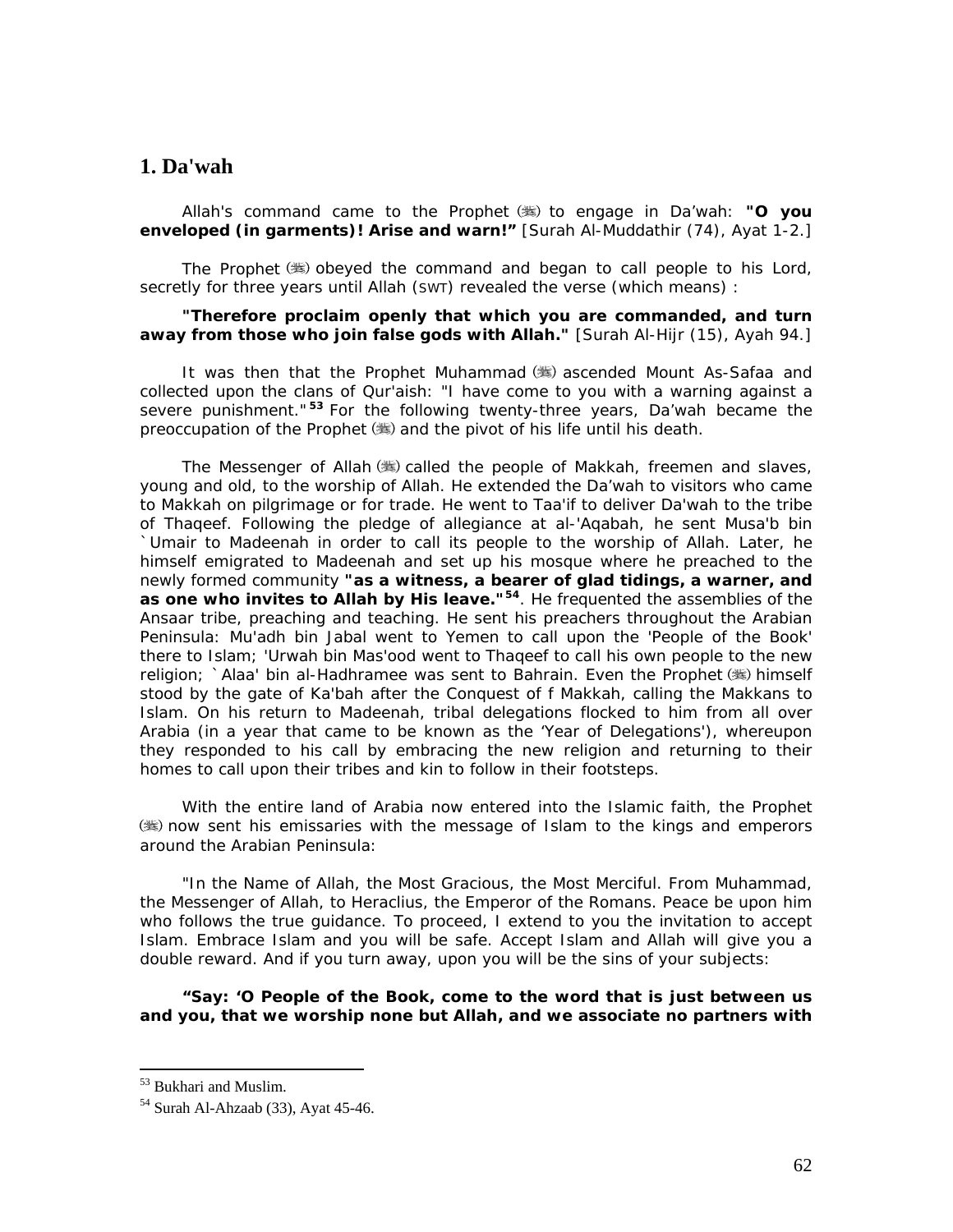## 1. Da'wah

Allah's command came to the Prophet (ﷺ) to engage in Da'wah: **"O you enveloped (in garments)! Arise and warn!"** [Surah Al-Muddathir (74), Ayat 1-2.]

The Prophet (ﷺ) obeyed the command and began to call people to his Lord, secretly for three years until Allah (SWT) revealed the verse (which means) :

**"Therefore proclaim openly that which you are commanded, and turn away from those who join false gods with Allah."** [Surah Al-Hijr (15), Ayah 94.]

It was then that the Prophet Muhammad (ﷺ) ascended Mount As-Safaa and collected upon the clans of Qur'aish: "I have come to you with a warning against a severe punishment."[53] For the following twenty-three years, Da'wah became the preoccupation of the Prophet (ﷺ) and the pivot of his life until his death.

The Messenger of Allah (ﷺ) called the people of Makkah, freemen and slaves, young and old, to the worship of Allah. He extended the Da'wah to visitors who came to Makkah on pilgrimage or for trade. He went to Taa'if to deliver Da'wah to the tribe of Thaqeef. Following the pledge of allegiance at al-'Aqabah, he sent Musa'b bin `Umair to Madeenah in order to call its people to the worship of Allah. Later, he himself emigrated to Madeenah and set up his mosque where he preached to the newly formed community **"as a witness, a bearer of glad tidings, a warner, and as one who invites to Allah by His leave."**[54]. He frequented the assemblies of the Ansaar tribe, preaching and teaching. He sent his preachers throughout the Arabian Peninsula: Mu'adh bin Jabal went to Yemen to call upon the 'People of the Book' there to Islam; 'Urwah bin Mas'ood went to Thaqeef to call his own people to the new religion; `Alaa' bin al-Hadhramee was sent to Bahrain. Even the Prophet (ﷺ) himself stood by the gate of Ka'bah after the Conquest of f Makkah, calling the Makkans to Islam. On his return to Madeenah, tribal delegations flocked to him from all over Arabia (in a year that came to be known as the 'Year of Delegations'), whereupon they responded to his call by embracing the new religion and returning to their homes to call upon their tribes and kin to follow in their footsteps.

With the entire land of Arabia now entered into the Islamic faith, the Prophet (ﷺ) now sent his emissaries with the message of Islam to the kings and emperors around the Arabian Peninsula:

"In the Name of Allah, the Most Gracious, the Most Merciful. From Muhammad, the Messenger of Allah, to Heraclius, the Emperor of the Romans. Peace be upon him who follows the true guidance. To proceed, I extend to you the invitation to accept Islam. Embrace Islam and you will be safe. Accept Islam and Allah will give you a double reward. And if you turn away, upon you will be the sins of your subjects:

**"Say: 'O People of the Book, come to the word that is just between us and you, that we worship none but Allah, and we associate no partners with**

---

[53] Bukhari and Muslim.

[54] Surah Al-Ahzaab (33), Ayat 45-46.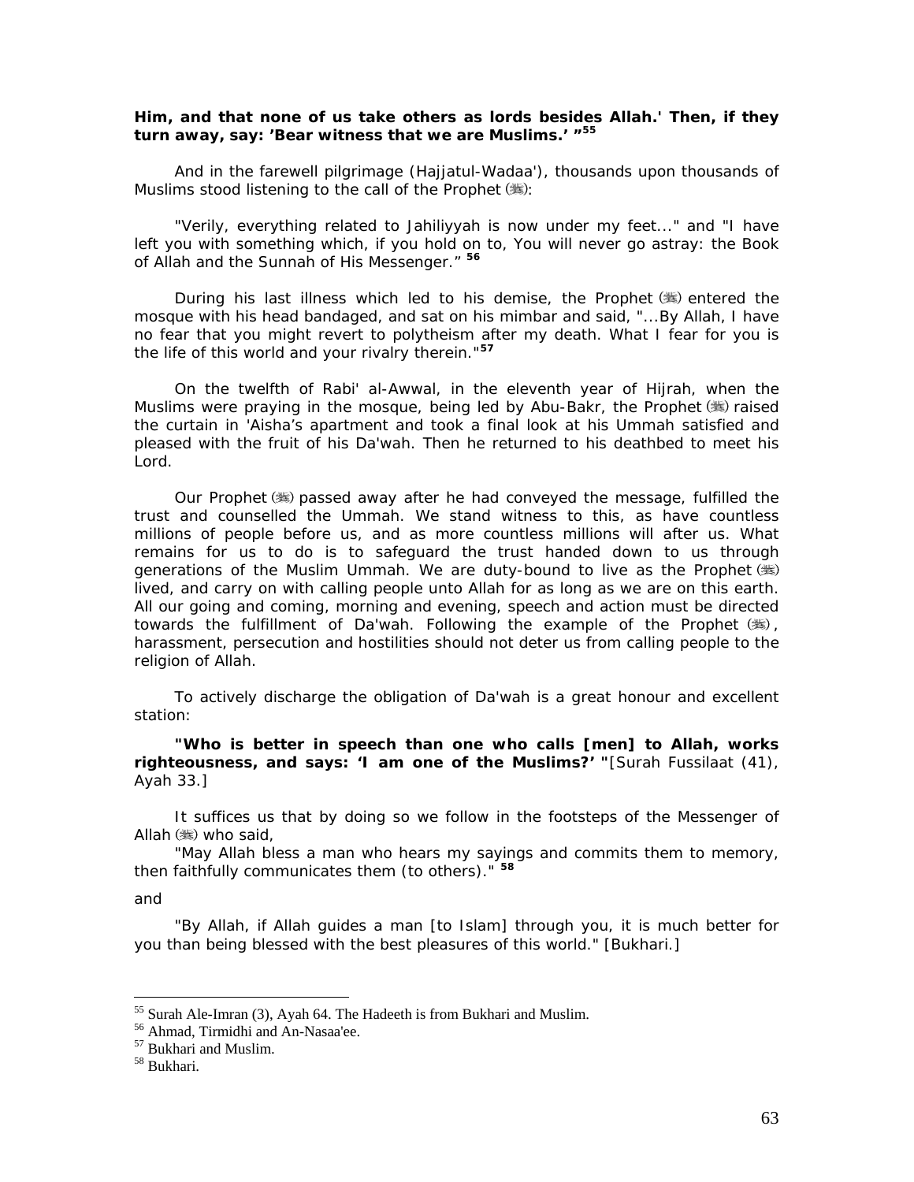**Him, and that none of us take others as lords besides Allah.' Then, if they turn away, say: 'Bear witness that we are Muslims.' "**[55]

And in the farewell pilgrimage (Hajjatul-Wadaa'), thousands upon thousands of Muslims stood listening to the call of the Prophet (ﷺ):

"Verily, everything related to Jahiliyyah is now under my feet..." and "I have left you with something which, if you hold on to, You will never go astray: the Book of Allah and the Sunnah of His Messenger." [56]

During his last illness which led to his demise, the Prophet (ﷺ) entered the mosque with his head bandaged, and sat on his mimbar and said, "...By Allah, I have no fear that you might revert to polytheism after my death. What I fear for you is the life of this world and your rivalry therein."[57]

On the twelfth of Rabi' al-Awwal, in the eleventh year of Hijrah, when the Muslims were praying in the mosque, being led by Abu-Bakr, the Prophet (ﷺ) raised the curtain in 'Aisha's apartment and took a final look at his Ummah satisfied and pleased with the fruit of his Da'wah. Then he returned to his deathbed to meet his Lord.

Our Prophet (ﷺ) passed away after he had conveyed the message, fulfilled the trust and counselled the Ummah. We stand witness to this, as have countless millions of people before us, and as more countless millions will after us. What remains for us to do is to safeguard the trust handed down to us through generations of the Muslim Ummah. We are duty-bound to live as the Prophet (ﷺ) lived, and carry on with calling people unto Allah for as long as we are on this earth. All our going and coming, morning and evening, speech and action must be directed towards the fulfillment of Da'wah. Following the example of the Prophet (ﷺ), harassment, persecution and hostilities should not deter us from calling people to the religion of Allah.

To actively discharge the obligation of Da'wah is a great honour and excellent station:

**"Who is better in speech than one who calls [men] to Allah, works righteousness, and says: 'I am one of the Muslims?' "**[Surah Fussilaat (41), Ayah 33.]

It suffices us that by doing so we follow in the footsteps of the Messenger of Allah (ﷺ) who said,

"May Allah bless a man who hears my sayings and commits them to memory, then faithfully communicates them (to others)." [58]

and

"By Allah, if Allah guides a man [to Islam] through you, it is much better for you than being blessed with the best pleasures of this world." [Bukhari.]

---

[55] Surah Ale-Imran (3), Ayah 64. The Hadeeth is from Bukhari and Muslim.
[56] Ahmad, Tirmidhi and An-Nasaa'ee.
[57] Bukhari and Muslim.
[58] Bukhari.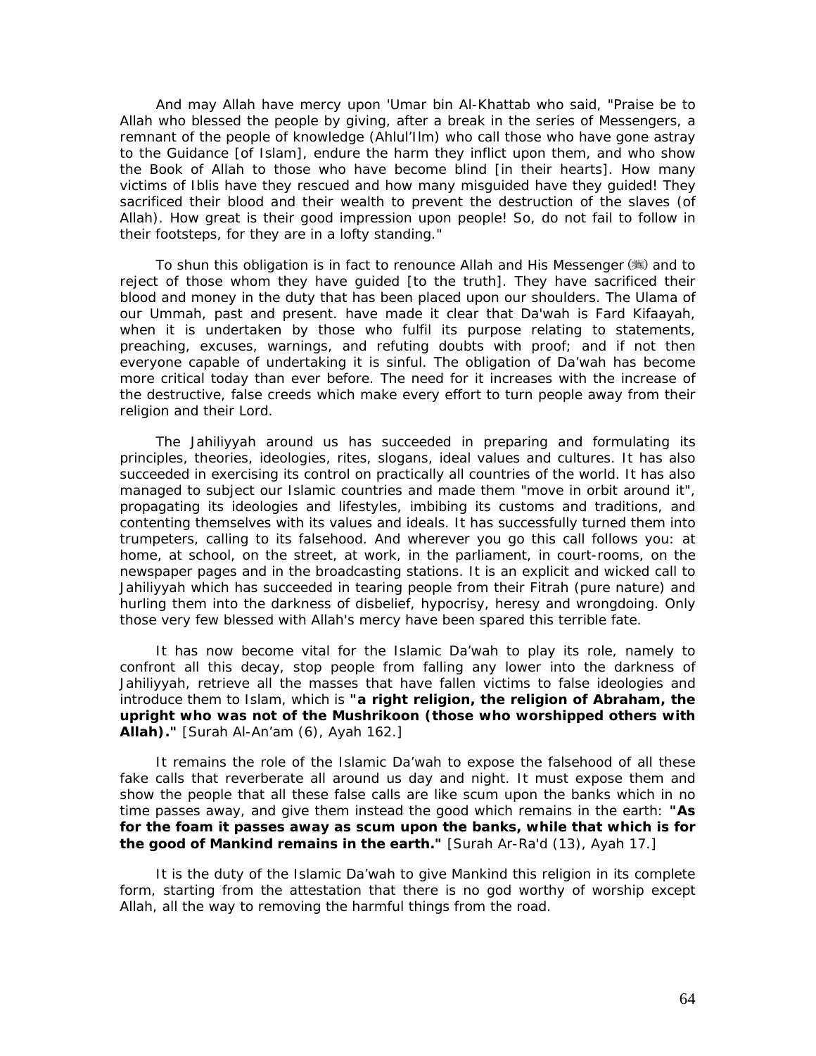And may Allah have mercy upon 'Umar bin Al-Khattab who said, "Praise be to Allah who blessed the people by giving, after a break in the series of Messengers, a remnant of the people of knowledge (Ahlul'Ilm) who call those who have gone astray to the Guidance [of Islam], endure the harm they inflict upon them, and who show the Book of Allah to those who have become blind [in their hearts]. How many victims of Iblis have they rescued and how many misguided have they guided! They sacrificed their blood and their wealth to prevent the destruction of the slaves (of Allah). How great is their good impression upon people! So, do not fail to follow in their footsteps, for they are in a lofty standing."

To shun this obligation is in fact to renounce Allah and His Messenger (ﷺ) and to reject of those whom they have guided [to the truth]. They have sacrificed their blood and money in the duty that has been placed upon our shoulders. The Ulama of our Ummah, past and present. have made it clear that Da'wah is Fard Kifaayah, when it is undertaken by those who fulfil its purpose relating to statements, preaching, excuses, warnings, and refuting doubts with proof; and if not then everyone capable of undertaking it is sinful. The obligation of Da'wah has become more critical today than ever before. The need for it increases with the increase of the destructive, false creeds which make every effort to turn people away from their religion and their Lord.

The Jahiliyyah around us has succeeded in preparing and formulating its principles, theories, ideologies, rites, slogans, ideal values and cultures. It has also succeeded in exercising its control on practically all countries of the world. It has also managed to subject our Islamic countries and made them "move in orbit around it", propagating its ideologies and lifestyles, imbibing its customs and traditions, and contenting themselves with its values and ideals. It has successfully turned them into trumpeters, calling to its falsehood. And wherever you go this call follows you: at home, at school, on the street, at work, in the parliament, in court-rooms, on the newspaper pages and in the broadcasting stations. It is an explicit and wicked call to Jahiliyyah which has succeeded in tearing people from their Fitrah (pure nature) and hurling them into the darkness of disbelief, hypocrisy, heresy and wrongdoing. Only those very few blessed with Allah's mercy have been spared this terrible fate.

It has now become vital for the Islamic Da'wah to play its role, namely to confront all this decay, stop people from falling any lower into the darkness of Jahiliyyah, retrieve all the masses that have fallen victims to false ideologies and introduce them to Islam, which is **"a right religion, the religion of Abraham, the upright who was not of the Mushrikoon (those who worshipped others with Allah)."** [Surah Al-An'am (6), Ayah 162.]

It remains the role of the Islamic Da'wah to expose the falsehood of all these fake calls that reverberate all around us day and night. It must expose them and show the people that all these false calls are like scum upon the banks which in no time passes away, and give them instead the good which remains in the earth: **"As for the foam it passes away as scum upon the banks, while that which is for the good of Mankind remains in the earth."** [Surah Ar-Ra'd (13), Ayah 17.]

It is the duty of the Islamic Da'wah to give Mankind this religion in its complete form, starting from the attestation that there is no god worthy of worship except Allah, all the way to removing the harmful things from the road.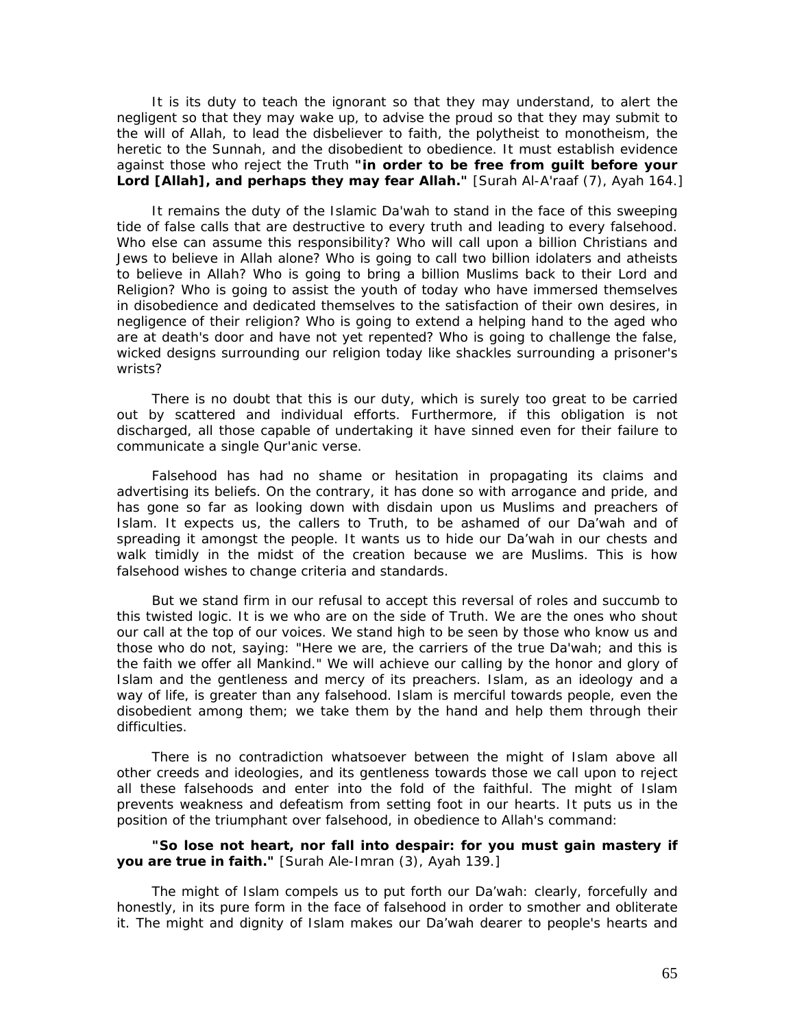It is its duty to teach the ignorant so that they may understand, to alert the negligent so that they may wake up, to advise the proud so that they may submit to the will of Allah, to lead the disbeliever to faith, the polytheist to monotheism, the heretic to the Sunnah, and the disobedient to obedience. It must establish evidence against those who reject the Truth **"in order to be free from guilt before your Lord [Allah], and perhaps they may fear Allah."** [Surah Al-A'raaf (7), Ayah 164.]

It remains the duty of the Islamic Da'wah to stand in the face of this sweeping tide of false calls that are destructive to every truth and leading to every falsehood. Who else can assume this responsibility? Who will call upon a billion Christians and Jews to believe in Allah alone? Who is going to call two billion idolaters and atheists to believe in Allah? Who is going to bring a billion Muslims back to their Lord and Religion? Who is going to assist the youth of today who have immersed themselves in disobedience and dedicated themselves to the satisfaction of their own desires, in negligence of their religion? Who is going to extend a helping hand to the aged who are at death's door and have not yet repented? Who is going to challenge the false, wicked designs surrounding our religion today like shackles surrounding a prisoner's wrists?

There is no doubt that this is our duty, which is surely too great to be carried out by scattered and individual efforts. Furthermore, if this obligation is not discharged, all those capable of undertaking it have sinned even for their failure to communicate a single Qur'anic verse.

Falsehood has had no shame or hesitation in propagating its claims and advertising its beliefs. On the contrary, it has done so with arrogance and pride, and has gone so far as looking down with disdain upon us Muslims and preachers of Islam. It expects us, the callers to Truth, to be ashamed of our Da'wah and of spreading it amongst the people. It wants us to hide our Da'wah in our chests and walk timidly in the midst of the creation because we are Muslims. This is how falsehood wishes to change criteria and standards.

But we stand firm in our refusal to accept this reversal of roles and succumb to this twisted logic. It is we who are on the side of Truth. We are the ones who shout our call at the top of our voices. We stand high to be seen by those who know us and those who do not, saying: "Here we are, the carriers of the true Da'wah; and this is the faith we offer all Mankind." We will achieve our calling by the honor and glory of Islam and the gentleness and mercy of its preachers. Islam, as an ideology and a way of life, is greater than any falsehood. Islam is merciful towards people, even the disobedient among them; we take them by the hand and help them through their difficulties.

There is no contradiction whatsoever between the might of Islam above all other creeds and ideologies, and its gentleness towards those we call upon to reject all these falsehoods and enter into the fold of the faithful. The might of Islam prevents weakness and defeatism from setting foot in our hearts. It puts us in the position of the triumphant over falsehood, in obedience to Allah's command:

**"So lose not heart, nor fall into despair: for you must gain mastery if you are true in faith."** [Surah Ale-Imran (3), Ayah 139.]

The might of Islam compels us to put forth our Da'wah: clearly, forcefully and honestly, in its pure form in the face of falsehood in order to smother and obliterate it. The might and dignity of Islam makes our Da'wah dearer to people's hearts and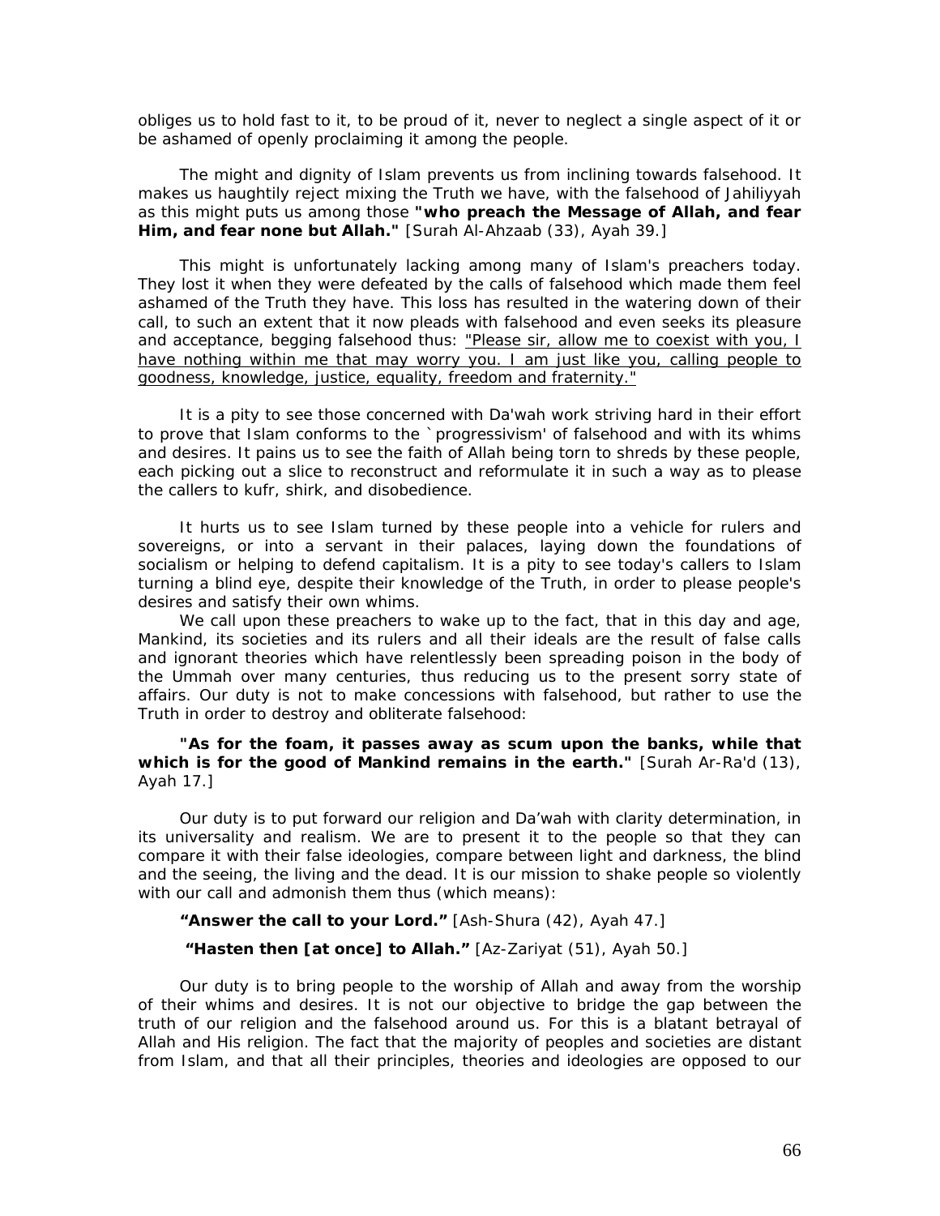obliges us to hold fast to it, to be proud of it, never to neglect a single aspect of it or be ashamed of openly proclaiming it among the people.

The might and dignity of Islam prevents us from inclining towards falsehood. It makes us haughtily reject mixing the Truth we have, with the falsehood of Jahiliyyah as this might puts us among those **"who preach the Message of Allah, and fear Him, and fear none but Allah."** [Surah Al-Ahzaab (33), Ayah 39.]

This might is unfortunately lacking among many of Islam's preachers today. They lost it when they were defeated by the calls of falsehood which made them feel ashamed of the Truth they have. This loss has resulted in the watering down of their call, to such an extent that it now pleads with falsehood and even seeks its pleasure and acceptance, begging falsehood thus: <u>"Please sir, allow me to coexist with you, I have nothing within me that may worry you. I am just like you, calling people to goodness, knowledge, justice, equality, freedom and fraternity."</u>

It is a pity to see those concerned with Da'wah work striving hard in their effort to prove that Islam conforms to the `progressivism' of falsehood and with its whims and desires. It pains us to see the faith of Allah being torn to shreds by these people, each picking out a slice to reconstruct and reformulate it in such a way as to please the callers to kufr, shirk, and disobedience.

It hurts us to see Islam turned by these people into a vehicle for rulers and sovereigns, or into a servant in their palaces, laying down the foundations of socialism or helping to defend capitalism. It is a pity to see today's callers to Islam turning a blind eye, despite their knowledge of the Truth, in order to please people's desires and satisfy their own whims.

We call upon these preachers to wake up to the fact, that in this day and age, Mankind, its societies and its rulers and all their ideals are the result of false calls and ignorant theories which have relentlessly been spreading poison in the body of the Ummah over many centuries, thus reducing us to the present sorry state of affairs. Our duty is not to make concessions with falsehood, but rather to use the Truth in order to destroy and obliterate falsehood:

**"As for the foam, it passes away as scum upon the banks, while that which is for the good of Mankind remains in the earth."** [Surah Ar-Ra'd (13), Ayah 17.]

Our duty is to put forward our religion and Da'wah with clarity determination, in its universality and realism. We are to present it to the people so that they can compare it with their false ideologies, compare between light and darkness, the blind and the seeing, the living and the dead. It is our mission to shake people so violently with our call and admonish them thus (which means):

**"Answer the call to your Lord."** [Ash-Shura (42), Ayah 47.]

**"Hasten then [at once] to Allah."** [Az-Zariyat (51), Ayah 50.]

Our duty is to bring people to the worship of Allah and away from the worship of their whims and desires. It is not our objective to bridge the gap between the truth of our religion and the falsehood around us. For this is a blatant betrayal of Allah and His religion. The fact that the majority of peoples and societies are distant from Islam, and that all their principles, theories and ideologies are opposed to our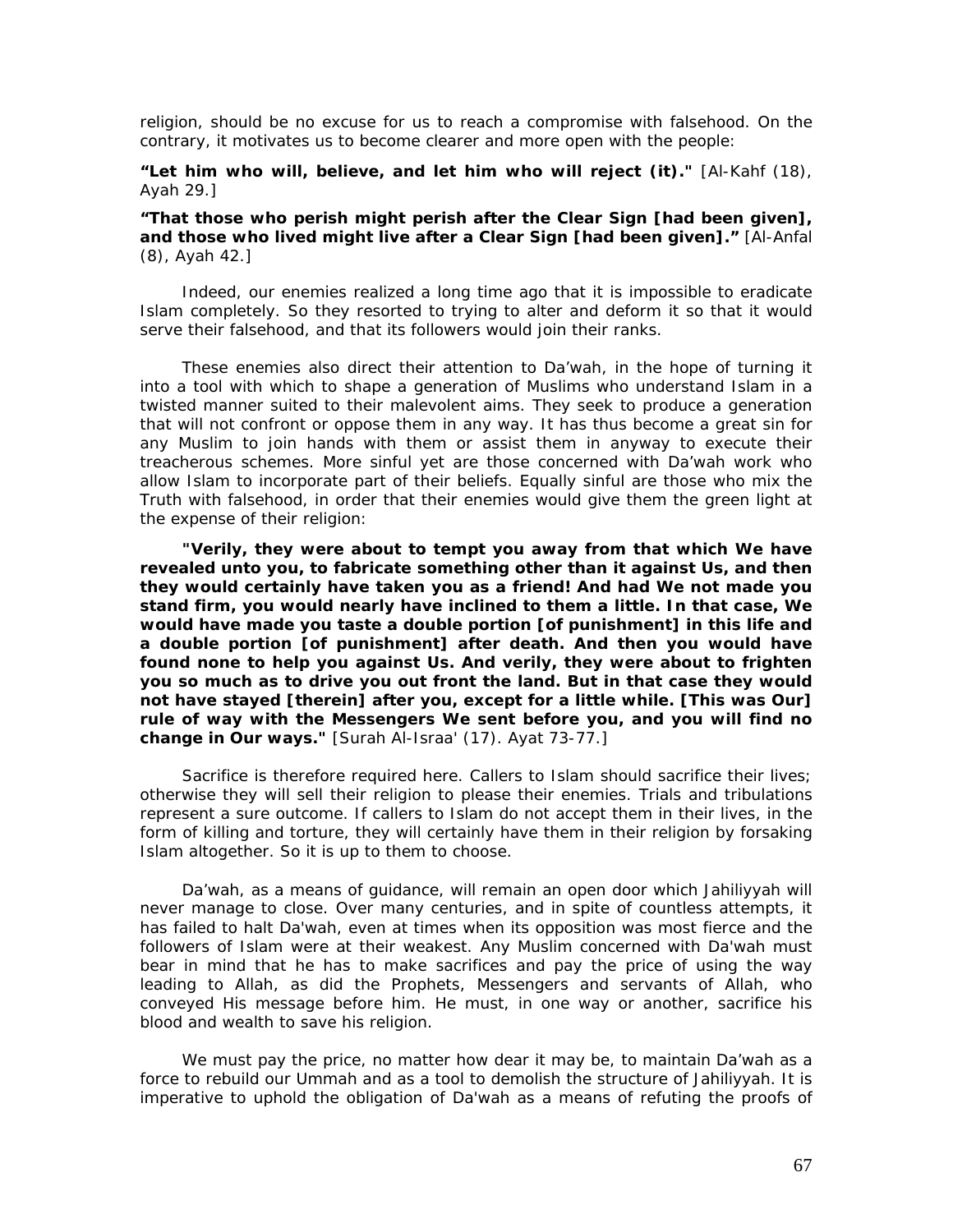religion, should be no excuse for us to reach a compromise with falsehood. On the contrary, it motivates us to become clearer and more open with the people:

**"Let him who will, believe, and let him who will reject (it)."** [Al-Kahf (18), Ayah 29.]

**"That those who perish might perish after the Clear Sign [had been given], and those who lived might live after a Clear Sign [had been given]."** [Al-Anfal (8), Ayah 42.]

Indeed, our enemies realized a long time ago that it is impossible to eradicate Islam completely. So they resorted to trying to alter and deform it so that it would serve their falsehood, and that its followers would join their ranks.

These enemies also direct their attention to Da'wah, in the hope of turning it into a tool with which to shape a generation of Muslims who understand Islam in a twisted manner suited to their malevolent aims. They seek to produce a generation that will not confront or oppose them in any way. It has thus become a great sin for any Muslim to join hands with them or assist them in anyway to execute their treacherous schemes. More sinful yet are those concerned with Da'wah work who allow Islam to incorporate part of their beliefs. Equally sinful are those who mix the Truth with falsehood, in order that their enemies would give them the green light at the expense of their religion:

**"Verily, they were about to tempt you away from that which We have revealed unto you, to fabricate something other than it against Us, and then they would certainly have taken you as a friend! And had We not made you stand firm, you would nearly have inclined to them a little. In that case, We would have made you taste a double portion [of punishment] in this life and a double portion [of punishment] after death. And then you would have found none to help you against Us. And verily, they were about to frighten you so much as to drive you out front the land. But in that case they would not have stayed [therein] after you, except for a little while. [This was Our] rule of way with the Messengers We sent before you, and you will find no change in Our ways."** [Surah Al-Israa' (17). Ayat 73-77.]

Sacrifice is therefore required here. Callers to Islam should sacrifice their lives; otherwise they will sell their religion to please their enemies. Trials and tribulations represent a sure outcome. If callers to Islam do not accept them in their lives, in the form of killing and torture, they will certainly have them in their religion by forsaking Islam altogether. So it is up to them to choose.

Da'wah, as a means of guidance, will remain an open door which Jahiliyyah will never manage to close. Over many centuries, and in spite of countless attempts, it has failed to halt Da'wah, even at times when its opposition was most fierce and the followers of Islam were at their weakest. Any Muslim concerned with Da'wah must bear in mind that he has to make sacrifices and pay the price of using the way leading to Allah, as did the Prophets, Messengers and servants of Allah, who conveyed His message before him. He must, in one way or another, sacrifice his blood and wealth to save his religion.

We must pay the price, no matter how dear it may be, to maintain Da'wah as a force to rebuild our Ummah and as a tool to demolish the structure of Jahiliyyah. It is imperative to uphold the obligation of Da'wah as a means of refuting the proofs of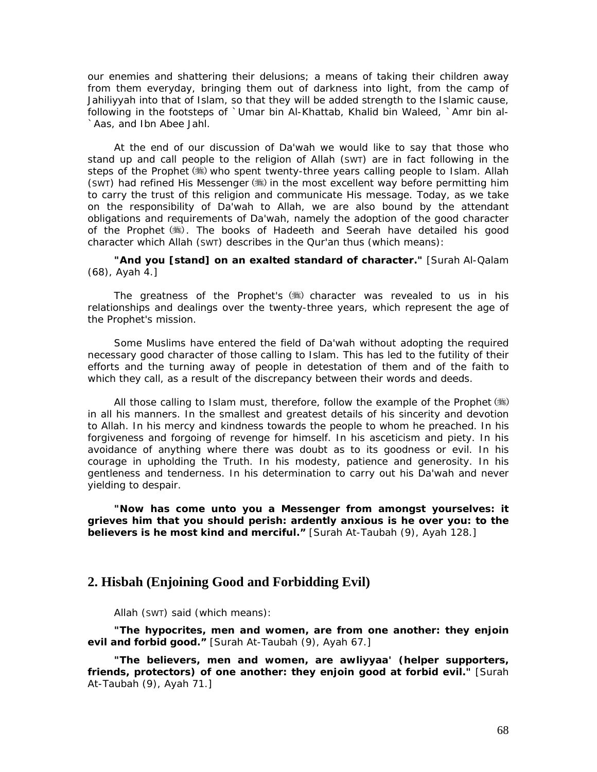our enemies and shattering their delusions; a means of taking their children away from them everyday, bringing them out of darkness into light, from the camp of Jahiliyyah into that of Islam, so that they will be added strength to the Islamic cause, following in the footsteps of `Umar bin Al-Khattab, Khalid bin Waleed, `Amr bin al-`Aas, and Ibn Abee Jahl.

At the end of our discussion of Da'wah we would like to say that those who stand up and call people to the religion of Allah (SWT) are in fact following in the steps of the Prophet (ﷺ) who spent twenty-three years calling people to Islam. Allah (SWT) had refined His Messenger (ﷺ) in the most excellent way before permitting him to carry the trust of this religion and communicate His message. Today, as we take on the responsibility of Da'wah to Allah, we are also bound by the attendant obligations and requirements of Da'wah, namely the adoption of the good character of the Prophet (ﷺ). The books of Hadeeth and Seerah have detailed his good character which Allah (SWT) describes in the Qur'an thus (which means):

**"And you [stand] on an exalted standard of character."** [Surah Al-Qalam (68), Ayah 4.]

The greatness of the Prophet's (ﷺ) character was revealed to us in his relationships and dealings over the twenty-three years, which represent the age of the Prophet's mission.

Some Muslims have entered the field of Da'wah without adopting the required necessary good character of those calling to Islam. This has led to the futility of their efforts and the turning away of people in detestation of them and of the faith to which they call, as a result of the discrepancy between their words and deeds.

All those calling to Islam must, therefore, follow the example of the Prophet (ﷺ) in all his manners. In the smallest and greatest details of his sincerity and devotion to Allah. In his mercy and kindness towards the people to whom he preached. In his forgiveness and forgoing of revenge for himself. In his asceticism and piety. In his avoidance of anything where there was doubt as to its goodness or evil. In his courage in upholding the Truth. In his modesty, patience and generosity. In his gentleness and tenderness. In his determination to carry out his Da'wah and never yielding to despair.

**"Now has come unto you a Messenger from amongst yourselves: it grieves him that you should perish: ardently anxious is he over you: to the believers is he most kind and merciful."** [Surah At-Taubah (9), Ayah 128.]

## 2. Hisbah (Enjoining Good and Forbidding Evil)

Allah (SWT) said (which means):

**"The hypocrites, men and women, are from one another: they enjoin evil and forbid good."** [Surah At-Taubah (9), Ayah 67.]

**"The believers, men and women, are awliyyaa' (helper supporters, friends, protectors) of one another: they enjoin good at forbid evil."** [Surah At-Taubah (9), Ayah 71.]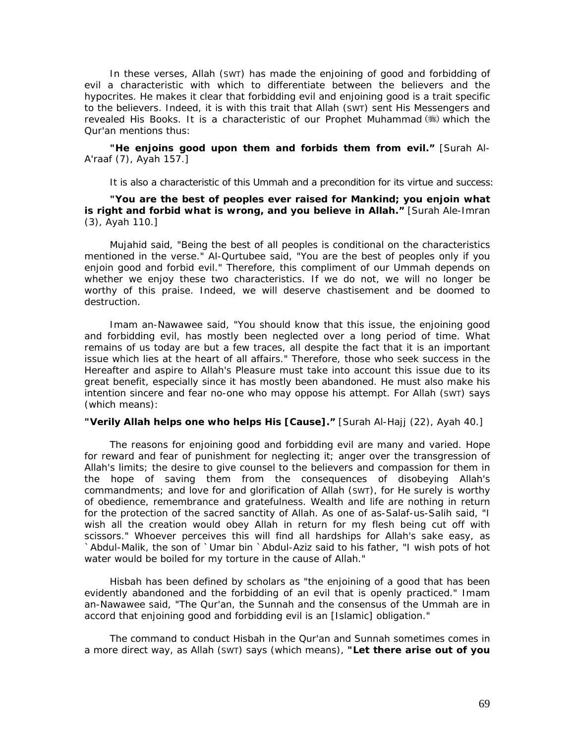In these verses, Allah (SWT) has made the enjoining of good and forbidding of evil a characteristic with which to differentiate between the believers and the hypocrites. He makes it clear that forbidding evil and enjoining good is a trait specific to the believers. Indeed, it is with this trait that Allah (SWT) sent His Messengers and revealed His Books. It is a characteristic of our Prophet Muhammad (ﷺ) which the Qur'an mentions thus:

**"He enjoins good upon them and forbids them from evil."** [Surah Al-A'raaf (7), Ayah 157.]

It is also a characteristic of this Ummah and a precondition for its virtue and success:

**"You are the best of peoples ever raised for Mankind; you enjoin what is right and forbid what is wrong, and you believe in Allah."** [Surah Ale-Imran (3), Ayah 110.]

Mujahid said, "Being the best of all peoples is conditional on the characteristics mentioned in the verse." Al-Qurtubee said, "You are the best of peoples only if you enjoin good and forbid evil." Therefore, this compliment of our Ummah depends on whether we enjoy these two characteristics. If we do not, we will no longer be worthy of this praise. Indeed, we will deserve chastisement and be doomed to destruction.

Imam an-Nawawee said, "You should know that this issue, the enjoining good and forbidding evil, has mostly been neglected over a long period of time. What remains of us today are but a few traces, all despite the fact that it is an important issue which lies at the heart of all affairs." Therefore, those who seek success in the Hereafter and aspire to Allah's Pleasure must take into account this issue due to its great benefit, especially since it has mostly been abandoned. He must also make his intention sincere and fear no-one who may oppose his attempt. For Allah (SWT) says (which means):

**"Verily Allah helps one who helps His [Cause]."** [Surah Al-Hajj (22), Ayah 40.]

The reasons for enjoining good and forbidding evil are many and varied. Hope for reward and fear of punishment for neglecting it; anger over the transgression of Allah's limits; the desire to give counsel to the believers and compassion for them in the hope of saving them from the consequences of disobeying Allah's commandments; and love for and glorification of Allah (SWT), for He surely is worthy of obedience, remembrance and gratefulness. Wealth and life are nothing in return for the protection of the sacred sanctity of Allah. As one of as-Salaf-us-Salih said, "I wish all the creation would obey Allah in return for my flesh being cut off with scissors." Whoever perceives this will find all hardships for Allah's sake easy, as `Abdul-Malik, the son of `Umar bin `Abdul-Aziz said to his father, "I wish pots of hot water would be boiled for my torture in the cause of Allah."

Hisbah has been defined by scholars as "the enjoining of a good that has been evidently abandoned and the forbidding of an evil that is openly practiced." Imam an-Nawawee said, "The Qur'an, the Sunnah and the consensus of the Ummah are in accord that enjoining good and forbidding evil is an [Islamic] obligation."

The command to conduct Hisbah in the Qur'an and Sunnah sometimes comes in a more direct way, as Allah (SWT) says (which means), **"Let there arise out of you**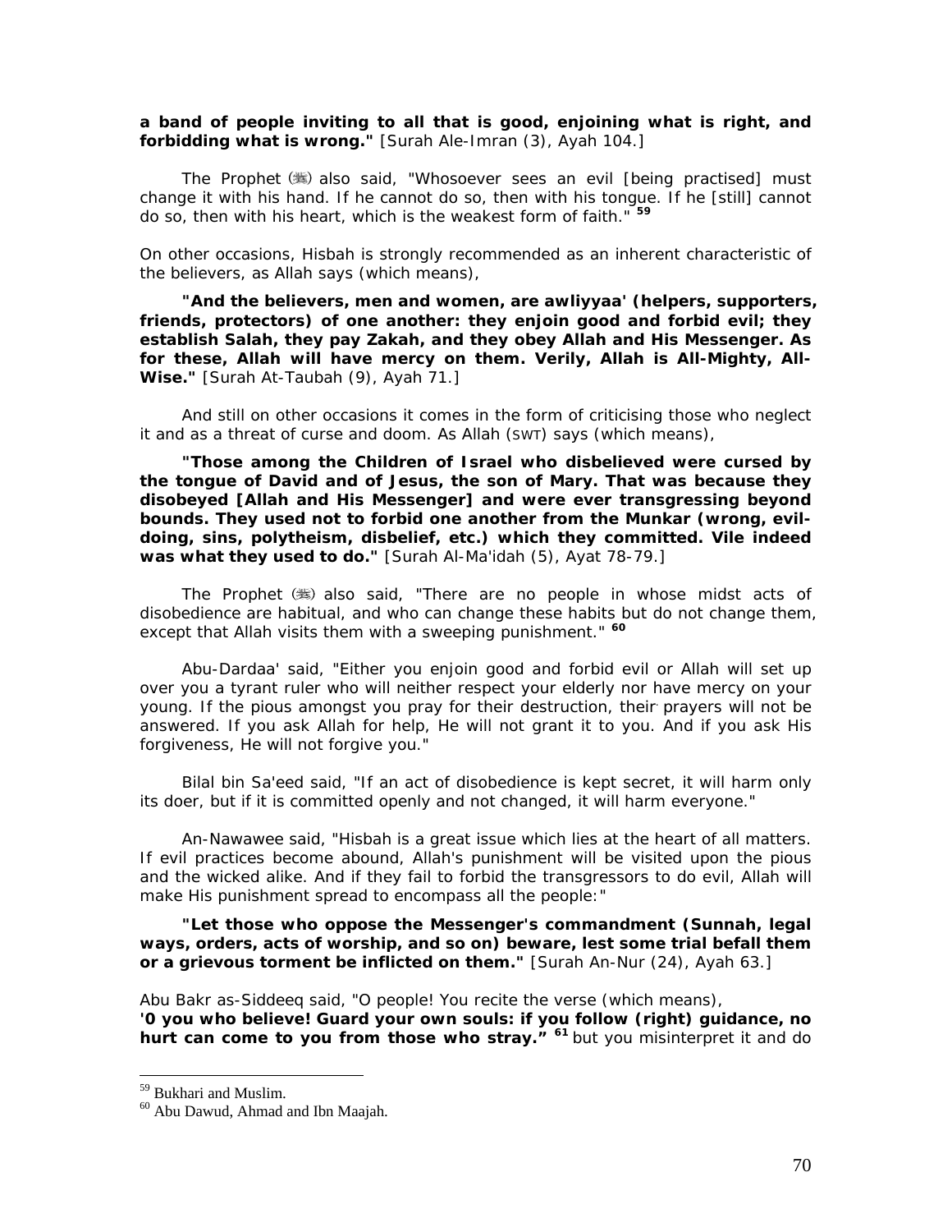**a band of people inviting to all that is good, enjoining what is right, and forbidding what is wrong."** [Surah Ale-Imran (3), Ayah 104.]

The Prophet (ﷺ) also said, "Whosoever sees an evil [being practised] must change it with his hand. If he cannot do so, then with his tongue. If he [still] cannot do so, then with his heart, which is the weakest form of faith." [59]

On other occasions, Hisbah is strongly recommended as an inherent characteristic of the believers, as Allah says (which means),

**"And the believers, men and women, are awliyyaa' (helpers, supporters, friends, protectors) of one another: they enjoin good and forbid evil; they establish Salah, they pay Zakah, and they obey Allah and His Messenger. As for these, Allah will have mercy on them. Verily, Allah is All-Mighty, All-Wise."** [Surah At-Taubah (9), Ayah 71.]

And still on other occasions it comes in the form of criticising those who neglect it and as a threat of curse and doom. As Allah (SWT) says (which means),

**"Those among the Children of Israel who disbelieved were cursed by the tongue of David and of Jesus, the son of Mary. That was because they disobeyed [Allah and His Messenger] and were ever transgressing beyond bounds. They used not to forbid one another from the Munkar (wrong, evil-doing, sins, polytheism, disbelief, etc.) which they committed. Vile indeed was what they used to do."** [Surah Al-Ma'idah (5), Ayat 78-79.]

The Prophet (ﷺ) also said, "There are no people in whose midst acts of disobedience are habitual, and who can change these habits but do not change them, except that Allah visits them with a sweeping punishment." [60]

Abu-Dardaa' said, "Either you enjoin good and forbid evil or Allah will set up over you a tyrant ruler who will neither respect your elderly nor have mercy on your young. If the pious amongst you pray for their destruction, their prayers will not be answered. If you ask Allah for help, He will not grant it to you. And if you ask His forgiveness, He will not forgive you."

Bilal bin Sa'eed said, "If an act of disobedience is kept secret, it will harm only its doer, but if it is committed openly and not changed, it will harm everyone."

An-Nawawee said, "Hisbah is a great issue which lies at the heart of all matters. If evil practices become abound, Allah's punishment will be visited upon the pious and the wicked alike. And if they fail to forbid the transgressors to do evil, Allah will make His punishment spread to encompass all the people:"

**"Let those who oppose the Messenger's commandment (Sunnah, legal ways, orders, acts of worship, and so on) beware, lest some trial befall them or a grievous torment be inflicted on them."** [Surah An-Nur (24), Ayah 63.]

Abu Bakr as-Siddeeq said, "O people! You recite the verse (which means), **'0 you who believe! Guard your own souls: if you follow (right) guidance, no hurt can come to you from those who stray."** [61] but you misinterpret it and do

---

[59] Bukhari and Muslim.

[60] Abu Dawud, Ahmad and Ibn Maajah.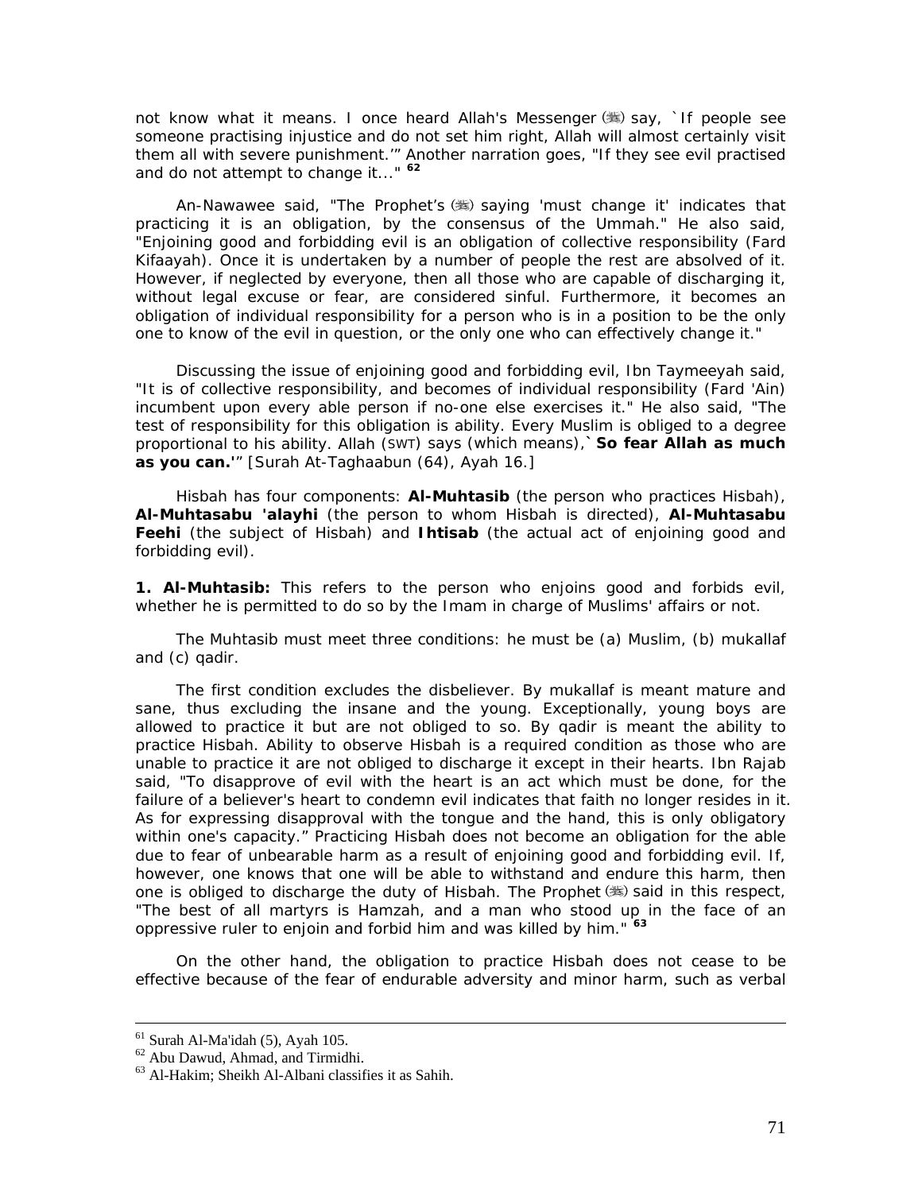not know what it means. I once heard Allah's Messenger (ﷺ) say, `If people see someone practising injustice and do not set him right, Allah will almost certainly visit them all with severe punishment.'" Another narration goes, "If they see evil practised and do not attempt to change it..." [62]

An-Nawawee said, "The Prophet's (ﷺ) saying 'must change it' indicates that practicing it is an obligation, by the consensus of the Ummah." He also said, "Enjoining good and forbidding evil is an obligation of collective responsibility (Fard Kifaayah). Once it is undertaken by a number of people the rest are absolved of it. However, if neglected by everyone, then all those who are capable of discharging it, without legal excuse or fear, are considered sinful. Furthermore, it becomes an obligation of individual responsibility for a person who is in a position to be the only one to know of the evil in question, or the only one who can effectively change it."

Discussing the issue of enjoining good and forbidding evil, Ibn Taymeeyah said, "It is of collective responsibility, and becomes of individual responsibility (Fard 'Ain) incumbent upon every able person if no-one else exercises it." He also said, "The test of responsibility for this obligation is ability. Every Muslim is obliged to a degree proportional to his ability. Allah (SWT) says (which means),`**So fear Allah as much as you can.**'" [Surah At-Taghaabun (64), Ayah 16.]

Hisbah has four components: **Al-Muhtasib** (the person who practices Hisbah), **Al-Muhtasabu 'alayhi** (the person to whom Hisbah is directed), **Al-Muhtasabu Feehi** (the subject of Hisbah) and **Ihtisab** (the actual act of enjoining good and forbidding evil).

**1. Al-Muhtasib:** This refers to the person who enjoins good and forbids evil, whether he is permitted to do so by the Imam in charge of Muslims' affairs or not.

The Muhtasib must meet three conditions: he must be (a) Muslim, (b) mukallaf and (c) qadir.

The first condition excludes the disbeliever. By mukallaf is meant mature and sane, thus excluding the insane and the young. Exceptionally, young boys are allowed to practice it but are not obliged to so. By qadir is meant the ability to practice Hisbah. Ability to observe Hisbah is a required condition as those who are unable to practice it are not obliged to discharge it except in their hearts. Ibn Rajab said, "To disapprove of evil with the heart is an act which must be done, for the failure of a believer's heart to condemn evil indicates that faith no longer resides in it. As for expressing disapproval with the tongue and the hand, this is only obligatory within one's capacity." Practicing Hisbah does not become an obligation for the able due to fear of unbearable harm as a result of enjoining good and forbidding evil. If, however, one knows that one will be able to withstand and endure this harm, then one is obliged to discharge the duty of Hisbah. The Prophet (ﷺ) said in this respect, "The best of all martyrs is Hamzah, and a man who stood up in the face of an oppressive ruler to enjoin and forbid him and was killed by him." [63]

On the other hand, the obligation to practice Hisbah does not cease to be effective because of the fear of endurable adversity and minor harm, such as verbal

---

[61] Surah Al-Ma'idah (5), Ayah 105.
[62] Abu Dawud, Ahmad, and Tirmidhi.
[63] Al-Hakim; Sheikh Al-Albani classifies it as Sahih.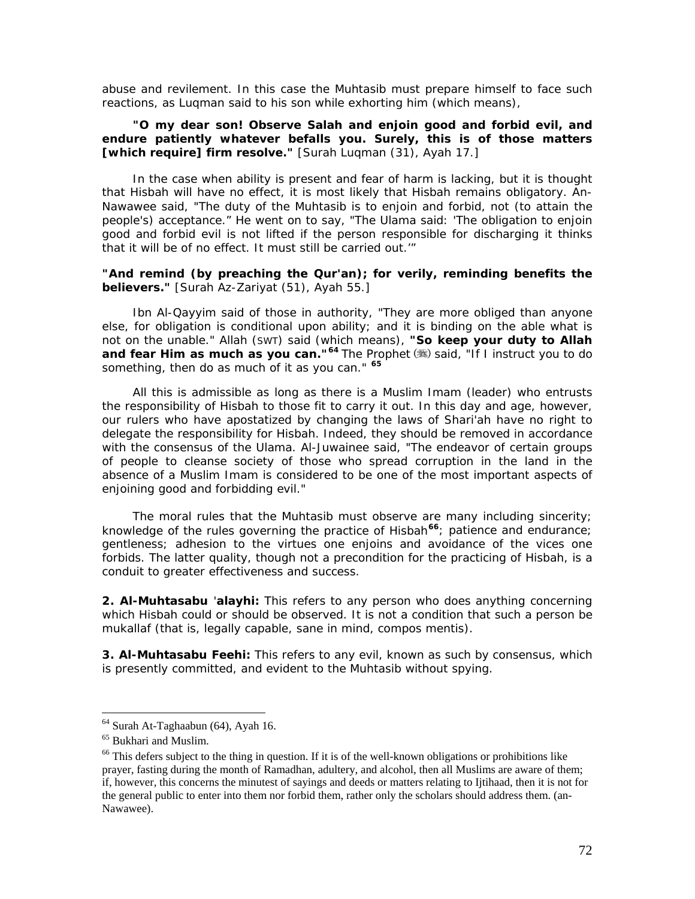abuse and revilement. In this case the Muhtasib must prepare himself to face such reactions, as Luqman said to his son while exhorting him (which means),

**"O my dear son! Observe Salah and enjoin good and forbid evil, and endure patiently whatever befalls you. Surely, this is of those matters [which require] firm resolve."** [Surah Luqman (31), Ayah 17.]

In the case when ability is present and fear of harm is lacking, but it is thought that Hisbah will have no effect, it is most likely that Hisbah remains obligatory. An-Nawawee said, "The duty of the Muhtasib is to enjoin and forbid, not (to attain the people's) acceptance." He went on to say, "The Ulama said: 'The obligation to enjoin good and forbid evil is not lifted if the person responsible for discharging it thinks that it will be of no effect. It must still be carried out.'"

**"And remind (by preaching the Qur'an); for verily, reminding benefits the believers."** [Surah Az-Zariyat (51), Ayah 55.]

Ibn Al-Qayyim said of those in authority, "They are more obliged than anyone else, for obligation is conditional upon ability; and it is binding on the able what is not on the unable." Allah (SWT) said (which means), **"So keep your duty to Allah and fear Him as much as you can."**[64] The Prophet (ﷺ) said, "If I instruct you to do something, then do as much of it as you can." [65]

All this is admissible as long as there is a Muslim Imam (leader) who entrusts the responsibility of Hisbah to those fit to carry it out. In this day and age, however, our rulers who have apostatized by changing the laws of Shari'ah have no right to delegate the responsibility for Hisbah. Indeed, they should be removed in accordance with the consensus of the Ulama. Al-Juwainee said, "The endeavor of certain groups of people to cleanse society of those who spread corruption in the land in the absence of a Muslim Imam is considered to be one of the most important aspects of enjoining good and forbidding evil."

The moral rules that the Muhtasib must observe are many including sincerity; knowledge of the rules governing the practice of Hisbah[66]; patience and endurance; gentleness; adhesion to the virtues one enjoins and avoidance of the vices one forbids. The latter quality, though not a precondition for the practicing of Hisbah, is a conduit to greater effectiveness and success.

**2. Al-Muhtasabu 'alayhi:** This refers to any person who does anything concerning which Hisbah could or should be observed. It is not a condition that such a person be mukallaf (that is, legally capable, sane in mind, compos mentis).

**3. Al-Muhtasabu Feehi:** This refers to any evil, known as such by consensus, which is presently committed, and evident to the Muhtasib without spying.

---

[64] Surah At-Taghaabun (64), Ayah 16.

[65] Bukhari and Muslim.

[66] This defers subject to the thing in question. If it is of the well-known obligations or prohibitions like prayer, fasting during the month of Ramadhan, adultery, and alcohol, then all Muslims are aware of them; if, however, this concerns the minutest of sayings and deeds or matters relating to Ijtihaad, then it is not for the general public to enter into them nor forbid them, rather only the scholars should address them. (an-Nawawee).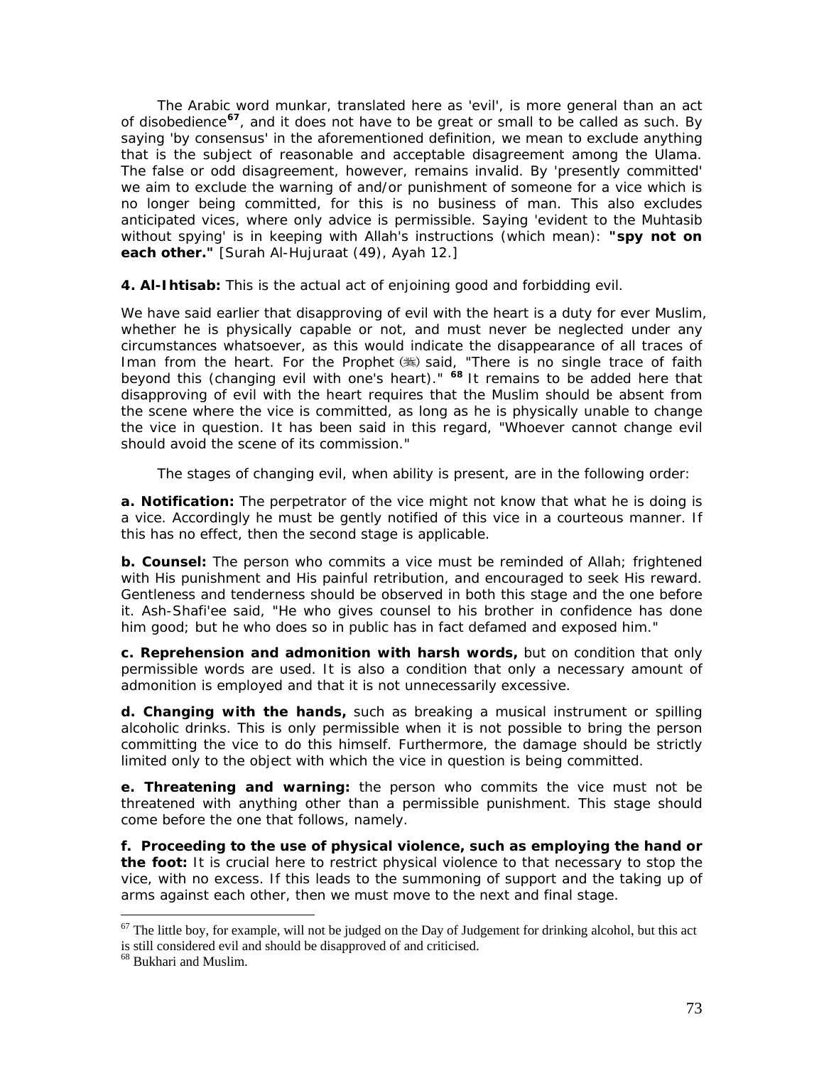The Arabic word munkar, translated here as 'evil', is more general than an act of disobedience[67], and it does not have to be great or small to be called as such. By saying 'by consensus' in the aforementioned definition, we mean to exclude anything that is the subject of reasonable and acceptable disagreement among the Ulama. The false or odd disagreement, however, remains invalid. By 'presently committed' we aim to exclude the warning of and/or punishment of someone for a vice which is no longer being committed, for this is no business of man. This also excludes anticipated vices, where only advice is permissible. Saying 'evident to the Muhtasib without spying' is in keeping with Allah's instructions (which mean): **"spy not on each other."** [Surah Al-Hujuraat (49), Ayah 12.]

**4. Al-Ihtisab:** This is the actual act of enjoining good and forbidding evil.

We have said earlier that disapproving of evil with the heart is a duty for ever Muslim, whether he is physically capable or not, and must never be neglected under any circumstances whatsoever, as this would indicate the disappearance of all traces of Iman from the heart. For the Prophet (ﷺ) said, "There is no single trace of faith beyond this (changing evil with one's heart)." [68] It remains to be added here that disapproving of evil with the heart requires that the Muslim should be absent from the scene where the vice is committed, as long as he is physically unable to change the vice in question. It has been said in this regard, "Whoever cannot change evil should avoid the scene of its commission."

The stages of changing evil, when ability is present, are in the following order:

**a. Notification:** The perpetrator of the vice might not know that what he is doing is a vice. Accordingly he must be gently notified of this vice in a courteous manner. If this has no effect, then the second stage is applicable.

**b. Counsel:** The person who commits a vice must be reminded of Allah; frightened with His punishment and His painful retribution, and encouraged to seek His reward. Gentleness and tenderness should be observed in both this stage and the one before it. Ash-Shafi'ee said, "He who gives counsel to his brother in confidence has done him good; but he who does so in public has in fact defamed and exposed him."

**c. Reprehension and admonition with harsh words,** but on condition that only permissible words are used. It is also a condition that only a necessary amount of admonition is employed and that it is not unnecessarily excessive.

**d. Changing with the hands,** such as breaking a musical instrument or spilling alcoholic drinks. This is only permissible when it is not possible to bring the person committing the vice to do this himself. Furthermore, the damage should be strictly limited only to the object with which the vice in question is being committed.

**e. Threatening and warning:** the person who commits the vice must not be threatened with anything other than a permissible punishment. This stage should come before the one that follows, namely.

**f. Proceeding to the use of physical violence, such as employing the hand or the foot:** It is crucial here to restrict physical violence to that necessary to stop the vice, with no excess. If this leads to the summoning of support and the taking up of arms against each other, then we must move to the next and final stage.

---

[67] The little boy, for example, will not be judged on the Day of Judgement for drinking alcohol, but this act is still considered evil and should be disapproved of and criticised.

[68] Bukhari and Muslim.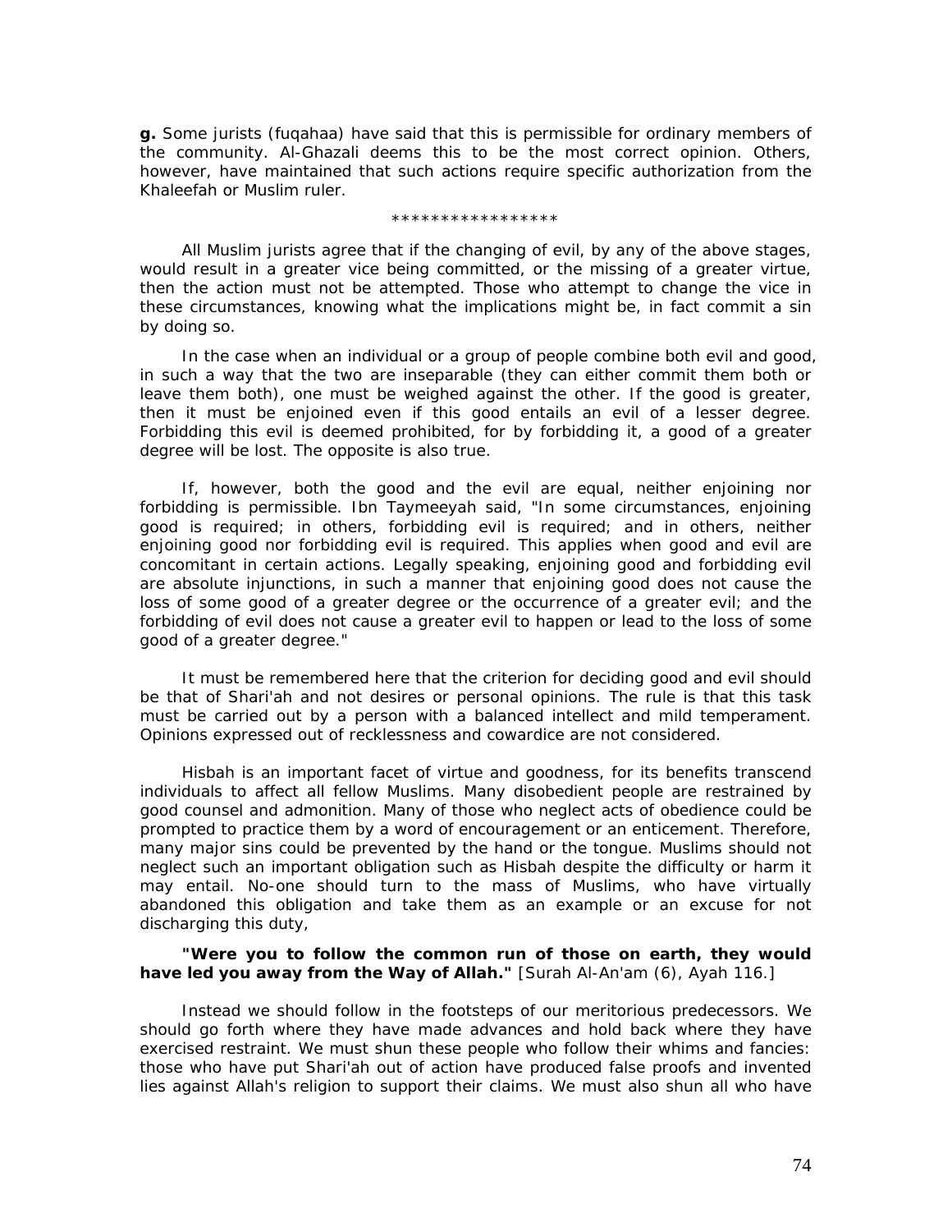**g.** Some jurists (fuqahaa) have said that this is permissible for ordinary members of the community. Al-Ghazali deems this to be the most correct opinion. Others, however, have maintained that such actions require specific authorization from the Khaleefah or Muslim ruler.

*****************

All Muslim jurists agree that if the changing of evil, by any of the above stages, would result in a greater vice being committed, or the missing of a greater virtue, then the action must not be attempted. Those who attempt to change the vice in these circumstances, knowing what the implications might be, in fact commit a sin by doing so.

In the case when an individual or a group of people combine both evil and good, in such a way that the two are inseparable (they can either commit them both or leave them both), one must be weighed against the other. If the good is greater, then it must be enjoined even if this good entails an evil of a lesser degree. Forbidding this evil is deemed prohibited, for by forbidding it, a good of a greater degree will be lost. The opposite is also true.

If, however, both the good and the evil are equal, neither enjoining nor forbidding is permissible. Ibn Taymeeyah said, "In some circumstances, enjoining good is required; in others, forbidding evil is required; and in others, neither enjoining good nor forbidding evil is required. This applies when good and evil are concomitant in certain actions. Legally speaking, enjoining good and forbidding evil are absolute injunctions, in such a manner that enjoining good does not cause the loss of some good of a greater degree or the occurrence of a greater evil; and the forbidding of evil does not cause a greater evil to happen or lead to the loss of some good of a greater degree."

It must be remembered here that the criterion for deciding good and evil should be that of Shari'ah and not desires or personal opinions. The rule is that this task must be carried out by a person with a balanced intellect and mild temperament. Opinions expressed out of recklessness and cowardice are not considered.

Hisbah is an important facet of virtue and goodness, for its benefits transcend individuals to affect all fellow Muslims. Many disobedient people are restrained by good counsel and admonition. Many of those who neglect acts of obedience could be prompted to practice them by a word of encouragement or an enticement. Therefore, many major sins could be prevented by the hand or the tongue. Muslims should not neglect such an important obligation such as Hisbah despite the difficulty or harm it may entail. No-one should turn to the mass of Muslims, who have virtually abandoned this obligation and take them as an example or an excuse for not discharging this duty,

**"Were you to follow the common run of those on earth, they would have led you away from the Way of Allah."** [Surah Al-An'am (6), Ayah 116.]

Instead we should follow in the footsteps of our meritorious predecessors. We should go forth where they have made advances and hold back where they have exercised restraint. We must shun these people who follow their whims and fancies: those who have put Shari'ah out of action have produced false proofs and invented lies against Allah's religion to support their claims. We must also shun all who have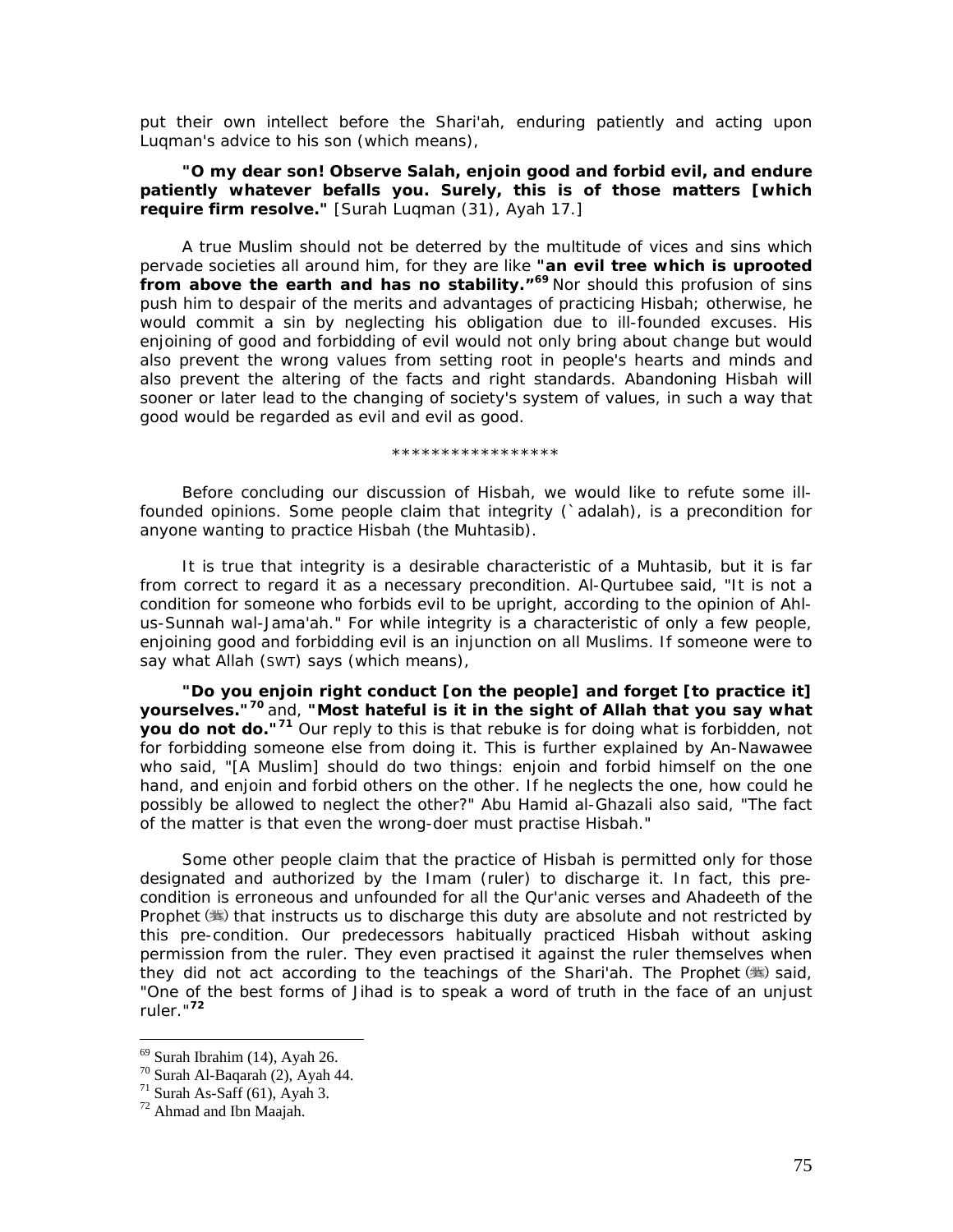put their own intellect before the Shari'ah, enduring patiently and acting upon Luqman's advice to his son (which means),

**"O my dear son! Observe Salah, enjoin good and forbid evil, and endure patiently whatever befalls you. Surely, this is of those matters [which require firm resolve."** [Surah Luqman (31), Ayah 17.]

A true Muslim should not be deterred by the multitude of vices and sins which pervade societies all around him, for they are like **"an evil tree which is uprooted from above the earth and has no stability."**[69] Nor should this profusion of sins push him to despair of the merits and advantages of practicing Hisbah; otherwise, he would commit a sin by neglecting his obligation due to ill-founded excuses. His enjoining of good and forbidding of evil would not only bring about change but would also prevent the wrong values from setting root in people's hearts and minds and also prevent the altering of the facts and right standards. Abandoning Hisbah will sooner or later lead to the changing of society's system of values, in such a way that good would be regarded as evil and evil as good.

*****************

Before concluding our discussion of Hisbah, we would like to refute some ill-founded opinions. Some people claim that integrity (`adalah), is a precondition for anyone wanting to practice Hisbah (the Muhtasib).

It is true that integrity is a desirable characteristic of a Muhtasib, but it is far from correct to regard it as a necessary precondition. Al-Qurtubee said, "It is not a condition for someone who forbids evil to be upright, according to the opinion of Ahl-us-Sunnah wal-Jama'ah." For while integrity is a characteristic of only a few people, enjoining good and forbidding evil is an injunction on all Muslims. If someone were to say what Allah (SWT) says (which means),

**"Do you enjoin right conduct [on the people] and forget [to practice it] yourselves."**[70] and, **"Most hateful is it in the sight of Allah that you say what you do not do."**[71] Our reply to this is that rebuke is for doing what is forbidden, not for forbidding someone else from doing it. This is further explained by An-Nawawee who said, "[A Muslim] should do two things: enjoin and forbid himself on the one hand, and enjoin and forbid others on the other. If he neglects the one, how could he possibly be allowed to neglect the other?" Abu Hamid al-Ghazali also said, "The fact of the matter is that even the wrong-doer must practise Hisbah."

Some other people claim that the practice of Hisbah is permitted only for those designated and authorized by the Imam (ruler) to discharge it. In fact, this pre-condition is erroneous and unfounded for all the Qur'anic verses and Ahadeeth of the Prophet (ﷺ) that instructs us to discharge this duty are absolute and not restricted by this pre-condition. Our predecessors habitually practiced Hisbah without asking permission from the ruler. They even practised it against the ruler themselves when they did not act according to the teachings of the Shari'ah. The Prophet (ﷺ) said, "One of the best forms of Jihad is to speak a word of truth in the face of an unjust ruler."[72]

---

[69] Surah Ibrahim (14), Ayah 26.
[70] Surah Al-Baqarah (2), Ayah 44.
[71] Surah As-Saff (61), Ayah 3.
[72] Ahmad and Ibn Maajah.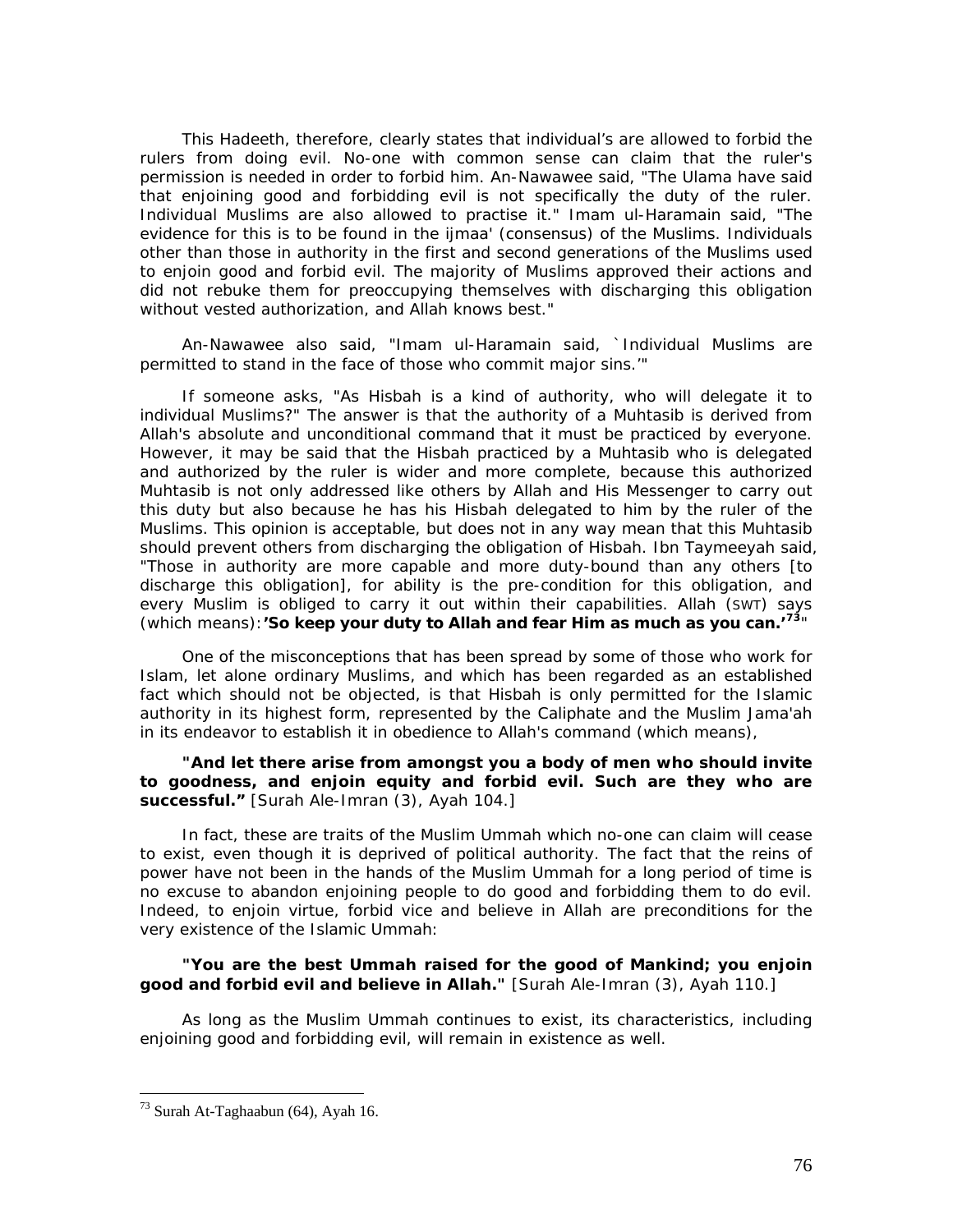This Hadeeth, therefore, clearly states that individual's are allowed to forbid the rulers from doing evil. No-one with common sense can claim that the ruler's permission is needed in order to forbid him. An-Nawawee said, "The Ulama have said that enjoining good and forbidding evil is not specifically the duty of the ruler. Individual Muslims are also allowed to practise it." Imam ul-Haramain said, "The evidence for this is to be found in the ijmaa' (consensus) of the Muslims. Individuals other than those in authority in the first and second generations of the Muslims used to enjoin good and forbid evil. The majority of Muslims approved their actions and did not rebuke them for preoccupying themselves with discharging this obligation without vested authorization, and Allah knows best."

An-Nawawee also said, "Imam ul-Haramain said, `Individual Muslims are permitted to stand in the face of those who commit major sins.'"

If someone asks, "As Hisbah is a kind of authority, who will delegate it to individual Muslims?" The answer is that the authority of a Muhtasib is derived from Allah's absolute and unconditional command that it must be practiced by everyone. However, it may be said that the Hisbah practiced by a Muhtasib who is delegated and authorized by the ruler is wider and more complete, because this authorized Muhtasib is not only addressed like others by Allah and His Messenger to carry out this duty but also because he has his Hisbah delegated to him by the ruler of the Muslims. This opinion is acceptable, but does not in any way mean that this Muhtasib should prevent others from discharging the obligation of Hisbah. Ibn Taymeeyah said, "Those in authority are more capable and more duty-bound than any others [to discharge this obligation], for ability is the pre-condition for this obligation, and every Muslim is obliged to carry it out within their capabilities. Allah (SWT) says (which means): **'So keep your duty to Allah and fear Him as much as you can.'**[73]"

One of the misconceptions that has been spread by some of those who work for Islam, let alone ordinary Muslims, and which has been regarded as an established fact which should not be objected, is that Hisbah is only permitted for the Islamic authority in its highest form, represented by the Caliphate and the Muslim Jama'ah in its endeavor to establish it in obedience to Allah's command (which means),

**"And let there arise from amongst you a body of men who should invite to goodness, and enjoin equity and forbid evil. Such are they who are successful."** [Surah Ale-Imran (3), Ayah 104.]

In fact, these are traits of the Muslim Ummah which no-one can claim will cease to exist, even though it is deprived of political authority. The fact that the reins of power have not been in the hands of the Muslim Ummah for a long period of time is no excuse to abandon enjoining people to do good and forbidding them to do evil. Indeed, to enjoin virtue, forbid vice and believe in Allah are preconditions for the very existence of the Islamic Ummah:

**"You are the best Ummah raised for the good of Mankind; you enjoin good and forbid evil and believe in Allah."** [Surah Ale-Imran (3), Ayah 110.]

As long as the Muslim Ummah continues to exist, its characteristics, including enjoining good and forbidding evil, will remain in existence as well.

---

[73] Surah At-Taghaabun (64), Ayah 16.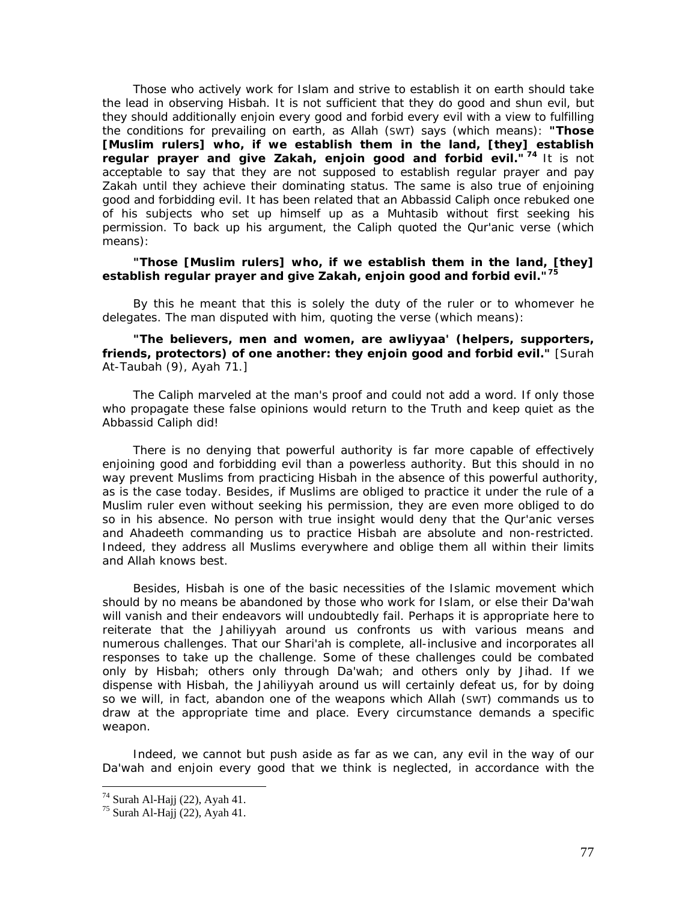Those who actively work for Islam and strive to establish it on earth should take the lead in observing Hisbah. It is not sufficient that they do good and shun evil, but they should additionally enjoin every good and forbid every evil with a view to fulfilling the conditions for prevailing on earth, as Allah (SWT) says (which means): **"Those [Muslim rulers] who, if we establish them in the land, [they] establish regular prayer and give Zakah, enjoin good and forbid evil."**[74] It is not acceptable to say that they are not supposed to establish regular prayer and pay Zakah until they achieve their dominating status. The same is also true of enjoining good and forbidding evil. It has been related that an Abbassid Caliph once rebuked one of his subjects who set up himself up as a Muhtasib without first seeking his permission. To back up his argument, the Caliph quoted the Qur'anic verse (which means):

**"Those [Muslim rulers] who, if we establish them in the land, [they] establish regular prayer and give Zakah, enjoin good and forbid evil."**[75]

By this he meant that this is solely the duty of the ruler or to whomever he delegates. The man disputed with him, quoting the verse (which means):

**"The believers, men and women, are awliyyaa' (helpers, supporters, friends, protectors) of one another: they enjoin good and forbid evil."** [Surah At-Taubah (9), Ayah 71.]

The Caliph marveled at the man's proof and could not add a word. If only those who propagate these false opinions would return to the Truth and keep quiet as the Abbassid Caliph did!

There is no denying that powerful authority is far more capable of effectively enjoining good and forbidding evil than a powerless authority. But this should in no way prevent Muslims from practicing Hisbah in the absence of this powerful authority, as is the case today. Besides, if Muslims are obliged to practice it under the rule of a Muslim ruler even without seeking his permission, they are even more obliged to do so in his absence. No person with true insight would deny that the Qur'anic verses and Ahadeeth commanding us to practice Hisbah are absolute and non-restricted. Indeed, they address all Muslims everywhere and oblige them all within their limits and Allah knows best.

Besides, Hisbah is one of the basic necessities of the Islamic movement which should by no means be abandoned by those who work for Islam, or else their Da'wah will vanish and their endeavors will undoubtedly fail. Perhaps it is appropriate here to reiterate that the Jahiliyyah around us confronts us with various means and numerous challenges. That our Shari'ah is complete, all-inclusive and incorporates all responses to take up the challenge. Some of these challenges could be combated only by Hisbah; others only through Da'wah; and others only by Jihad. If we dispense with Hisbah, the Jahiliyyah around us will certainly defeat us, for by doing so we will, in fact, abandon one of the weapons which Allah (SWT) commands us to draw at the appropriate time and place. Every circumstance demands a specific weapon.

Indeed, we cannot but push aside as far as we can, any evil in the way of our Da'wah and enjoin every good that we think is neglected, in accordance with the

---

[74] Surah Al-Hajj (22), Ayah 41.

[75] Surah Al-Hajj (22), Ayah 41.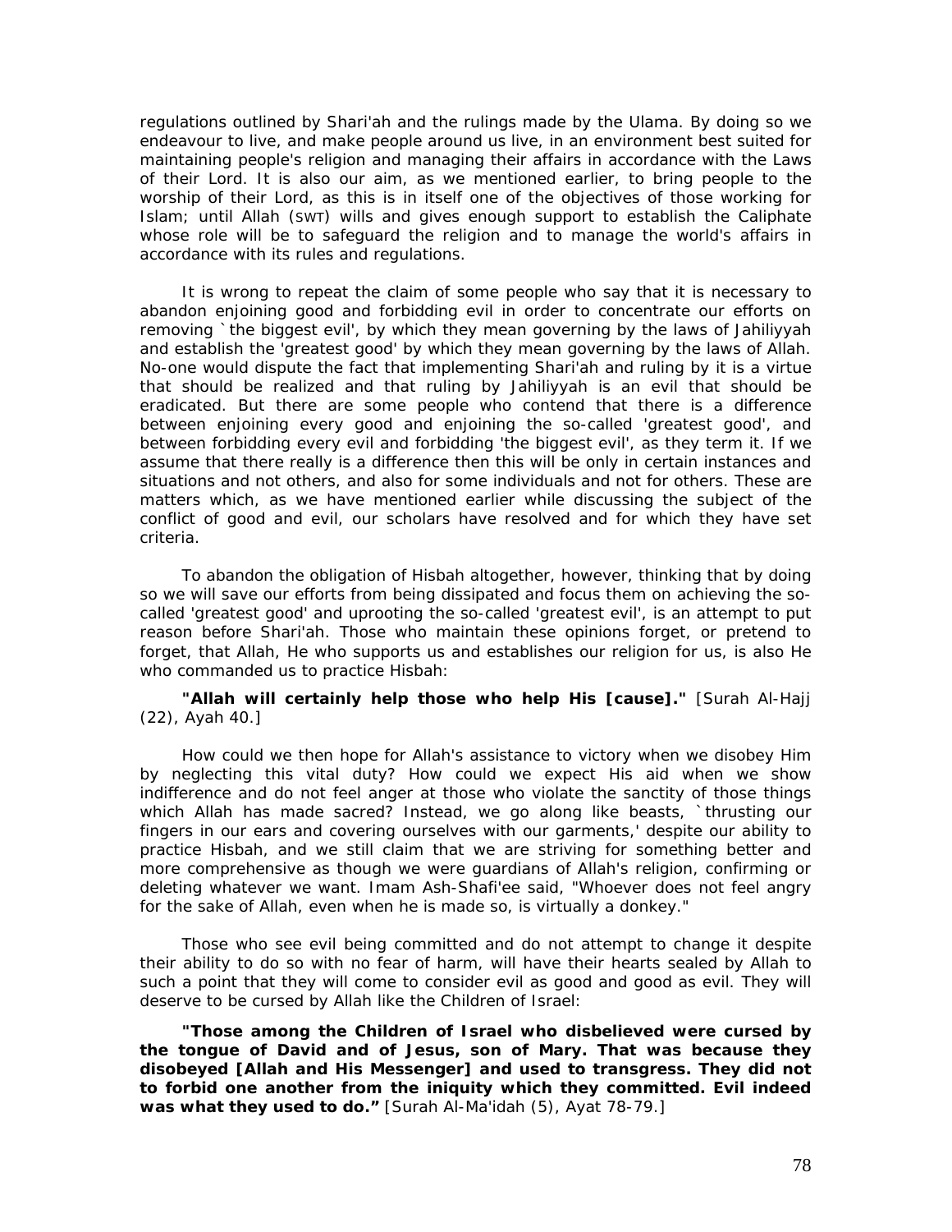regulations outlined by Shari'ah and the rulings made by the Ulama. By doing so we endeavour to live, and make people around us live, in an environment best suited for maintaining people's religion and managing their affairs in accordance with the Laws of their Lord. It is also our aim, as we mentioned earlier, to bring people to the worship of their Lord, as this is in itself one of the objectives of those working for Islam; until Allah (SWT) wills and gives enough support to establish the Caliphate whose role will be to safeguard the religion and to manage the world's affairs in accordance with its rules and regulations.

It is wrong to repeat the claim of some people who say that it is necessary to abandon enjoining good and forbidding evil in order to concentrate our efforts on removing `the biggest evil', by which they mean governing by the laws of Jahiliyyah and establish the 'greatest good' by which they mean governing by the laws of Allah. No-one would dispute the fact that implementing Shari'ah and ruling by it is a virtue that should be realized and that ruling by Jahiliyyah is an evil that should be eradicated. But there are some people who contend that there is a difference between enjoining every good and enjoining the so-called 'greatest good', and between forbidding every evil and forbidding 'the biggest evil', as they term it. If we assume that there really is a difference then this will be only in certain instances and situations and not others, and also for some individuals and not for others. These are matters which, as we have mentioned earlier while discussing the subject of the conflict of good and evil, our scholars have resolved and for which they have set criteria.

To abandon the obligation of Hisbah altogether, however, thinking that by doing so we will save our efforts from being dissipated and focus them on achieving the so-called 'greatest good' and uprooting the so-called 'greatest evil', is an attempt to put reason before Shari'ah. Those who maintain these opinions forget, or pretend to forget, that Allah, He who supports us and establishes our religion for us, is also He who commanded us to practice Hisbah:

**"Allah will certainly help those who help His [cause]."** *[Surah Al-Hajj (22), Ayah 40.]*

How could we then hope for Allah's assistance to victory when we disobey Him by neglecting this vital duty? How could we expect His aid when we show indifference and do not feel anger at those who violate the sanctity of those things which Allah has made sacred? Instead, we go along like beasts, `thrusting our fingers in our ears and covering ourselves with our garments,' despite our ability to practice Hisbah, and we still claim that we are striving for something better and more comprehensive as though we were guardians of Allah's religion, confirming or deleting whatever we want. Imam Ash-Shafi'ee said, "Whoever does not feel angry for the sake of Allah, even when he is made so, is virtually a donkey."

Those who see evil being committed and do not attempt to change it despite their ability to do so with no fear of harm, will have their hearts sealed by Allah to such a point that they will come to consider evil as good and good as evil. They will deserve to be cursed by Allah like the Children of Israel:

**"Those among the Children of Israel who disbelieved were cursed by the tongue of David and of Jesus, son of Mary. That was because they disobeyed [Allah and His Messenger] and used to transgress. They did not to forbid one another from the iniquity which they committed. Evil indeed was what they used to do."** *[Surah Al-Ma'idah (5), Ayat 78-79.]*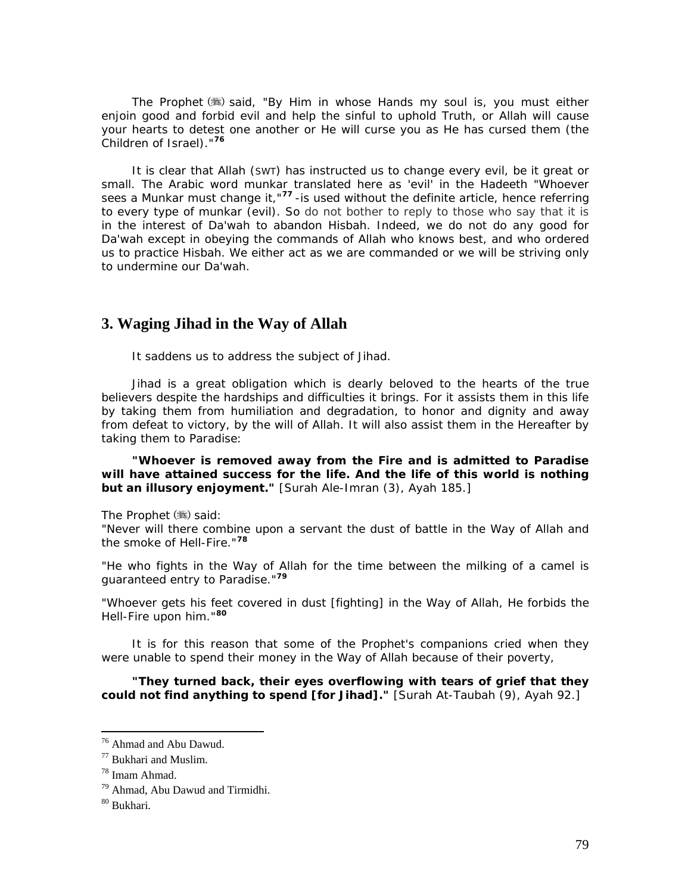The Prophet (ﷺ) said, "By Him in whose Hands my soul is, you must either enjoin good and forbid evil and help the sinful to uphold Truth, or Allah will cause your hearts to detest one another or He will curse you as He has cursed them (the Children of Israel)."[76]

It is clear that Allah (SWT) has instructed us to change every evil, be it great or small. The Arabic word munkar translated here as 'evil' in the Hadeeth "Whoever sees a Munkar must change it,"[77] -is used without the definite article, hence referring to every type of munkar (evil). So do not bother to reply to those who say that it is in the interest of Da'wah to abandon Hisbah. Indeed, we do not do any good for Da'wah except in obeying the commands of Allah who knows best, and who ordered us to practice Hisbah. We either act as we are commanded or we will be striving only to undermine our Da'wah.

## 3. Waging Jihad in the Way of Allah

It saddens us to address the subject of Jihad.

Jihad is a great obligation which is dearly beloved to the hearts of the true believers despite the hardships and difficulties it brings. For it assists them in this life by taking them from humiliation and degradation, to honor and dignity and away from defeat to victory, by the will of Allah. It will also assist them in the Hereafter by taking them to Paradise:

**"Whoever is removed away from the Fire and is admitted to Paradise will have attained success for the life. And the life of this world is nothing but an illusory enjoyment."** *[Surah Ale-Imran (3), Ayah 185.]*

The Prophet (ﷺ) said:
"Never will there combine upon a servant the dust of battle in the Way of Allah and the smoke of Hell-Fire."[78]

"He who fights in the Way of Allah for the time between the milking of a camel is guaranteed entry to Paradise."[79]

"Whoever gets his feet covered in dust [fighting] in the Way of Allah, He forbids the Hell-Fire upon him."[80]

It is for this reason that some of the Prophet's companions cried when they were unable to spend their money in the Way of Allah because of their poverty,

**"They turned back, their eyes overflowing with tears of grief that they could not find anything to spend [for Jihad]."** *[Surah At-Taubah (9), Ayah 92.]*

---

[76] Ahmad and Abu Dawud.
[77] Bukhari and Muslim.
[78] Imam Ahmad.
[79] Ahmad, Abu Dawud and Tirmidhi.
[80] Bukhari.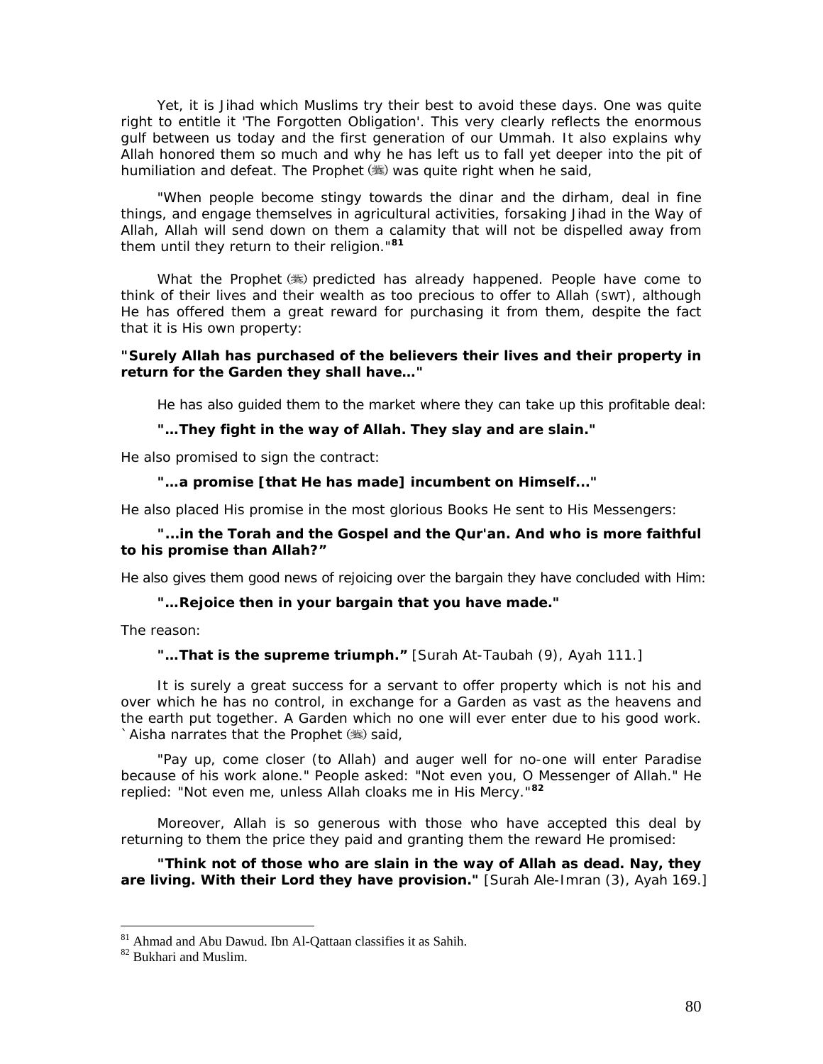Yet, it is Jihad which Muslims try their best to avoid these days. One was quite right to entitle it 'The Forgotten Obligation'. This very clearly reflects the enormous gulf between us today and the first generation of our Ummah. It also explains why Allah honored them so much and why he has left us to fall yet deeper into the pit of humiliation and defeat. The Prophet (ﷺ) was quite right when he said,

"When people become stingy towards the dinar and the dirham, deal in fine things, and engage themselves in agricultural activities, forsaking Jihad in the Way of Allah, Allah will send down on them a calamity that will not be dispelled away from them until they return to their religion."[81]

What the Prophet (ﷺ) predicted has already happened. People have come to think of their lives and their wealth as too precious to offer to Allah (SWT), although He has offered them a great reward for purchasing it from them, despite the fact that it is His own property:

**"Surely Allah has purchased of the believers their lives and their property in return for the Garden they shall have…"**

He has also guided them to the market where they can take up this profitable deal:

**"…They fight in the way of Allah. They slay and are slain."**

He also promised to sign the contract:

**"…a promise [that He has made] incumbent on Himself..."**

He also placed His promise in the most glorious Books He sent to His Messengers:

**"...in the Torah and the Gospel and the Qur'an. And who is more faithful to his promise than Allah?"**

He also gives them good news of rejoicing over the bargain they have concluded with Him:

**"…Rejoice then in your bargain that you have made."**

The reason:

**"…That is the supreme triumph."** [Surah At-Taubah (9), Ayah 111.]

It is surely a great success for a servant to offer property which is not his and over which he has no control, in exchange for a Garden as vast as the heavens and the earth put together. A Garden which no one will ever enter due to his good work. `Aisha narrates that the Prophet (ﷺ) said,

"Pay up, come closer (to Allah) and auger well for no-one will enter Paradise because of his work alone." People asked: "Not even you, O Messenger of Allah." He replied: "Not even me, unless Allah cloaks me in His Mercy."[82]

Moreover, Allah is so generous with those who have accepted this deal by returning to them the price they paid and granting them the reward He promised:

**"Think not of those who are slain in the way of Allah as dead. Nay, they are living. With their Lord they have provision."** [Surah Ale-Imran (3), Ayah 169.]

---

[81] Ahmad and Abu Dawud. Ibn Al-Qattaan classifies it as Sahih.

[82] Bukhari and Muslim.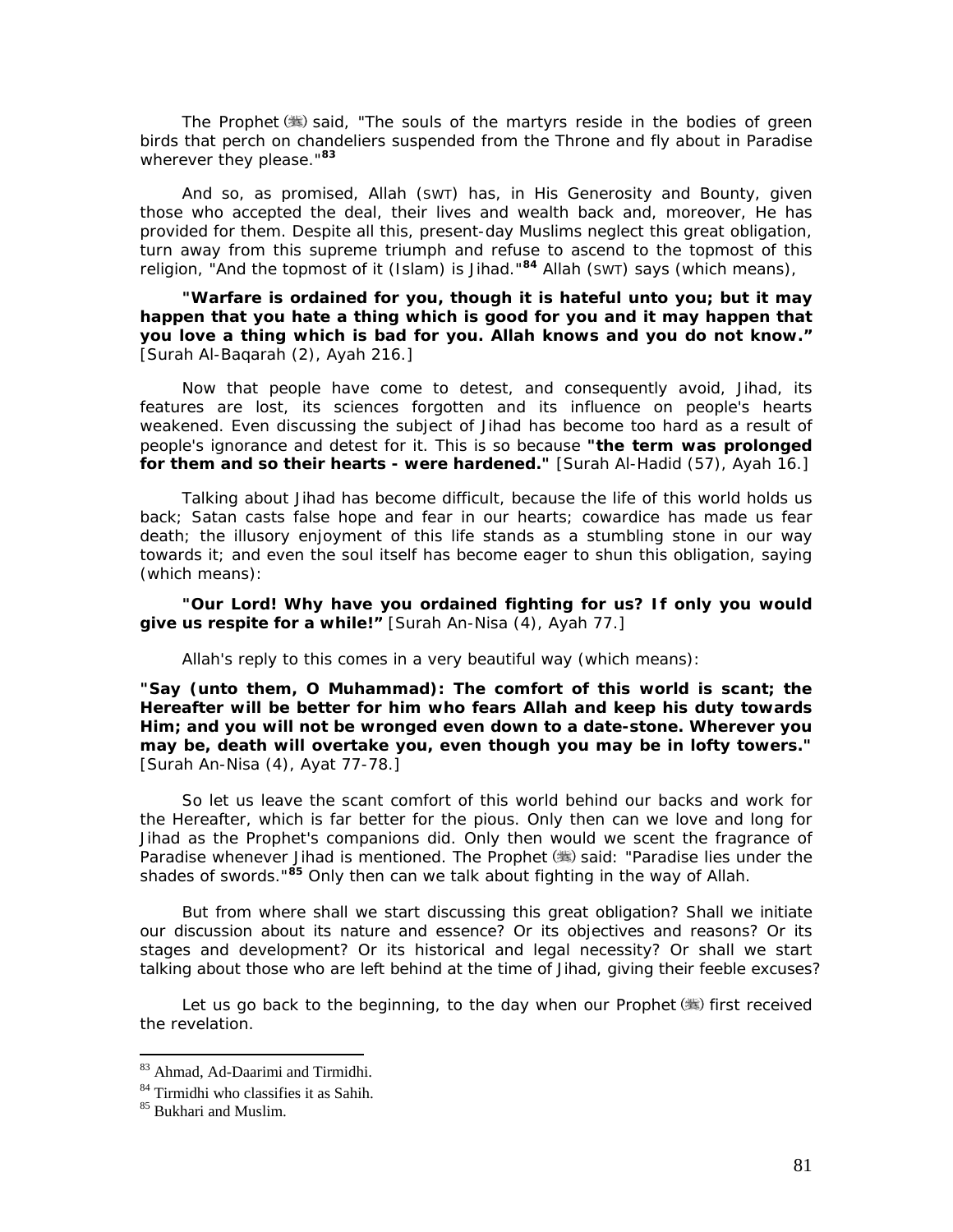The Prophet (ﷺ) said, "The souls of the martyrs reside in the bodies of green birds that perch on chandeliers suspended from the Throne and fly about in Paradise wherever they please."[83]

And so, as promised, Allah (SWT) has, in His Generosity and Bounty, given those who accepted the deal, their lives and wealth back and, moreover, He has provided for them. Despite all this, present-day Muslims neglect this great obligation, turn away from this supreme triumph and refuse to ascend to the topmost of this religion, "And the topmost of it (Islam) is Jihad."[84] Allah (SWT) says (which means),

**"Warfare is ordained for you, though it is hateful unto you; but it may happen that you hate a thing which is good for you and it may happen that you love a thing which is bad for you. Allah knows and you do not know."** [Surah Al-Baqarah (2), Ayah 216.]

Now that people have come to detest, and consequently avoid, Jihad, its features are lost, its sciences forgotten and its influence on people's hearts weakened. Even discussing the subject of Jihad has become too hard as a result of people's ignorance and detest for it. This is so because **"the term was prolonged for them and so their hearts - were hardened."** [Surah Al-Hadid (57), Ayah 16.]

Talking about Jihad has become difficult, because the life of this world holds us back; Satan casts false hope and fear in our hearts; cowardice has made us fear death; the illusory enjoyment of this life stands as a stumbling stone in our way towards it; and even the soul itself has become eager to shun this obligation, saying (which means):

**"Our Lord! Why have you ordained fighting for us? If only you would give us respite for a while!"** [Surah An-Nisa (4), Ayah 77.]

Allah's reply to this comes in a very beautiful way (which means):

**"Say (unto them, O Muhammad): The comfort of this world is scant; the Hereafter will be better for him who fears Allah and keep his duty towards Him; and you will not be wronged even down to a date-stone. Wherever you may be, death will overtake you, even though you may be in lofty towers."** [Surah An-Nisa (4), Ayat 77-78.]

So let us leave the scant comfort of this world behind our backs and work for the Hereafter, which is far better for the pious. Only then can we love and long for Jihad as the Prophet's companions did. Only then would we scent the fragrance of Paradise whenever Jihad is mentioned. The Prophet (ﷺ) said: "Paradise lies under the shades of swords."[85] Only then can we talk about fighting in the way of Allah.

But from where shall we start discussing this great obligation? Shall we initiate our discussion about its nature and essence? Or its objectives and reasons? Or its stages and development? Or its historical and legal necessity? Or shall we start talking about those who are left behind at the time of Jihad, giving their feeble excuses?

Let us go back to the beginning, to the day when our Prophet (ﷺ) first received the revelation.

---

[83] Ahmad, Ad-Daarimi and Tirmidhi.

[84] Tirmidhi who classifies it as Sahih.

[85] Bukhari and Muslim.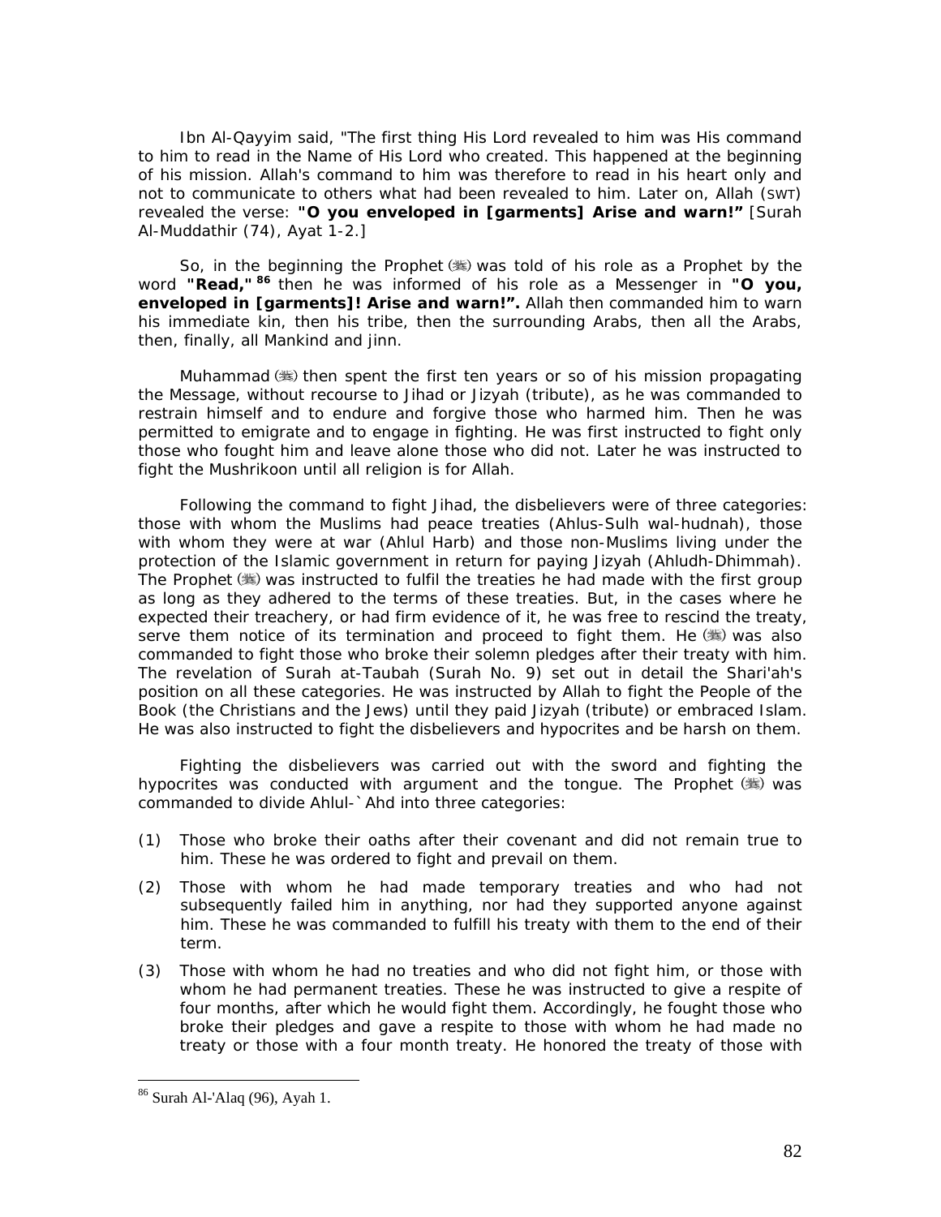Ibn Al-Qayyim said, "The first thing His Lord revealed to him was His command to him to read in the Name of His Lord who created. This happened at the beginning of his mission. Allah's command to him was therefore to read in his heart only and not to communicate to others what had been revealed to him. Later on, Allah (SWT) revealed the verse: **"O you enveloped in [garments] Arise and warn!"** [Surah Al-Muddathir (74), Ayat 1-2.]

So, in the beginning the Prophet (ﷺ) was told of his role as a Prophet by the word **"Read,"**[86] then he was informed of his role as a Messenger in **"O you, enveloped in [garments]! Arise and warn!".** Allah then commanded him to warn his immediate kin, then his tribe, then the surrounding Arabs, then all the Arabs, then, finally, all Mankind and jinn.

Muhammad (ﷺ) then spent the first ten years or so of his mission propagating the Message, without recourse to Jihad or Jizyah (tribute), as he was commanded to restrain himself and to endure and forgive those who harmed him. Then he was permitted to emigrate and to engage in fighting. He was first instructed to fight only those who fought him and leave alone those who did not. Later he was instructed to fight the Mushrikoon until all religion is for Allah.

Following the command to fight Jihad, the disbelievers were of three categories: those with whom the Muslims had peace treaties (Ahlus-Sulh wal-hudnah), those with whom they were at war (Ahlul Harb) and those non-Muslims living under the protection of the Islamic government in return for paying Jizyah (Ahludh-Dhimmah). The Prophet (ﷺ) was instructed to fulfil the treaties he had made with the first group as long as they adhered to the terms of these treaties. But, in the cases where he expected their treachery, or had firm evidence of it, he was free to rescind the treaty, serve them notice of its termination and proceed to fight them. He (ﷺ) was also commanded to fight those who broke their solemn pledges after their treaty with him. The revelation of Surah at-Taubah (Surah No. 9) set out in detail the Shari'ah's position on all these categories. He was instructed by Allah to fight the People of the Book (the Christians and the Jews) until they paid Jizyah (tribute) or embraced Islam. He was also instructed to fight the disbelievers and hypocrites and be harsh on them.

Fighting the disbelievers was carried out with the sword and fighting the hypocrites was conducted with argument and the tongue. The Prophet (ﷺ) was commanded to divide Ahlul-`Ahd into three categories:

(1) Those who broke their oaths after their covenant and did not remain true to him. These he was ordered to fight and prevail on them.

(2) Those with whom he had made temporary treaties and who had not subsequently failed him in anything, nor had they supported anyone against him. These he was commanded to fulfill his treaty with them to the end of their term.

(3) Those with whom he had no treaties and who did not fight him, or those with whom he had permanent treaties. These he was instructed to give a respite of four months, after which he would fight them. Accordingly, he fought those who broke their pledges and gave a respite to those with whom he had made no treaty or those with a four month treaty. He honored the treaty of those with

[86] Surah Al-'Alaq (96), Ayah 1.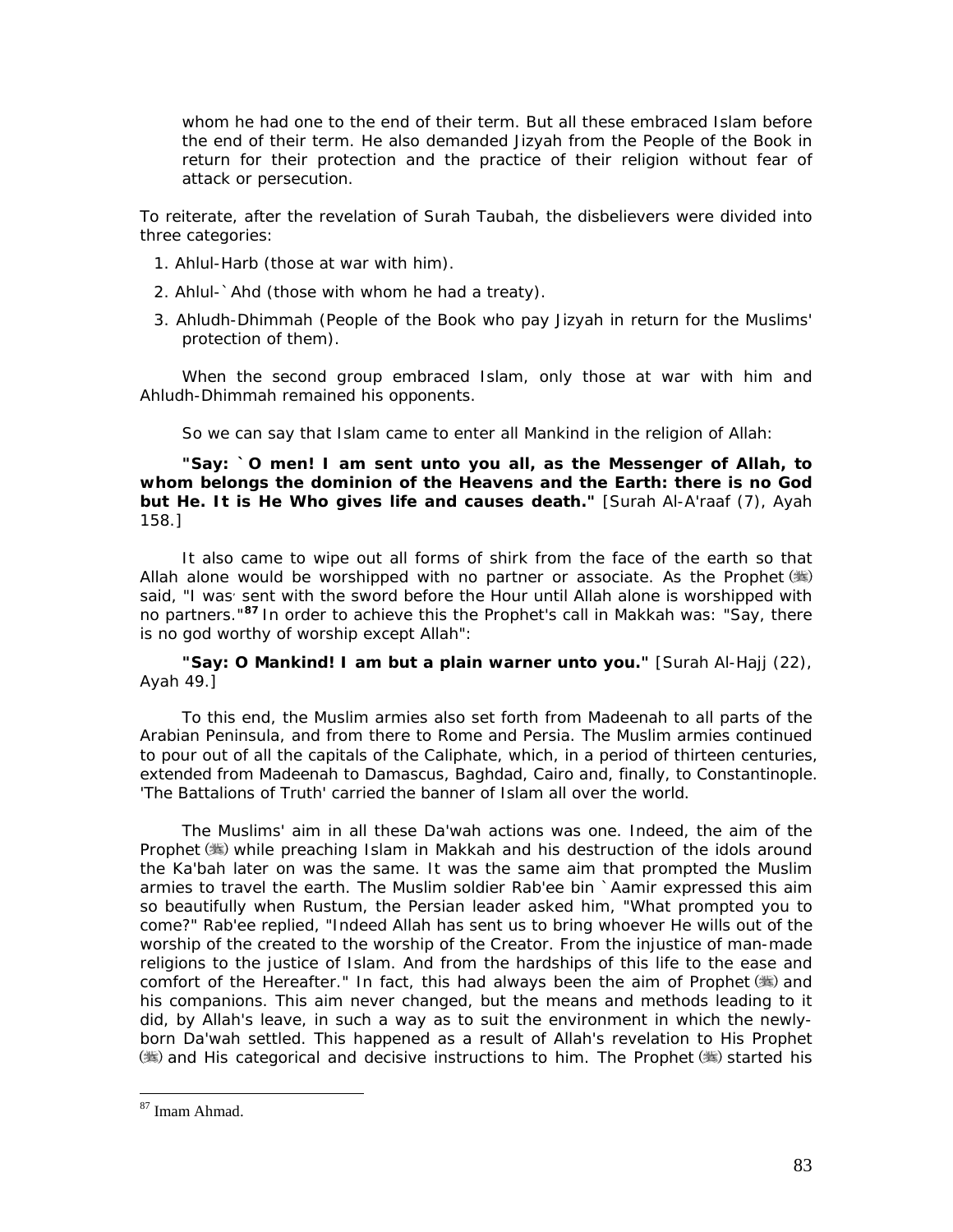whom he had one to the end of their term. But all these embraced Islam before the end of their term. He also demanded Jizyah from the People of the Book in return for their protection and the practice of their religion without fear of attack or persecution.

To reiterate, after the revelation of Surah Taubah, the disbelievers were divided into three categories:

1. Ahlul-Harb (those at war with him).
2. Ahlul-`Ahd (those with whom he had a treaty).
3. Ahludh-Dhimmah (People of the Book who pay Jizyah in return for the Muslims' protection of them).

When the second group embraced Islam, only those at war with him and Ahludh-Dhimmah remained his opponents.

So we can say that Islam came to enter all Mankind in the religion of Allah:

**"Say: `O men! I am sent unto you all, as the Messenger of Allah, to whom belongs the dominion of the Heavens and the Earth: there is no God but He. It is He Who gives life and causes death."** [Surah Al-A'raaf (7), Ayah 158.]

It also came to wipe out all forms of shirk from the face of the earth so that Allah alone would be worshipped with no partner or associate. As the Prophet (ﷺ) said, "I was sent with the sword before the Hour until Allah alone is worshipped with no partners."[87] In order to achieve this the Prophet's call in Makkah was: "Say, there is no god worthy of worship except Allah":

**"Say: O Mankind! I am but a plain warner unto you."** [Surah Al-Hajj (22), Ayah 49.]

To this end, the Muslim armies also set forth from Madeenah to all parts of the Arabian Peninsula, and from there to Rome and Persia. The Muslim armies continued to pour out of all the capitals of the Caliphate, which, in a period of thirteen centuries, extended from Madeenah to Damascus, Baghdad, Cairo and, finally, to Constantinople. 'The Battalions of Truth' carried the banner of Islam all over the world.

The Muslims' aim in all these Da'wah actions was one. Indeed, the aim of the Prophet (ﷺ) while preaching Islam in Makkah and his destruction of the idols around the Ka'bah later on was the same. It was the same aim that prompted the Muslim armies to travel the earth. The Muslim soldier Rab'ee bin `Aamir expressed this aim so beautifully when Rustum, the Persian leader asked him, "What prompted you to come?" Rab'ee replied, "Indeed Allah has sent us to bring whoever He wills out of the worship of the created to the worship of the Creator. From the injustice of man-made religions to the justice of Islam. And from the hardships of this life to the ease and comfort of the Hereafter." In fact, this had always been the aim of Prophet (ﷺ) and his companions. This aim never changed, but the means and methods leading to it did, by Allah's leave, in such a way as to suit the environment in which the newly-born Da'wah settled. This happened as a result of Allah's revelation to His Prophet (ﷺ) and His categorical and decisive instructions to him. The Prophet (ﷺ) started his

[87] Imam Ahmad.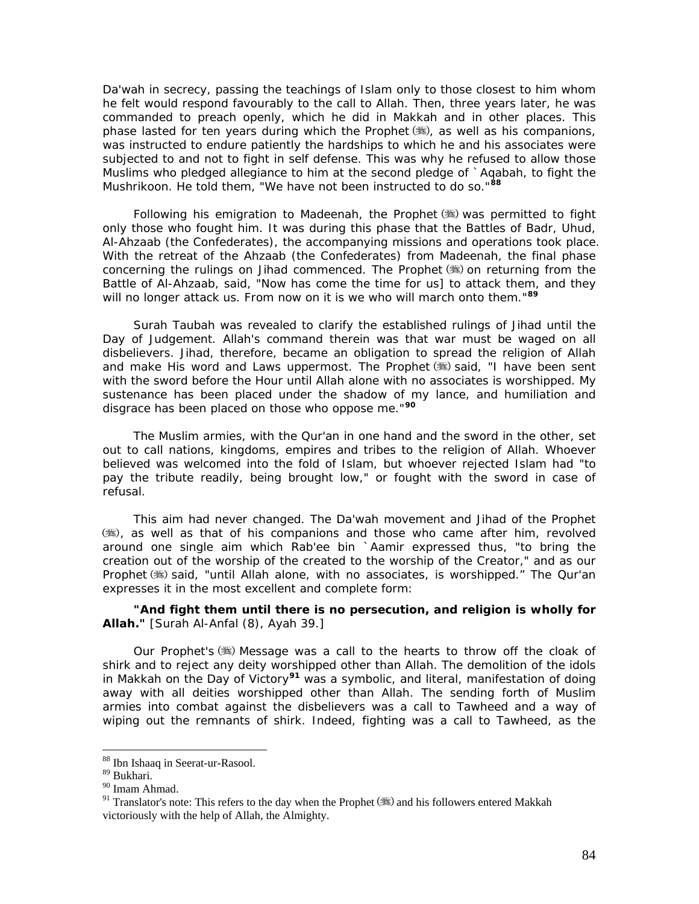Da'wah in secrecy, passing the teachings of Islam only to those closest to him whom he felt would respond favourably to the call to Allah. Then, three years later, he was commanded to preach openly, which he did in Makkah and in other places. This phase lasted for ten years during which the Prophet (ﷺ), as well as his companions, was instructed to endure patiently the hardships to which he and his associates were subjected to and not to fight in self defense. This was why he refused to allow those Muslims who pledged allegiance to him at the second pledge of `Aqabah, to fight the Mushrikoon. He told them, "We have not been instructed to do so."[88]

Following his emigration to Madeenah, the Prophet (ﷺ) was permitted to fight only those who fought him. It was during this phase that the Battles of Badr, Uhud, Al-Ahzaab (the Confederates), the accompanying missions and operations took place. With the retreat of the Ahzaab (the Confederates) from Madeenah, the final phase concerning the rulings on Jihad commenced. The Prophet (ﷺ) on returning from the Battle of Al-Ahzaab, said, "Now has come the time for us] to attack them, and they will no longer attack us. From now on it is we who will march onto them."[89]

Surah Taubah was revealed to clarify the established rulings of Jihad until the Day of Judgement. Allah's command therein was that war must be waged on all disbelievers. Jihad, therefore, became an obligation to spread the religion of Allah and make His word and Laws uppermost. The Prophet (ﷺ) said, "I have been sent with the sword before the Hour until Allah alone with no associates is worshipped. My sustenance has been placed under the shadow of my lance, and humiliation and disgrace has been placed on those who oppose me."[90]

The Muslim armies, with the Qur'an in one hand and the sword in the other, set out to call nations, kingdoms, empires and tribes to the religion of Allah. Whoever believed was welcomed into the fold of Islam, but whoever rejected Islam had "to pay the tribute readily, being brought low," or fought with the sword in case of refusal.

This aim had never changed. The Da'wah movement and Jihad of the Prophet (ﷺ), as well as that of his companions and those who came after him, revolved around one single aim which Rab'ee bin `Aamir expressed thus, "to bring the creation out of the worship of the created to the worship of the Creator," and as our Prophet (ﷺ) said, "until Allah alone, with no associates, is worshipped." The Qur'an expresses it in the most excellent and complete form:

**"And fight them until there is no persecution, and religion is wholly for Allah."** [Surah Al-Anfal (8), Ayah 39.]

Our Prophet's (ﷺ) Message was a call to the hearts to throw off the cloak of shirk and to reject any deity worshipped other than Allah. The demolition of the idols in Makkah on the Day of Victory[91] was a symbolic, and literal, manifestation of doing away with all deities worshipped other than Allah. The sending forth of Muslim armies into combat against the disbelievers was a call to Tawheed and a way of wiping out the remnants of shirk. Indeed, fighting was a call to Tawheed, as the

---

[88] Ibn Ishaaq in Seerat-ur-Rasool.
[89] Bukhari.
[90] Imam Ahmad.
[91] Translator's note: This refers to the day when the Prophet (ﷺ) and his followers entered Makkah victoriously with the help of Allah, the Almighty.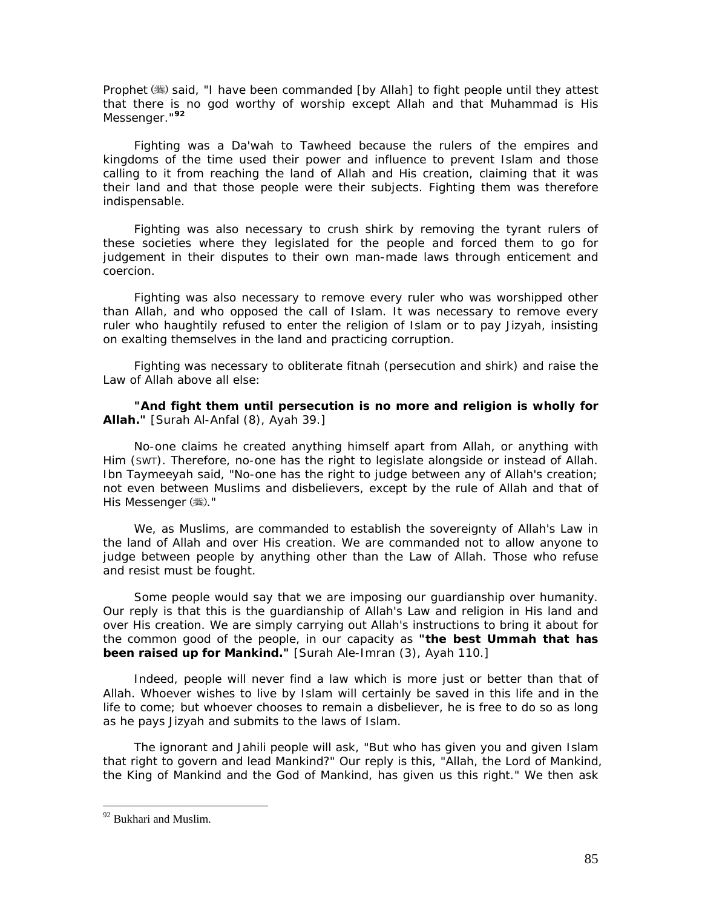Prophet (ﷺ) said, "I have been commanded [by Allah] to fight people until they attest that there is no god worthy of worship except Allah and that Muhammad is His Messenger."[92]

Fighting was a Da'wah to Tawheed because the rulers of the empires and kingdoms of the time used their power and influence to prevent Islam and those calling to it from reaching the land of Allah and His creation, claiming that it was their land and that those people were their subjects. Fighting them was therefore indispensable.

Fighting was also necessary to crush shirk by removing the tyrant rulers of these societies where they legislated for the people and forced them to go for judgement in their disputes to their own man-made laws through enticement and coercion.

Fighting was also necessary to remove every ruler who was worshipped other than Allah, and who opposed the call of Islam. It was necessary to remove every ruler who haughtily refused to enter the religion of Islam or to pay Jizyah, insisting on exalting themselves in the land and practicing corruption.

Fighting was necessary to obliterate fitnah (persecution and shirk) and raise the Law of Allah above all else:

**"And fight them until persecution is no more and religion is wholly for Allah."** [Surah Al-Anfal (8), Ayah 39.]

No-one claims he created anything himself apart from Allah, or anything with Him (SWT). Therefore, no-one has the right to legislate alongside or instead of Allah. Ibn Taymeeyah said, "No-one has the right to judge between any of Allah's creation; not even between Muslims and disbelievers, except by the rule of Allah and that of His Messenger (ﷺ)."

We, as Muslims, are commanded to establish the sovereignty of Allah's Law in the land of Allah and over His creation. We are commanded not to allow anyone to judge between people by anything other than the Law of Allah. Those who refuse and resist must be fought.

Some people would say that we are imposing our guardianship over humanity. Our reply is that this is the guardianship of Allah's Law and religion in His land and over His creation. We are simply carrying out Allah's instructions to bring it about for the common good of the people, in our capacity as **"the best Ummah that has been raised up for Mankind."** [Surah Ale-Imran (3), Ayah 110.]

Indeed, people will never find a law which is more just or better than that of Allah. Whoever wishes to live by Islam will certainly be saved in this life and in the life to come; but whoever chooses to remain a disbeliever, he is free to do so as long as he pays Jizyah and submits to the laws of Islam.

The ignorant and Jahili people will ask, "But who has given you and given Islam that right to govern and lead Mankind?" Our reply is this, "Allah, the Lord of Mankind, the King of Mankind and the God of Mankind, has given us this right." We then ask

---

[92] Bukhari and Muslim.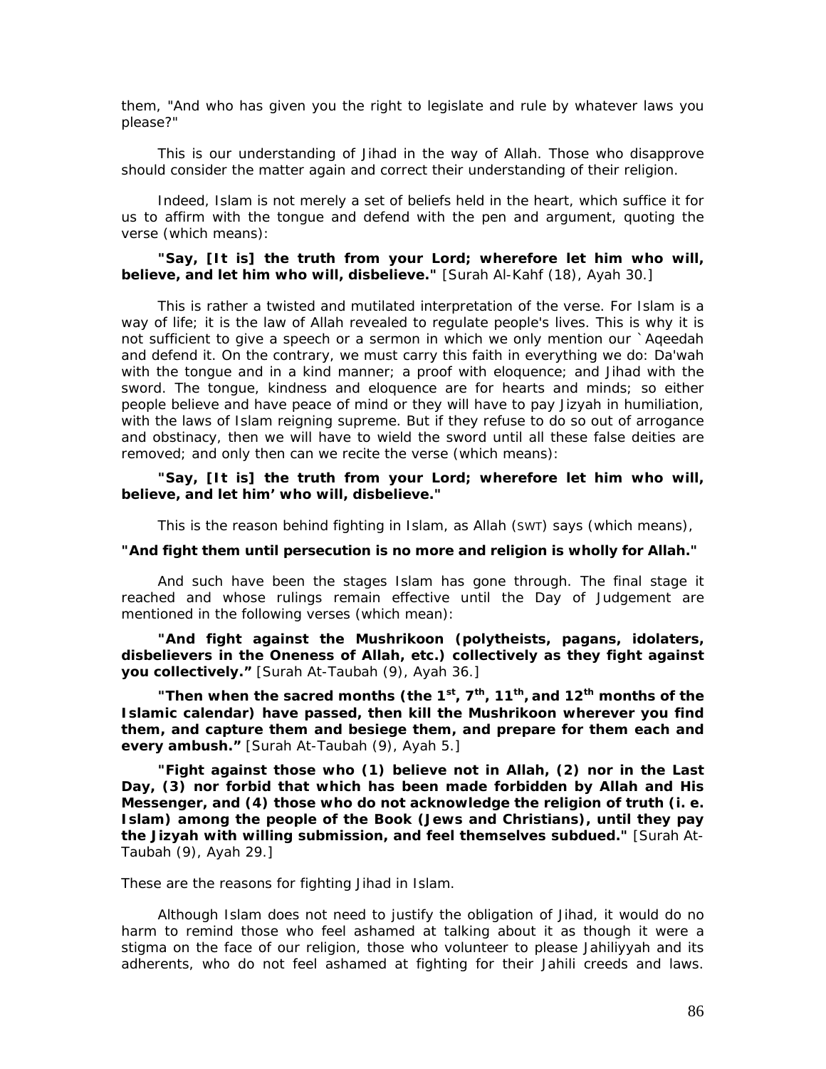them, "And who has given you the right to legislate and rule by whatever laws you please?"

This is our understanding of Jihad in the way of Allah. Those who disapprove should consider the matter again and correct their understanding of their religion.

Indeed, Islam is not merely a set of beliefs held in the heart, which suffice it for us to affirm with the tongue and defend with the pen and argument, quoting the verse (which means):

**"Say, [It is] the truth from your Lord; wherefore let him who will, believe, and let him who will, disbelieve."** [Surah Al-Kahf (18), Ayah 30.]

This is rather a twisted and mutilated interpretation of the verse. For Islam is a way of life; it is the law of Allah revealed to regulate people's lives. This is why it is not sufficient to give a speech or a sermon in which we only mention our `Aqeedah and defend it. On the contrary, we must carry this faith in everything we do: Da'wah with the tongue and in a kind manner; a proof with eloquence; and Jihad with the sword. The tongue, kindness and eloquence are for hearts and minds; so either people believe and have peace of mind or they will have to pay Jizyah in humiliation, with the laws of Islam reigning supreme. But if they refuse to do so out of arrogance and obstinacy, then we will have to wield the sword until all these false deities are removed; and only then can we recite the verse (which means):

**"Say, [It is] the truth from your Lord; wherefore let him who will, believe, and let him' who will, disbelieve."**

This is the reason behind fighting in Islam, as Allah (SWT) says (which means),

**"And fight them until persecution is no more and religion is wholly for Allah."**

And such have been the stages Islam has gone through. The final stage it reached and whose rulings remain effective until the Day of Judgement are mentioned in the following verses (which mean):

**"And fight against the Mushrikoon (polytheists, pagans, idolaters, disbelievers in the Oneness of Allah, etc.) collectively as they fight against you collectively."** [Surah At-Taubah (9), Ayah 36.]

**"Then when the sacred months (the 1st, 7th, 11th, and 12th months of the Islamic calendar) have passed, then kill the Mushrikoon wherever you find them, and capture them and besiege them, and prepare for them each and every ambush."** [Surah At-Taubah (9), Ayah 5.]

**"Fight against those who (1) believe not in Allah, (2) nor in the Last Day, (3) nor forbid that which has been made forbidden by Allah and His Messenger, and (4) those who do not acknowledge the religion of truth (i. e. Islam) among the people of the Book (Jews and Christians), until they pay the Jizyah with willing submission, and feel themselves subdued."** [Surah At-Taubah (9), Ayah 29.]

These are the reasons for fighting Jihad in Islam.

Although Islam does not need to justify the obligation of Jihad, it would do no harm to remind those who feel ashamed at talking about it as though it were a stigma on the face of our religion, those who volunteer to please Jahiliyyah and its adherents, who do not feel ashamed at fighting for their Jahili creeds and laws.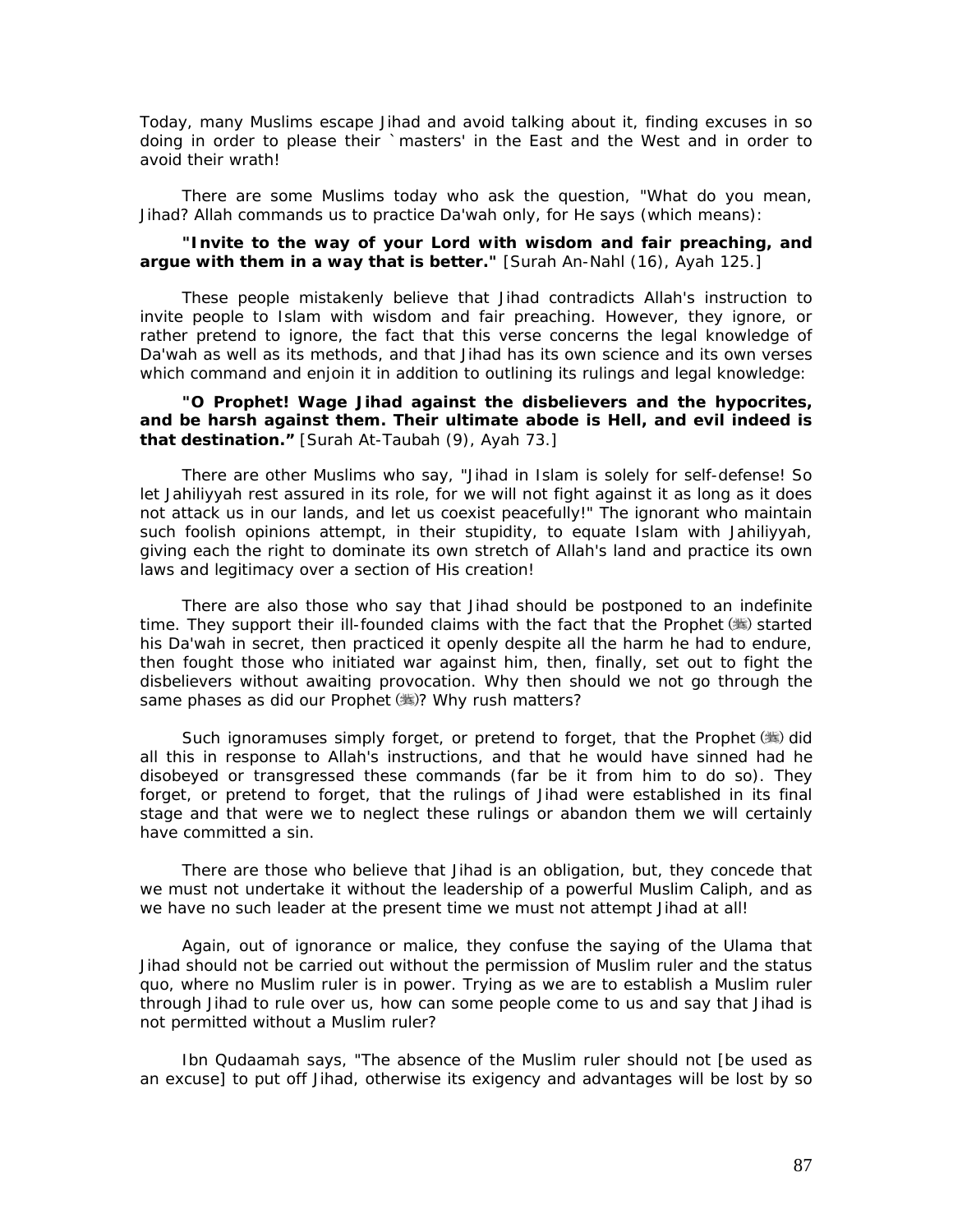Today, many Muslims escape Jihad and avoid talking about it, finding excuses in so doing in order to please their `masters' in the East and the West and in order to avoid their wrath!

There are some Muslims today who ask the question, "What do you mean, Jihad? Allah commands us to practice Da'wah only, for He says (which means):

**"Invite to the way of your Lord with wisdom and fair preaching, and argue with them in a way that is better."** [Surah An-Nahl (16), Ayah 125.]

These people mistakenly believe that Jihad contradicts Allah's instruction to invite people to Islam with wisdom and fair preaching. However, they ignore, or rather pretend to ignore, the fact that this verse concerns the legal knowledge of Da'wah as well as its methods, and that Jihad has its own science and its own verses which command and enjoin it in addition to outlining its rulings and legal knowledge:

**"O Prophet! Wage Jihad against the disbelievers and the hypocrites, and be harsh against them. Their ultimate abode is Hell, and evil indeed is that destination."** [Surah At-Taubah (9), Ayah 73.]

There are other Muslims who say, "Jihad in Islam is solely for self-defense! So let Jahiliyyah rest assured in its role, for we will not fight against it as long as it does not attack us in our lands, and let us coexist peacefully!" The ignorant who maintain such foolish opinions attempt, in their stupidity, to equate Islam with Jahiliyyah, giving each the right to dominate its own stretch of Allah's land and practice its own laws and legitimacy over a section of His creation!

There are also those who say that Jihad should be postponed to an indefinite time. They support their ill-founded claims with the fact that the Prophet (ﷺ) started his Da'wah in secret, then practiced it openly despite all the harm he had to endure, then fought those who initiated war against him, then, finally, set out to fight the disbelievers without awaiting provocation. Why then should we not go through the same phases as did our Prophet (ﷺ)? Why rush matters?

Such ignoramuses simply forget, or pretend to forget, that the Prophet (ﷺ) did all this in response to Allah's instructions, and that he would have sinned had he disobeyed or transgressed these commands (far be it from him to do so). They forget, or pretend to forget, that the rulings of Jihad were established in its final stage and that were we to neglect these rulings or abandon them we will certainly have committed a sin.

There are those who believe that Jihad is an obligation, but, they concede that we must not undertake it without the leadership of a powerful Muslim Caliph, and as we have no such leader at the present time we must not attempt Jihad at all!

Again, out of ignorance or malice, they confuse the saying of the Ulama that Jihad should not be carried out without the permission of Muslim ruler and the status quo, where no Muslim ruler is in power. Trying as we are to establish a Muslim ruler through Jihad to rule over us, how can some people come to us and say that Jihad is not permitted without a Muslim ruler?

Ibn Qudaamah says, "The absence of the Muslim ruler should not [be used as an excuse] to put off Jihad, otherwise its exigency and advantages will be lost by so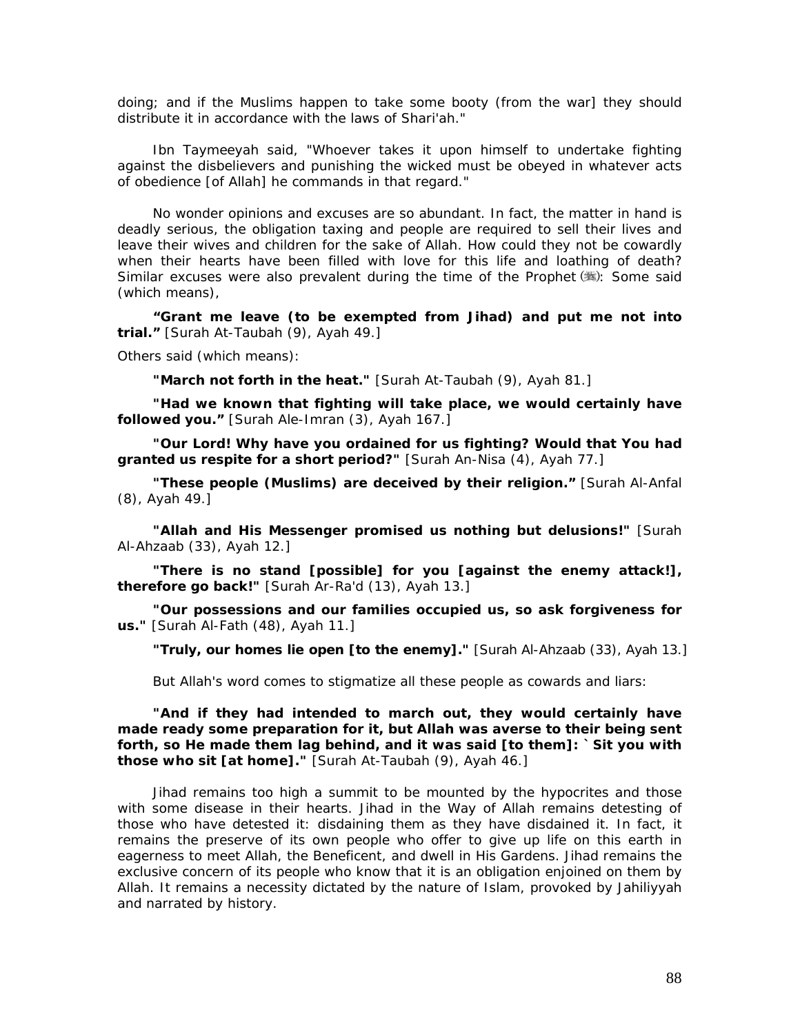doing; and if the Muslims happen to take some booty (from the war] they should distribute it in accordance with the laws of Shari'ah."

Ibn Taymeeyah said, "Whoever takes it upon himself to undertake fighting against the disbelievers and punishing the wicked must be obeyed in whatever acts of obedience [of Allah] he commands in that regard."

No wonder opinions and excuses are so abundant. In fact, the matter in hand is deadly serious, the obligation taxing and people are required to sell their lives and leave their wives and children for the sake of Allah. How could they not be cowardly when their hearts have been filled with love for this life and loathing of death? Similar excuses were also prevalent during the time of the Prophet (ﷺ): Some said (which means),

**"Grant me leave (to be exempted from Jihad) and put me not into trial."** [Surah At-Taubah (9), Ayah 49.]

Others said (which means):

**"March not forth in the heat."** [Surah At-Taubah (9), Ayah 81.]

**"Had we known that fighting will take place, we would certainly have followed you."** [Surah Ale-Imran (3), Ayah 167.]

**"Our Lord! Why have you ordained for us fighting? Would that You had granted us respite for a short period?"** [Surah An-Nisa (4), Ayah 77.]

**"These people (Muslims) are deceived by their religion."** [Surah Al-Anfal (8), Ayah 49.]

**"Allah and His Messenger promised us nothing but delusions!"** [Surah Al-Ahzaab (33), Ayah 12.]

**"There is no stand [possible] for you [against the enemy attack!], therefore go back!"** [Surah Ar-Ra'd (13), Ayah 13.]

**"Our possessions and our families occupied us, so ask forgiveness for us."** [Surah Al-Fath (48), Ayah 11.]

**"Truly, our homes lie open [to the enemy]."** [Surah Al-Ahzaab (33), Ayah 13.]

But Allah's word comes to stigmatize all these people as cowards and liars:

**"And if they had intended to march out, they would certainly have made ready some preparation for it, but Allah was averse to their being sent forth, so He made them lag behind, and it was said [to them]: `Sit you with those who sit [at home]."** [Surah At-Taubah (9), Ayah 46.]

Jihad remains too high a summit to be mounted by the hypocrites and those with some disease in their hearts. Jihad in the Way of Allah remains detesting of those who have detested it: disdaining them as they have disdained it. In fact, it remains the preserve of its own people who offer to give up life on this earth in eagerness to meet Allah, the Beneficent, and dwell in His Gardens. Jihad remains the exclusive concern of its people who know that it is an obligation enjoined on them by Allah. It remains a necessity dictated by the nature of Islam, provoked by Jahiliyyah and narrated by history.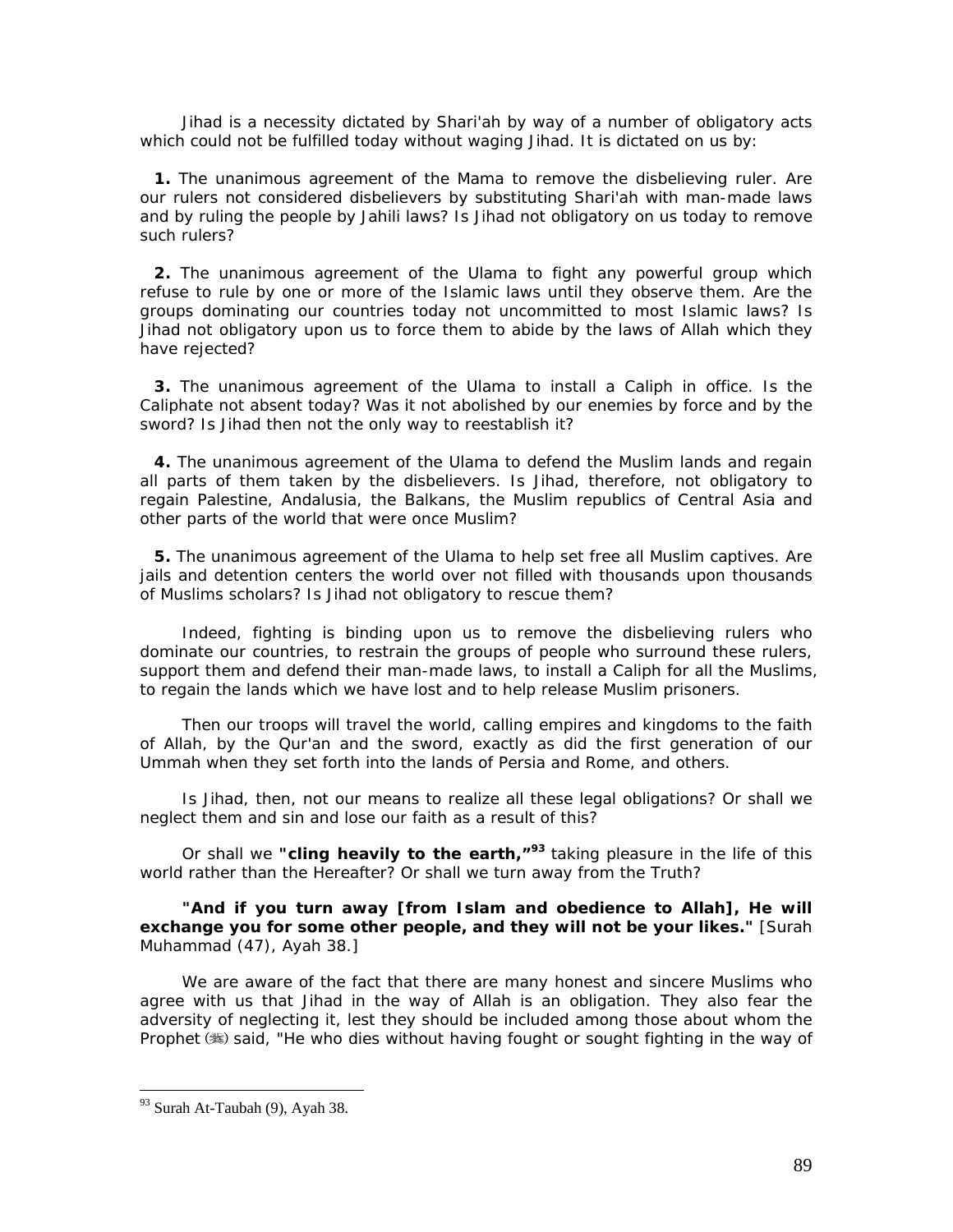Jihad is a necessity dictated by Shari'ah by way of a number of obligatory acts which could not be fulfilled today without waging Jihad. It is dictated on us by:

**1.** The unanimous agreement of the Mama to remove the disbelieving ruler. Are our rulers not considered disbelievers by substituting Shari'ah with man-made laws and by ruling the people by Jahili laws? Is Jihad not obligatory on us today to remove such rulers?

**2.** The unanimous agreement of the Ulama to fight any powerful group which refuse to rule by one or more of the Islamic laws until they observe them. Are the groups dominating our countries today not uncommitted to most Islamic laws? Is Jihad not obligatory upon us to force them to abide by the laws of Allah which they have rejected?

**3.** The unanimous agreement of the Ulama to install a Caliph in office. Is the Caliphate not absent today? Was it not abolished by our enemies by force and by the sword? Is Jihad then not the only way to reestablish it?

**4.** The unanimous agreement of the Ulama to defend the Muslim lands and regain all parts of them taken by the disbelievers. Is Jihad, therefore, not obligatory to regain Palestine, Andalusia, the Balkans, the Muslim republics of Central Asia and other parts of the world that were once Muslim?

**5.** The unanimous agreement of the Ulama to help set free all Muslim captives. Are jails and detention centers the world over not filled with thousands upon thousands of Muslims scholars? Is Jihad not obligatory to rescue them?

Indeed, fighting is binding upon us to remove the disbelieving rulers who dominate our countries, to restrain the groups of people who surround these rulers, support them and defend their man-made laws, to install a Caliph for all the Muslims, to regain the lands which we have lost and to help release Muslim prisoners.

Then our troops will travel the world, calling empires and kingdoms to the faith of Allah, by the Qur'an and the sword, exactly as did the first generation of our Ummah when they set forth into the lands of Persia and Rome, and others.

Is Jihad, then, not our means to realize all these legal obligations? Or shall we neglect them and sin and lose our faith as a result of this?

Or shall we **"cling heavily to the earth,"**[93] taking pleasure in the life of this world rather than the Hereafter? Or shall we turn away from the Truth?

**"And if you turn away [from Islam and obedience to Allah], He will exchange you for some other people, and they will not be your likes."** [Surah Muhammad (47), Ayah 38.]

We are aware of the fact that there are many honest and sincere Muslims who agree with us that Jihad in the way of Allah is an obligation. They also fear the adversity of neglecting it, lest they should be included among those about whom the Prophet (ﷺ) said, "He who dies without having fought or sought fighting in the way of

---

[93] Surah At-Taubah (9), Ayah 38.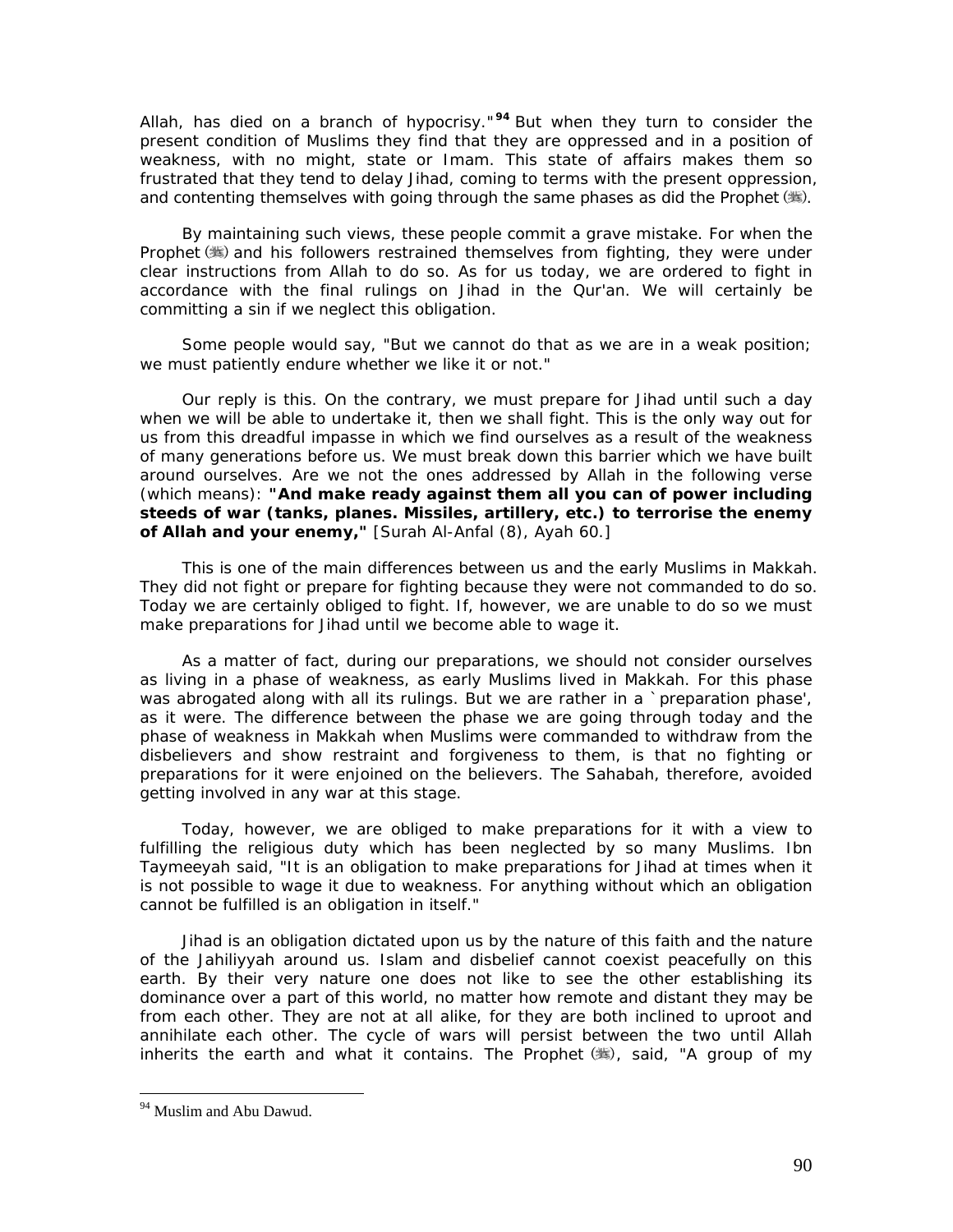Allah, has died on a branch of hypocrisy."[94] But when they turn to consider the present condition of Muslims they find that they are oppressed and in a position of weakness, with no might, state or Imam. This state of affairs makes them so frustrated that they tend to delay Jihad, coming to terms with the present oppression, and contenting themselves with going through the same phases as did the Prophet (ﷺ).

By maintaining such views, these people commit a grave mistake. For when the Prophet (ﷺ) and his followers restrained themselves from fighting, they were under clear instructions from Allah to do so. As for us today, we are ordered to fight in accordance with the final rulings on Jihad in the Qur'an. We will certainly be committing a sin if we neglect this obligation.

Some people would say, "But we cannot do that as we are in a weak position; we must patiently endure whether we like it or not."

Our reply is this. On the contrary, we must prepare for Jihad until such a day when we will be able to undertake it, then we shall fight. This is the only way out for us from this dreadful impasse in which we find ourselves as a result of the weakness of many generations before us. We must break down this barrier which we have built around ourselves. Are we not the ones addressed by Allah in the following verse (which means): **"And make ready against them all you can of power including steeds of war (tanks, planes. Missiles, artillery, etc.) to terrorise the enemy of Allah and your enemy,"** [Surah Al-Anfal (8), Ayah 60.]

This is one of the main differences between us and the early Muslims in Makkah. They did not fight or prepare for fighting because they were not commanded to do so. Today we are certainly obliged to fight. If, however, we are unable to do so we must make preparations for Jihad until we become able to wage it.

As a matter of fact, during our preparations, we should not consider ourselves as living in a phase of weakness, as early Muslims lived in Makkah. For this phase was abrogated along with all its rulings. But we are rather in a `preparation phase', as it were. The difference between the phase we are going through today and the phase of weakness in Makkah when Muslims were commanded to withdraw from the disbelievers and show restraint and forgiveness to them, is that no fighting or preparations for it were enjoined on the believers. The Sahabah, therefore, avoided getting involved in any war at this stage.

Today, however, we are obliged to make preparations for it with a view to fulfilling the religious duty which has been neglected by so many Muslims. Ibn Taymeeyah said, "It is an obligation to make preparations for Jihad at times when it is not possible to wage it due to weakness. For anything without which an obligation cannot be fulfilled is an obligation in itself."

Jihad is an obligation dictated upon us by the nature of this faith and the nature of the Jahiliyyah around us. Islam and disbelief cannot coexist peacefully on this earth. By their very nature one does not like to see the other establishing its dominance over a part of this world, no matter how remote and distant they may be from each other. They are not at all alike, for they are both inclined to uproot and annihilate each other. The cycle of wars will persist between the two until Allah inherits the earth and what it contains. The Prophet (ﷺ), said, "A group of my

---

[94] Muslim and Abu Dawud.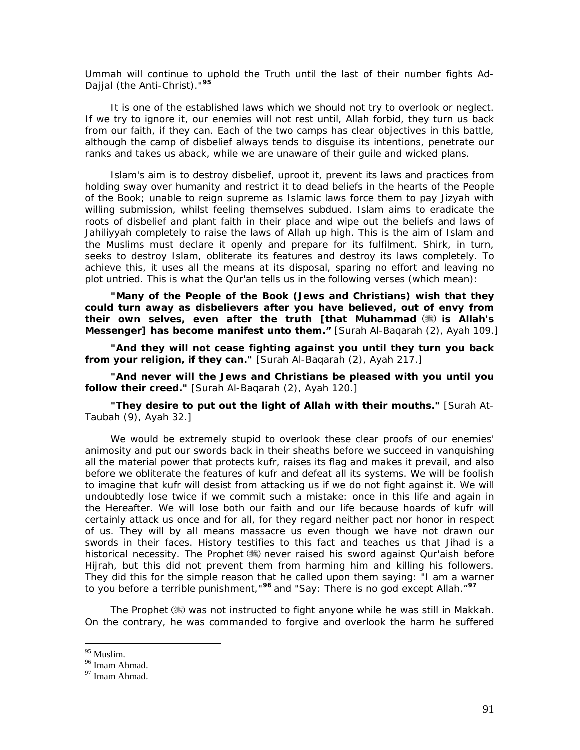Ummah will continue to uphold the Truth until the last of their number fights Ad-Dajjal (the Anti-Christ)."[95]

It is one of the established laws which we should not try to overlook or neglect. If we try to ignore it, our enemies will not rest until, Allah forbid, they turn us back from our faith, if they can. Each of the two camps has clear objectives in this battle, although the camp of disbelief always tends to disguise its intentions, penetrate our ranks and takes us aback, while we are unaware of their guile and wicked plans.

Islam's aim is to destroy disbelief, uproot it, prevent its laws and practices from holding sway over humanity and restrict it to dead beliefs in the hearts of the People of the Book; unable to reign supreme as Islamic laws force them to pay Jizyah with willing submission, whilst feeling themselves subdued. Islam aims to eradicate the roots of disbelief and plant faith in their place and wipe out the beliefs and laws of Jahiliyyah completely to raise the laws of Allah up high. This is the aim of Islam and the Muslims must declare it openly and prepare for its fulfilment. Shirk, in turn, seeks to destroy Islam, obliterate its features and destroy its laws completely. To achieve this, it uses all the means at its disposal, sparing no effort and leaving no plot untried. This is what the Qur'an tells us in the following verses (which mean):

**"Many of the People of the Book (Jews and Christians) wish that they could turn away as disbelievers after you have believed, out of envy from their own selves, even after the truth [that Muhammad (ﷺ) is Allah's Messenger] has become manifest unto them."** *[Surah Al-Baqarah (2), Ayah 109.]*

**"And they will not cease fighting against you until they turn you back from your religion, if they can."** *[Surah Al-Baqarah (2), Ayah 217.]*

**"And never will the Jews and Christians be pleased with you until you follow their creed."** *[Surah Al-Baqarah (2), Ayah 120.]*

**"They desire to put out the light of Allah with their mouths."** *[Surah At-Taubah (9), Ayah 32.]*

We would be extremely stupid to overlook these clear proofs of our enemies' animosity and put our swords back in their sheaths before we succeed in vanquishing all the material power that protects kufr, raises its flag and makes it prevail, and also before we obliterate the features of kufr and defeat all its systems. We will be foolish to imagine that kufr will desist from attacking us if we do not fight against it. We will undoubtedly lose twice if we commit such a mistake: once in this life and again in the Hereafter. We will lose both our faith and our life because hoards of kufr will certainly attack us once and for all, for they regard neither pact nor honor in respect of us. They will by all means massacre us even though we have not drawn our swords in their faces. History testifies to this fact and teaches us that Jihad is a historical necessity. The Prophet (ﷺ) never raised his sword against Qur'aish before Hijrah, but this did not prevent them from harming him and killing his followers. They did this for the simple reason that he called upon them saying: "I am a warner to you before a terrible punishment,"[96] and "Say: There is no god except Allah."[97]

The Prophet (ﷺ) was not instructed to fight anyone while he was still in Makkah. On the contrary, he was commanded to forgive and overlook the harm he suffered

---

[95] Muslim.
[96] Imam Ahmad.
[97] Imam Ahmad.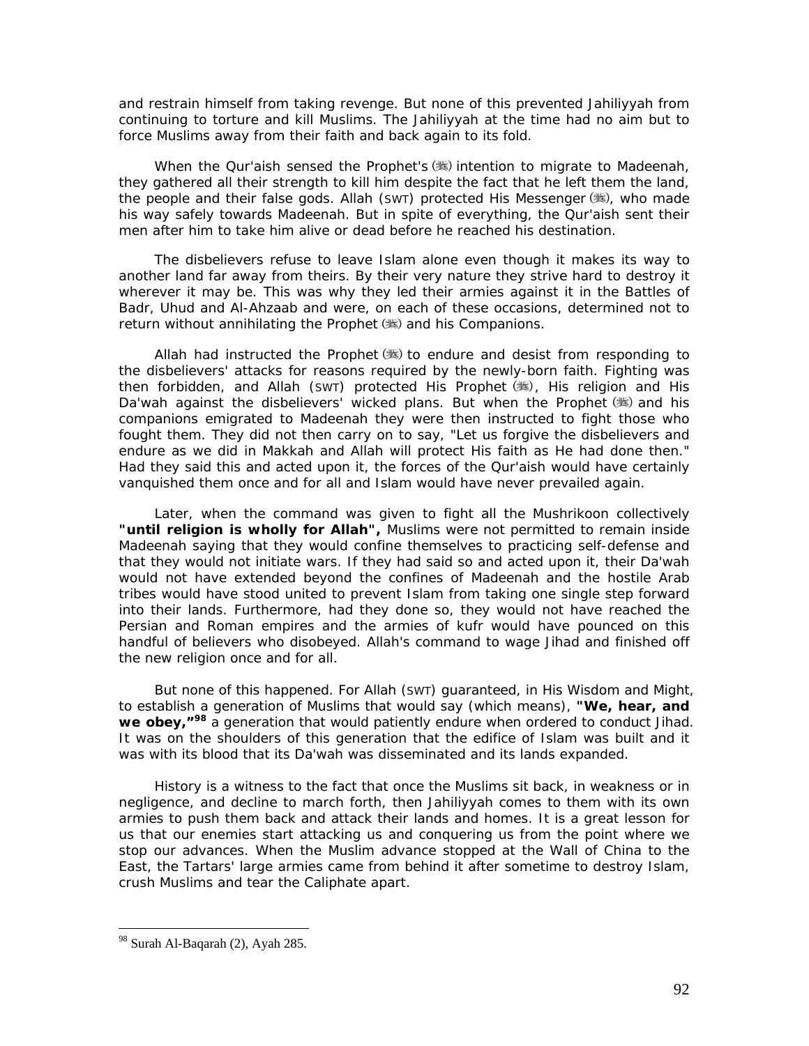and restrain himself from taking revenge. But none of this prevented Jahiliyyah from continuing to torture and kill Muslims. The Jahiliyyah at the time had no aim but to force Muslims away from their faith and back again to its fold.

When the Qur'aish sensed the Prophet's (ﷺ) intention to migrate to Madeenah, they gathered all their strength to kill him despite the fact that he left them the land, the people and their false gods. Allah (SWT) protected His Messenger (ﷺ), who made his way safely towards Madeenah. But in spite of everything, the Qur'aish sent their men after him to take him alive or dead before he reached his destination.

The disbelievers refuse to leave Islam alone even though it makes its way to another land far away from theirs. By their very nature they strive hard to destroy it wherever it may be. This was why they led their armies against it in the Battles of Badr, Uhud and Al-Ahzaab and were, on each of these occasions, determined not to return without annihilating the Prophet (ﷺ) and his Companions.

Allah had instructed the Prophet (ﷺ) to endure and desist from responding to the disbelievers' attacks for reasons required by the newly-born faith. Fighting was then forbidden, and Allah (SWT) protected His Prophet (ﷺ), His religion and His Da'wah against the disbelievers' wicked plans. But when the Prophet (ﷺ) and his companions emigrated to Madeenah they were then instructed to fight those who fought them. They did not then carry on to say, "Let us forgive the disbelievers and endure as we did in Makkah and Allah will protect His faith as He had done then." Had they said this and acted upon it, the forces of the Qur'aish would have certainly vanquished them once and for all and Islam would have never prevailed again.

Later, when the command was given to fight all the Mushrikoon collectively **"until religion is wholly for Allah",** Muslims were not permitted to remain inside Madeenah saying that they would confine themselves to practicing self-defense and that they would not initiate wars. If they had said so and acted upon it, their Da'wah would not have extended beyond the confines of Madeenah and the hostile Arab tribes would have stood united to prevent Islam from taking one single step forward into their lands. Furthermore, had they done so, they would not have reached the Persian and Roman empires and the armies of kufr would have pounced on this handful of believers who disobeyed. Allah's command to wage Jihad and finished off the new religion once and for all.

But none of this happened. For Allah (SWT) guaranteed, in His Wisdom and Might, to establish a generation of Muslims that would say (which means), **"We, hear, and we obey,"**[98] a generation that would patiently endure when ordered to conduct Jihad. It was on the shoulders of this generation that the edifice of Islam was built and it was with its blood that its Da'wah was disseminated and its lands expanded.

History is a witness to the fact that once the Muslims sit back, in weakness or in negligence, and decline to march forth, then Jahiliyyah comes to them with its own armies to push them back and attack their lands and homes. It is a great lesson for us that our enemies start attacking us and conquering us from the point where we stop our advances. When the Muslim advance stopped at the Wall of China to the East, the Tartars' large armies came from behind it after sometime to destroy Islam, crush Muslims and tear the Caliphate apart.

---

[98] Surah Al-Baqarah (2), Ayah 285.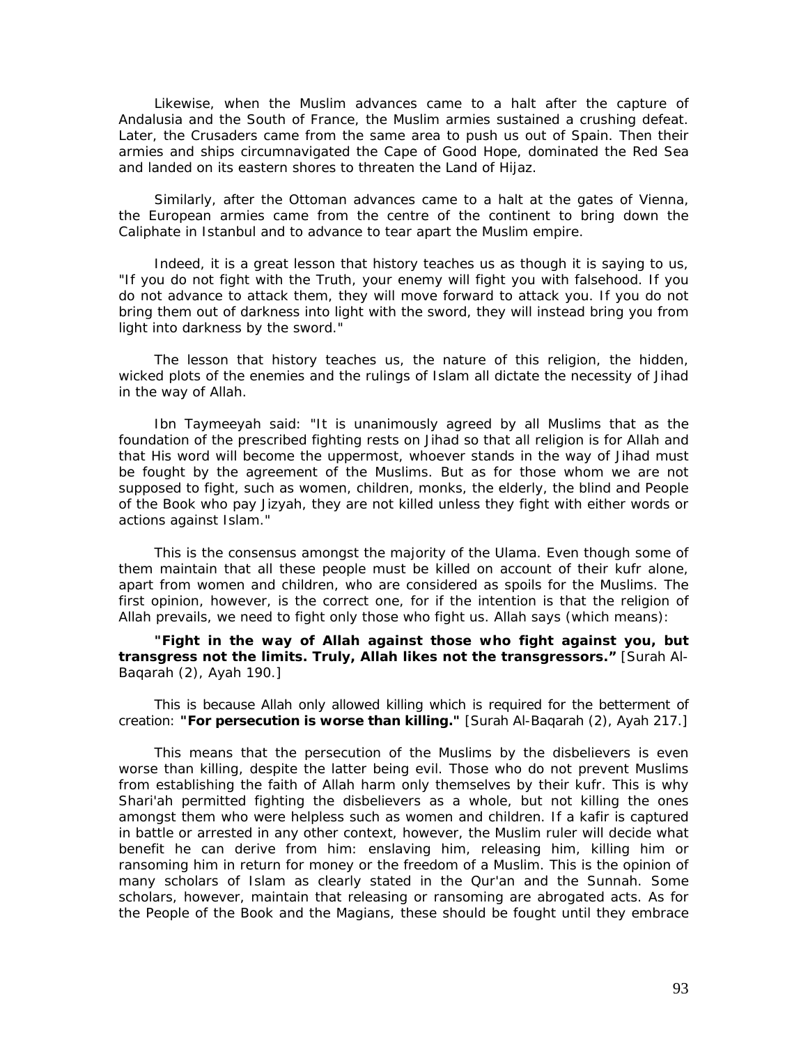Likewise, when the Muslim advances came to a halt after the capture of Andalusia and the South of France, the Muslim armies sustained a crushing defeat. Later, the Crusaders came from the same area to push us out of Spain. Then their armies and ships circumnavigated the Cape of Good Hope, dominated the Red Sea and landed on its eastern shores to threaten the Land of Hijaz.

Similarly, after the Ottoman advances came to a halt at the gates of Vienna, the European armies came from the centre of the continent to bring down the Caliphate in Istanbul and to advance to tear apart the Muslim empire.

Indeed, it is a great lesson that history teaches us as though it is saying to us, "If you do not fight with the Truth, your enemy will fight you with falsehood. If you do not advance to attack them, they will move forward to attack you. If you do not bring them out of darkness into light with the sword, they will instead bring you from light into darkness by the sword."

The lesson that history teaches us, the nature of this religion, the hidden, wicked plots of the enemies and the rulings of Islam all dictate the necessity of Jihad in the way of Allah.

Ibn Taymeeyah said: "It is unanimously agreed by all Muslims that as the foundation of the prescribed fighting rests on Jihad so that all religion is for Allah and that His word will become the uppermost, whoever stands in the way of Jihad must be fought by the agreement of the Muslims. But as for those whom we are not supposed to fight, such as women, children, monks, the elderly, the blind and People of the Book who pay Jizyah, they are not killed unless they fight with either words or actions against Islam."

This is the consensus amongst the majority of the Ulama. Even though some of them maintain that all these people must be killed on account of their kufr alone, apart from women and children, who are considered as spoils for the Muslims. The first opinion, however, is the correct one, for if the intention is that the religion of Allah prevails, we need to fight only those who fight us. Allah says (which means):

**"Fight in the way of Allah against those who fight against you, but transgress not the limits. Truly, Allah likes not the transgressors."** [Surah Al-Baqarah (2), Ayah 190.]

This is because Allah only allowed killing which is required for the betterment of creation: **"For persecution is worse than killing."** [Surah Al-Baqarah (2), Ayah 217.]

This means that the persecution of the Muslims by the disbelievers is even worse than killing, despite the latter being evil. Those who do not prevent Muslims from establishing the faith of Allah harm only themselves by their kufr. This is why Shari'ah permitted fighting the disbelievers as a whole, but not killing the ones amongst them who were helpless such as women and children. If a kafir is captured in battle or arrested in any other context, however, the Muslim ruler will decide what benefit he can derive from him: enslaving him, releasing him, killing him or ransoming him in return for money or the freedom of a Muslim. This is the opinion of many scholars of Islam as clearly stated in the Qur'an and the Sunnah. Some scholars, however, maintain that releasing or ransoming are abrogated acts. As for the People of the Book and the Magians, these should be fought until they embrace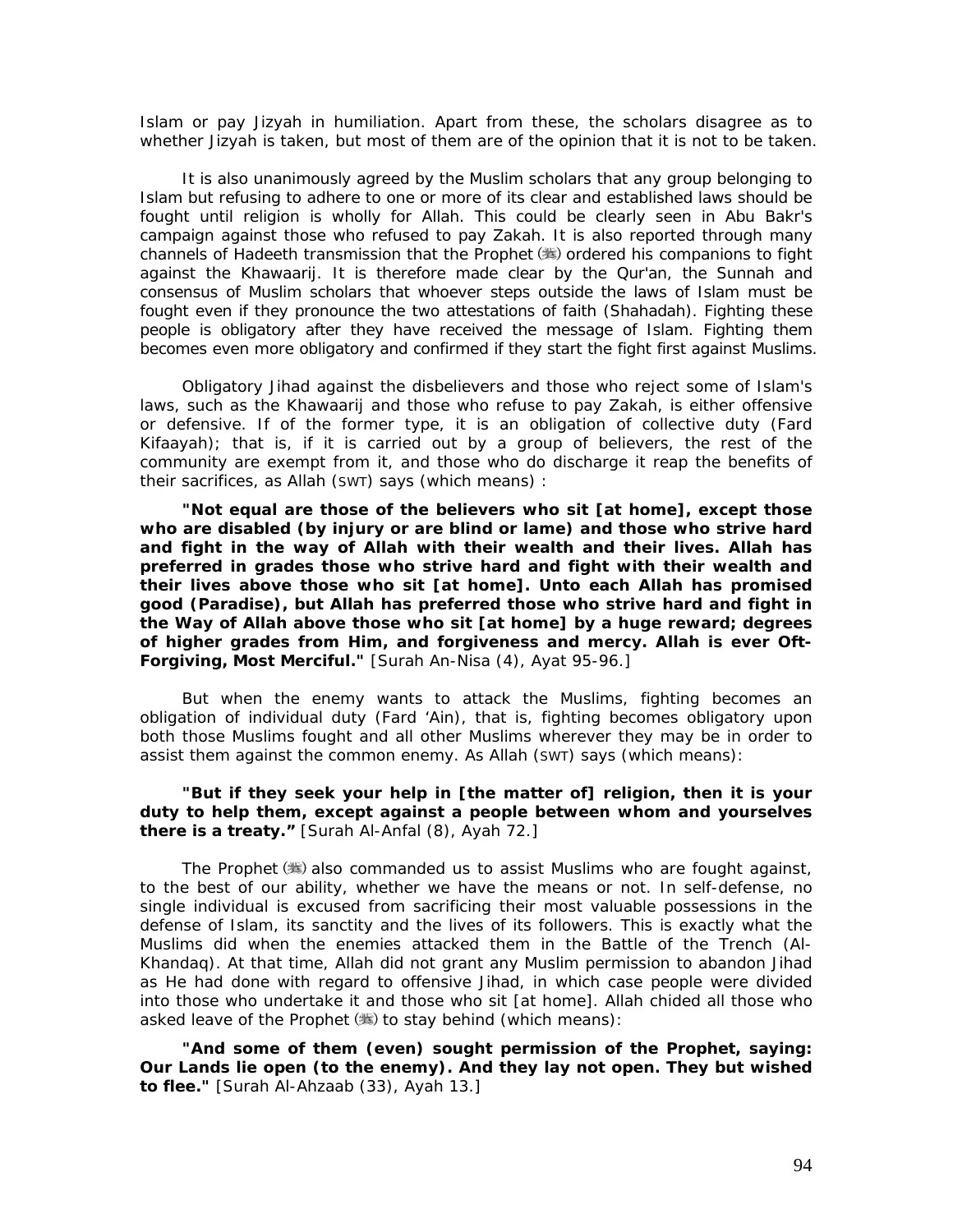Islam or pay Jizyah in humiliation. Apart from these, the scholars disagree as to whether Jizyah is taken, but most of them are of the opinion that it is not to be taken.

It is also unanimously agreed by the Muslim scholars that any group belonging to Islam but refusing to adhere to one or more of its clear and established laws should be fought until religion is wholly for Allah. This could be clearly seen in Abu Bakr's campaign against those who refused to pay Zakah. It is also reported through many channels of Hadeeth transmission that the Prophet (ﷺ) ordered his companions to fight against the Khawaarij. It is therefore made clear by the Qur'an, the Sunnah and consensus of Muslim scholars that whoever steps outside the laws of Islam must be fought even if they pronounce the two attestations of faith (Shahadah). Fighting these people is obligatory after they have received the message of Islam. Fighting them becomes even more obligatory and confirmed if they start the fight first against Muslims.

Obligatory Jihad against the disbelievers and those who reject some of Islam's laws, such as the Khawaarij and those who refuse to pay Zakah, is either offensive or defensive. If of the former type, it is an obligation of collective duty (Fard Kifaayah); that is, if it is carried out by a group of believers, the rest of the community are exempt from it, and those who do discharge it reap the benefits of their sacrifices, as Allah (SWT) says (which means) :

**"Not equal are those of the believers who sit [at home], except those who are disabled (by injury or are blind or lame) and those who strive hard and fight in the way of Allah with their wealth and their lives. Allah has preferred in grades those who strive hard and fight with their wealth and their lives above those who sit [at home]. Unto each Allah has promised good (Paradise), but Allah has preferred those who strive hard and fight in the Way of Allah above those who sit [at home] by a huge reward; degrees of higher grades from Him, and forgiveness and mercy. Allah is ever Oft-Forgiving, Most Merciful."** [Surah An-Nisa (4), Ayat 95-96.]

But when the enemy wants to attack the Muslims, fighting becomes an obligation of individual duty (Fard 'Ain), that is, fighting becomes obligatory upon both those Muslims fought and all other Muslims wherever they may be in order to assist them against the common enemy. As Allah (SWT) says (which means):

**"But if they seek your help in [the matter of] religion, then it is your duty to help them, except against a people between whom and yourselves there is a treaty."** [Surah Al-Anfal (8), Ayah 72.]

The Prophet (ﷺ) also commanded us to assist Muslims who are fought against, to the best of our ability, whether we have the means or not. In self-defense, no single individual is excused from sacrificing their most valuable possessions in the defense of Islam, its sanctity and the lives of its followers. This is exactly what the Muslims did when the enemies attacked them in the Battle of the Trench (Al-Khandaq). At that time, Allah did not grant any Muslim permission to abandon Jihad as He had done with regard to offensive Jihad, in which case people were divided into those who undertake it and those who sit [at home]. Allah chided all those who asked leave of the Prophet (ﷺ) to stay behind (which means):

**"And some of them (even) sought permission of the Prophet, saying: Our Lands lie open (to the enemy). And they lay not open. They but wished to flee."** [Surah Al-Ahzaab (33), Ayah 13.]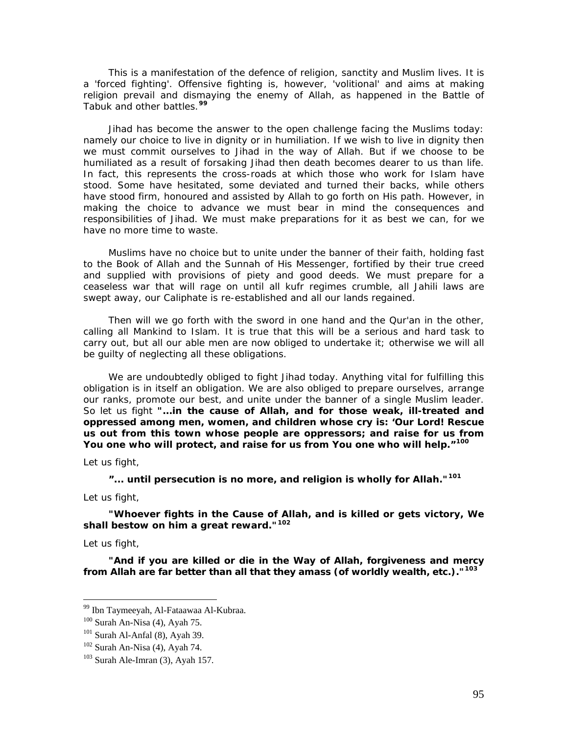This is a manifestation of the defence of religion, sanctity and Muslim lives. It is a 'forced fighting'. Offensive fighting is, however, 'volitional' and aims at making religion prevail and dismaying the enemy of Allah, as happened in the Battle of Tabuk and other battles.[99]

Jihad has become the answer to the open challenge facing the Muslims today: namely our choice to live in dignity or in humiliation. If we wish to live in dignity then we must commit ourselves to Jihad in the way of Allah. But if we choose to be humiliated as a result of forsaking Jihad then death becomes dearer to us than life. In fact, this represents the cross-roads at which those who work for Islam have stood. Some have hesitated, some deviated and turned their backs, while others have stood firm, honoured and assisted by Allah to go forth on His path. However, in making the choice to advance we must bear in mind the consequences and responsibilities of Jihad. We must make preparations for it as best we can, for we have no more time to waste.

Muslims have no choice but to unite under the banner of their faith, holding fast to the Book of Allah and the Sunnah of His Messenger, fortified by their true creed and supplied with provisions of piety and good deeds. We must prepare for a ceaseless war that will rage on until all kufr regimes crumble, all Jahili laws are swept away, our Caliphate is re-established and all our lands regained.

Then will we go forth with the sword in one hand and the Qur'an in the other, calling all Mankind to Islam. It is true that this will be a serious and hard task to carry out, but all our able men are now obliged to undertake it; otherwise we will all be guilty of neglecting all these obligations.

We are undoubtedly obliged to fight Jihad today. Anything vital for fulfilling this obligation is in itself an obligation. We are also obliged to prepare ourselves, arrange our ranks, promote our best, and unite under the banner of a single Muslim leader. So let us fight **"...in the cause of Allah, and for those weak, ill-treated and oppressed among men, women, and children whose cry is: 'Our Lord! Rescue us out from this town whose people are oppressors; and raise for us from You one who will protect, and raise for us from You one who will help."**[100]

Let us fight,

**"... until persecution is no more, and religion is wholly for Allah."**[101]

Let us fight,

**"Whoever fights in the Cause of Allah, and is killed or gets victory, We shall bestow on him a great reward."**[102]

Let us fight,

**"And if you are killed or die in the Way of Allah, forgiveness and mercy from Allah are far better than all that they amass (of worldly wealth, etc.)."**[103]

---

[99] Ibn Taymeeyah, Al-Fataawaa Al-Kubraa.

[100] Surah An-Nisa (4), Ayah 75.

[101] Surah Al-Anfal (8), Ayah 39.

[102] Surah An-Nisa (4), Ayah 74.

[103] Surah Ale-Imran (3), Ayah 157.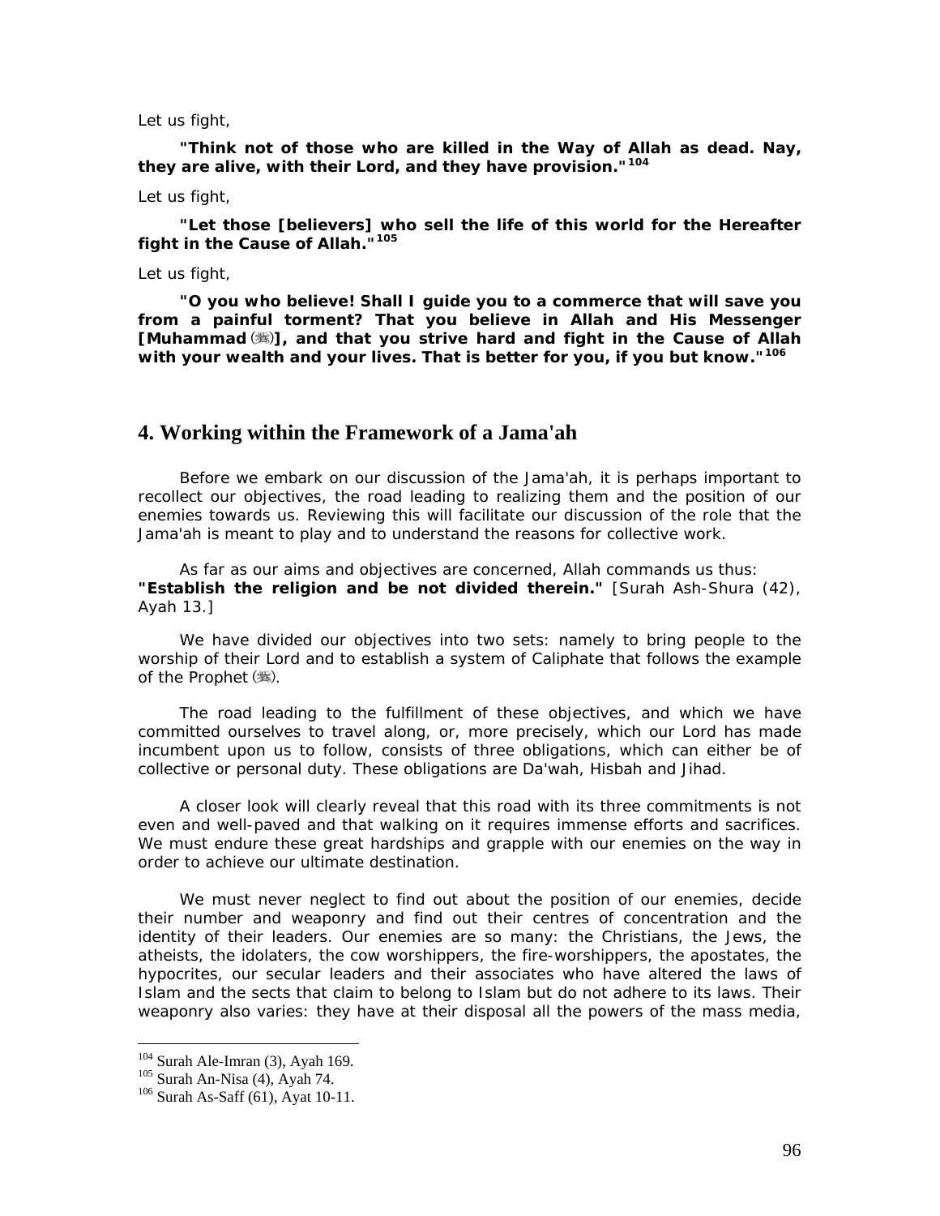Let us fight,

**"Think not of those who are killed in the Way of Allah as dead. Nay, they are alive, with their Lord, and they have provision."**[104]

Let us fight,

**"Let those [believers] who sell the life of this world for the Hereafter fight in the Cause of Allah."**[105]

Let us fight,

**"O you who believe! Shall I guide you to a commerce that will save you from a painful torment? That you believe in Allah and His Messenger [Muhammad (ﷺ)], and that you strive hard and fight in the Cause of Allah with your wealth and your lives. That is better for you, if you but know."**[106]

## 4. Working within the Framework of a Jama'ah

Before we embark on our discussion of the Jama'ah, it is perhaps important to recollect our objectives, the road leading to realizing them and the position of our enemies towards us. Reviewing this will facilitate our discussion of the role that the Jama'ah is meant to play and to understand the reasons for collective work.

As far as our aims and objectives are concerned, Allah commands us thus: **"Establish the religion and be not divided therein."** [Surah Ash-Shura (42), Ayah 13.]

We have divided our objectives into two sets: namely to bring people to the worship of their Lord and to establish a system of Caliphate that follows the example of the Prophet (ﷺ).

The road leading to the fulfillment of these objectives, and which we have committed ourselves to travel along, or, more precisely, which our Lord has made incumbent upon us to follow, consists of three obligations, which can either be of collective or personal duty. These obligations are Da'wah, Hisbah and Jihad.

A closer look will clearly reveal that this road with its three commitments is not even and well-paved and that walking on it requires immense efforts and sacrifices. We must endure these great hardships and grapple with our enemies on the way in order to achieve our ultimate destination.

We must never neglect to find out about the position of our enemies, decide their number and weaponry and find out their centres of concentration and the identity of their leaders. Our enemies are so many: the Christians, the Jews, the atheists, the idolaters, the cow worshippers, the fire-worshippers, the apostates, the hypocrites, our secular leaders and their associates who have altered the laws of Islam and the sects that claim to belong to Islam but do not adhere to its laws. Their weaponry also varies: they have at their disposal all the powers of the mass media,

---

[104] Surah Ale-Imran (3), Ayah 169.
[105] Surah An-Nisa (4), Ayah 74.
[106] Surah As-Saff (61), Ayat 10-11.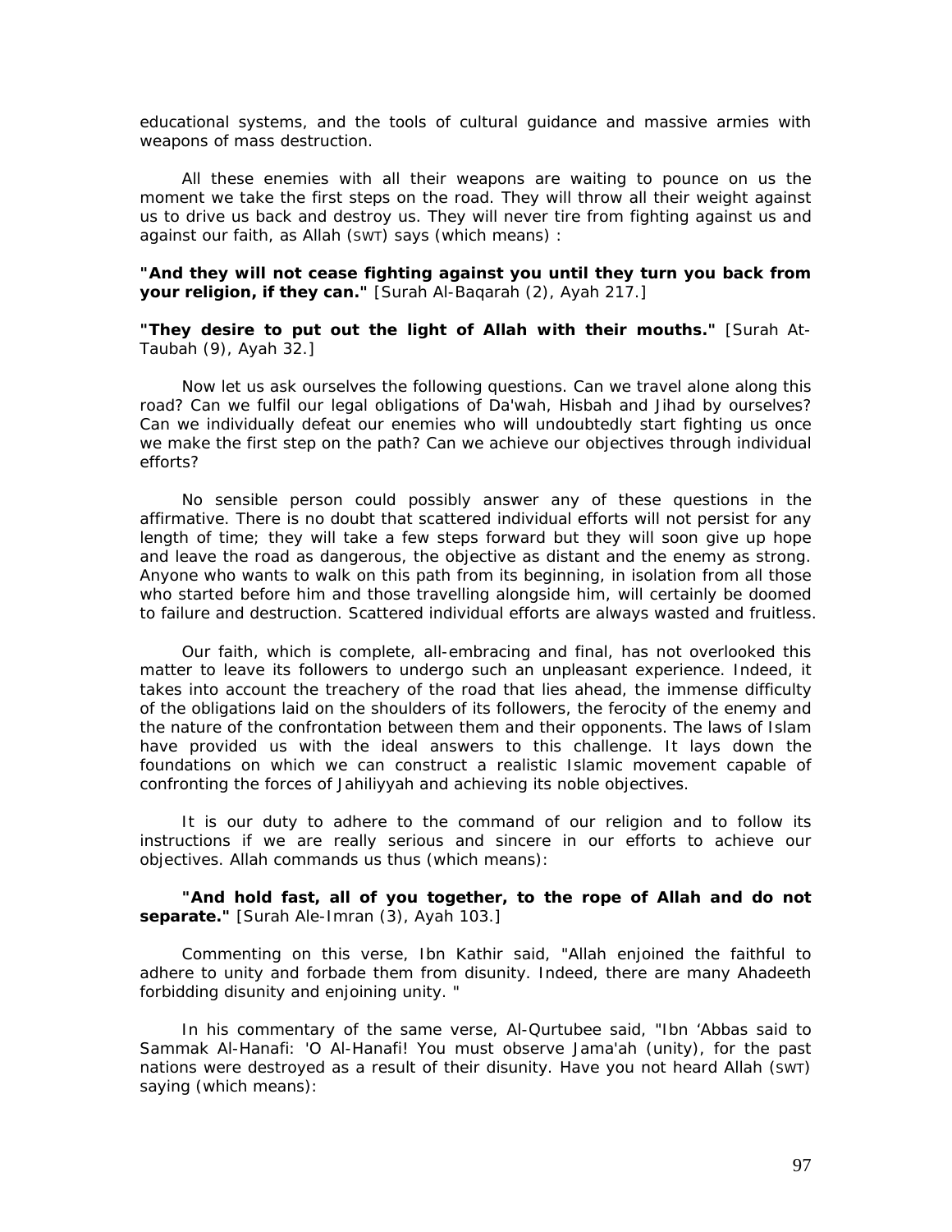educational systems, and the tools of cultural guidance and massive armies with weapons of mass destruction.

All these enemies with all their weapons are waiting to pounce on us the moment we take the first steps on the road. They will throw all their weight against us to drive us back and destroy us. They will never tire from fighting against us and against our faith, as Allah (SWT) says (which means) :

**"And they will not cease fighting against you until they turn you back from your religion, if they can."** [Surah Al-Baqarah (2), Ayah 217.]

**"They desire to put out the light of Allah with their mouths."** [Surah At-Taubah (9), Ayah 32.]

Now let us ask ourselves the following questions. Can we travel alone along this road? Can we fulfil our legal obligations of Da'wah, Hisbah and Jihad by ourselves? Can we individually defeat our enemies who will undoubtedly start fighting us once we make the first step on the path? Can we achieve our objectives through individual efforts?

No sensible person could possibly answer any of these questions in the affirmative. There is no doubt that scattered individual efforts will not persist for any length of time; they will take a few steps forward but they will soon give up hope and leave the road as dangerous, the objective as distant and the enemy as strong. Anyone who wants to walk on this path from its beginning, in isolation from all those who started before him and those travelling alongside him, will certainly be doomed to failure and destruction. Scattered individual efforts are always wasted and fruitless.

Our faith, which is complete, all-embracing and final, has not overlooked this matter to leave its followers to undergo such an unpleasant experience. Indeed, it takes into account the treachery of the road that lies ahead, the immense difficulty of the obligations laid on the shoulders of its followers, the ferocity of the enemy and the nature of the confrontation between them and their opponents. The laws of Islam have provided us with the ideal answers to this challenge. It lays down the foundations on which we can construct a realistic Islamic movement capable of confronting the forces of Jahiliyyah and achieving its noble objectives.

It is our duty to adhere to the command of our religion and to follow its instructions if we are really serious and sincere in our efforts to achieve our objectives. Allah commands us thus (which means):

**"And hold fast, all of you together, to the rope of Allah and do not separate."** [Surah Ale-Imran (3), Ayah 103.]

Commenting on this verse, Ibn Kathir said, "Allah enjoined the faithful to adhere to unity and forbade them from disunity. Indeed, there are many Ahadeeth forbidding disunity and enjoining unity. "

In his commentary of the same verse, Al-Qurtubee said, "Ibn 'Abbas said to Sammak Al-Hanafi: 'O Al-Hanafi! You must observe Jama'ah (unity), for the past nations were destroyed as a result of their disunity. Have you not heard Allah (SWT) saying (which means):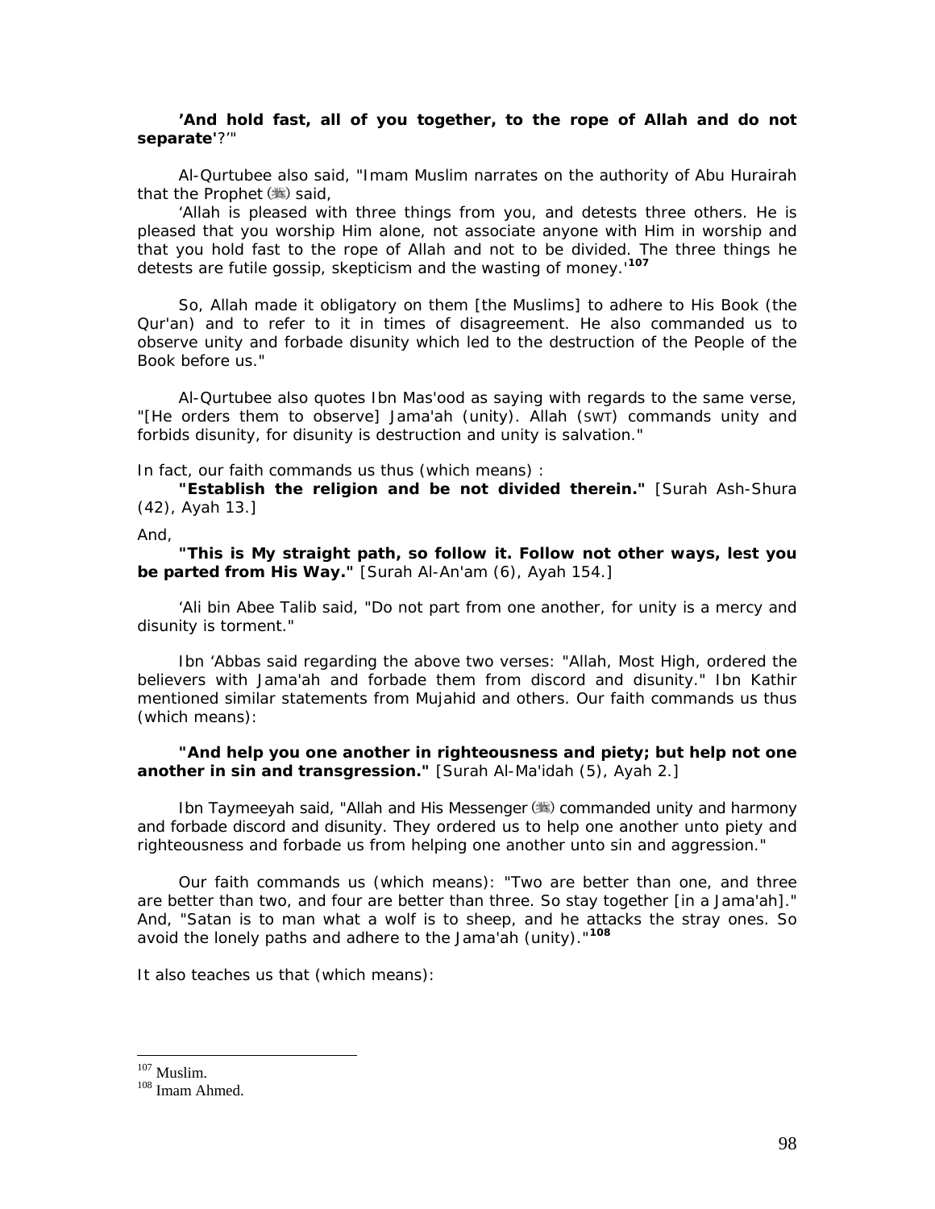**'And hold fast, all of you together, to the rope of Allah and do not separate'**?'"

Al-Qurtubee also said, "Imam Muslim narrates on the authority of Abu Hurairah that the Prophet (ﷺ) said,

'Allah is pleased with three things from you, and detests three others. He is pleased that you worship Him alone, not associate anyone with Him in worship and that you hold fast to the rope of Allah and not to be divided. The three things he detests are futile gossip, skepticism and the wasting of money.'[107]

So, Allah made it obligatory on them [the Muslims] to adhere to His Book (the Qur'an) and to refer to it in times of disagreement. He also commanded us to observe unity and forbade disunity which led to the destruction of the People of the Book before us."

Al-Qurtubee also quotes Ibn Mas'ood as saying with regards to the same verse, "[He orders them to observe] Jama'ah (unity). Allah (SWT) commands unity and forbids disunity, for disunity is destruction and unity is salvation."

In fact, our faith commands us thus (which means) :

**"Establish the religion and be not divided therein."** [Surah Ash-Shura (42), Ayah 13.]

And,

**"This is My straight path, so follow it. Follow not other ways, lest you be parted from His Way."** [Surah Al-An'am (6), Ayah 154.]

'Ali bin Abee Talib said, "Do not part from one another, for unity is a mercy and disunity is torment."

Ibn 'Abbas said regarding the above two verses: "Allah, Most High, ordered the believers with Jama'ah and forbade them from discord and disunity." Ibn Kathir mentioned similar statements from Mujahid and others. Our faith commands us thus (which means):

**"And help you one another in righteousness and piety; but help not one another in sin and transgression."** [Surah Al-Ma'idah (5), Ayah 2.]

Ibn Taymeeyah said, "Allah and His Messenger (ﷺ) commanded unity and harmony and forbade discord and disunity. They ordered us to help one another unto piety and righteousness and forbade us from helping one another unto sin and aggression."

Our faith commands us (which means): "Two are better than one, and three are better than two, and four are better than three. So stay together [in a Jama'ah]." And, "Satan is to man what a wolf is to sheep, and he attacks the stray ones. So avoid the lonely paths and adhere to the Jama'ah (unity)."[108]

It also teaches us that (which means):

---

[107] Muslim.

[108] Imam Ahmed.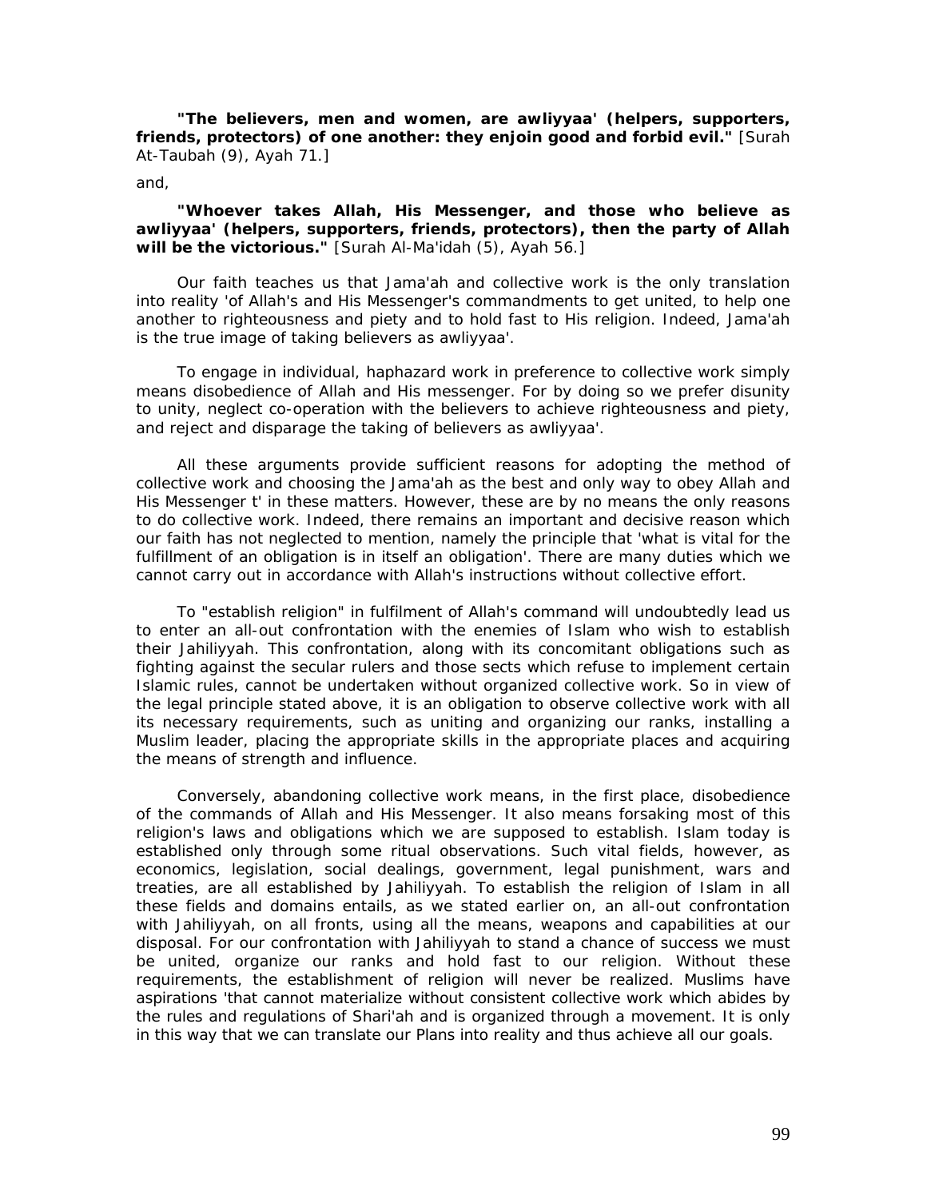**"The believers, men and women, are awliyyaa' (helpers, supporters, friends, protectors) of one another: they enjoin good and forbid evil."** *[Surah At-Taubah (9), Ayah 71.]*

and,

**"Whoever takes Allah, His Messenger, and those who believe as awliyyaa' (helpers, supporters, friends, protectors), then the party of Allah will be the victorious."** *[Surah Al-Ma'idah (5), Ayah 56.]*

Our faith teaches us that Jama'ah and collective work is the only translation into reality 'of Allah's and His Messenger's commandments to get united, to help one another to righteousness and piety and to hold fast to His religion. Indeed, Jama'ah is the true image of taking believers as awliyyaa'.

To engage in individual, haphazard work in preference to collective work simply means disobedience of Allah and His messenger. For by doing so we prefer disunity to unity, neglect co-operation with the believers to achieve righteousness and piety, and reject and disparage the taking of believers as awliyyaa'.

All these arguments provide sufficient reasons for adopting the method of collective work and choosing the Jama'ah as the best and only way to obey Allah and His Messenger t' in these matters. However, these are by no means the only reasons to do collective work. Indeed, there remains an important and decisive reason which our faith has not neglected to mention, namely the principle that 'what is vital for the fulfillment of an obligation is in itself an obligation'. There are many duties which we cannot carry out in accordance with Allah's instructions without collective effort.

To "establish religion" in fulfilment of Allah's command will undoubtedly lead us to enter an all-out confrontation with the enemies of Islam who wish to establish their Jahiliyyah. This confrontation, along with its concomitant obligations such as fighting against the secular rulers and those sects which refuse to implement certain Islamic rules, cannot be undertaken without organized collective work. So in view of the legal principle stated above, it is an obligation to observe collective work with all its necessary requirements, such as uniting and organizing our ranks, installing a Muslim leader, placing the appropriate skills in the appropriate places and acquiring the means of strength and influence.

Conversely, abandoning collective work means, in the first place, disobedience of the commands of Allah and His Messenger. It also means forsaking most of this religion's laws and obligations which we are supposed to establish. Islam today is established only through some ritual observations. Such vital fields, however, as economics, legislation, social dealings, government, legal punishment, wars and treaties, are all established by Jahiliyyah. To establish the religion of Islam in all these fields and domains entails, as we stated earlier on, an all-out confrontation with Jahiliyyah, on all fronts, using all the means, weapons and capabilities at our disposal. For our confrontation with Jahiliyyah to stand a chance of success we must be united, organize our ranks and hold fast to our religion. Without these requirements, the establishment of religion will never be realized. Muslims have aspirations 'that cannot materialize without consistent collective work which abides by the rules and regulations of Shari'ah and is organized through a movement. It is only in this way that we can translate our Plans into reality and thus achieve all our goals.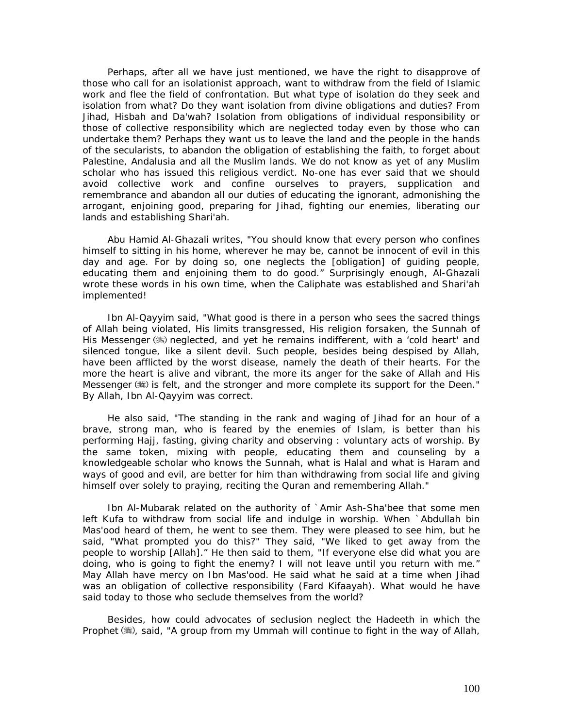Perhaps, after all we have just mentioned, we have the right to disapprove of those who call for an isolationist approach, want to withdraw from the field of Islamic work and flee the field of confrontation. But what type of isolation do they seek and isolation from what? Do they want isolation from divine obligations and duties? From Jihad, Hisbah and Da'wah? Isolation from obligations of individual responsibility or those of collective responsibility which are neglected today even by those who can undertake them? Perhaps they want us to leave the land and the people in the hands of the secularists, to abandon the obligation of establishing the faith, to forget about Palestine, Andalusia and all the Muslim lands. We do not know as yet of any Muslim scholar who has issued this religious verdict. No-one has ever said that we should avoid collective work and confine ourselves to prayers, supplication and remembrance and abandon all our duties of educating the ignorant, admonishing the arrogant, enjoining good, preparing for Jihad, fighting our enemies, liberating our lands and establishing Shari'ah.

Abu Hamid Al-Ghazali writes, "You should know that every person who confines himself to sitting in his home, wherever he may be, cannot be innocent of evil in this day and age. For by doing so, one neglects the [obligation] of guiding people, educating them and enjoining them to do good." Surprisingly enough, Al-Ghazali wrote these words in his own time, when the Caliphate was established and Shari'ah implemented!

Ibn Al-Qayyim said, "What good is there in a person who sees the sacred things of Allah being violated, His limits transgressed, His religion forsaken, the Sunnah of His Messenger (ﷺ) neglected, and yet he remains indifferent, with a 'cold heart' and silenced tongue, like a silent devil. Such people, besides being despised by Allah, have been afflicted by the worst disease, namely the death of their hearts. For the more the heart is alive and vibrant, the more its anger for the sake of Allah and His Messenger (ﷺ) is felt, and the stronger and more complete its support for the Deen." By Allah, Ibn Al-Qayyim was correct.

He also said, "The standing in the rank and waging of Jihad for an hour of a brave, strong man, who is feared by the enemies of Islam, is better than his performing Hajj, fasting, giving charity and observing : voluntary acts of worship. By the same token, mixing with people, educating them and counseling by a knowledgeable scholar who knows the Sunnah, what is Halal and what is Haram and ways of good and evil, are better for him than withdrawing from social life and giving himself over solely to praying, reciting the Quran and remembering Allah."

Ibn Al-Mubarak related on the authority of `Amir Ash-Sha'bee that some men left Kufa to withdraw from social life and indulge in worship. When `Abdullah bin Mas'ood heard of them, he went to see them. They were pleased to see him, but he said, "What prompted you do this?" They said, "We liked to get away from the people to worship [Allah]." He then said to them, "If everyone else did what you are doing, who is going to fight the enemy? I will not leave until you return with me." May Allah have mercy on Ibn Mas'ood. He said what he said at a time when Jihad was an obligation of collective responsibility (Fard Kifaayah). What would he have said today to those who seclude themselves from the world?

Besides, how could advocates of seclusion neglect the Hadeeth in which the Prophet (ﷺ), said, "A group from my Ummah will continue to fight in the way of Allah,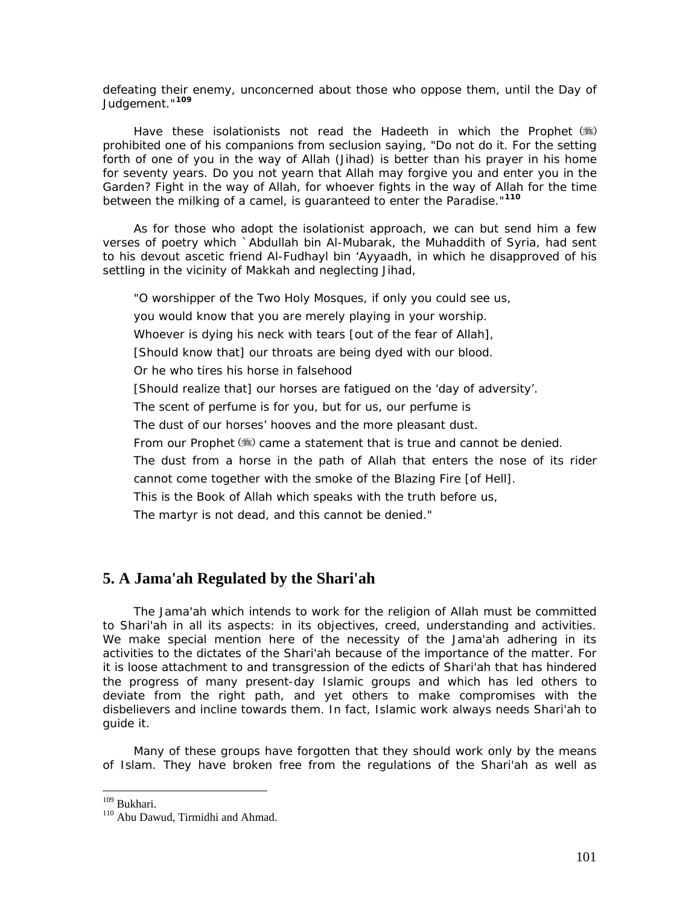defeating their enemy, unconcerned about those who oppose them, until the Day of Judgement."[109]

Have these isolationists not read the Hadeeth in which the Prophet (ﷺ) prohibited one of his companions from seclusion saying, "Do not do it. For the setting forth of one of you in the way of Allah (Jihad) is better than his prayer in his home for seventy years. Do you not yearn that Allah may forgive you and enter you in the Garden? Fight in the way of Allah, for whoever fights in the way of Allah for the time between the milking of a camel, is guaranteed to enter the Paradise."[110]

As for those who adopt the isolationist approach, we can but send him a few verses of poetry which `Abdullah bin Al-Mubarak, the Muhaddith of Syria, had sent to his devout ascetic friend Al-Fudhayl bin 'Ayyaadh, in which he disapproved of his settling in the vicinity of Makkah and neglecting Jihad,

"O worshipper of the Two Holy Mosques, if only you could see us,
you would know that you are merely playing in your worship.
Whoever is dying his neck with tears [out of the fear of Allah],
[Should know that] our throats are being dyed with our blood.
Or he who tires his horse in falsehood
[Should realize that] our horses are fatigued on the 'day of adversity'.
The scent of perfume is for you, but for us, our perfume is
The dust of our horses' hooves and the more pleasant dust.
From our Prophet (ﷺ) came a statement that is true and cannot be denied.
The dust from a horse in the path of Allah that enters the nose of its rider
cannot come together with the smoke of the Blazing Fire [of Hell].
This is the Book of Allah which speaks with the truth before us,
The martyr is not dead, and this cannot be denied."

## 5. A Jama'ah Regulated by the Shari'ah

The Jama'ah which intends to work for the religion of Allah must be committed to Shari'ah in all its aspects: in its objectives, creed, understanding and activities. We make special mention here of the necessity of the Jama'ah adhering in its activities to the dictates of the Shari'ah because of the importance of the matter. For it is loose attachment to and transgression of the edicts of Shari'ah that has hindered the progress of many present-day Islamic groups and which has led others to deviate from the right path, and yet others to make compromises with the disbelievers and incline towards them. In fact, Islamic work always needs Shari'ah to guide it.

Many of these groups have forgotten that they should work only by the means of Islam. They have broken free from the regulations of the Shari'ah as well as

---

[109] Bukhari.
[110] Abu Dawud, Tirmidhi and Ahmad.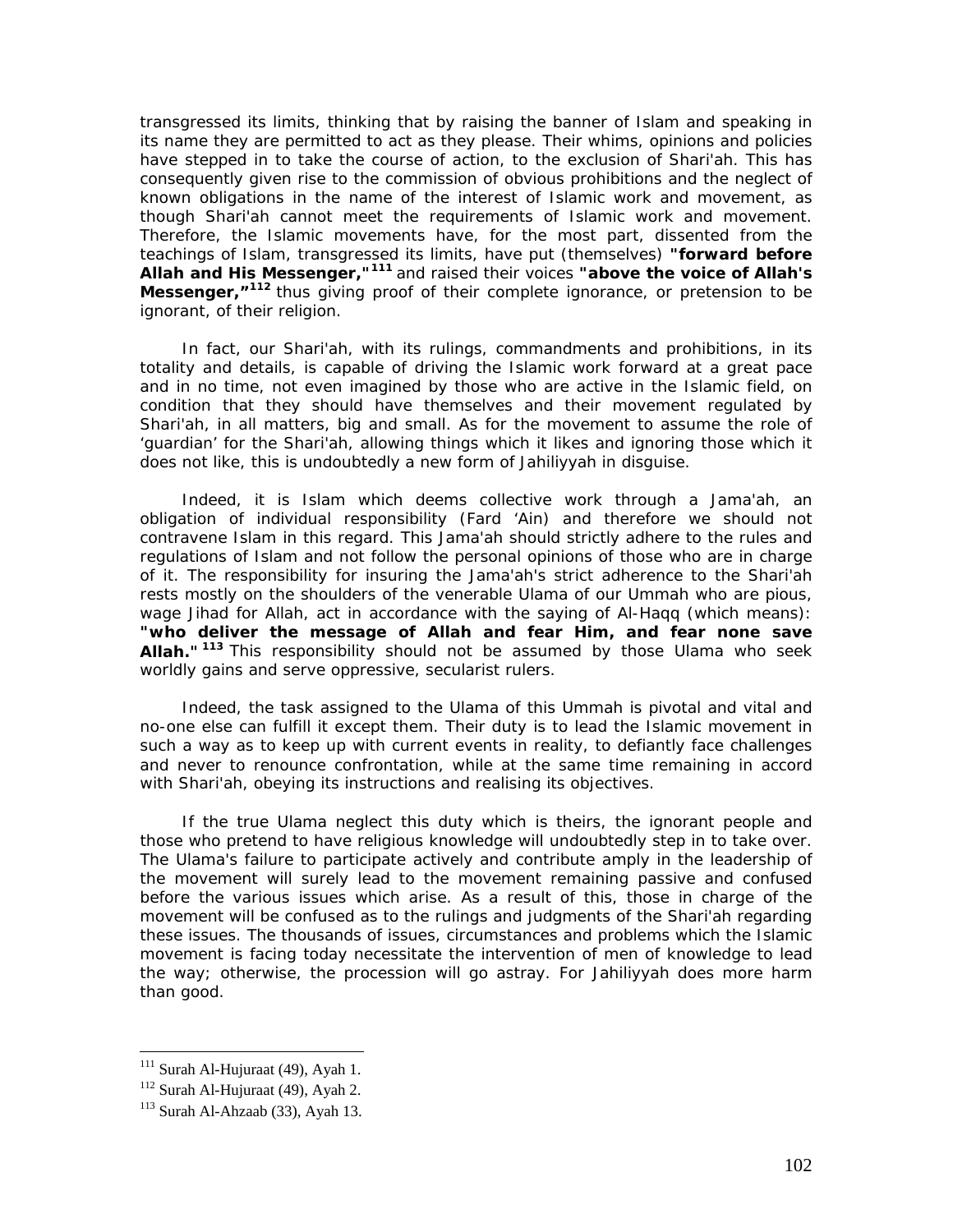transgressed its limits, thinking that by raising the banner of Islam and speaking in its name they are permitted to act as they please. Their whims, opinions and policies have stepped in to take the course of action, to the exclusion of Shari'ah. This has consequently given rise to the commission of obvious prohibitions and the neglect of known obligations in the name of the interest of Islamic work and movement, as though Shari'ah cannot meet the requirements of Islamic work and movement. Therefore, the Islamic movements have, for the most part, dissented from the teachings of Islam, transgressed its limits, have put (themselves) **"forward before Allah and His Messenger,"**[111] and raised their voices **"above the voice of Allah's Messenger,"**[112] thus giving proof of their complete ignorance, or pretension to be ignorant, of their religion.

In fact, our Shari'ah, with its rulings, commandments and prohibitions, in its totality and details, is capable of driving the Islamic work forward at a great pace and in no time, not even imagined by those who are active in the Islamic field, on condition that they should have themselves and their movement regulated by Shari'ah, in all matters, big and small. As for the movement to assume the role of 'guardian' for the Shari'ah, allowing things which it likes and ignoring those which it does not like, this is undoubtedly a new form of Jahiliyyah in disguise.

Indeed, it is Islam which deems collective work through a Jama'ah, an obligation of individual responsibility (Fard 'Ain) and therefore we should not contravene Islam in this regard. This Jama'ah should strictly adhere to the rules and regulations of Islam and not follow the personal opinions of those who are in charge of it. The responsibility for insuring the Jama'ah's strict adherence to the Shari'ah rests mostly on the shoulders of the venerable Ulama of our Ummah who are pious, wage Jihad for Allah, act in accordance with the saying of Al-Haqq (which means): **"who deliver the message of Allah and fear Him, and fear none save Allah."**[113] This responsibility should not be assumed by those Ulama who seek worldly gains and serve oppressive, secularist rulers.

Indeed, the task assigned to the Ulama of this Ummah is pivotal and vital and no-one else can fulfill it except them. Their duty is to lead the Islamic movement in such a way as to keep up with current events in reality, to defiantly face challenges and never to renounce confrontation, while at the same time remaining in accord with Shari'ah, obeying its instructions and realising its objectives.

If the true Ulama neglect this duty which is theirs, the ignorant people and those who pretend to have religious knowledge will undoubtedly step in to take over. The Ulama's failure to participate actively and contribute amply in the leadership of the movement will surely lead to the movement remaining passive and confused before the various issues which arise. As a result of this, those in charge of the movement will be confused as to the rulings and judgments of the Shari'ah regarding these issues. The thousands of issues, circumstances and problems which the Islamic movement is facing today necessitate the intervention of men of knowledge to lead the way; otherwise, the procession will go astray. For Jahiliyyah does more harm than good.

---

[111] Surah Al-Hujuraat (49), Ayah 1.

[112] Surah Al-Hujuraat (49), Ayah 2.

[113] Surah Al-Ahzaab (33), Ayah 13.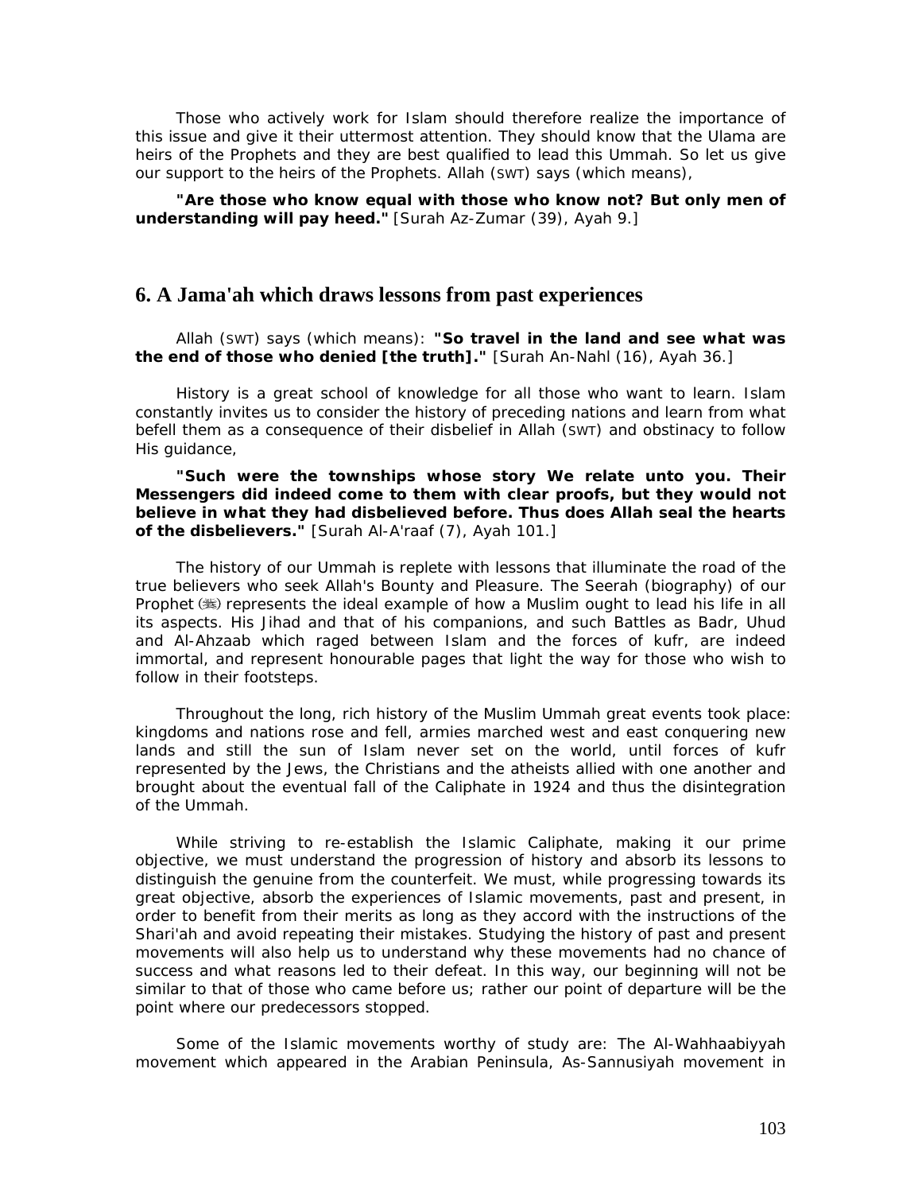Those who actively work for Islam should therefore realize the importance of this issue and give it their uttermost attention. They should know that the Ulama are heirs of the Prophets and they are best qualified to lead this Ummah. So let us give our support to the heirs of the Prophets. Allah (SWT) says (which means),

**"Are those who know equal with those who know not? But only men of understanding will pay heed."** [Surah Az-Zumar (39), Ayah 9.]

## 6. A Jama'ah which draws lessons from past experiences

Allah (SWT) says (which means): **"So travel in the land and see what was the end of those who denied [the truth]."** [Surah An-Nahl (16), Ayah 36.]

History is a great school of knowledge for all those who want to learn. Islam constantly invites us to consider the history of preceding nations and learn from what befell them as a consequence of their disbelief in Allah (SWT) and obstinacy to follow His guidance,

**"Such were the townships whose story We relate unto you. Their Messengers did indeed come to them with clear proofs, but they would not believe in what they had disbelieved before. Thus does Allah seal the hearts of the disbelievers."** [Surah Al-A'raaf (7), Ayah 101.]

The history of our Ummah is replete with lessons that illuminate the road of the true believers who seek Allah's Bounty and Pleasure. The Seerah (biography) of our Prophet (ﷺ) represents the ideal example of how a Muslim ought to lead his life in all its aspects. His Jihad and that of his companions, and such Battles as Badr, Uhud and Al-Ahzaab which raged between Islam and the forces of kufr, are indeed immortal, and represent honourable pages that light the way for those who wish to follow in their footsteps.

Throughout the long, rich history of the Muslim Ummah great events took place: kingdoms and nations rose and fell, armies marched west and east conquering new lands and still the sun of Islam never set on the world, until forces of kufr represented by the Jews, the Christians and the atheists allied with one another and brought about the eventual fall of the Caliphate in 1924 and thus the disintegration of the Ummah.

While striving to re-establish the Islamic Caliphate, making it our prime objective, we must understand the progression of history and absorb its lessons to distinguish the genuine from the counterfeit. We must, while progressing towards its great objective, absorb the experiences of Islamic movements, past and present, in order to benefit from their merits as long as they accord with the instructions of the Shari'ah and avoid repeating their mistakes. Studying the history of past and present movements will also help us to understand why these movements had no chance of success and what reasons led to their defeat. In this way, our beginning will not be similar to that of those who came before us; rather our point of departure will be the point where our predecessors stopped.

Some of the Islamic movements worthy of study are: The Al-Wahhaabiyyah movement which appeared in the Arabian Peninsula, As-Sannusiyah movement in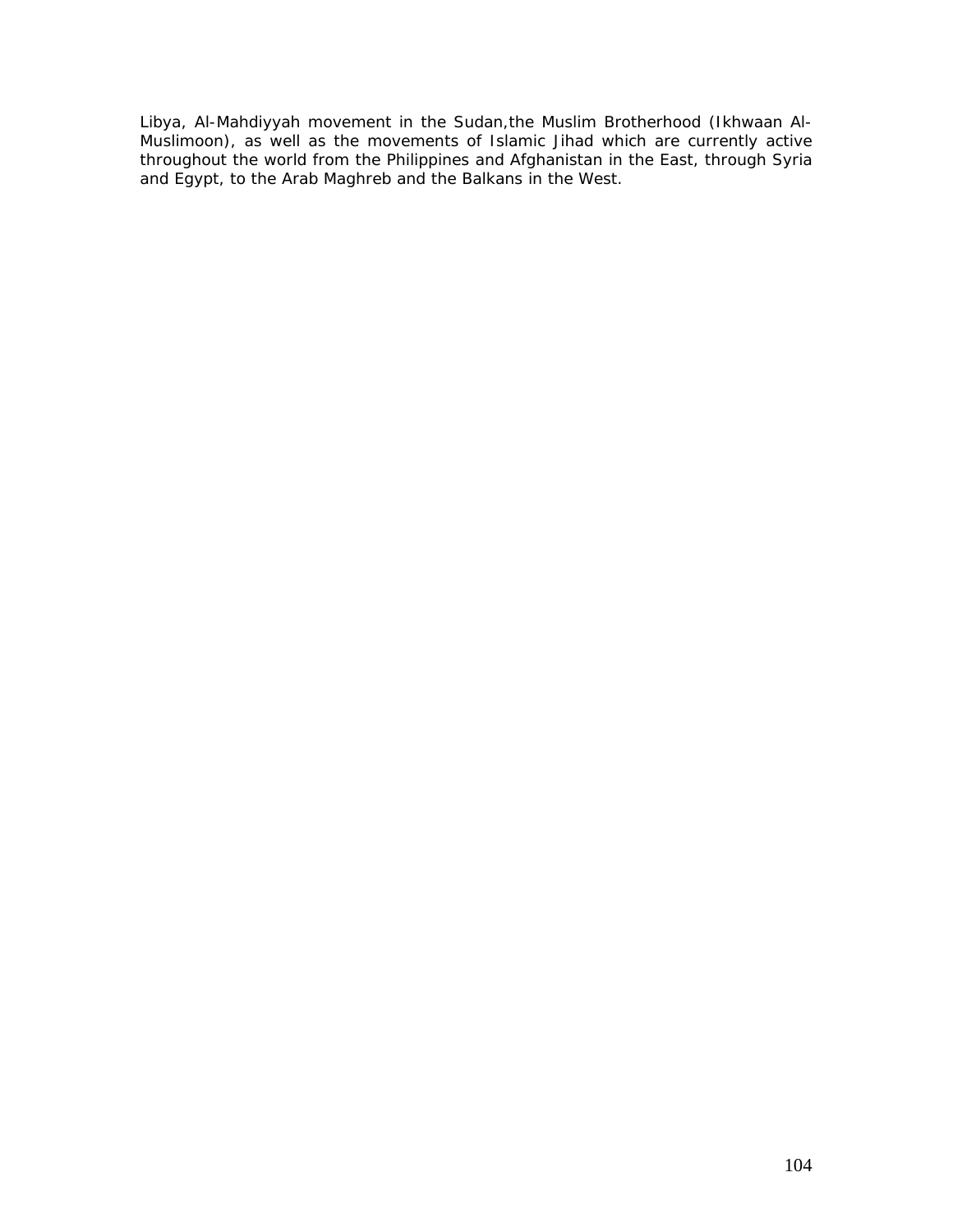Libya, Al-Mahdiyyah movement in the Sudan,the Muslim Brotherhood (Ikhwaan Al-Muslimoon), as well as the movements of Islamic Jihad which are currently active throughout the world from the Philippines and Afghanistan in the East, through Syria and Egypt, to the Arab Maghreb and the Balkans in the West.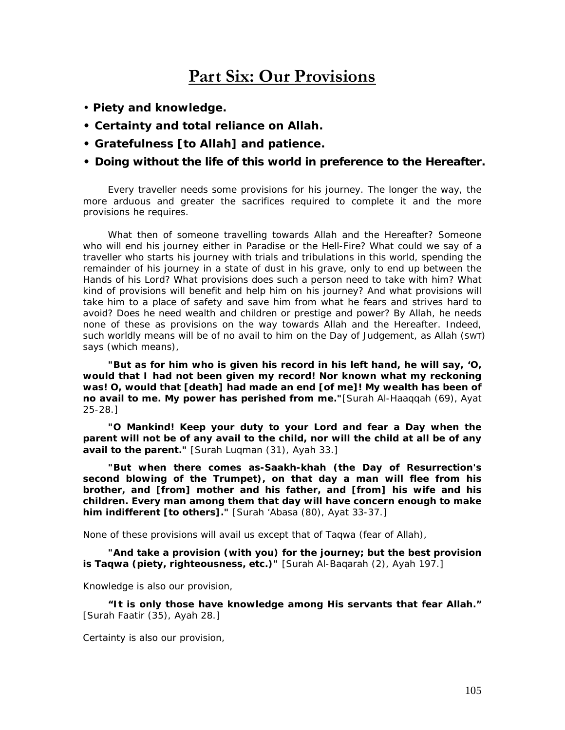# Part Six: Our Provisions

- **Piety and knowledge.**
- **Certainty and total reliance on Allah.**
- **Gratefulness [to Allah] and patience.**
- **Doing without the life of this world in preference to the Hereafter.**

Every traveller needs some provisions for his journey. The longer the way, the more arduous and greater the sacrifices required to complete it and the more provisions he requires.

What then of someone travelling towards Allah and the Hereafter? Someone who will end his journey either in Paradise or the Hell-Fire? What could we say of a traveller who starts his journey with trials and tribulations in this world, spending the remainder of his journey in a state of dust in his grave, only to end up between the Hands of his Lord? What provisions does such a person need to take with him? What kind of provisions will benefit and help him on his journey? And what provisions will take him to a place of safety and save him from what he fears and strives hard to avoid? Does he need wealth and children or prestige and power? By Allah, he needs none of these as provisions on the way towards Allah and the Hereafter. Indeed, such worldly means will be of no avail to him on the Day of Judgement, as Allah (SWT) says (which means),

**"But as for him who is given his record in his left hand, he will say, 'O, would that I had not been given my record! Nor known what my reckoning was! O, would that [death] had made an end [of me]! My wealth has been of no avail to me. My power has perished from me."**[Surah Al-Haaqqah (69), Ayat 25-28.]

**"O Mankind! Keep your duty to your Lord and fear a Day when the parent will not be of any avail to the child, nor will the child at all be of any avail to the parent."** [Surah Luqman (31), Ayah 33.]

**"But when there comes as-Saakh-khah (the Day of Resurrection's second blowing of the Trumpet), on that day a man will flee from his brother, and [from] mother and his father, and [from] his wife and his children. Every man among them that day will have concern enough to make him indifferent [to others]."** [Surah 'Abasa (80), Ayat 33-37.]

None of these provisions will avail us except that of Taqwa (fear of Allah),

**"And take a provision (with you) for the journey; but the best provision is Taqwa (piety, righteousness, etc.)"** [Surah Al-Baqarah (2), Ayah 197.]

Knowledge is also our provision,

**"It is only those have knowledge among His servants that fear Allah."** [Surah Faatir (35), Ayah 28.]

Certainty is also our provision,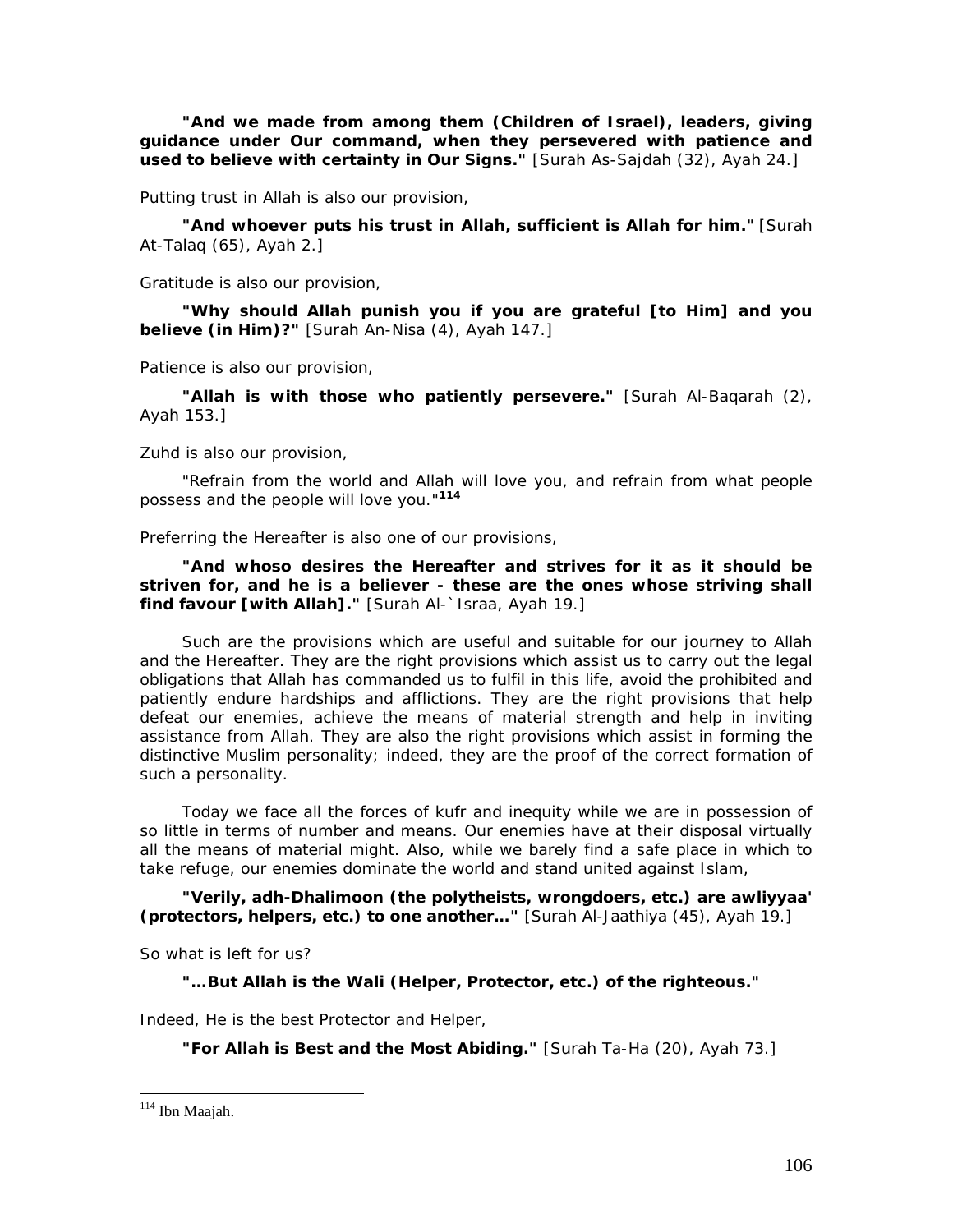**"And we made from among them (Children of Israel), leaders, giving guidance under Our command, when they persevered with patience and used to believe with certainty in Our Signs."** [Surah As-Sajdah (32), Ayah 24.]

Putting trust in Allah is also our provision,

**"And whoever puts his trust in Allah, sufficient is Allah for him."** [Surah At-Talaq (65), Ayah 2.]

Gratitude is also our provision,

**"Why should Allah punish you if you are grateful [to Him] and you believe (in Him)?"** [Surah An-Nisa (4), Ayah 147.]

Patience is also our provision,

**"Allah is with those who patiently persevere."** [Surah Al-Baqarah (2), Ayah 153.]

Zuhd is also our provision,

"Refrain from the world and Allah will love you, and refrain from what people possess and the people will love you."[114]

Preferring the Hereafter is also one of our provisions,

**"And whoso desires the Hereafter and strives for it as it should be striven for, and he is a believer - these are the ones whose striving shall find favour [with Allah]."** [Surah Al-`Israa, Ayah 19.]

Such are the provisions which are useful and suitable for our journey to Allah and the Hereafter. They are the right provisions which assist us to carry out the legal obligations that Allah has commanded us to fulfil in this life, avoid the prohibited and patiently endure hardships and afflictions. They are the right provisions that help defeat our enemies, achieve the means of material strength and help in inviting assistance from Allah. They are also the right provisions which assist in forming the distinctive Muslim personality; indeed, they are the proof of the correct formation of such a personality.

Today we face all the forces of kufr and inequity while we are in possession of so little in terms of number and means. Our enemies have at their disposal virtually all the means of material might. Also, while we barely find a safe place in which to take refuge, our enemies dominate the world and stand united against Islam,

**"Verily, adh-Dhalimoon (the polytheists, wrongdoers, etc.) are awliyyaa' (protectors, helpers, etc.) to one another…"** [Surah Al-Jaathiya (45), Ayah 19.]

So what is left for us?

**"…But Allah is the Wali (Helper, Protector, etc.) of the righteous."**

Indeed, He is the best Protector and Helper,

**"For Allah is Best and the Most Abiding."** [Surah Ta-Ha (20), Ayah 73.]

---

[114] Ibn Maajah.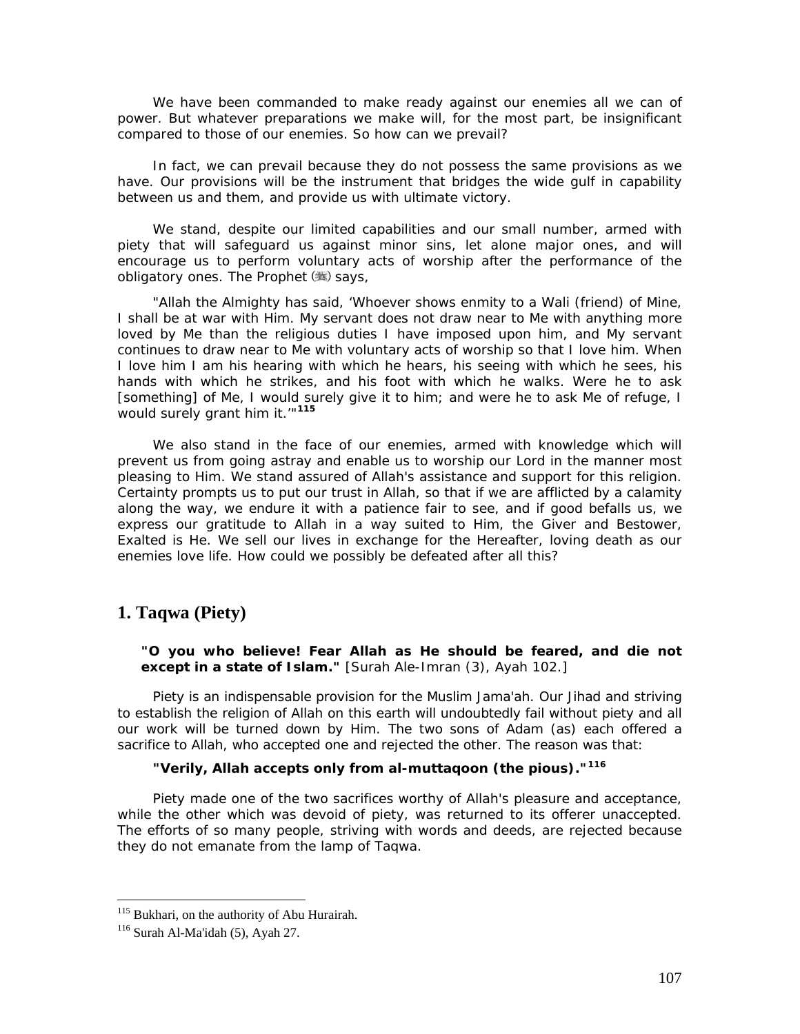We have been commanded to make ready against our enemies all we can of power. But whatever preparations we make will, for the most part, be insignificant compared to those of our enemies. So how can we prevail?

In fact, we can prevail because they do not possess the same provisions as we have. Our provisions will be the instrument that bridges the wide gulf in capability between us and them, and provide us with ultimate victory.

We stand, despite our limited capabilities and our small number, armed with piety that will safeguard us against minor sins, let alone major ones, and will encourage us to perform voluntary acts of worship after the performance of the obligatory ones. The Prophet (ﷺ) says,

"Allah the Almighty has said, 'Whoever shows enmity to a Wali (friend) of Mine, I shall be at war with Him. My servant does not draw near to Me with anything more loved by Me than the religious duties I have imposed upon him, and My servant continues to draw near to Me with voluntary acts of worship so that I love him. When I love him I am his hearing with which he hears, his seeing with which he sees, his hands with which he strikes, and his foot with which he walks. Were he to ask [something] of Me, I would surely give it to him; and were he to ask Me of refuge, I would surely grant him it.'"[115]

We also stand in the face of our enemies, armed with knowledge which will prevent us from going astray and enable us to worship our Lord in the manner most pleasing to Him. We stand assured of Allah's assistance and support for this religion. Certainty prompts us to put our trust in Allah, so that if we are afflicted by a calamity along the way, we endure it with a patience fair to see, and if good befalls us, we express our gratitude to Allah in a way suited to Him, the Giver and Bestower, Exalted is He. We sell our lives in exchange for the Hereafter, loving death as our enemies love life. How could we possibly be defeated after all this?

## 1. Taqwa (Piety)

**"O you who believe! Fear Allah as He should be feared, and die not except in a state of Islam."** [Surah Ale-Imran (3), Ayah 102.]

Piety is an indispensable provision for the Muslim Jama'ah. Our Jihad and striving to establish the religion of Allah on this earth will undoubtedly fail without piety and all our work will be turned down by Him. The two sons of Adam (as) each offered a sacrifice to Allah, who accepted one and rejected the other. The reason was that:

**"Verily, Allah accepts only from al-muttaqoon (the pious)."**[116]

Piety made one of the two sacrifices worthy of Allah's pleasure and acceptance, while the other which was devoid of piety, was returned to its offerer unaccepted. The efforts of so many people, striving with words and deeds, are rejected because they do not emanate from the lamp of Taqwa.

---

[115] Bukhari, on the authority of Abu Hurairah.

[116] Surah Al-Ma'idah (5), Ayah 27.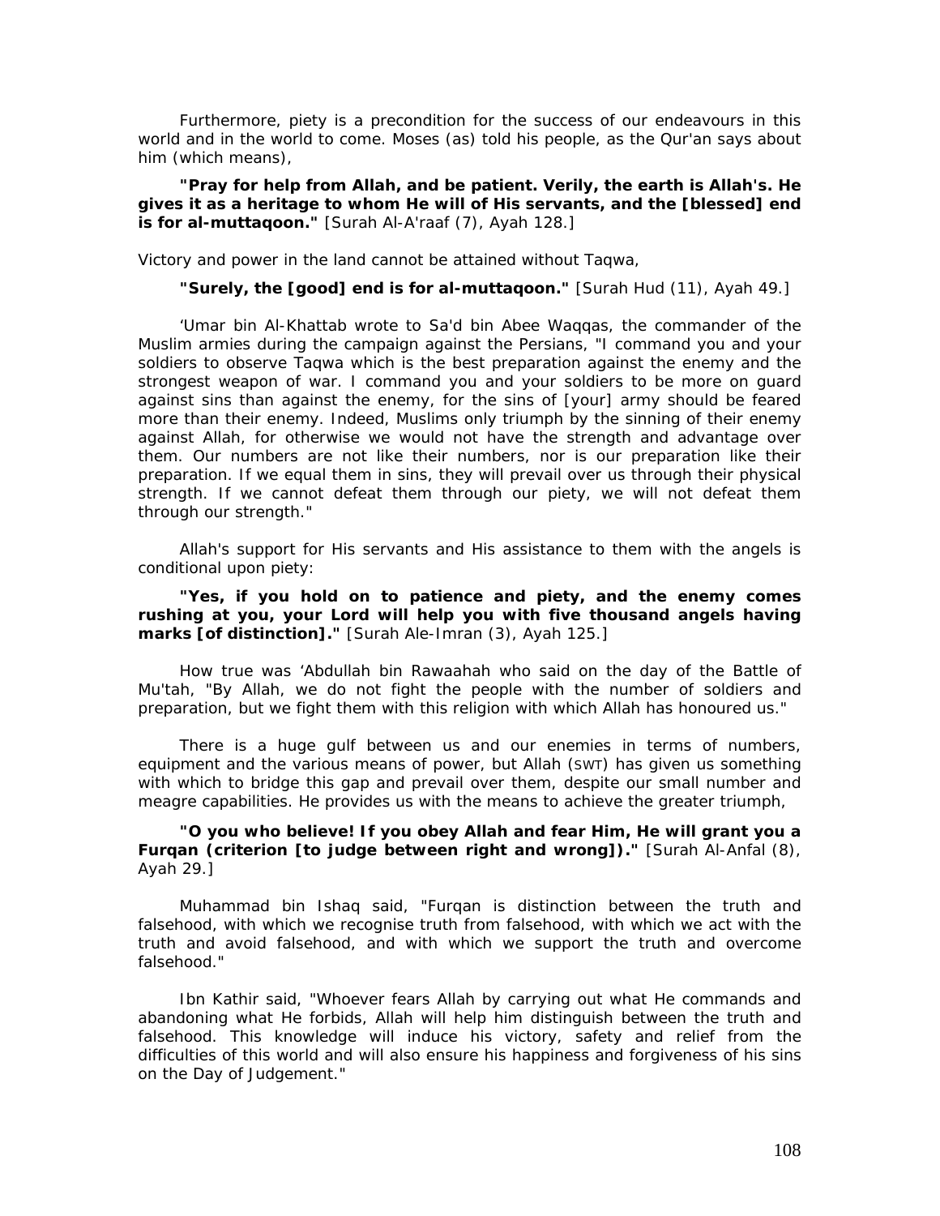Furthermore, piety is a precondition for the success of our endeavours in this world and in the world to come. Moses (as) told his people, as the Qur'an says about him (which means),

**"Pray for help from Allah, and be patient. Verily, the earth is Allah's. He gives it as a heritage to whom He will of His servants, and the [blessed] end is for al-muttaqoon."** [Surah Al-A'raaf (7), Ayah 128.]

Victory and power in the land cannot be attained without Taqwa,

**"Surely, the [good] end is for al-muttaqoon."** [Surah Hud (11), Ayah 49.]

'Umar bin Al-Khattab wrote to Sa'd bin Abee Waqqas, the commander of the Muslim armies during the campaign against the Persians, "I command you and your soldiers to observe Taqwa which is the best preparation against the enemy and the strongest weapon of war. I command you and your soldiers to be more on guard against sins than against the enemy, for the sins of [your] army should be feared more than their enemy. Indeed, Muslims only triumph by the sinning of their enemy against Allah, for otherwise we would not have the strength and advantage over them. Our numbers are not like their numbers, nor is our preparation like their preparation. If we equal them in sins, they will prevail over us through their physical strength. If we cannot defeat them through our piety, we will not defeat them through our strength."

Allah's support for His servants and His assistance to them with the angels is conditional upon piety:

**"Yes, if you hold on to patience and piety, and the enemy comes rushing at you, your Lord will help you with five thousand angels having marks [of distinction]."** [Surah Ale-Imran (3), Ayah 125.]

How true was 'Abdullah bin Rawaahah who said on the day of the Battle of Mu'tah, "By Allah, we do not fight the people with the number of soldiers and preparation, but we fight them with this religion with which Allah has honoured us."

There is a huge gulf between us and our enemies in terms of numbers, equipment and the various means of power, but Allah (SWT) has given us something with which to bridge this gap and prevail over them, despite our small number and meagre capabilities. He provides us with the means to achieve the greater triumph,

**"O you who believe! If you obey Allah and fear Him, He will grant you a Furqan (criterion [to judge between right and wrong])."** [Surah Al-Anfal (8), Ayah 29.]

Muhammad bin Ishaq said, "Furqan is distinction between the truth and falsehood, with which we recognise truth from falsehood, with which we act with the truth and avoid falsehood, and with which we support the truth and overcome falsehood."

Ibn Kathir said, "Whoever fears Allah by carrying out what He commands and abandoning what He forbids, Allah will help him distinguish between the truth and falsehood. This knowledge will induce his victory, safety and relief from the difficulties of this world and will also ensure his happiness and forgiveness of his sins on the Day of Judgement."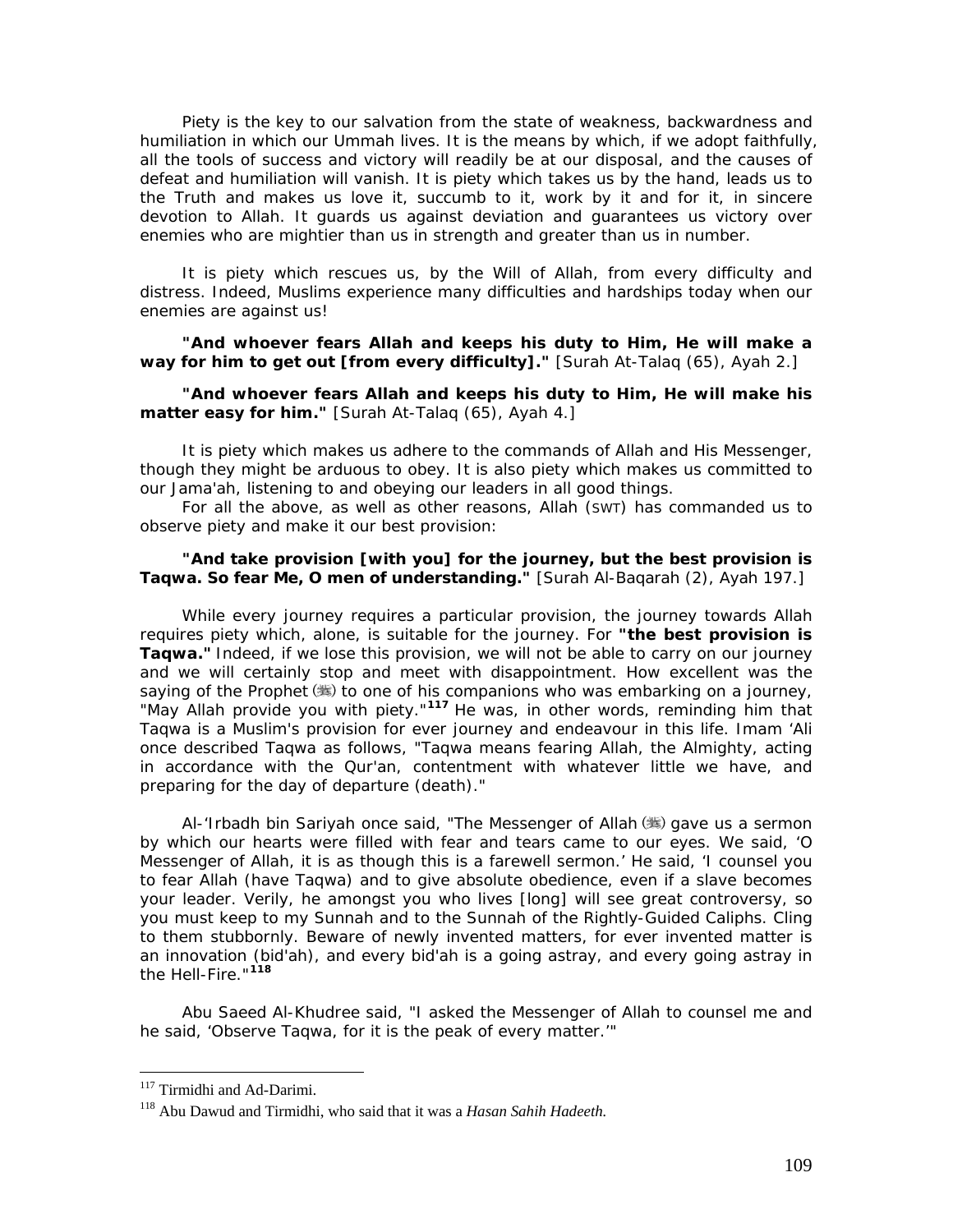Piety is the key to our salvation from the state of weakness, backwardness and humiliation in which our Ummah lives. It is the means by which, if we adopt faithfully, all the tools of success and victory will readily be at our disposal, and the causes of defeat and humiliation will vanish. It is piety which takes us by the hand, leads us to the Truth and makes us love it, succumb to it, work by it and for it, in sincere devotion to Allah. It guards us against deviation and guarantees us victory over enemies who are mightier than us in strength and greater than us in number.

It is piety which rescues us, by the Will of Allah, from every difficulty and distress. Indeed, Muslims experience many difficulties and hardships today when our enemies are against us!

**"And whoever fears Allah and keeps his duty to Him, He will make a way for him to get out [from every difficulty]."** [Surah At-Talaq (65), Ayah 2.]

**"And whoever fears Allah and keeps his duty to Him, He will make his matter easy for him."** [Surah At-Talaq (65), Ayah 4.]

It is piety which makes us adhere to the commands of Allah and His Messenger, though they might be arduous to obey. It is also piety which makes us committed to our Jama'ah, listening to and obeying our leaders in all good things.

For all the above, as well as other reasons, Allah (SWT) has commanded us to observe piety and make it our best provision:

**"And take provision [with you] for the journey, but the best provision is Taqwa. So fear Me, O men of understanding."** [Surah Al-Baqarah (2), Ayah 197.]

While every journey requires a particular provision, the journey towards Allah requires piety which, alone, is suitable for the journey. For **"the best provision is Taqwa."** Indeed, if we lose this provision, we will not be able to carry on our journey and we will certainly stop and meet with disappointment. How excellent was the saying of the Prophet (ﷺ) to one of his companions who was embarking on a journey, "May Allah provide you with piety."[117] He was, in other words, reminding him that Taqwa is a Muslim's provision for ever journey and endeavour in this life. Imam 'Ali once described Taqwa as follows, "Taqwa means fearing Allah, the Almighty, acting in accordance with the Qur'an, contentment with whatever little we have, and preparing for the day of departure (death)."

Al-'Irbadh bin Sariyah once said, "The Messenger of Allah (ﷺ) gave us a sermon by which our hearts were filled with fear and tears came to our eyes. We said, 'O Messenger of Allah, it is as though this is a farewell sermon.' He said, 'I counsel you to fear Allah (have Taqwa) and to give absolute obedience, even if a slave becomes your leader. Verily, he amongst you who lives [long] will see great controversy, so you must keep to my Sunnah and to the Sunnah of the Rightly-Guided Caliphs. Cling to them stubbornly. Beware of newly invented matters, for ever invented matter is an innovation (bid'ah), and every bid'ah is a going astray, and every going astray in the Hell-Fire."[118]

Abu Saeed Al-Khudree said, "I asked the Messenger of Allah to counsel me and he said, 'Observe Taqwa, for it is the peak of every matter.'"

---

[117] Tirmidhi and Ad-Darimi.

[118] Abu Dawud and Tirmidhi, who said that it was a *Hasan Sahih Hadeeth.*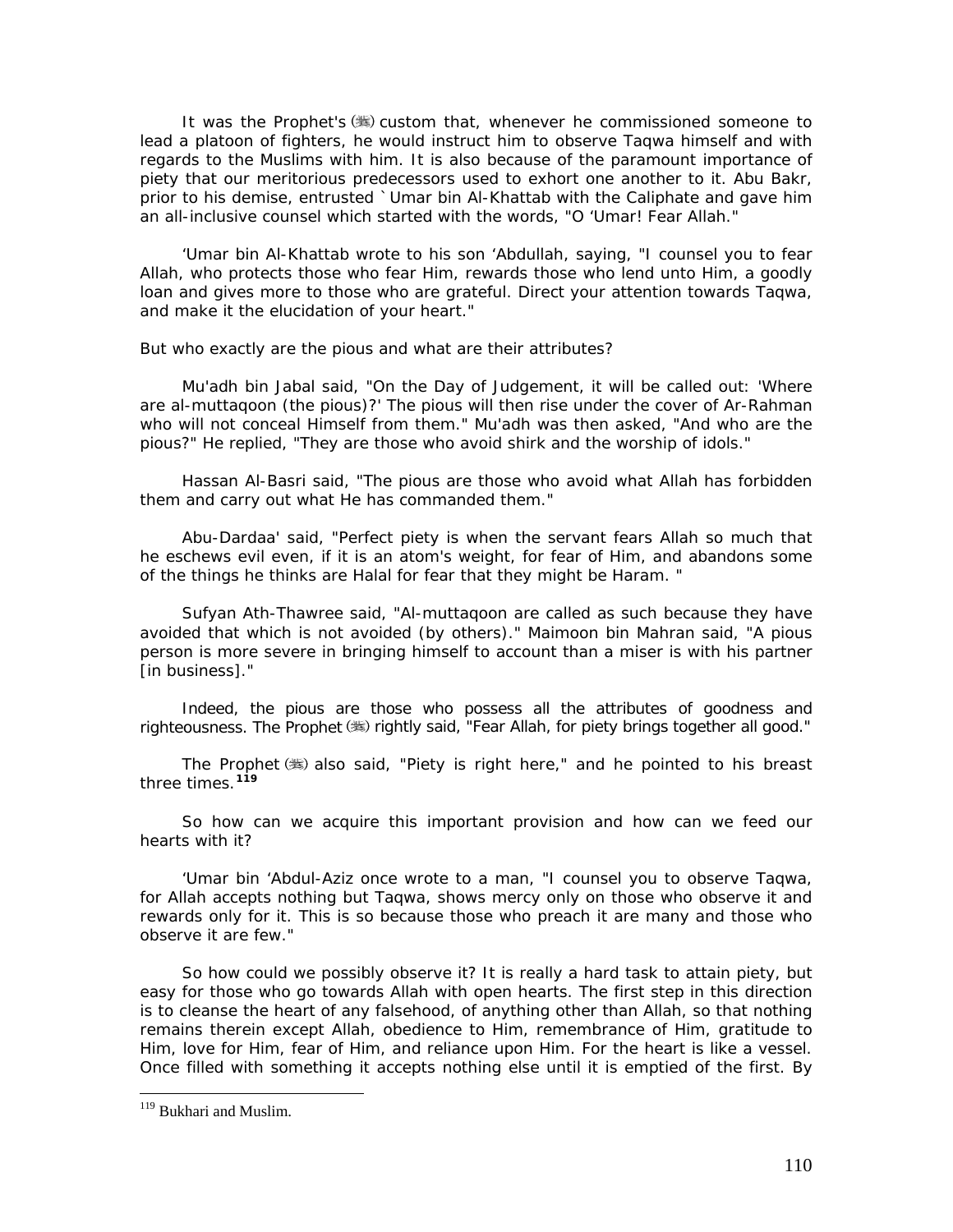It was the Prophet's (ﷺ) custom that, whenever he commissioned someone to lead a platoon of fighters, he would instruct him to observe Taqwa himself and with regards to the Muslims with him. It is also because of the paramount importance of piety that our meritorious predecessors used to exhort one another to it. Abu Bakr, prior to his demise, entrusted `Umar bin Al-Khattab with the Caliphate and gave him an all-inclusive counsel which started with the words, "O 'Umar! Fear Allah."

'Umar bin Al-Khattab wrote to his son 'Abdullah, saying, "I counsel you to fear Allah, who protects those who fear Him, rewards those who lend unto Him, a goodly loan and gives more to those who are grateful. Direct your attention towards Taqwa, and make it the elucidation of your heart."

But who exactly are the pious and what are their attributes?

Mu'adh bin Jabal said, "On the Day of Judgement, it will be called out: 'Where are al-muttaqoon (the pious)?' The pious will then rise under the cover of Ar-Rahman who will not conceal Himself from them." Mu'adh was then asked, "And who are the pious?" He replied, "They are those who avoid shirk and the worship of idols."

Hassan Al-Basri said, "The pious are those who avoid what Allah has forbidden them and carry out what He has commanded them."

Abu-Dardaa' said, "Perfect piety is when the servant fears Allah so much that he eschews evil even, if it is an atom's weight, for fear of Him, and abandons some of the things he thinks are Halal for fear that they might be Haram. "

Sufyan Ath-Thawree said, "Al-muttaqoon are called as such because they have avoided that which is not avoided (by others)." Maimoon bin Mahran said, "A pious person is more severe in bringing himself to account than a miser is with his partner [in business]."

Indeed, the pious are those who possess all the attributes of goodness and righteousness. The Prophet (ﷺ) rightly said, "Fear Allah, for piety brings together all good."

The Prophet (ﷺ) also said, "Piety is right here," and he pointed to his breast three times.[119]

So how can we acquire this important provision and how can we feed our hearts with it?

'Umar bin 'Abdul-Aziz once wrote to a man, "I counsel you to observe Taqwa, for Allah accepts nothing but Taqwa, shows mercy only on those who observe it and rewards only for it. This is so because those who preach it are many and those who observe it are few."

So how could we possibly observe it? It is really a hard task to attain piety, but easy for those who go towards Allah with open hearts. The first step in this direction is to cleanse the heart of any falsehood, of anything other than Allah, so that nothing remains therein except Allah, obedience to Him, remembrance of Him, gratitude to Him, love for Him, fear of Him, and reliance upon Him. For the heart is like a vessel. Once filled with something it accepts nothing else until it is emptied of the first. By

---

[119] Bukhari and Muslim.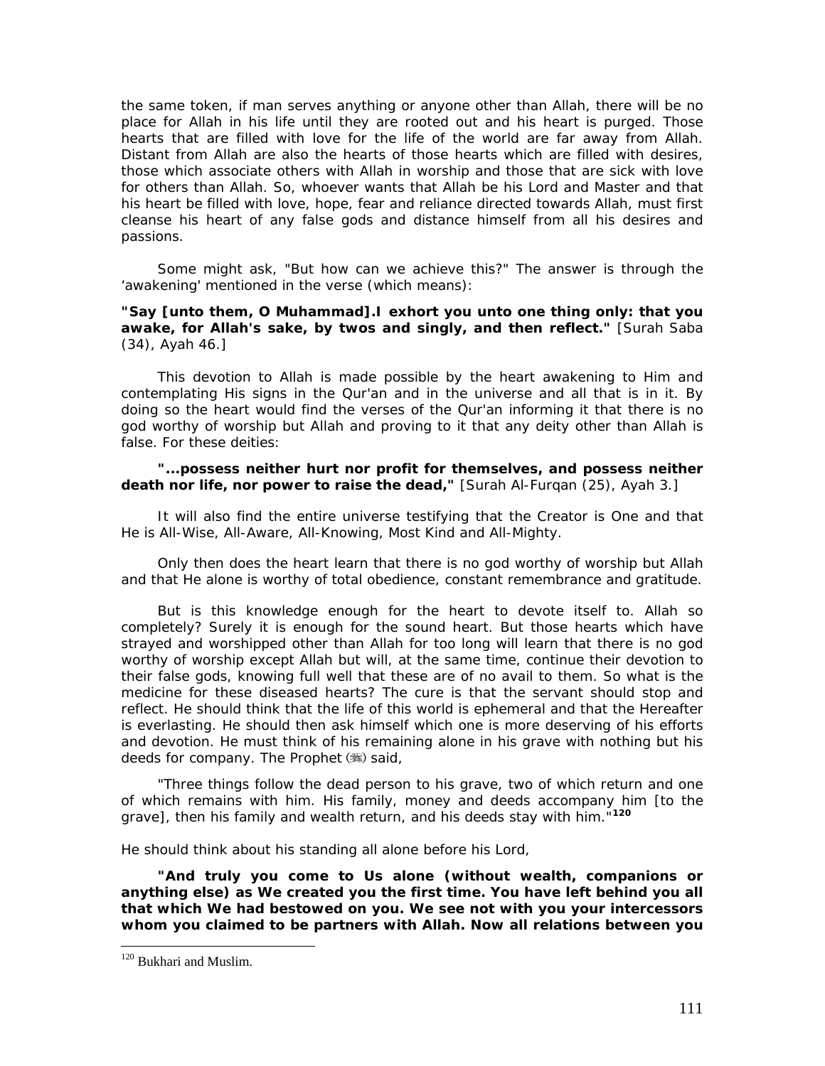the same token, if man serves anything or anyone other than Allah, there will be no place for Allah in his life until they are rooted out and his heart is purged. Those hearts that are filled with love for the life of the world are far away from Allah. Distant from Allah are also the hearts of those hearts which are filled with desires, those which associate others with Allah in worship and those that are sick with love for others than Allah. So, whoever wants that Allah be his Lord and Master and that his heart be filled with love, hope, fear and reliance directed towards Allah, must first cleanse his heart of any false gods and distance himself from all his desires and passions.

Some might ask, "But how can we achieve this?" The answer is through the 'awakening' mentioned in the verse (which means):

**"Say [unto them, O Muhammad].I exhort you unto one thing only: that you awake, for Allah's sake, by twos and singly, and then reflect."** [Surah Saba (34), Ayah 46.]

This devotion to Allah is made possible by the heart awakening to Him and contemplating His signs in the Qur'an and in the universe and all that is in it. By doing so the heart would find the verses of the Qur'an informing it that there is no god worthy of worship but Allah and proving to it that any deity other than Allah is false. For these deities:

**"...possess neither hurt nor profit for themselves, and possess neither death nor life, nor power to raise the dead,"** [Surah Al-Furqan (25), Ayah 3.]

It will also find the entire universe testifying that the Creator is One and that He is All-Wise, All-Aware, All-Knowing, Most Kind and All-Mighty.

Only then does the heart learn that there is no god worthy of worship but Allah and that He alone is worthy of total obedience, constant remembrance and gratitude.

But is this knowledge enough for the heart to devote itself to. Allah so completely? Surely it is enough for the sound heart. But those hearts which have strayed and worshipped other than Allah for too long will learn that there is no god worthy of worship except Allah but will, at the same time, continue their devotion to their false gods, knowing full well that these are of no avail to them. So what is the medicine for these diseased hearts? The cure is that the servant should stop and reflect. He should think that the life of this world is ephemeral and that the Hereafter is everlasting. He should then ask himself which one is more deserving of his efforts and devotion. He must think of his remaining alone in his grave with nothing but his deeds for company. The Prophet (ﷺ) said,

"Three things follow the dead person to his grave, two of which return and one of which remains with him. His family, money and deeds accompany him [to the grave], then his family and wealth return, and his deeds stay with him."[120]

He should think about his standing all alone before his Lord,

**"And truly you come to Us alone (without wealth, companions or anything else) as We created you the first time. You have left behind you all that which We had bestowed on you. We see not with you your intercessors whom you claimed to be partners with Allah. Now all relations between you**

---

[120] Bukhari and Muslim.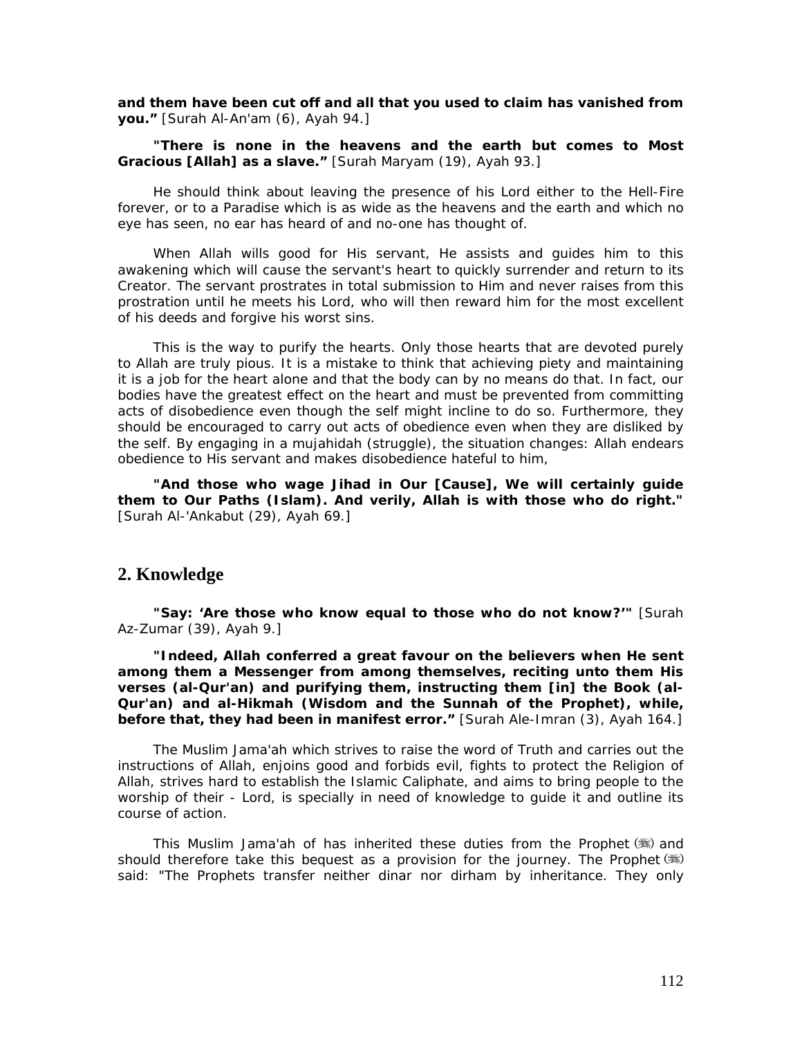**and them have been cut off and all that you used to claim has vanished from you."** [Surah Al-An'am (6), Ayah 94.]

**"There is none in the heavens and the earth but comes to Most Gracious [Allah] as a slave."** [Surah Maryam (19), Ayah 93.]

He should think about leaving the presence of his Lord either to the Hell-Fire forever, or to a Paradise which is as wide as the heavens and the earth and which no eye has seen, no ear has heard of and no-one has thought of.

When Allah wills good for His servant, He assists and guides him to this awakening which will cause the servant's heart to quickly surrender and return to its Creator. The servant prostrates in total submission to Him and never raises from this prostration until he meets his Lord, who will then reward him for the most excellent of his deeds and forgive his worst sins.

This is the way to purify the hearts. Only those hearts that are devoted purely to Allah are truly pious. It is a mistake to think that achieving piety and maintaining it is a job for the heart alone and that the body can by no means do that. In fact, our bodies have the greatest effect on the heart and must be prevented from committing acts of disobedience even though the self might incline to do so. Furthermore, they should be encouraged to carry out acts of obedience even when they are disliked by the self. By engaging in a mujahidah (struggle), the situation changes: Allah endears obedience to His servant and makes disobedience hateful to him,

**"And those who wage Jihad in Our [Cause], We will certainly guide them to Our Paths (Islam). And verily, Allah is with those who do right."** [Surah Al-'Ankabut (29), Ayah 69.]

## 2. Knowledge

**"Say: 'Are those who know equal to those who do not know?'"** [Surah Az-Zumar (39), Ayah 9.]

**"Indeed, Allah conferred a great favour on the believers when He sent among them a Messenger from among themselves, reciting unto them His verses (al-Qur'an) and purifying them, instructing them [in] the Book (al-Qur'an) and al-Hikmah (Wisdom and the Sunnah of the Prophet), while, before that, they had been in manifest error."** [Surah Ale-Imran (3), Ayah 164.]

The Muslim Jama'ah which strives to raise the word of Truth and carries out the instructions of Allah, enjoins good and forbids evil, fights to protect the Religion of Allah, strives hard to establish the Islamic Caliphate, and aims to bring people to the worship of their - Lord, is specially in need of knowledge to guide it and outline its course of action.

This Muslim Jama'ah of has inherited these duties from the Prophet (ﷺ) and should therefore take this bequest as a provision for the journey. The Prophet (ﷺ) said: "The Prophets transfer neither dinar nor dirham by inheritance. They only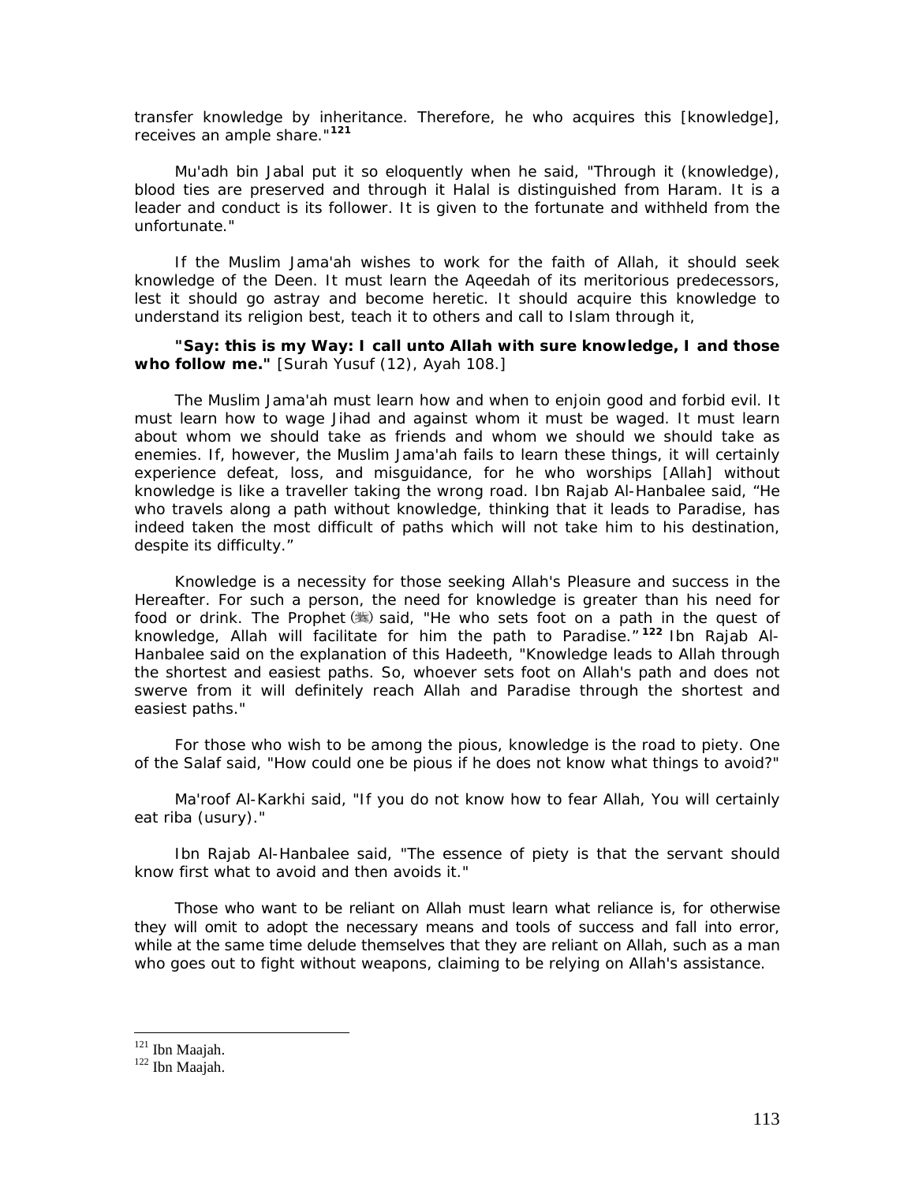transfer knowledge by inheritance. Therefore, he who acquires this [knowledge], receives an ample share."[121]

Mu'adh bin Jabal put it so eloquently when he said, "Through it (knowledge), blood ties are preserved and through it Halal is distinguished from Haram. It is a leader and conduct is its follower. It is given to the fortunate and withheld from the unfortunate."

If the Muslim Jama'ah wishes to work for the faith of Allah, it should seek knowledge of the Deen. It must learn the Aqeedah of its meritorious predecessors, lest it should go astray and become heretic. It should acquire this knowledge to understand its religion best, teach it to others and call to Islam through it,

**"Say: this is my Way: I call unto Allah with sure knowledge, I and those who follow me."** [Surah Yusuf (12), Ayah 108.]

The Muslim Jama'ah must learn how and when to enjoin good and forbid evil. It must learn how to wage Jihad and against whom it must be waged. It must learn about whom we should take as friends and whom we should we should take as enemies. If, however, the Muslim Jama'ah fails to learn these things, it will certainly experience defeat, loss, and misguidance, for he who worships [Allah] without knowledge is like a traveller taking the wrong road. Ibn Rajab Al-Hanbalee said, "He who travels along a path without knowledge, thinking that it leads to Paradise, has indeed taken the most difficult of paths which will not take him to his destination, despite its difficulty."

Knowledge is a necessity for those seeking Allah's Pleasure and success in the Hereafter. For such a person, the need for knowledge is greater than his need for food or drink. The Prophet (ﷺ) said, "He who sets foot on a path in the quest of knowledge, Allah will facilitate for him the path to Paradise."[122] Ibn Rajab Al-Hanbalee said on the explanation of this Hadeeth, "Knowledge leads to Allah through the shortest and easiest paths. So, whoever sets foot on Allah's path and does not swerve from it will definitely reach Allah and Paradise through the shortest and easiest paths."

For those who wish to be among the pious, knowledge is the road to piety. One of the Salaf said, "How could one be pious if he does not know what things to avoid?"

Ma'roof Al-Karkhi said, "If you do not know how to fear Allah, You will certainly eat riba (usury)."

Ibn Rajab Al-Hanbalee said, "The essence of piety is that the servant should know first what to avoid and then avoids it."

Those who want to be reliant on Allah must learn what reliance is, for otherwise they will omit to adopt the necessary means and tools of success and fall into error, while at the same time delude themselves that they are reliant on Allah, such as a man who goes out to fight without weapons, claiming to be relying on Allah's assistance.

---

[121] Ibn Maajah.

[122] Ibn Maajah.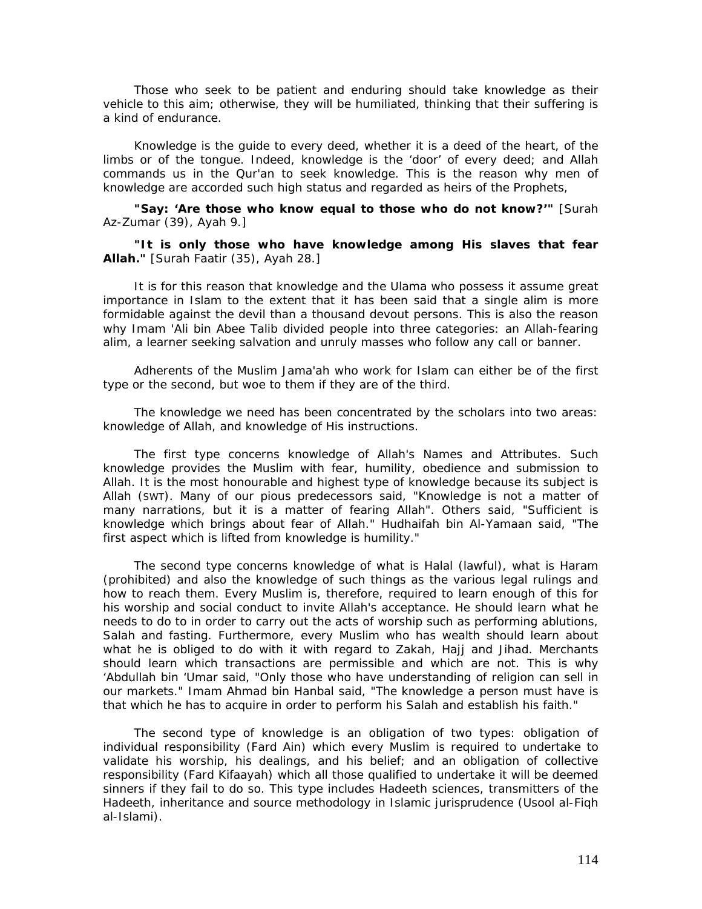Those who seek to be patient and enduring should take knowledge as their vehicle to this aim; otherwise, they will be humiliated, thinking that their suffering is a kind of endurance.

Knowledge is the guide to every deed, whether it is a deed of the heart, of the limbs or of the tongue. Indeed, knowledge is the 'door' of every deed; and Allah commands us in the Qur'an to seek knowledge. This is the reason why men of knowledge are accorded such high status and regarded as heirs of the Prophets,

**"Say: 'Are those who know equal to those who do not know?'"** [Surah Az-Zumar (39), Ayah 9.]

**"It is only those who have knowledge among His slaves that fear Allah."** [Surah Faatir (35), Ayah 28.]

It is for this reason that knowledge and the Ulama who possess it assume great importance in Islam to the extent that it has been said that a single alim is more formidable against the devil than a thousand devout persons. This is also the reason why Imam 'Ali bin Abee Talib divided people into three categories: an Allah-fearing alim, a learner seeking salvation and unruly masses who follow any call or banner.

Adherents of the Muslim Jama'ah who work for Islam can either be of the first type or the second, but woe to them if they are of the third.

The knowledge we need has been concentrated by the scholars into two areas: knowledge of Allah, and knowledge of His instructions.

The first type concerns knowledge of Allah's Names and Attributes. Such knowledge provides the Muslim with fear, humility, obedience and submission to Allah. It is the most honourable and highest type of knowledge because its subject is Allah (SWT). Many of our pious predecessors said, "Knowledge is not a matter of many narrations, but it is a matter of fearing Allah". Others said, "Sufficient is knowledge which brings about fear of Allah." Hudhaifah bin Al-Yamaan said, "The first aspect which is lifted from knowledge is humility."

The second type concerns knowledge of what is Halal (lawful), what is Haram (prohibited) and also the knowledge of such things as the various legal rulings and how to reach them. Every Muslim is, therefore, required to learn enough of this for his worship and social conduct to invite Allah's acceptance. He should learn what he needs to do to in order to carry out the acts of worship such as performing ablutions, Salah and fasting. Furthermore, every Muslim who has wealth should learn about what he is obliged to do with it with regard to Zakah, Hajj and Jihad. Merchants should learn which transactions are permissible and which are not. This is why 'Abdullah bin 'Umar said, "Only those who have understanding of religion can sell in our markets." Imam Ahmad bin Hanbal said, "The knowledge a person must have is that which he has to acquire in order to perform his Salah and establish his faith."

The second type of knowledge is an obligation of two types: obligation of individual responsibility (Fard Ain) which every Muslim is required to undertake to validate his worship, his dealings, and his belief; and an obligation of collective responsibility (Fard Kifaayah) which all those qualified to undertake it will be deemed sinners if they fail to do so. This type includes Hadeeth sciences, transmitters of the Hadeeth, inheritance and source methodology in Islamic jurisprudence (Usool al-Fiqh al-Islami).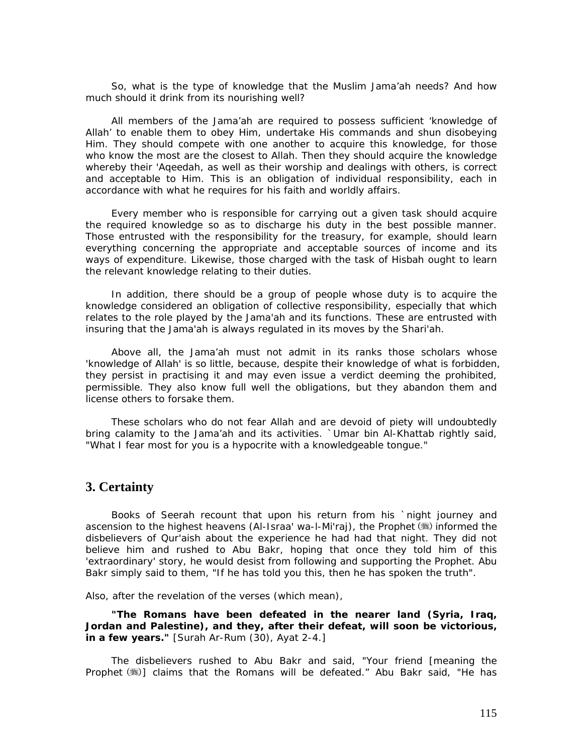So, what is the type of knowledge that the Muslim Jama'ah needs? And how much should it drink from its nourishing well?

All members of the Jama'ah are required to possess sufficient 'knowledge of Allah' to enable them to obey Him, undertake His commands and shun disobeying Him. They should compete with one another to acquire this knowledge, for those who know the most are the closest to Allah. Then they should acquire the knowledge whereby their 'Aqeedah, as well as their worship and dealings with others, is correct and acceptable to Him. This is an obligation of individual responsibility, each in accordance with what he requires for his faith and worldly affairs.

Every member who is responsible for carrying out a given task should acquire the required knowledge so as to discharge his duty in the best possible manner. Those entrusted with the responsibility for the treasury, for example, should learn everything concerning the appropriate and acceptable sources of income and its ways of expenditure. Likewise, those charged with the task of Hisbah ought to learn the relevant knowledge relating to their duties.

In addition, there should be a group of people whose duty is to acquire the knowledge considered an obligation of collective responsibility, especially that which relates to the role played by the Jama'ah and its functions. These are entrusted with insuring that the Jama'ah is always regulated in its moves by the Shari'ah.

Above all, the Jama'ah must not admit in its ranks those scholars whose 'knowledge of Allah' is so little, because, despite their knowledge of what is forbidden, they persist in practising it and may even issue a verdict deeming the prohibited, permissible. They also know full well the obligations, but they abandon them and license others to forsake them.

These scholars who do not fear Allah and are devoid of piety will undoubtedly bring calamity to the Jama'ah and its activities. `Umar bin Al-Khattab rightly said, "What I fear most for you is a hypocrite with a knowledgeable tongue."

## 3. Certainty

Books of Seerah recount that upon his return from his `night journey and ascension to the highest heavens (Al-Israa' wa-l-Mi'raj), the Prophet (ﷺ) informed the disbelievers of Qur'aish about the experience he had had that night. They did not believe him and rushed to Abu Bakr, hoping that once they told him of this 'extraordinary' story, he would desist from following and supporting the Prophet. Abu Bakr simply said to them, "If he has told you this, then he has spoken the truth".

Also, after the revelation of the verses (which mean),

**"The Romans have been defeated in the nearer land (Syria, Iraq, Jordan and Palestine), and they, after their defeat, will soon be victorious, in a few years."** [Surah Ar-Rum (30), Ayat 2-4.]

The disbelievers rushed to Abu Bakr and said, "Your friend [meaning the Prophet (ﷺ)] claims that the Romans will be defeated." Abu Bakr said, "He has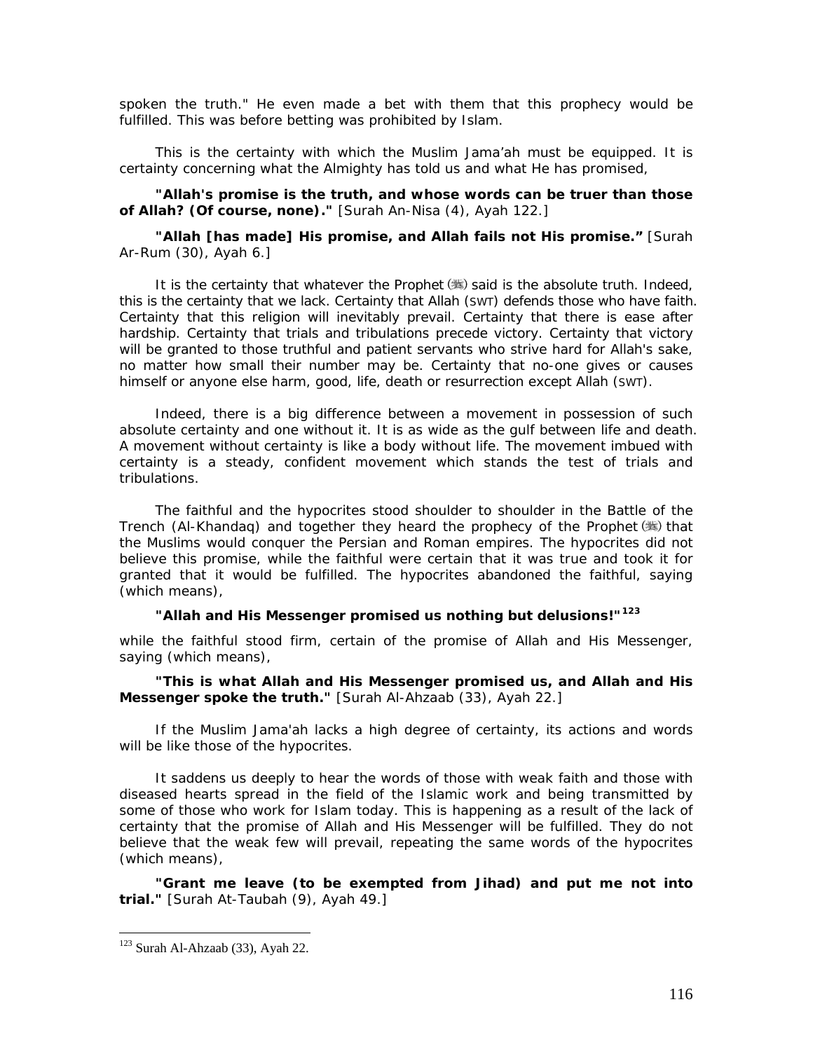spoken the truth." He even made a bet with them that this prophecy would be fulfilled. This was before betting was prohibited by Islam.

This is the certainty with which the Muslim Jama'ah must be equipped. It is certainty concerning what the Almighty has told us and what He has promised,

**"Allah's promise is the truth, and whose words can be truer than those of Allah? (Of course, none)."** [Surah An-Nisa (4), Ayah 122.]

**"Allah [has made] His promise, and Allah fails not His promise."** [Surah Ar-Rum (30), Ayah 6.]

It is the certainty that whatever the Prophet (ﷺ) said is the absolute truth. Indeed, this is the certainty that we lack. Certainty that Allah (SWT) defends those who have faith. Certainty that this religion will inevitably prevail. Certainty that there is ease after hardship. Certainty that trials and tribulations precede victory. Certainty that victory will be granted to those truthful and patient servants who strive hard for Allah's sake, no matter how small their number may be. Certainty that no-one gives or causes himself or anyone else harm, good, life, death or resurrection except Allah (SWT).

Indeed, there is a big difference between a movement in possession of such absolute certainty and one without it. It is as wide as the gulf between life and death. A movement without certainty is like a body without life. The movement imbued with certainty is a steady, confident movement which stands the test of trials and tribulations.

The faithful and the hypocrites stood shoulder to shoulder in the Battle of the Trench (Al-Khandaq) and together they heard the prophecy of the Prophet (ﷺ) that the Muslims would conquer the Persian and Roman empires. The hypocrites did not believe this promise, while the faithful were certain that it was true and took it for granted that it would be fulfilled. The hypocrites abandoned the faithful, saying (which means),

**"Allah and His Messenger promised us nothing but delusions!"**[123]

while the faithful stood firm, certain of the promise of Allah and His Messenger, saying (which means),

**"This is what Allah and His Messenger promised us, and Allah and His Messenger spoke the truth."** [Surah Al-Ahzaab (33), Ayah 22.]

If the Muslim Jama'ah lacks a high degree of certainty, its actions and words will be like those of the hypocrites.

It saddens us deeply to hear the words of those with weak faith and those with diseased hearts spread in the field of the Islamic work and being transmitted by some of those who work for Islam today. This is happening as a result of the lack of certainty that the promise of Allah and His Messenger will be fulfilled. They do not believe that the weak few will prevail, repeating the same words of the hypocrites (which means),

**"Grant me leave (to be exempted from Jihad) and put me not into trial."** [Surah At-Taubah (9), Ayah 49.]

---

[123] Surah Al-Ahzaab (33), Ayah 22.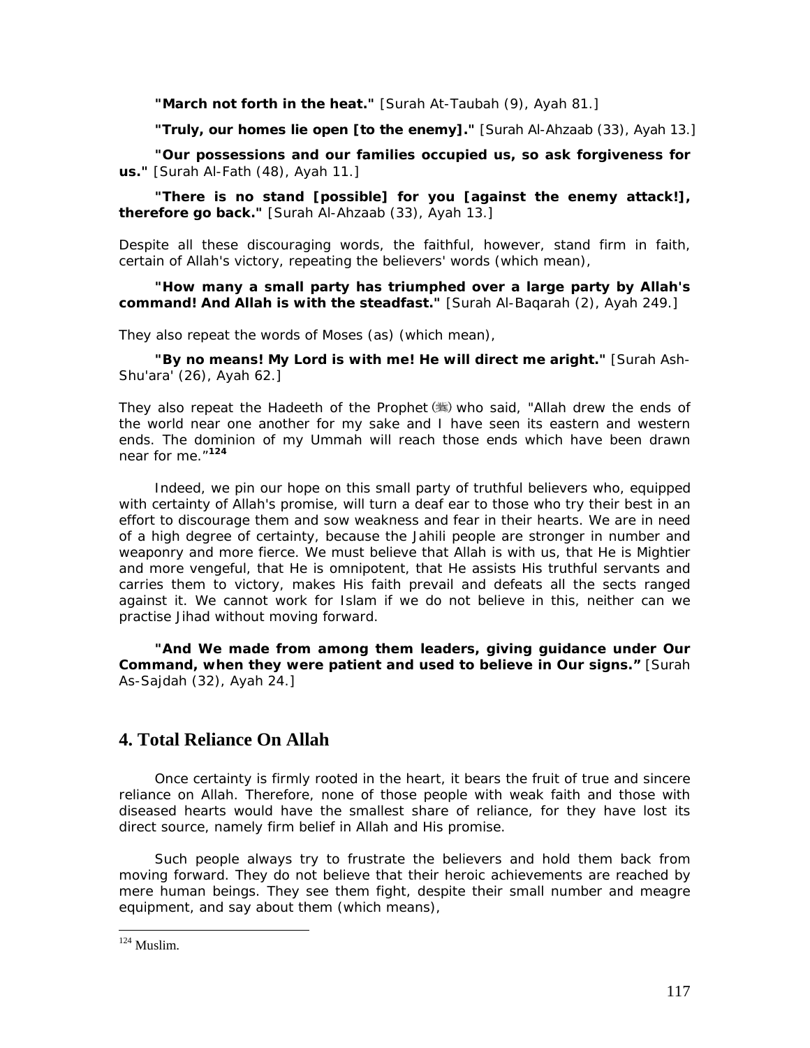**"March not forth in the heat."** [Surah At-Taubah (9), Ayah 81.]

**"Truly, our homes lie open [to the enemy]."** [Surah Al-Ahzaab (33), Ayah 13.]

**"Our possessions and our families occupied us, so ask forgiveness for us."** [Surah Al-Fath (48), Ayah 11.]

**"There is no stand [possible] for you [against the enemy attack!], therefore go back."** [Surah Al-Ahzaab (33), Ayah 13.]

Despite all these discouraging words, the faithful, however, stand firm in faith, certain of Allah's victory, repeating the believers' words (which mean),

**"How many a small party has triumphed over a large party by Allah's command! And Allah is with the steadfast."** [Surah Al-Baqarah (2), Ayah 249.]

They also repeat the words of Moses (as) (which mean),

**"By no means! My Lord is with me! He will direct me aright."** [Surah Ash-Shu'ara' (26), Ayah 62.]

They also repeat the Hadeeth of the Prophet (ﷺ) who said, "Allah drew the ends of the world near one another for my sake and I have seen its eastern and western ends. The dominion of my Ummah will reach those ends which have been drawn near for me."[124]

Indeed, we pin our hope on this small party of truthful believers who, equipped with certainty of Allah's promise, will turn a deaf ear to those who try their best in an effort to discourage them and sow weakness and fear in their hearts. We are in need of a high degree of certainty, because the Jahili people are stronger in number and weaponry and more fierce. We must believe that Allah is with us, that He is Mightier and more vengeful, that He is omnipotent, that He assists His truthful servants and carries them to victory, makes His faith prevail and defeats all the sects ranged against it. We cannot work for Islam if we do not believe in this, neither can we practise Jihad without moving forward.

**"And We made from among them leaders, giving guidance under Our Command, when they were patient and used to believe in Our signs."** [Surah As-Sajdah (32), Ayah 24.]

## 4. Total Reliance On Allah

Once certainty is firmly rooted in the heart, it bears the fruit of true and sincere reliance on Allah. Therefore, none of those people with weak faith and those with diseased hearts would have the smallest share of reliance, for they have lost its direct source, namely firm belief in Allah and His promise.

Such people always try to frustrate the believers and hold them back from moving forward. They do not believe that their heroic achievements are reached by mere human beings. They see them fight, despite their small number and meagre equipment, and say about them (which means),

---

[124] Muslim.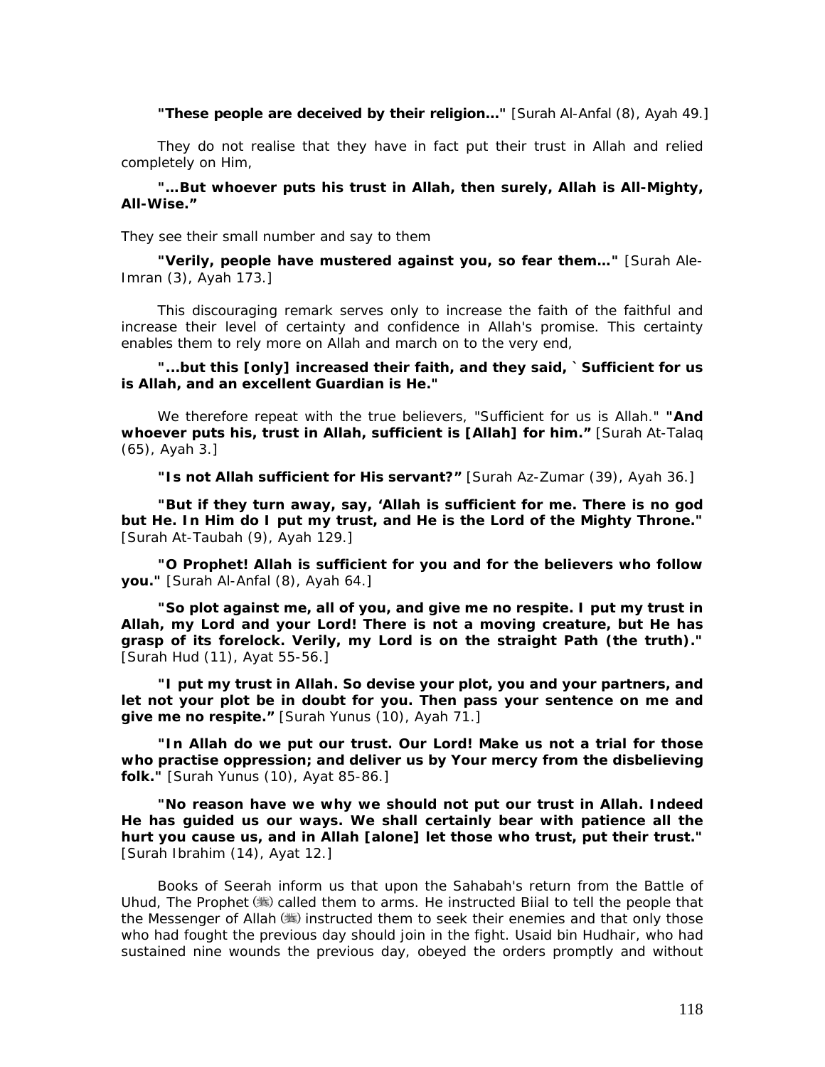**"These people are deceived by their religion…"** [Surah Al-Anfal (8), Ayah 49.]

They do not realise that they have in fact put their trust in Allah and relied completely on Him,

**"…But whoever puts his trust in Allah, then surely, Allah is All-Mighty, All-Wise."**

They see their small number and say to them

**"Verily, people have mustered against you, so fear them…"** [Surah Ale-Imran (3), Ayah 173.]

This discouraging remark serves only to increase the faith of the faithful and increase their level of certainty and confidence in Allah's promise. This certainty enables them to rely more on Allah and march on to the very end,

**"...but this [only] increased their faith, and they said, `Sufficient for us is Allah, and an excellent Guardian is He."**

We therefore repeat with the true believers, "Sufficient for us is Allah." **"And whoever puts his, trust in Allah, sufficient is [Allah] for him."** [Surah At-Talaq (65), Ayah 3.]

**"Is not Allah sufficient for His servant?"** [Surah Az-Zumar (39), Ayah 36.]

**"But if they turn away, say, 'Allah is sufficient for me. There is no god but He. In Him do I put my trust, and He is the Lord of the Mighty Throne."** [Surah At-Taubah (9), Ayah 129.]

**"O Prophet! Allah is sufficient for you and for the believers who follow you."** [Surah Al-Anfal (8), Ayah 64.]

**"So plot against me, all of you, and give me no respite. I put my trust in Allah, my Lord and your Lord! There is not a moving creature, but He has grasp of its forelock. Verily, my Lord is on the straight Path (the truth)."** [Surah Hud (11), Ayat 55-56.]

**"I put my trust in Allah. So devise your plot, you and your partners, and let not your plot be in doubt for you. Then pass your sentence on me and give me no respite."** [Surah Yunus (10), Ayah 71.]

**"In Allah do we put our trust. Our Lord! Make us not a trial for those who practise oppression; and deliver us by Your mercy from the disbelieving folk."** [Surah Yunus (10), Ayat 85-86.]

**"No reason have we why we should not put our trust in Allah. Indeed He has guided us our ways. We shall certainly bear with patience all the hurt you cause us, and in Allah [alone] let those who trust, put their trust."** [Surah Ibrahim (14), Ayat 12.]

Books of Seerah inform us that upon the Sahabah's return from the Battle of Uhud, The Prophet (ﷺ) called them to arms. He instructed Biial to tell the people that the Messenger of Allah (ﷺ) instructed them to seek their enemies and that only those who had fought the previous day should join in the fight. Usaid bin Hudhair, who had sustained nine wounds the previous day, obeyed the orders promptly and without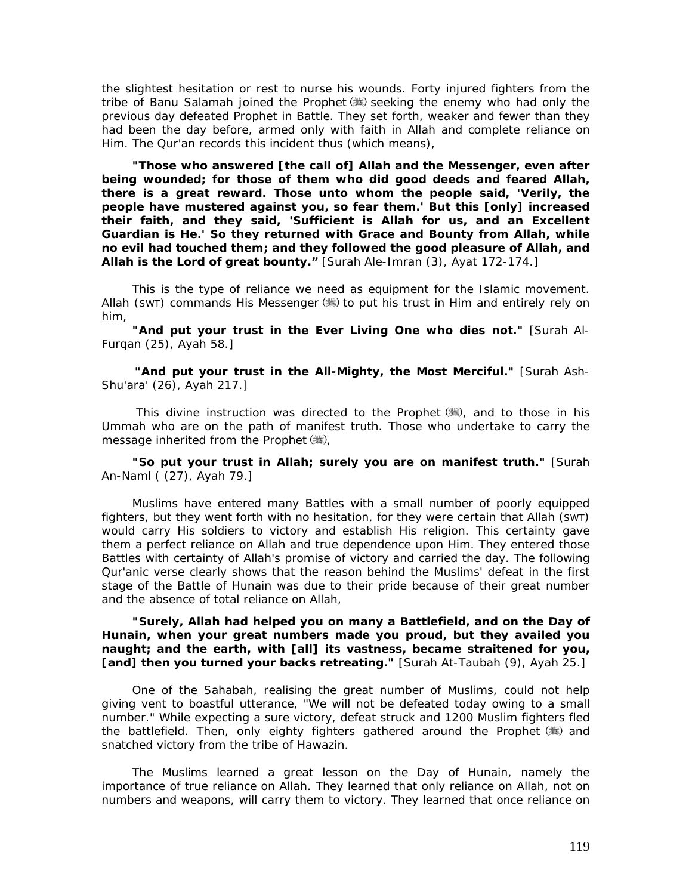the slightest hesitation or rest to nurse his wounds. Forty injured fighters from the tribe of Banu Salamah joined the Prophet (ﷺ) seeking the enemy who had only the previous day defeated Prophet in Battle. They set forth, weaker and fewer than they had been the day before, armed only with faith in Allah and complete reliance on Him. The Qur'an records this incident thus (which means),

**"Those who answered [the call of] Allah and the Messenger, even after being wounded; for those of them who did good deeds and feared Allah, there is a great reward. Those unto whom the people said, 'Verily, the people have mustered against you, so fear them.' But this [only] increased their faith, and they said, 'Sufficient is Allah for us, and an Excellent Guardian is He.' So they returned with Grace and Bounty from Allah, while no evil had touched them; and they followed the good pleasure of Allah, and Allah is the Lord of great bounty."** [Surah Ale-Imran (3), Ayat 172-174.]

This is the type of reliance we need as equipment for the Islamic movement. Allah (SWT) commands His Messenger (ﷺ) to put his trust in Him and entirely rely on him,

**"And put your trust in the Ever Living One who dies not."** [Surah Al-Furqan (25), Ayah 58.]

**"And put your trust in the All-Mighty, the Most Merciful."** [Surah Ash-Shu'ara' (26), Ayah 217.]

This divine instruction was directed to the Prophet (ﷺ), and to those in his Ummah who are on the path of manifest truth. Those who undertake to carry the message inherited from the Prophet (ﷺ),

**"So put your trust in Allah; surely you are on manifest truth."** [Surah An-Naml ( (27), Ayah 79.]

Muslims have entered many Battles with a small number of poorly equipped fighters, but they went forth with no hesitation, for they were certain that Allah (SWT) would carry His soldiers to victory and establish His religion. This certainty gave them a perfect reliance on Allah and true dependence upon Him. They entered those Battles with certainty of Allah's promise of victory and carried the day. The following Qur'anic verse clearly shows that the reason behind the Muslims' defeat in the first stage of the Battle of Hunain was due to their pride because of their great number and the absence of total reliance on Allah,

**"Surely, Allah had helped you on many a Battlefield, and on the Day of Hunain, when your great numbers made you proud, but they availed you naught; and the earth, with [all] its vastness, became straitened for you, [and] then you turned your backs retreating."** [Surah At-Taubah (9), Ayah 25.]

One of the Sahabah, realising the great number of Muslims, could not help giving vent to boastful utterance, "We will not be defeated today owing to a small number." While expecting a sure victory, defeat struck and 1200 Muslim fighters fled the battlefield. Then, only eighty fighters gathered around the Prophet (ﷺ) and snatched victory from the tribe of Hawazin.

The Muslims learned a great lesson on the Day of Hunain, namely the importance of true reliance on Allah. They learned that only reliance on Allah, not on numbers and weapons, will carry them to victory. They learned that once reliance on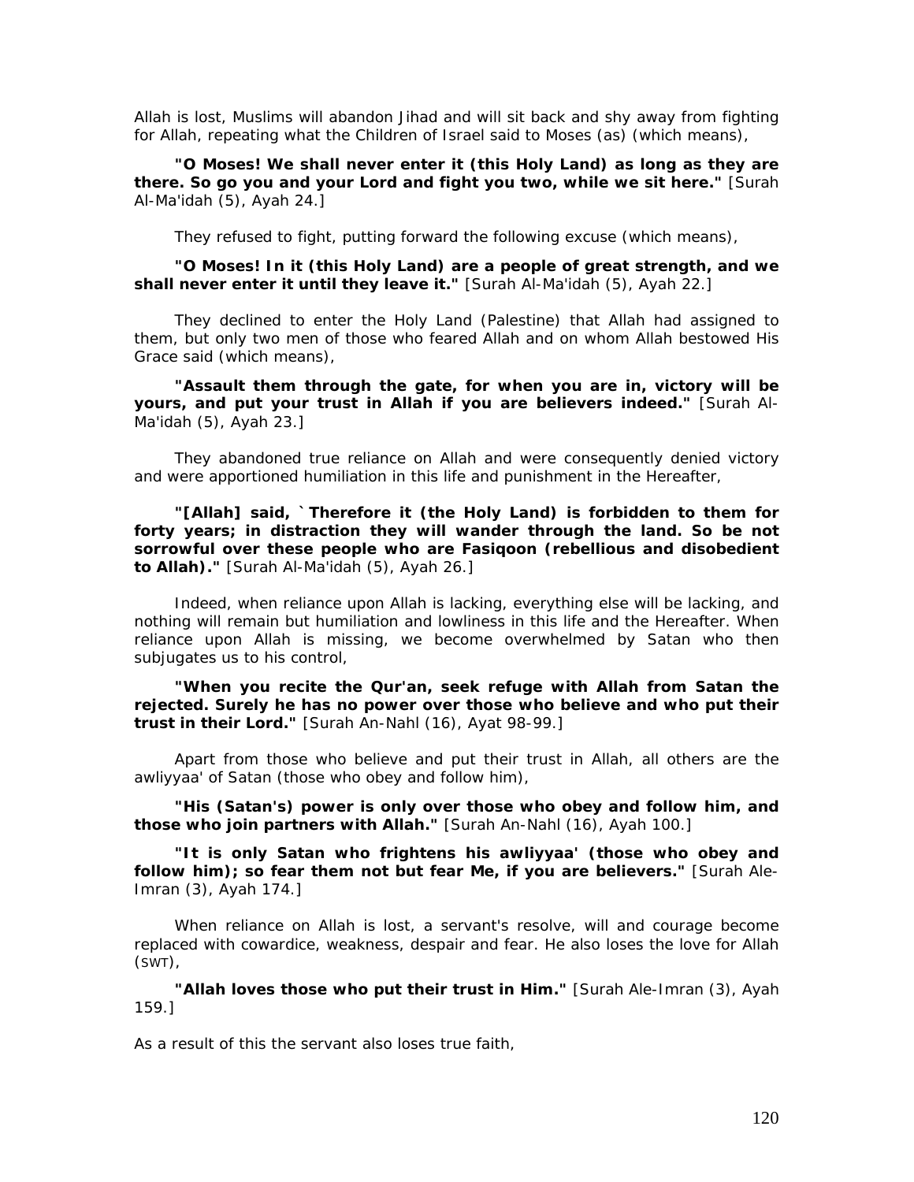Allah is lost, Muslims will abandon Jihad and will sit back and shy away from fighting for Allah, repeating what the Children of Israel said to Moses (as) (which means),

**"O Moses! We shall never enter it (this Holy Land) as long as they are there. So go you and your Lord and fight you two, while we sit here."** *[Surah Al-Ma'idah (5), Ayah 24.]*

*They refused to fight, putting forward the following excuse (which means),*

**"O Moses! In it (this Holy Land) are a people of great strength, and we shall never enter it until they leave it."** *[Surah Al-Ma'idah (5), Ayah 22.]*

*They declined to enter the Holy Land (Palestine) that Allah had assigned to them, but only two men of those who feared Allah and on whom Allah bestowed His Grace said (which means),*

**"Assault them through the gate, for when you are in, victory will be yours, and put your trust in Allah if you are believers indeed."** *[Surah Al-Ma'idah (5), Ayah 23.]*

*They abandoned true reliance on Allah and were consequently denied victory and were apportioned humiliation in this life and punishment in the Hereafter,*

**"[Allah] said, `Therefore it (the Holy Land) is forbidden to them for forty years; in distraction they will wander through the land. So be not sorrowful over these people who are Fasiqoon (rebellious and disobedient to Allah)."** *[Surah Al-Ma'idah (5), Ayah 26.]*

*Indeed, when reliance upon Allah is lacking, everything else will be lacking, and nothing will remain but humiliation and lowliness in this life and the Hereafter. When reliance upon Allah is missing, we become overwhelmed by Satan who then subjugates us to his control,*

**"When you recite the Qur'an, seek refuge with Allah from Satan the rejected. Surely he has no power over those who believe and who put their trust in their Lord."** *[Surah An-Nahl (16), Ayat 98-99.]*

*Apart from those who believe and put their trust in Allah, all others are the awliyyaa' of Satan (those who obey and follow him),*

**"His (Satan's) power is only over those who obey and follow him, and those who join partners with Allah."** *[Surah An-Nahl (16), Ayah 100.]*

**"It is only Satan who frightens his awliyyaa' (those who obey and follow him); so fear them not but fear Me, if you are believers."** *[Surah Ale-Imran (3), Ayah 174.]*

*When reliance on Allah is lost, a servant's resolve, will and courage become replaced with cowardice, weakness, despair and fear. He also loses the love for Allah (SWT),*

**"Allah loves those who put their trust in Him."** *[Surah Ale-Imran (3), Ayah 159.]*

*As a result of this the servant also loses true faith,*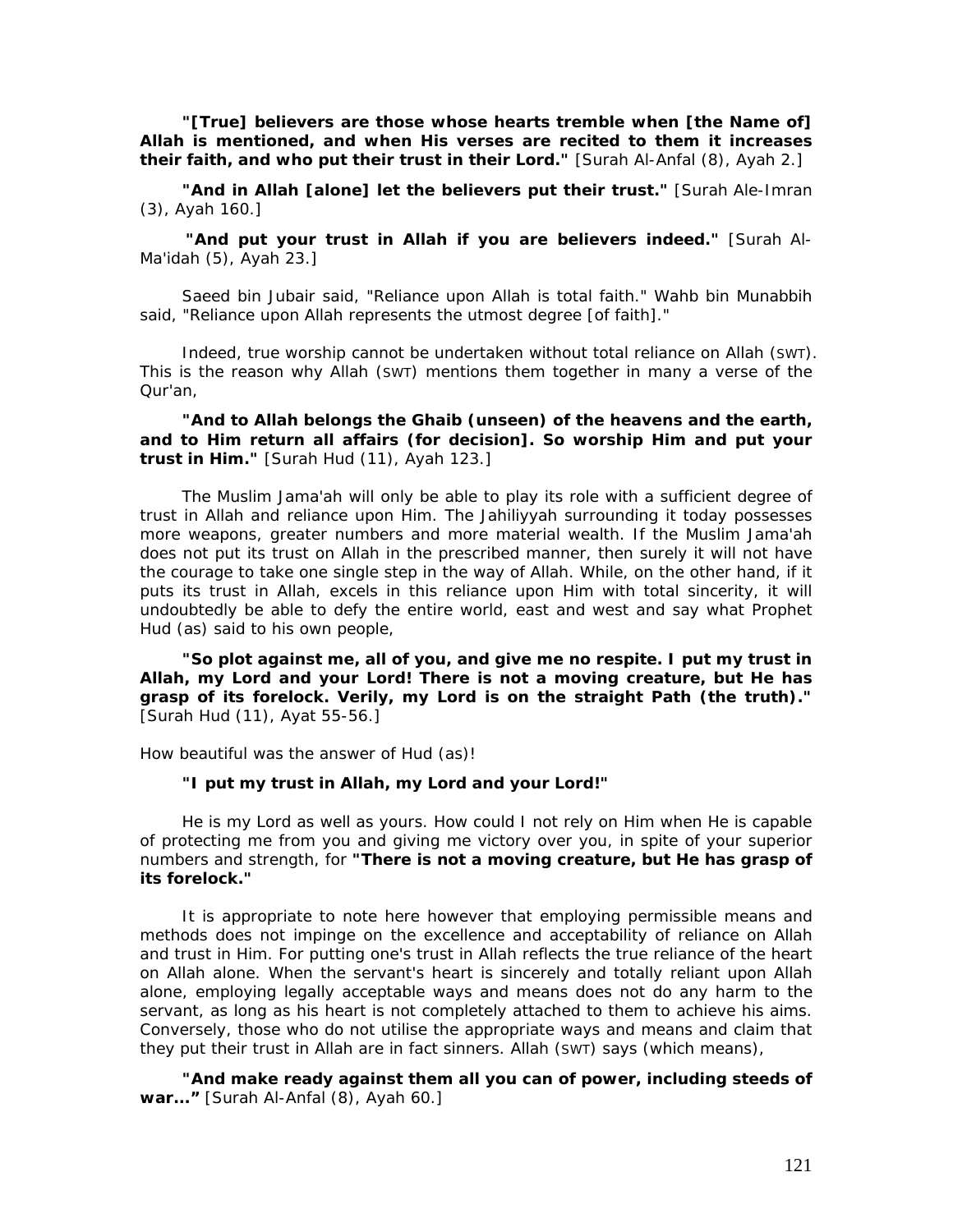**"[True] believers are those whose hearts tremble when [the Name of] Allah is mentioned, and when His verses are recited to them it increases their faith, and who put their trust in their Lord."** [Surah Al-Anfal (8), Ayah 2.]

**"And in Allah [alone] let the believers put their trust."** [Surah Ale-Imran (3), Ayah 160.]

**"And put your trust in Allah if you are believers indeed."** [Surah Al-Ma'idah (5), Ayah 23.]

Saeed bin Jubair said, "Reliance upon Allah is total faith." Wahb bin Munabbih said, "Reliance upon Allah represents the utmost degree [of faith]."

Indeed, true worship cannot be undertaken without total reliance on Allah (SWT). This is the reason why Allah (SWT) mentions them together in many a verse of the Qur'an,

**"And to Allah belongs the Ghaib (unseen) of the heavens and the earth, and to Him return all affairs (for decision]. So worship Him and put your trust in Him."** [Surah Hud (11), Ayah 123.]

The Muslim Jama'ah will only be able to play its role with a sufficient degree of trust in Allah and reliance upon Him. The Jahiliyyah surrounding it today possesses more weapons, greater numbers and more material wealth. If the Muslim Jama'ah does not put its trust on Allah in the prescribed manner, then surely it will not have the courage to take one single step in the way of Allah. While, on the other hand, if it puts its trust in Allah, excels in this reliance upon Him with total sincerity, it will undoubtedly be able to defy the entire world, east and west and say what Prophet Hud (as) said to his own people,

**"So plot against me, all of you, and give me no respite. I put my trust in Allah, my Lord and your Lord! There is not a moving creature, but He has grasp of its forelock. Verily, my Lord is on the straight Path (the truth)."** [Surah Hud (11), Ayat 55-56.]

How beautiful was the answer of Hud (as)!

**"I put my trust in Allah, my Lord and your Lord!"**

He is my Lord as well as yours. How could I not rely on Him when He is capable of protecting me from you and giving me victory over you, in spite of your superior numbers and strength, for **"There is not a moving creature, but He has grasp of its forelock."**

It is appropriate to note here however that employing permissible means and methods does not impinge on the excellence and acceptability of reliance on Allah and trust in Him. For putting one's trust in Allah reflects the true reliance of the heart on Allah alone. When the servant's heart is sincerely and totally reliant upon Allah alone, employing legally acceptable ways and means does not do any harm to the servant, as long as his heart is not completely attached to them to achieve his aims. Conversely, those who do not utilise the appropriate ways and means and claim that they put their trust in Allah are in fact sinners. Allah (SWT) says (which means),

**"And make ready against them all you can of power, including steeds of war..."** [Surah Al-Anfal (8), Ayah 60.]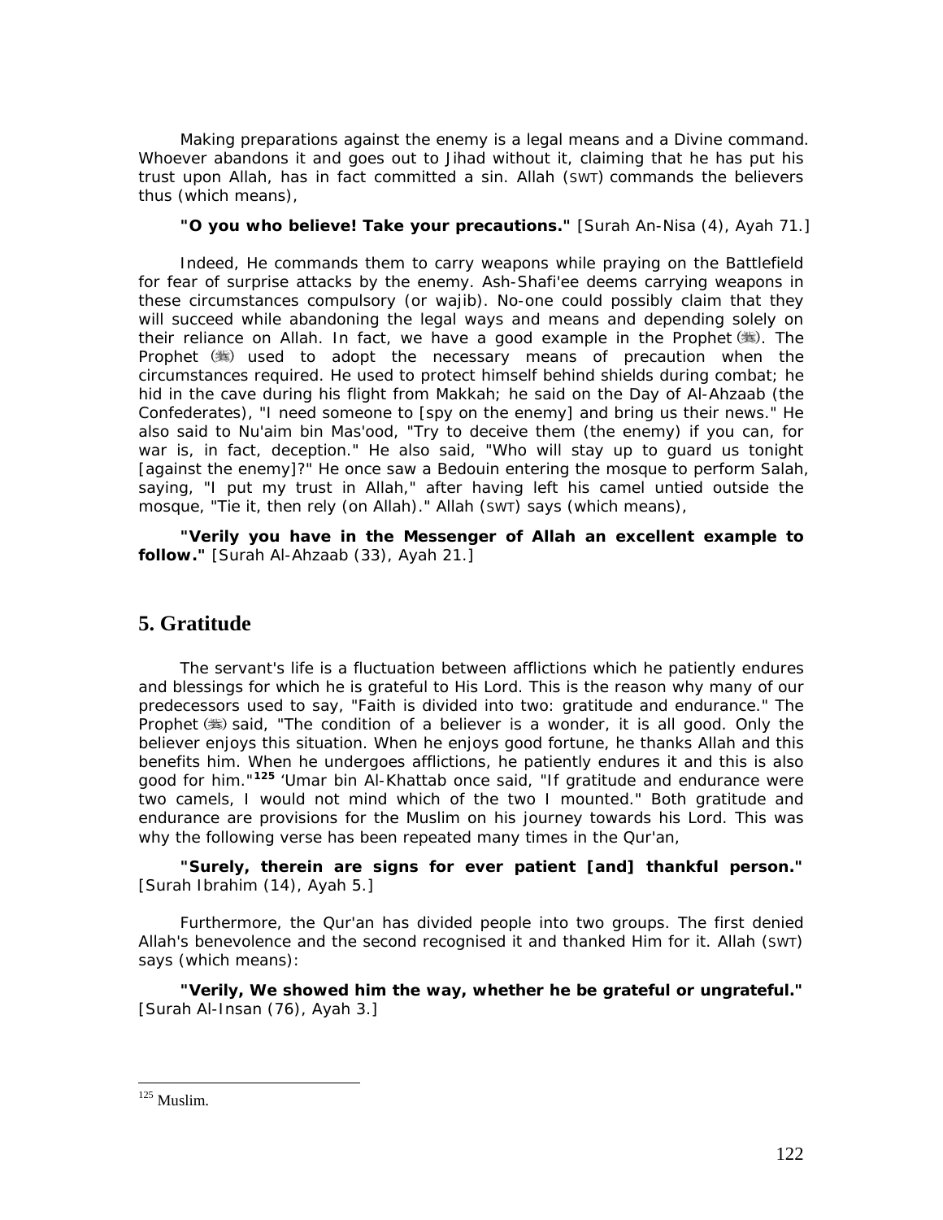Making preparations against the enemy is a legal means and a Divine command. Whoever abandons it and goes out to Jihad without it, claiming that he has put his trust upon Allah, has in fact committed a sin. Allah (SWT) commands the believers thus (which means),

**"O you who believe! Take your precautions."** [Surah An-Nisa (4), Ayah 71.]

Indeed, He commands them to carry weapons while praying on the Battlefield for fear of surprise attacks by the enemy. Ash-Shafi'ee deems carrying weapons in these circumstances compulsory (or wajib). No-one could possibly claim that they will succeed while abandoning the legal ways and means and depending solely on their reliance on Allah. In fact, we have a good example in the Prophet (ﷺ). The Prophet (ﷺ) used to adopt the necessary means of precaution when the circumstances required. He used to protect himself behind shields during combat; he hid in the cave during his flight from Makkah; he said on the Day of Al-Ahzaab (the Confederates), "I need someone to [spy on the enemy] and bring us their news." He also said to Nu'aim bin Mas'ood, "Try to deceive them (the enemy) if you can, for war is, in fact, deception." He also said, "Who will stay up to guard us tonight [against the enemy]?" He once saw a Bedouin entering the mosque to perform Salah, saying, "I put my trust in Allah," after having left his camel untied outside the mosque, "Tie it, then rely (on Allah)." Allah (SWT) says (which means),

**"Verily you have in the Messenger of Allah an excellent example to follow."** [Surah Al-Ahzaab (33), Ayah 21.]

## 5. Gratitude

The servant's life is a fluctuation between afflictions which he patiently endures and blessings for which he is grateful to His Lord. This is the reason why many of our predecessors used to say, "Faith is divided into two: gratitude and endurance." The Prophet (ﷺ) said, "The condition of a believer is a wonder, it is all good. Only the believer enjoys this situation. When he enjoys good fortune, he thanks Allah and this benefits him. When he undergoes afflictions, he patiently endures it and this is also good for him."[125] 'Umar bin Al-Khattab once said, "If gratitude and endurance were two camels, I would not mind which of the two I mounted." Both gratitude and endurance are provisions for the Muslim on his journey towards his Lord. This was why the following verse has been repeated many times in the Qur'an,

**"Surely, therein are signs for ever patient [and] thankful person."** [Surah Ibrahim (14), Ayah 5.]

Furthermore, the Qur'an has divided people into two groups. The first denied Allah's benevolence and the second recognised it and thanked Him for it. Allah (SWT) says (which means):

**"Verily, We showed him the way, whether he be grateful or ungrateful."** [Surah Al-Insan (76), Ayah 3.]

---

[125] Muslim.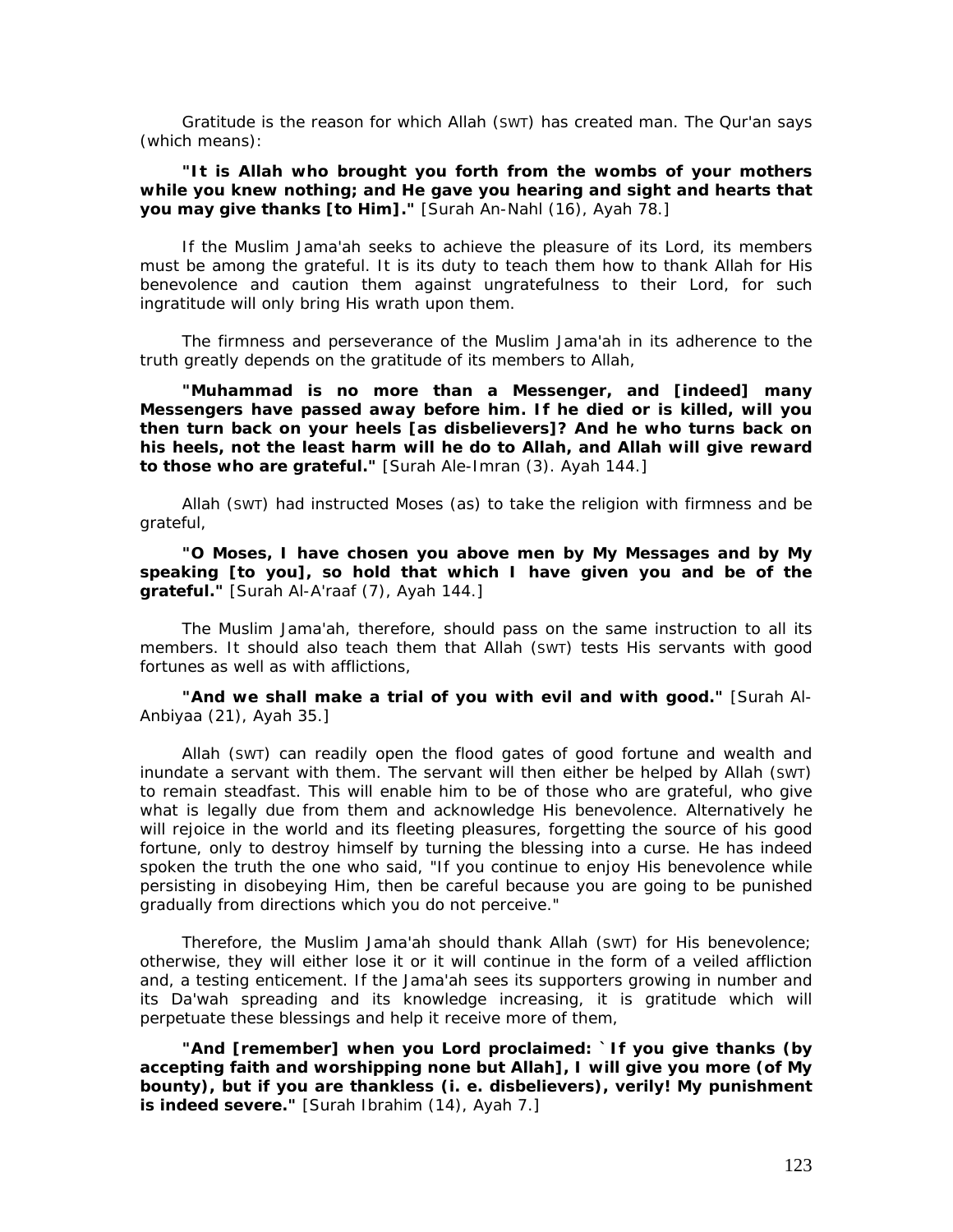Gratitude is the reason for which Allah (SWT) has created man. The Qur'an says (which means):

**"It is Allah who brought you forth from the wombs of your mothers while you knew nothing; and He gave you hearing and sight and hearts that you may give thanks [to Him]."** [Surah An-Nahl (16), Ayah 78.]

If the Muslim Jama'ah seeks to achieve the pleasure of its Lord, its members must be among the grateful. It is its duty to teach them how to thank Allah for His benevolence and caution them against ungratefulness to their Lord, for such ingratitude will only bring His wrath upon them.

The firmness and perseverance of the Muslim Jama'ah in its adherence to the truth greatly depends on the gratitude of its members to Allah,

**"Muhammad is no more than a Messenger, and [indeed] many Messengers have passed away before him. If he died or is killed, will you then turn back on your heels [as disbelievers]? And he who turns back on his heels, not the least harm will he do to Allah, and Allah will give reward to those who are grateful."** [Surah Ale-Imran (3). Ayah 144.]

Allah (SWT) had instructed Moses (as) to take the religion with firmness and be grateful,

**"O Moses, I have chosen you above men by My Messages and by My speaking [to you], so hold that which I have given you and be of the grateful."** [Surah Al-A'raaf (7), Ayah 144.]

The Muslim Jama'ah, therefore, should pass on the same instruction to all its members. It should also teach them that Allah (SWT) tests His servants with good fortunes as well as with afflictions,

**"And we shall make a trial of you with evil and with good."** [Surah Al-Anbiyaa (21), Ayah 35.]

Allah (SWT) can readily open the flood gates of good fortune and wealth and inundate a servant with them. The servant will then either be helped by Allah (SWT) to remain steadfast. This will enable him to be of those who are grateful, who give what is legally due from them and acknowledge His benevolence. Alternatively he will rejoice in the world and its fleeting pleasures, forgetting the source of his good fortune, only to destroy himself by turning the blessing into a curse. He has indeed spoken the truth the one who said, "If you continue to enjoy His benevolence while persisting in disobeying Him, then be careful because you are going to be punished gradually from directions which you do not perceive."

Therefore, the Muslim Jama'ah should thank Allah (SWT) for His benevolence; otherwise, they will either lose it or it will continue in the form of a veiled affliction and, a testing enticement. If the Jama'ah sees its supporters growing in number and its Da'wah spreading and its knowledge increasing, it is gratitude which will perpetuate these blessings and help it receive more of them,

**"And [remember] when you Lord proclaimed: `If you give thanks (by accepting faith and worshipping none but Allah], I will give you more (of My bounty), but if you are thankless (i. e. disbelievers), verily! My punishment is indeed severe."** [Surah Ibrahim (14), Ayah 7.]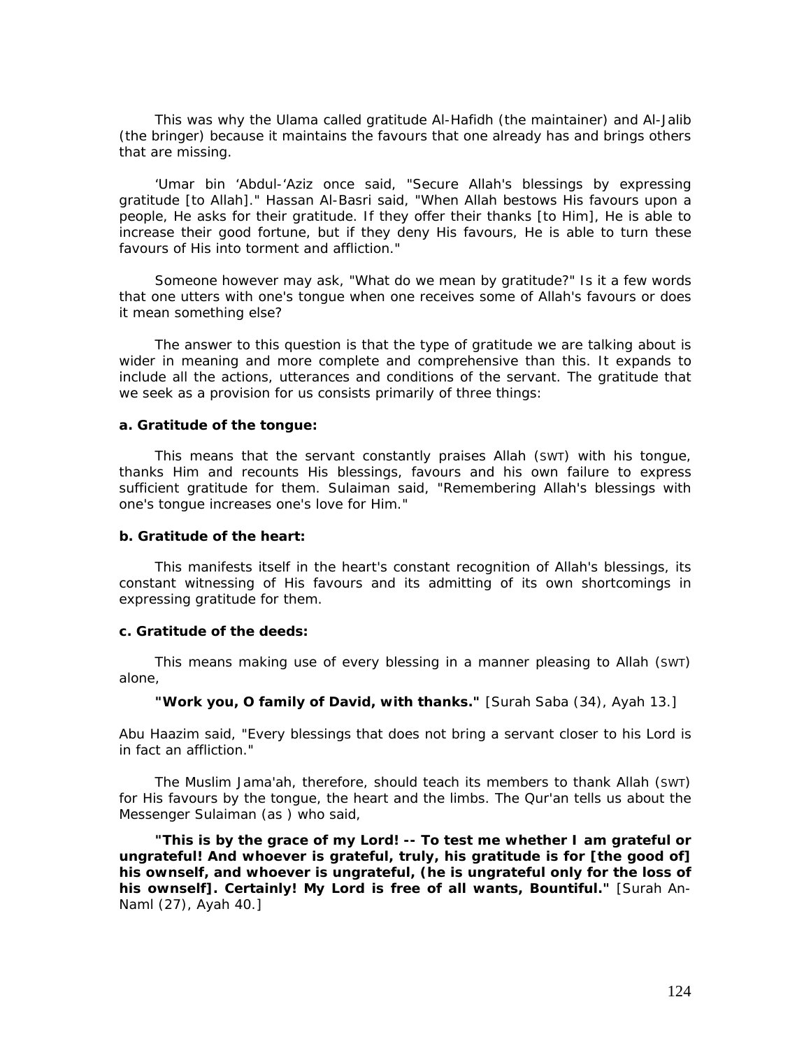This was why the Ulama called gratitude Al-Hafidh (the maintainer) and Al-Jalib (the bringer) because it maintains the favours that one already has and brings others that are missing.

'Umar bin 'Abdul-'Aziz once said, "Secure Allah's blessings by expressing gratitude [to Allah]." Hassan Al-Basri said, "When Allah bestows His favours upon a people, He asks for their gratitude. If they offer their thanks [to Him], He is able to increase their good fortune, but if they deny His favours, He is able to turn these favours of His into torment and affliction."

Someone however may ask, "What do we mean by gratitude?" Is it a few words that one utters with one's tongue when one receives some of Allah's favours or does it mean something else?

The answer to this question is that the type of gratitude we are talking about is wider in meaning and more complete and comprehensive than this. It expands to include all the actions, utterances and conditions of the servant. The gratitude that we seek as a provision for us consists primarily of three things:

**a. Gratitude of the tongue:**

This means that the servant constantly praises Allah (SWT) with his tongue, thanks Him and recounts His blessings, favours and his own failure to express sufficient gratitude for them. Sulaiman said, "Remembering Allah's blessings with one's tongue increases one's love for Him."

**b. Gratitude of the heart:**

This manifests itself in the heart's constant recognition of Allah's blessings, its constant witnessing of His favours and its admitting of its own shortcomings in expressing gratitude for them.

**c. Gratitude of the deeds:**

This means making use of every blessing in a manner pleasing to Allah (SWT) alone,

**"Work you, O family of David, with thanks."** [Surah Saba (34), Ayah 13.]

Abu Haazim said, "Every blessings that does not bring a servant closer to his Lord is in fact an affliction."

The Muslim Jama'ah, therefore, should teach its members to thank Allah (SWT) for His favours by the tongue, the heart and the limbs. The Qur'an tells us about the Messenger Sulaiman (as ) who said,

**"This is by the grace of my Lord! -- To test me whether I am grateful or ungrateful! And whoever is grateful, truly, his gratitude is for [the good of] his ownself, and whoever is ungrateful, (he is ungrateful only for the loss of his ownself]. Certainly! My Lord is free of all wants, Bountiful."** [Surah An-Naml (27), Ayah 40.]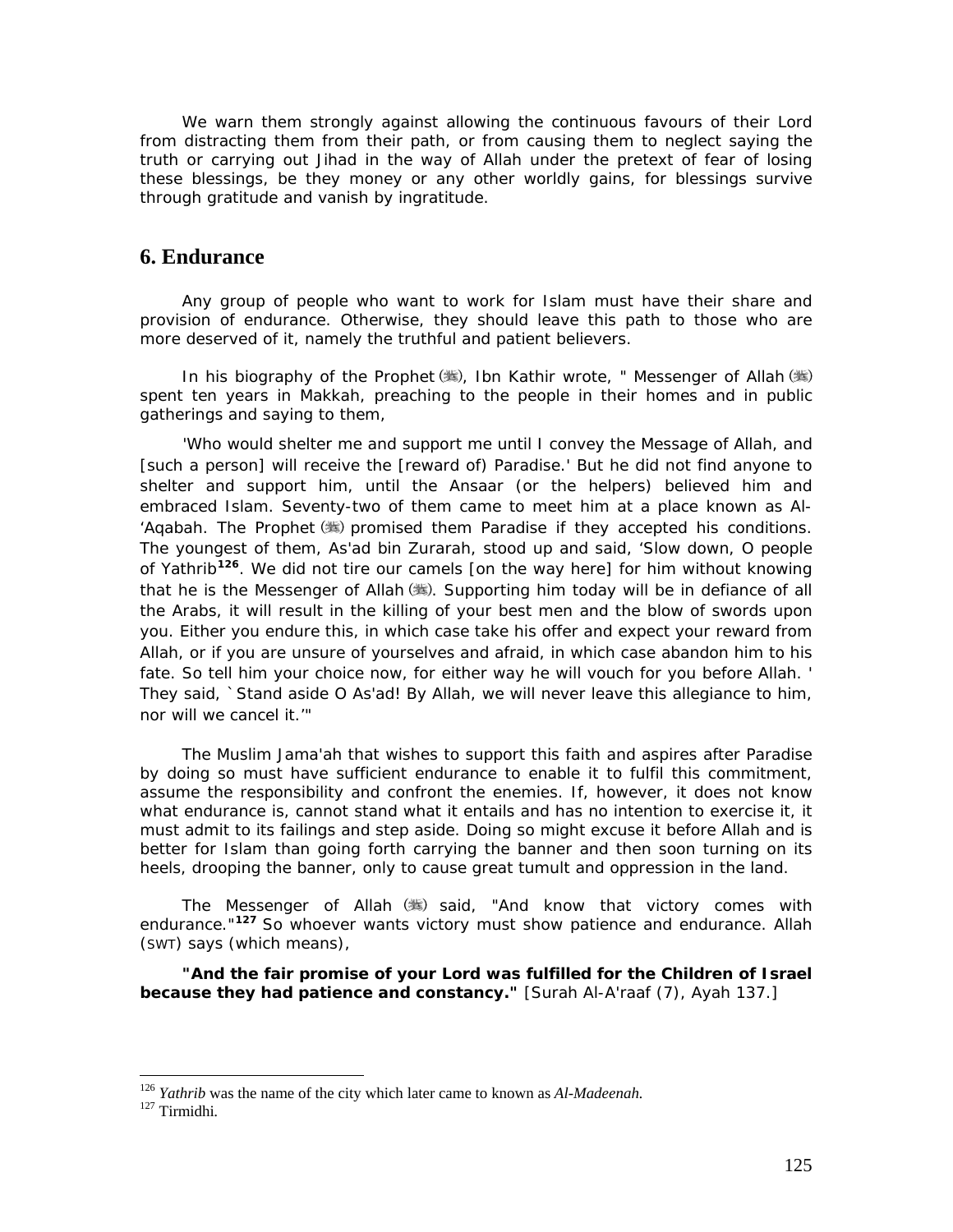We warn them strongly against allowing the continuous favours of their Lord from distracting them from their path, or from causing them to neglect saying the truth or carrying out Jihad in the way of Allah under the pretext of fear of losing these blessings, be they money or any other worldly gains, for blessings survive through gratitude and vanish by ingratitude.

## 6. Endurance

Any group of people who want to work for Islam must have their share and provision of endurance. Otherwise, they should leave this path to those who are more deserved of it, namely the truthful and patient believers.

In his biography of the Prophet (ﷺ), Ibn Kathir wrote, " Messenger of Allah (ﷺ) spent ten years in Makkah, preaching to the people in their homes and in public gatherings and saying to them,

'Who would shelter me and support me until I convey the Message of Allah, and [such a person] will receive the [reward of) Paradise.' But he did not find anyone to shelter and support him, until the Ansaar (or the helpers) believed him and embraced Islam. Seventy-two of them came to meet him at a place known as Al-'Aqabah. The Prophet (ﷺ) promised them Paradise if they accepted his conditions. The youngest of them, As'ad bin Zurarah, stood up and said, 'Slow down, O people of Yathrib[126]. We did not tire our camels [on the way here] for him without knowing that he is the Messenger of Allah (ﷺ). Supporting him today will be in defiance of all the Arabs, it will result in the killing of your best men and the blow of swords upon you. Either you endure this, in which case take his offer and expect your reward from Allah, or if you are unsure of yourselves and afraid, in which case abandon him to his fate. So tell him your choice now, for either way he will vouch for you before Allah. ' They said, `Stand aside O As'ad! By Allah, we will never leave this allegiance to him, nor will we cancel it.'"

The Muslim Jama'ah that wishes to support this faith and aspires after Paradise by doing so must have sufficient endurance to enable it to fulfil this commitment, assume the responsibility and confront the enemies. If, however, it does not know what endurance is, cannot stand what it entails and has no intention to exercise it, it must admit to its failings and step aside. Doing so might excuse it before Allah and is better for Islam than going forth carrying the banner and then soon turning on its heels, drooping the banner, only to cause great tumult and oppression in the land.

The Messenger of Allah (ﷺ) said, "And know that victory comes with endurance."[127] So whoever wants victory must show patience and endurance. Allah (SWT) says (which means),

**"And the fair promise of your Lord was fulfilled for the Children of Israel because they had patience and constancy."** [Surah Al-A'raaf (7), Ayah 137.]

---

[126] *Yathrib* was the name of the city which later came to known as *Al-Madeenah.*

[127] Tirmidhi.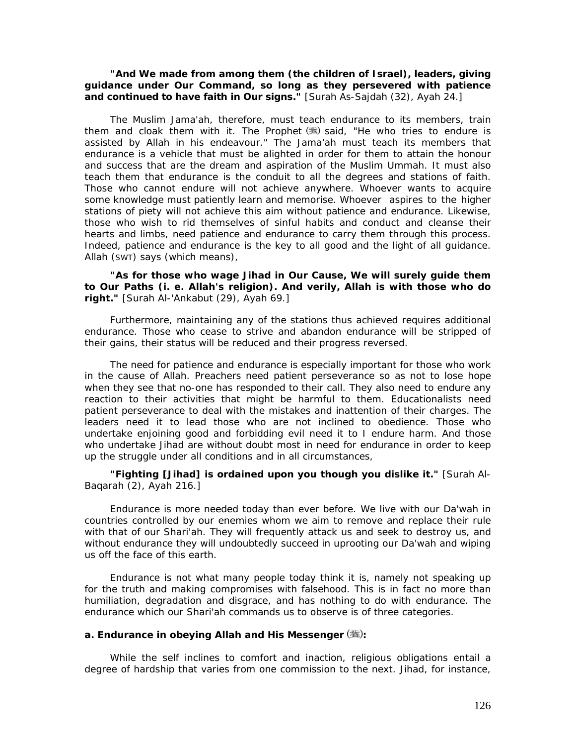**"And We made from among them (the children of Israel), leaders, giving guidance under Our Command, so long as they persevered with patience and continued to have faith in Our signs."** [Surah As-Sajdah (32), Ayah 24.]

The Muslim Jama'ah, therefore, must teach endurance to its members, train them and cloak them with it. The Prophet (ﷺ) said, "He who tries to endure is assisted by Allah in his endeavour." The Jama'ah must teach its members that endurance is a vehicle that must be alighted in order for them to attain the honour and success that are the dream and aspiration of the Muslim Ummah. It must also teach them that endurance is the conduit to all the degrees and stations of faith. Those who cannot endure will not achieve anywhere. Whoever wants to acquire some knowledge must patiently learn and memorise. Whoever aspires to the higher stations of piety will not achieve this aim without patience and endurance. Likewise, those who wish to rid themselves of sinful habits and conduct and cleanse their hearts and limbs, need patience and endurance to carry them through this process. Indeed, patience and endurance is the key to all good and the light of all guidance. Allah (SWT) says (which means),

**"As for those who wage Jihad in Our Cause, We will surely guide them to Our Paths (i. e. Allah's religion). And verily, Allah is with those who do right."** [Surah Al-'Ankabut (29), Ayah 69.]

Furthermore, maintaining any of the stations thus achieved requires additional endurance. Those who cease to strive and abandon endurance will be stripped of their gains, their status will be reduced and their progress reversed.

The need for patience and endurance is especially important for those who work in the cause of Allah. Preachers need patient perseverance so as not to lose hope when they see that no-one has responded to their call. They also need to endure any reaction to their activities that might be harmful to them. Educationalists need patient perseverance to deal with the mistakes and inattention of their charges. The leaders need it to lead those who are not inclined to obedience. Those who undertake enjoining good and forbidding evil need it to I endure harm. And those who undertake Jihad are without doubt most in need for endurance in order to keep up the struggle under all conditions and in all circumstances,

**"Fighting [Jihad] is ordained upon you though you dislike it."** [Surah Al-Baqarah (2), Ayah 216.]

Endurance is more needed today than ever before. We live with our Da'wah in countries controlled by our enemies whom we aim to remove and replace their rule with that of our Shari'ah. They will frequently attack us and seek to destroy us, and without endurance they will undoubtedly succeed in uprooting our Da'wah and wiping us off the face of this earth.

Endurance is not what many people today think it is, namely not speaking up for the truth and making compromises with falsehood. This is in fact no more than humiliation, degradation and disgrace, and has nothing to do with endurance. The endurance which our Shari'ah commands us to observe is of three categories.

**a. Endurance in obeying Allah and His Messenger (ﷺ):**

While the self inclines to comfort and inaction, religious obligations entail a degree of hardship that varies from one commission to the next. Jihad, for instance,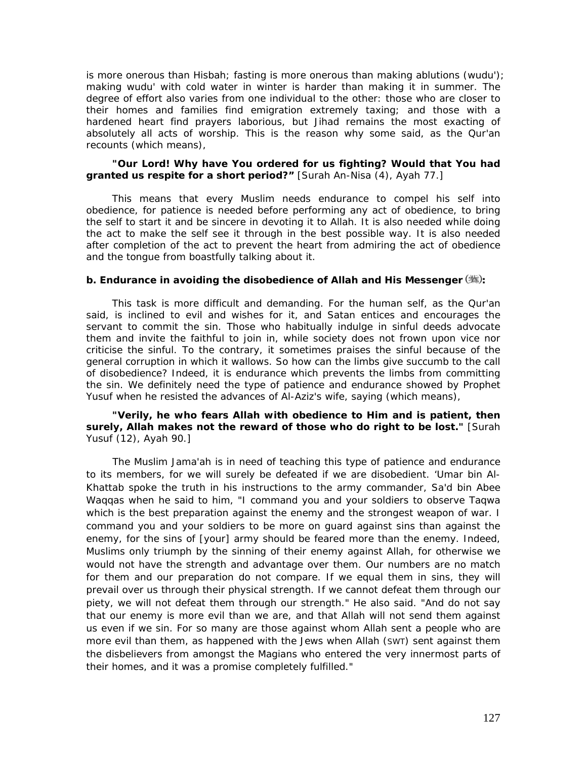is more onerous than Hisbah; fasting is more onerous than making ablutions (wudu'); making wudu' with cold water in winter is harder than making it in summer. The degree of effort also varies from one individual to the other: those who are closer to their homes and families find emigration extremely taxing; and those with a hardened heart find prayers laborious, but Jihad remains the most exacting of absolutely all acts of worship. This is the reason why some said, as the Qur'an recounts (which means),

> **"Our Lord! Why have You ordered for us fighting? Would that You had granted us respite for a short period?"** [Surah An-Nisa (4), Ayah 77.]

This means that every Muslim needs endurance to compel his self into obedience, for patience is needed before performing any act of obedience, to bring the self to start it and be sincere in devoting it to Allah. It is also needed while doing the act to make the self see it through in the best possible way. It is also needed after completion of the act to prevent the heart from admiring the act of obedience and the tongue from boastfully talking about it.

**b. Endurance in avoiding the disobedience of Allah and His Messenger (ﷺ):**

This task is more difficult and demanding. For the human self, as the Qur'an said, is inclined to evil and wishes for it, and Satan entices and encourages the servant to commit the sin. Those who habitually indulge in sinful deeds advocate them and invite the faithful to join in, while society does not frown upon vice nor criticise the sinful. To the contrary, it sometimes praises the sinful because of the general corruption in which it wallows. So how can the limbs give succumb to the call of disobedience? Indeed, it is endurance which prevents the limbs from committing the sin. We definitely need the type of patience and endurance showed by Prophet Yusuf when he resisted the advances of Al-Aziz's wife, saying (which means),

> **"Verily, he who fears Allah with obedience to Him and is patient, then surely, Allah makes not the reward of those who do right to be lost."** [Surah Yusuf (12), Ayah 90.]

The Muslim Jama'ah is in need of teaching this type of patience and endurance to its members, for we will surely be defeated if we are disobedient. ‘Umar bin Al-Khattab spoke the truth in his instructions to the army commander, Sa'd bin Abee Waqqas when he said to him, "I command you and your soldiers to observe Taqwa which is the best preparation against the enemy and the strongest weapon of war. I command you and your soldiers to be more on guard against sins than against the enemy, for the sins of [your] army should be feared more than the enemy. Indeed, Muslims only triumph by the sinning of their enemy against Allah, for otherwise we would not have the strength and advantage over them. Our numbers are no match for them and our preparation do not compare. If we equal them in sins, they will prevail over us through their physical strength. If we cannot defeat them through our piety, we will not defeat them through our strength." He also said. "And do not say that our enemy is more evil than we are, and that Allah will not send them against us even if we sin. For so many are those against whom Allah sent a people who are more evil than them, as happened with the Jews when Allah (SWT) sent against them the disbelievers from amongst the Magians who entered the very innermost parts of their homes, and it was a promise completely fulfilled."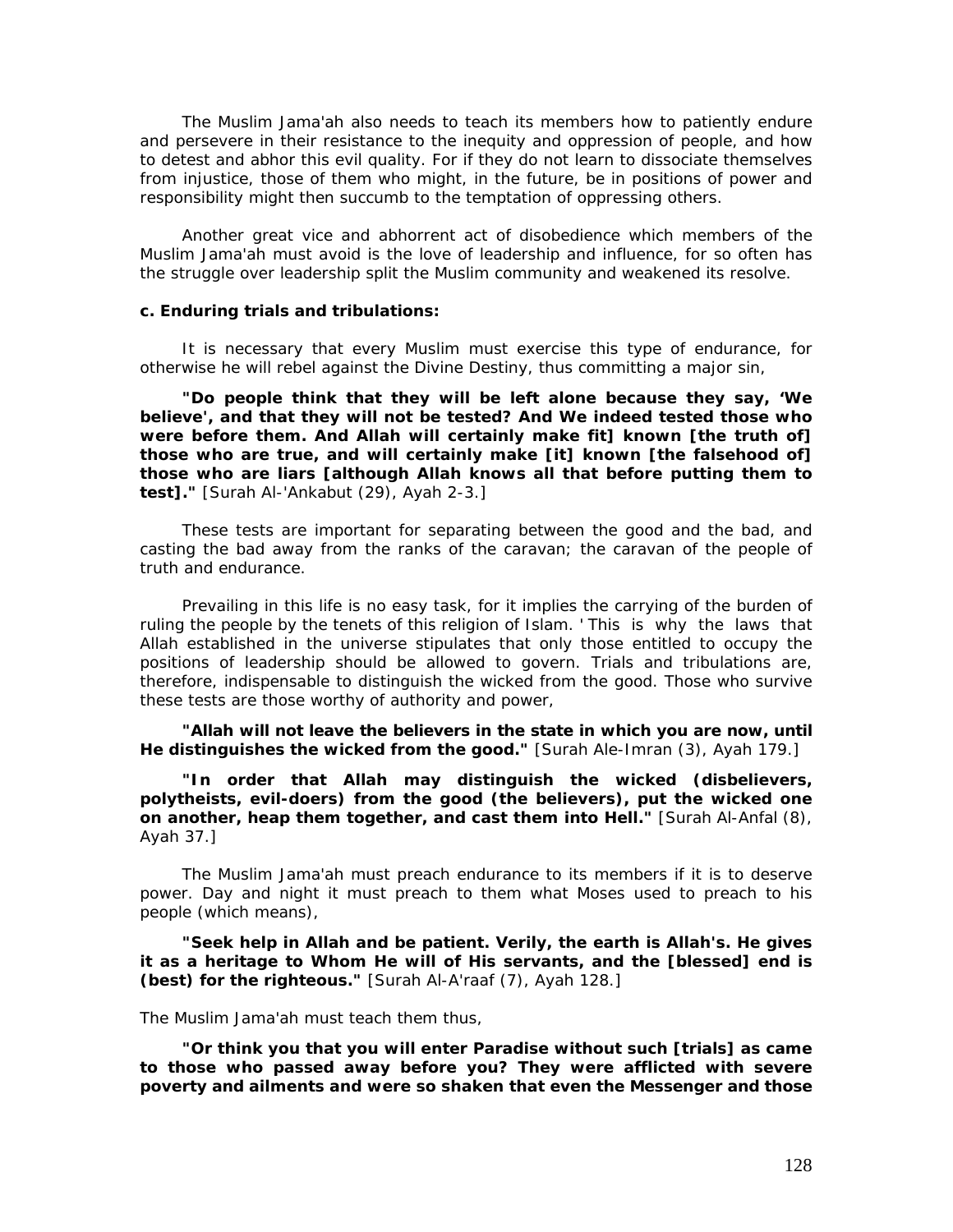The Muslim Jama'ah also needs to teach its members how to patiently endure and persevere in their resistance to the inequity and oppression of people, and how to detest and abhor this evil quality. For if they do not learn to dissociate themselves from injustice, those of them who might, in the future, be in positions of power and responsibility might then succumb to the temptation of oppressing others.

Another great vice and abhorrent act of disobedience which members of the Muslim Jama'ah must avoid is the love of leadership and influence, for so often has the struggle over leadership split the Muslim community and weakened its resolve.

**c. Enduring trials and tribulations:**

It is necessary that every Muslim must exercise this type of endurance, for otherwise he will rebel against the Divine Destiny, thus committing a major sin,

**"Do people think that they will be left alone because they say, 'We believe', and that they will not be tested? And We indeed tested those who were before them. And Allah will certainly make fit] known [the truth of] those who are true, and will certainly make [it] known [the falsehood of] those who are liars [although Allah knows all that before putting them to test]."** [Surah Al-'Ankabut (29), Ayah 2-3.]

These tests are important for separating between the good and the bad, and casting the bad away from the ranks of the caravan; the caravan of the people of truth and endurance.

Prevailing in this life is no easy task, for it implies the carrying of the burden of ruling the people by the tenets of this religion of Islam. ' This is why the laws that Allah established in the universe stipulates that only those entitled to occupy the positions of leadership should be allowed to govern. Trials and tribulations are, therefore, indispensable to distinguish the wicked from the good. Those who survive these tests are those worthy of authority and power,

**"Allah will not leave the believers in the state in which you are now, until He distinguishes the wicked from the good."** [Surah Ale-Imran (3), Ayah 179.]

**"In order that Allah may distinguish the wicked (disbelievers, polytheists, evil-doers) from the good (the believers), put the wicked one on another, heap them together, and cast them into Hell."** [Surah Al-Anfal (8), Ayah 37.]

The Muslim Jama'ah must preach endurance to its members if it is to deserve power. Day and night it must preach to them what Moses used to preach to his people (which means),

**"Seek help in Allah and be patient. Verily, the earth is Allah's. He gives it as a heritage to Whom He will of His servants, and the [blessed] end is (best) for the righteous."** [Surah Al-A'raaf (7), Ayah 128.]

The Muslim Jama'ah must teach them thus,

**"Or think you that you will enter Paradise without such [trials] as came to those who passed away before you? They were afflicted with severe poverty and ailments and were so shaken that even the Messenger and those**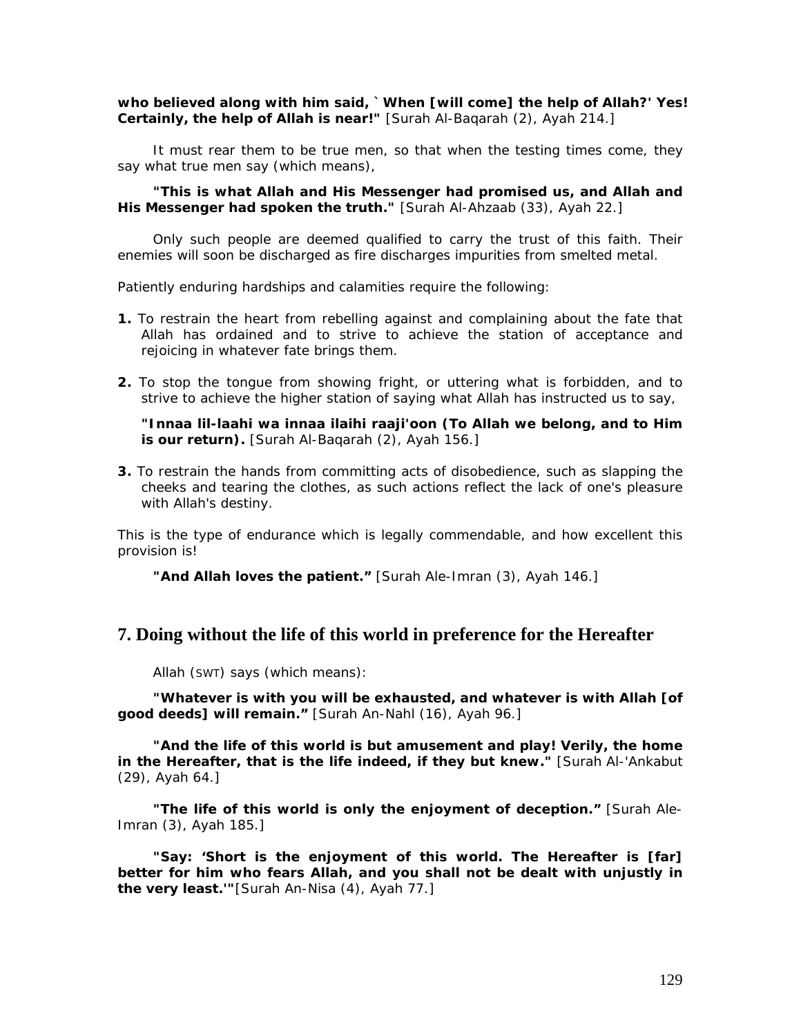**who believed along with him said, `When [will come] the help of Allah?' Yes! Certainly, the help of Allah is near!"** [Surah Al-Baqarah (2), Ayah 214.]

It must rear them to be true men, so that when the testing times come, they say what true men say (which means),

**"This is what Allah and His Messenger had promised us, and Allah and His Messenger had spoken the truth."** [Surah Al-Ahzaab (33), Ayah 22.]

Only such people are deemed qualified to carry the trust of this faith. Their enemies will soon be discharged as fire discharges impurities from smelted metal.

Patiently enduring hardships and calamities require the following:

**1.** To restrain the heart from rebelling against and complaining about the fate that Allah has ordained and to strive to achieve the station of acceptance and rejoicing in whatever fate brings them.

**2.** To stop the tongue from showing fright, or uttering what is forbidden, and to strive to achieve the higher station of saying what Allah has instructed us to say,

**"Innaa lil-laahi wa innaa ilaihi raaji'oon (To Allah we belong, and to Him is our return).** [Surah Al-Baqarah (2), Ayah 156.]

**3.** To restrain the hands from committing acts of disobedience, such as slapping the cheeks and tearing the clothes, as such actions reflect the lack of one's pleasure with Allah's destiny.

This is the type of endurance which is legally commendable, and how excellent this provision is!

**"And Allah loves the patient."** [Surah Ale-Imran (3), Ayah 146.]

## 7. Doing without the life of this world in preference for the Hereafter

Allah (SWT) says (which means):

**"Whatever is with you will be exhausted, and whatever is with Allah [of good deeds] will remain."** [Surah An-Nahl (16), Ayah 96.]

**"And the life of this world is but amusement and play! Verily, the home in the Hereafter, that is the life indeed, if they but knew."** [Surah Al-'Ankabut (29), Ayah 64.]

**"The life of this world is only the enjoyment of deception."** [Surah Ale-Imran (3), Ayah 185.]

**"Say: 'Short is the enjoyment of this world. The Hereafter is [far] better for him who fears Allah, and you shall not be dealt with unjustly in the very least.'"**[Surah An-Nisa (4), Ayah 77.]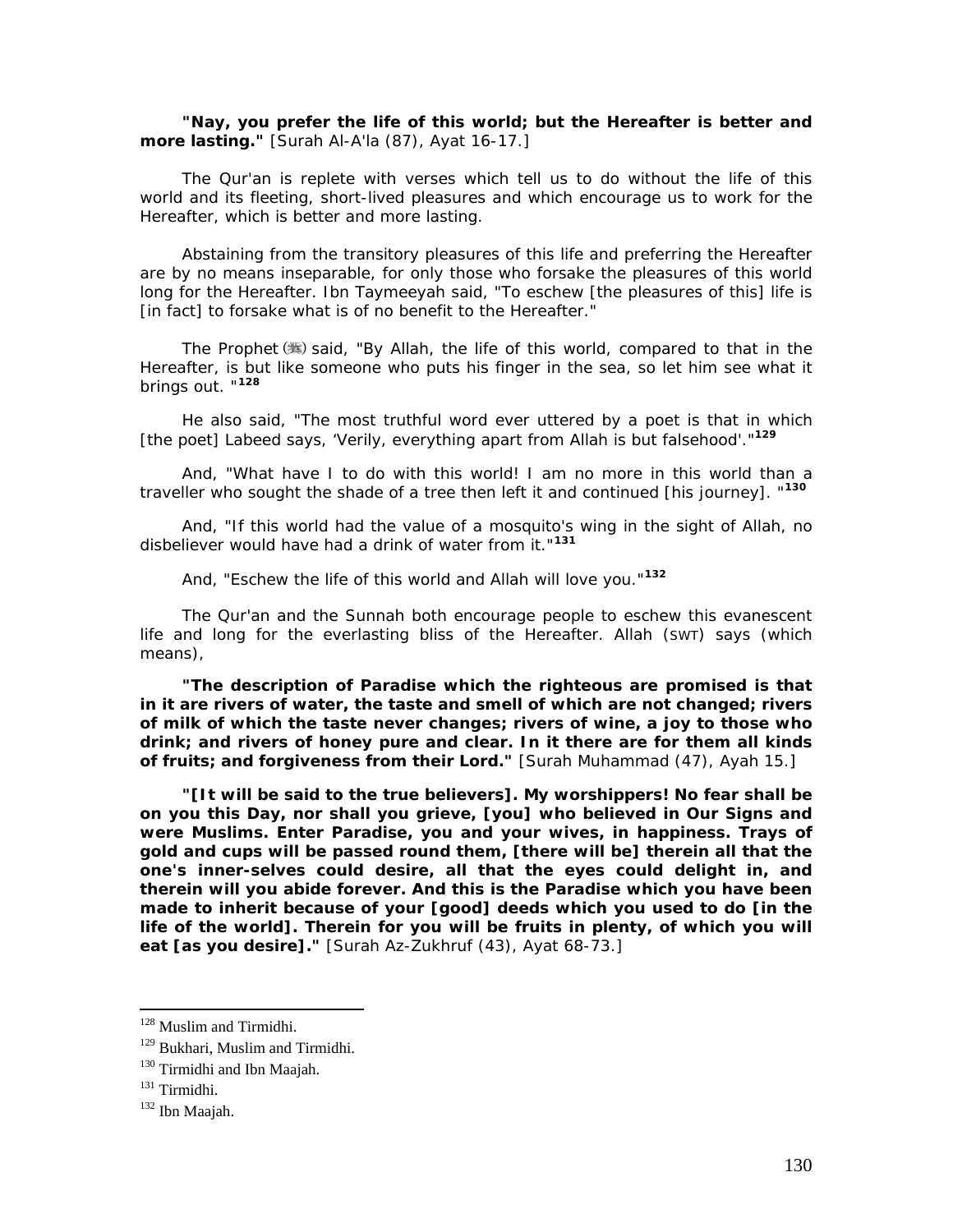**"Nay, you prefer the life of this world; but the Hereafter is better and more lasting."** [Surah Al-A'la (87), Ayat 16-17.]

The Qur'an is replete with verses which tell us to do without the life of this world and its fleeting, short-lived pleasures and which encourage us to work for the Hereafter, which is better and more lasting.

Abstaining from the transitory pleasures of this life and preferring the Hereafter are by no means inseparable, for only those who forsake the pleasures of this world long for the Hereafter. Ibn Taymeeyah said, "To eschew [the pleasures of this] life is [in fact] to forsake what is of no benefit to the Hereafter."

The Prophet (ﷺ) said, "By Allah, the life of this world, compared to that in the Hereafter, is but like someone who puts his finger in the sea, so let him see what it brings out. "[128]

He also said, "The most truthful word ever uttered by a poet is that in which [the poet] Labeed says, 'Verily, everything apart from Allah is but falsehood'."[129]

And, "What have I to do with this world! I am no more in this world than a traveller who sought the shade of a tree then left it and continued [his journey]. "[130]

And, "If this world had the value of a mosquito's wing in the sight of Allah, no disbeliever would have had a drink of water from it."[131]

And, "Eschew the life of this world and Allah will love you."[132]

The Qur'an and the Sunnah both encourage people to eschew this evanescent life and long for the everlasting bliss of the Hereafter. Allah (SWT) says (which means),

**"The description of Paradise which the righteous are promised is that in it are rivers of water, the taste and smell of which are not changed; rivers of milk of which the taste never changes; rivers of wine, a joy to those who drink; and rivers of honey pure and clear. In it there are for them all kinds of fruits; and forgiveness from their Lord."** [Surah Muhammad (47), Ayah 15.]

**"[It will be said to the true believers]. My worshippers! No fear shall be on you this Day, nor shall you grieve, [you] who believed in Our Signs and were Muslims. Enter Paradise, you and your wives, in happiness. Trays of gold and cups will be passed round them, [there will be] therein all that the one's inner-selves could desire, all that the eyes could delight in, and therein will you abide forever. And this is the Paradise which you have been made to inherit because of your [good] deeds which you used to do [in the life of the world]. Therein for you will be fruits in plenty, of which you will eat [as you desire]."** [Surah Az-Zukhruf (43), Ayat 68-73.]

---

[128] Muslim and Tirmidhi.

[129] Bukhari, Muslim and Tirmidhi.

[130] Tirmidhi and Ibn Maajah.

[131] Tirmidhi.

[132] Ibn Maajah.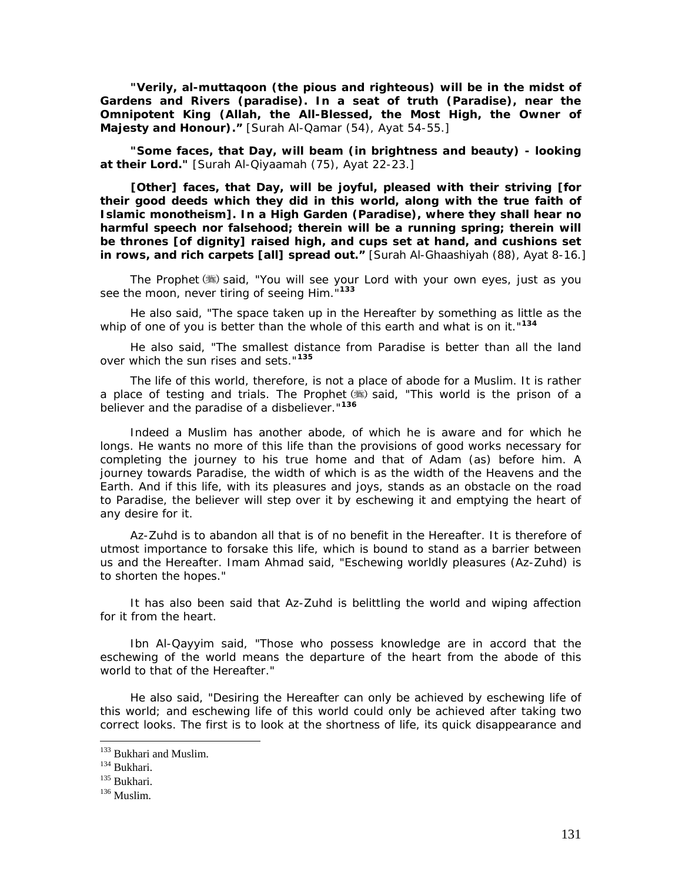**"Verily, al-muttaqoon (the pious and righteous) will be in the midst of Gardens and Rivers (paradise). In a seat of truth (Paradise), near the Omnipotent King (Allah, the All-Blessed, the Most High, the Owner of Majesty and Honour)."** [Surah Al-Qamar (54), Ayat 54-55.]

**"Some faces, that Day, will beam (in brightness and beauty) - looking at their Lord."** [Surah Al-Qiyaamah (75), Ayat 22-23.]

**[Other] faces, that Day, will be joyful, pleased with their striving [for their good deeds which they did in this world, along with the true faith of Islamic monotheism]. In a High Garden (Paradise), where they shall hear no harmful speech nor falsehood; therein will be a running spring; therein will be thrones [of dignity] raised high, and cups set at hand, and cushions set in rows, and rich carpets [all] spread out."** [Surah Al-Ghaashiyah (88), Ayat 8-16.]

The Prophet (ﷺ) said, "You will see your Lord with your own eyes, just as you see the moon, never tiring of seeing Him."[133]

He also said, "The space taken up in the Hereafter by something as little as the whip of one of you is better than the whole of this earth and what is on it."[134]

He also said, "The smallest distance from Paradise is better than all the land over which the sun rises and sets."[135]

The life of this world, therefore, is not a place of abode for a Muslim. It is rather a place of testing and trials. The Prophet (ﷺ) said, "This world is the prison of a believer and the paradise of a disbeliever."[136]

Indeed a Muslim has another abode, of which he is aware and for which he longs. He wants no more of this life than the provisions of good works necessary for completing the journey to his true home and that of Adam (as) before him. A journey towards Paradise, the width of which is as the width of the Heavens and the Earth. And if this life, with its pleasures and joys, stands as an obstacle on the road to Paradise, the believer will step over it by eschewing it and emptying the heart of any desire for it.

Az-Zuhd is to abandon all that is of no benefit in the Hereafter. It is therefore of utmost importance to forsake this life, which is bound to stand as a barrier between us and the Hereafter. Imam Ahmad said, "Eschewing worldly pleasures (Az-Zuhd) is to shorten the hopes."

It has also been said that Az-Zuhd is belittling the world and wiping affection for it from the heart.

Ibn Al-Qayyim said, "Those who possess knowledge are in accord that the eschewing of the world means the departure of the heart from the abode of this world to that of the Hereafter."

He also said, "Desiring the Hereafter can only be achieved by eschewing life of this world; and eschewing life of this world could only be achieved after taking two correct looks. The first is to look at the shortness of life, its quick disappearance and

---

[133] Bukhari and Muslim.

[134] Bukhari.

[135] Bukhari.

[136] Muslim.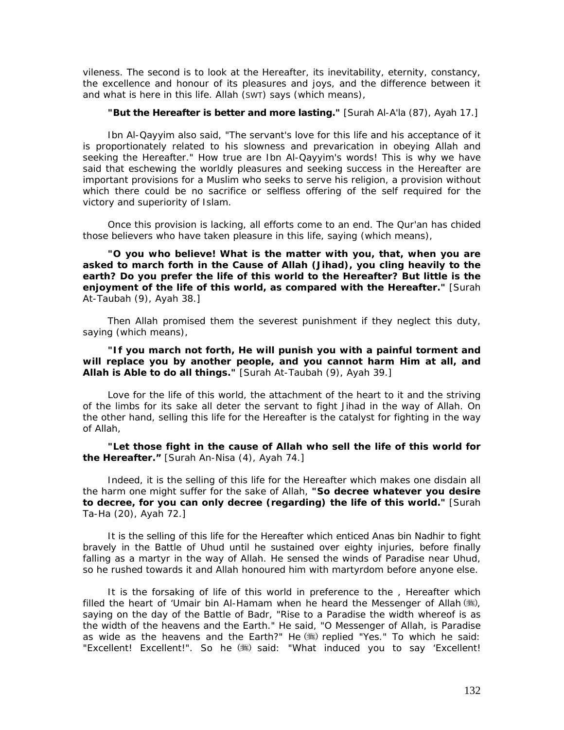vileness. The second is to look at the Hereafter, its inevitability, eternity, constancy, the excellence and honour of its pleasures and joys, and the difference between it and what is here in this life. Allah (SWT) says (which means),

**"But the Hereafter is better and more lasting."** [Surah Al-A'la (87), Ayah 17.]

Ibn Al-Qayyim also said, "The servant's love for this life and his acceptance of it is proportionately related to his slowness and prevarication in obeying Allah and seeking the Hereafter." How true are Ibn Al-Qayyim's words! This is why we have said that eschewing the worldly pleasures and seeking success in the Hereafter are important provisions for a Muslim who seeks to serve his religion, a provision without which there could be no sacrifice or selfless offering of the self required for the victory and superiority of Islam.

Once this provision is lacking, all efforts come to an end. The Qur'an has chided those believers who have taken pleasure in this life, saying (which means),

**"O you who believe! What is the matter with you, that, when you are asked to march forth in the Cause of Allah (Jihad), you cling heavily to the earth? Do you prefer the life of this world to the Hereafter? But little is the enjoyment of the life of this world, as compared with the Hereafter."** [Surah At-Taubah (9), Ayah 38.]

Then Allah promised them the severest punishment if they neglect this duty, saying (which means),

**"If you march not forth, He will punish you with a painful torment and will replace you by another people, and you cannot harm Him at all, and Allah is Able to do all things."** [Surah At-Taubah (9), Ayah 39.]

Love for the life of this world, the attachment of the heart to it and the striving of the limbs for its sake all deter the servant to fight Jihad in the way of Allah. On the other hand, selling this life for the Hereafter is the catalyst for fighting in the way of Allah,

**"Let those fight in the cause of Allah who sell the life of this world for the Hereafter."** [Surah An-Nisa (4), Ayah 74.]

Indeed, it is the selling of this life for the Hereafter which makes one disdain all the harm one might suffer for the sake of Allah, **"So decree whatever you desire to decree, for you can only decree (regarding) the life of this world."** [Surah Ta-Ha (20), Ayah 72.]

It is the selling of this life for the Hereafter which enticed Anas bin Nadhir to fight bravely in the Battle of Uhud until he sustained over eighty injuries, before finally falling as a martyr in the way of Allah. He sensed the winds of Paradise near Uhud, so he rushed towards it and Allah honoured him with martyrdom before anyone else.

It is the forsaking of life of this world in preference to the , Hereafter which filled the heart of 'Umair bin Al-Hamam when he heard the Messenger of Allah (ﷺ), saying on the day of the Battle of Badr, "Rise to a Paradise the width whereof is as the width of the heavens and the Earth." He said, "O Messenger of Allah, is Paradise as wide as the heavens and the Earth?" He (ﷺ) replied "Yes." To which he said: "Excellent! Excellent!". So he (ﷺ) said: "What induced you to say 'Excellent!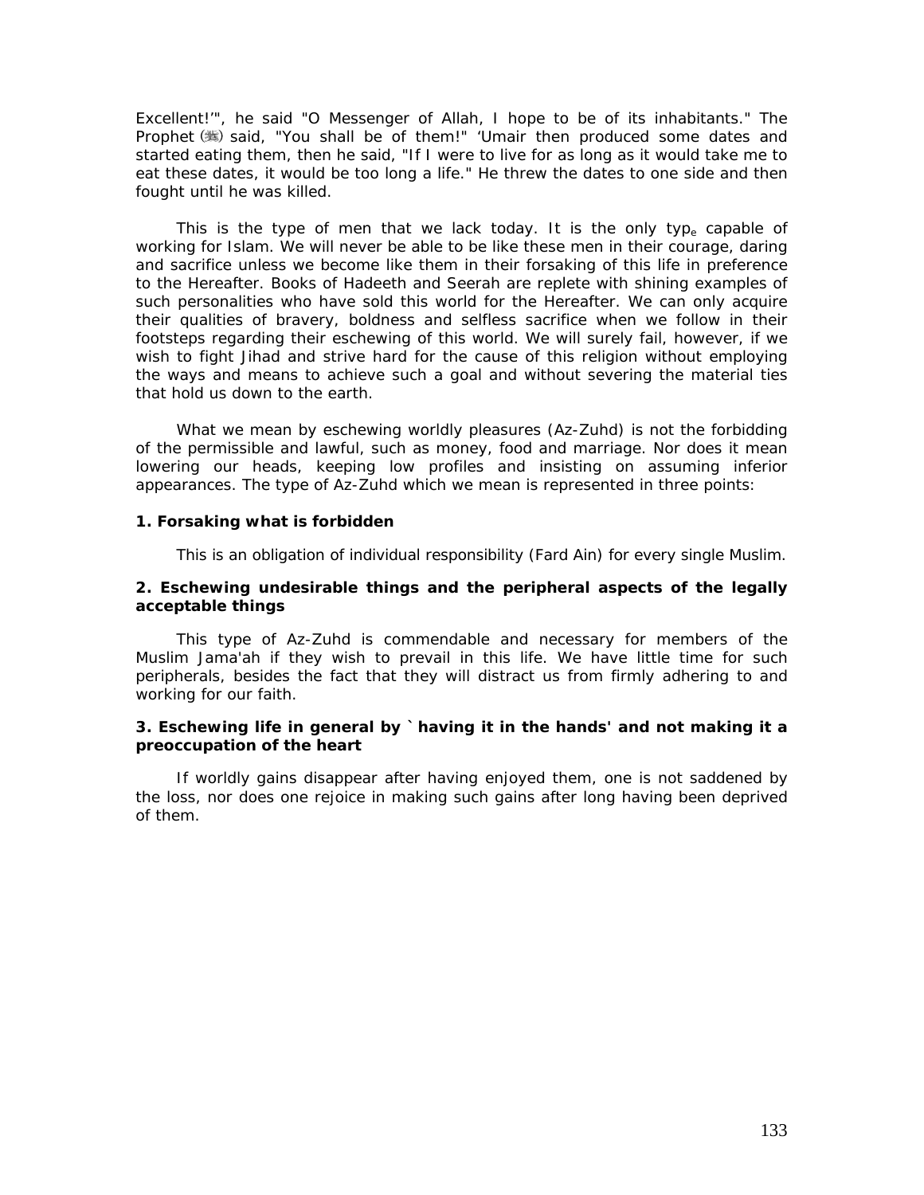Excellent!'", he said "O Messenger of Allah, I hope to be of its inhabitants." The Prophet (ﷺ) said, "You shall be of them!" 'Umair then produced some dates and started eating them, then he said, "If I were to live for as long as it would take me to eat these dates, it would be too long a life." He threw the dates to one side and then fought until he was killed.

This is the type of men that we lack today. It is the only type capable of working for Islam. We will never be able to be like these men in their courage, daring and sacrifice unless we become like them in their forsaking of this life in preference to the Hereafter. Books of Hadeeth and Seerah are replete with shining examples of such personalities who have sold this world for the Hereafter. We can only acquire their qualities of bravery, boldness and selfless sacrifice when we follow in their footsteps regarding their eschewing of this world. We will surely fail, however, if we wish to fight Jihad and strive hard for the cause of this religion without employing the ways and means to achieve such a goal and without severing the material ties that hold us down to the earth.

What we mean by eschewing worldly pleasures (Az-Zuhd) is not the forbidding of the permissible and lawful, such as money, food and marriage. Nor does it mean lowering our heads, keeping low profiles and insisting on assuming inferior appearances. The type of Az-Zuhd which we mean is represented in three points:

**1. Forsaking what is forbidden**

This is an obligation of individual responsibility (Fard Ain) for every single Muslim.

**2. Eschewing undesirable things and the peripheral aspects of the legally acceptable things**

This type of Az-Zuhd is commendable and necessary for members of the Muslim Jama'ah if they wish to prevail in this life. We have little time for such peripherals, besides the fact that they will distract us from firmly adhering to and working for our faith.

**3. Eschewing life in general by `having it in the hands' and not making it a preoccupation of the heart**

If worldly gains disappear after having enjoyed them, one is not saddened by the loss, nor does one rejoice in making such gains after long having been deprived of them.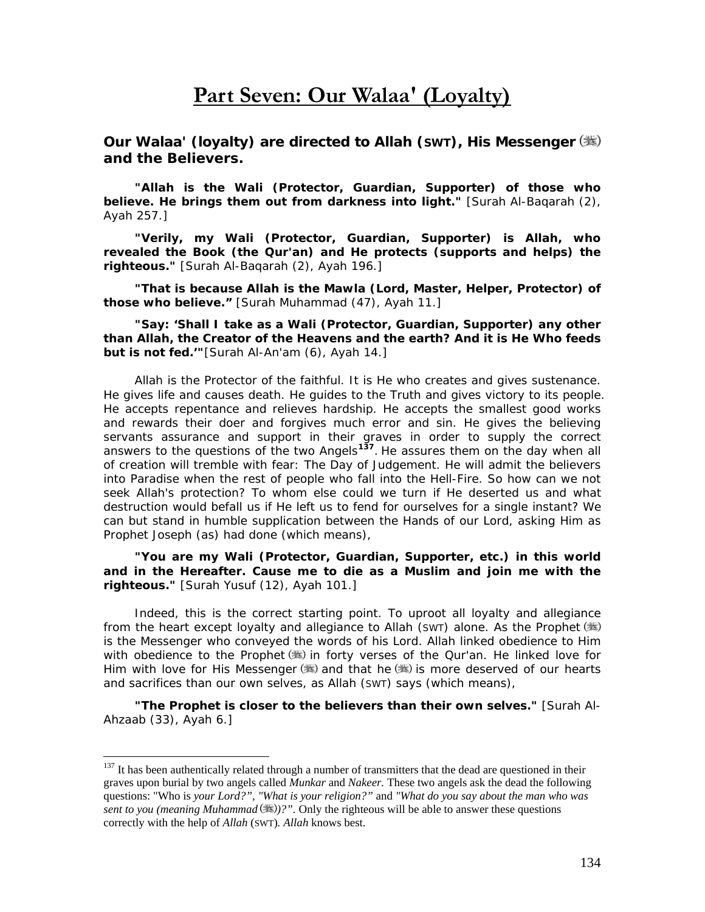# Part Seven: Our Walaa' (Loyalty)

**Our Walaa' (loyalty) are directed to Allah (SWT), His Messenger (ﷺ) and the Believers.**

**"Allah is the Wali (Protector, Guardian, Supporter) of those who believe. He brings them out from darkness into light."** [Surah Al-Baqarah (2), Ayah 257.]

**"Verily, my Wali (Protector, Guardian, Supporter) is Allah, who revealed the Book (the Qur'an) and He protects (supports and helps) the righteous."** [Surah Al-Baqarah (2), Ayah 196.]

**"That is because Allah is the Mawla (Lord, Master, Helper, Protector) of those who believe."** [Surah Muhammad (47), Ayah 11.]

**"Say: 'Shall I take as a Wali (Protector, Guardian, Supporter) any other than Allah, the Creator of the Heavens and the earth? And it is He Who feeds but is not fed.'"**[Surah Al-An'am (6), Ayah 14.]

Allah is the Protector of the faithful. It is He who creates and gives sustenance. He gives life and causes death. He guides to the Truth and gives victory to its people. He accepts repentance and relieves hardship. He accepts the smallest good works and rewards their doer and forgives much error and sin. He gives the believing servants assurance and support in their graves in order to supply the correct answers to the questions of the two Angels[137]. He assures them on the day when all of creation will tremble with fear: The Day of Judgement. He will admit the believers into Paradise when the rest of people who fall into the Hell-Fire. So how can we not seek Allah's protection? To whom else could we turn if He deserted us and what destruction would befall us if He left us to fend for ourselves for a single instant? We can but stand in humble supplication between the Hands of our Lord, asking Him as Prophet Joseph (as) had done (which means),

**"You are my Wali (Protector, Guardian, Supporter, etc.) in this world and in the Hereafter. Cause me to die as a Muslim and join me with the righteous."** [Surah Yusuf (12), Ayah 101.]

Indeed, this is the correct starting point. To uproot all loyalty and allegiance from the heart except loyalty and allegiance to Allah (SWT) alone. As the Prophet (ﷺ) is the Messenger who conveyed the words of his Lord. Allah linked obedience to Him with obedience to the Prophet (ﷺ) in forty verses of the Qur'an. He linked love for Him with love for His Messenger (ﷺ) and that he (ﷺ) is more deserved of our hearts and sacrifices than our own selves, as Allah (SWT) says (which means),

**"The Prophet is closer to the believers than their own selves."** [Surah Al-Ahzaab (33), Ayah 6.]

---

[137] It has been authentically related through a number of transmitters that the dead are questioned in their graves upon burial by two angels called *Munkar* and *Nakeer*. These two angels ask the dead the following questions: "Who is *your Lord?"*, *"What is your religion?"* and *"What do you say about the man who was sent to you (meaning Muhammad (ﷺ))?"*. Only the righteous will be able to answer these questions correctly with the help of *Allah* (SWT). *Allah* knows best.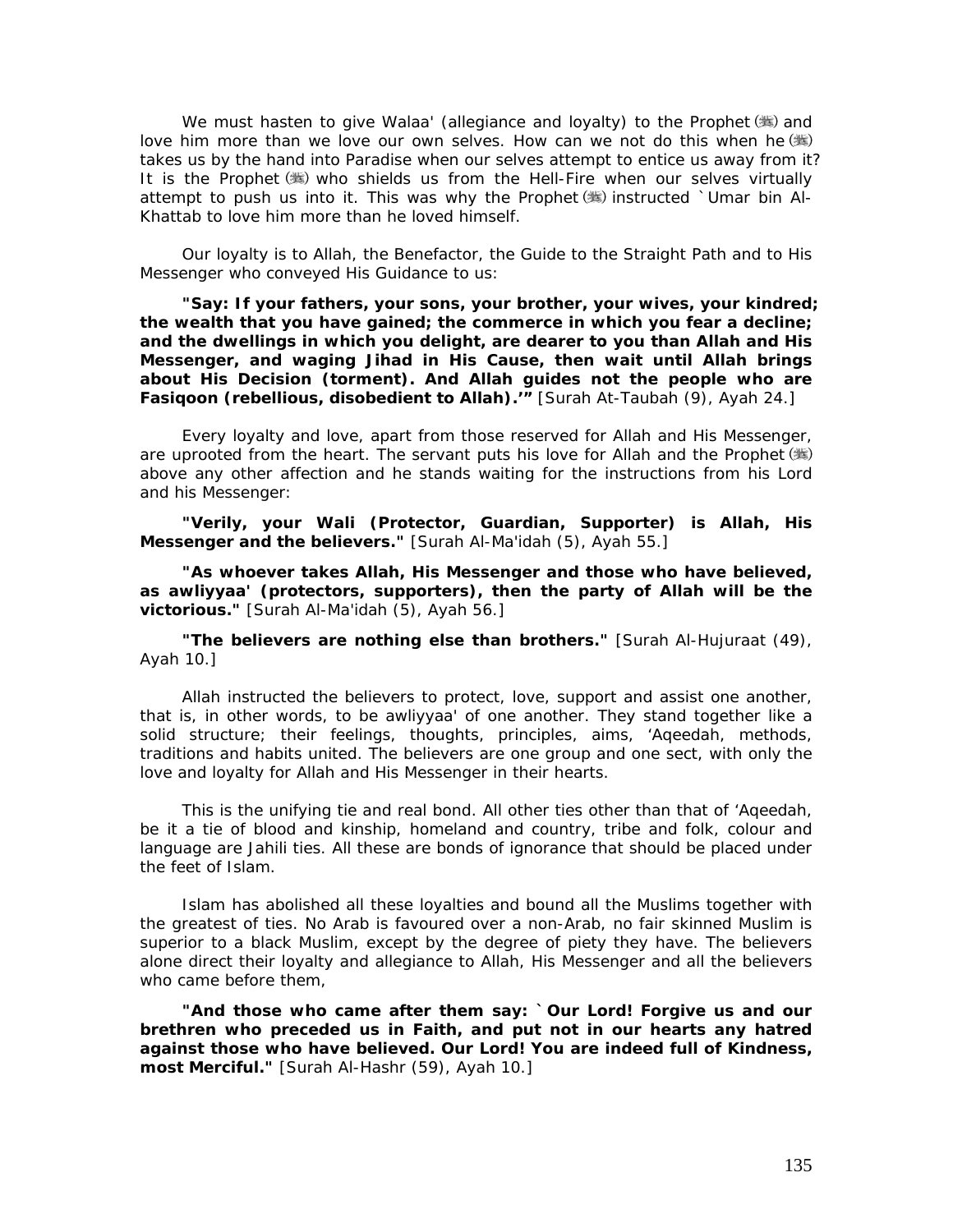We must hasten to give Walaa' (allegiance and loyalty) to the Prophet (ﷺ) and love him more than we love our own selves. How can we not do this when he (ﷺ) takes us by the hand into Paradise when our selves attempt to entice us away from it? It is the Prophet (ﷺ) who shields us from the Hell-Fire when our selves virtually attempt to push us into it. This was why the Prophet (ﷺ) instructed `Umar bin Al-Khattab to love him more than he loved himself.

Our loyalty is to Allah, the Benefactor, the Guide to the Straight Path and to His Messenger who conveyed His Guidance to us:

**"Say: If your fathers, your sons, your brother, your wives, your kindred; the wealth that you have gained; the commerce in which you fear a decline; and the dwellings in which you delight, are dearer to you than Allah and His Messenger, and waging Jihad in His Cause, then wait until Allah brings about His Decision (torment). And Allah guides not the people who are Fasiqoon (rebellious, disobedient to Allah).'"** [Surah At-Taubah (9), Ayah 24.]

Every loyalty and love, apart from those reserved for Allah and His Messenger, are uprooted from the heart. The servant puts his love for Allah and the Prophet (ﷺ) above any other affection and he stands waiting for the instructions from his Lord and his Messenger:

**"Verily, your Wali (Protector, Guardian, Supporter) is Allah, His Messenger and the believers."** [Surah Al-Ma'idah (5), Ayah 55.]

**"As whoever takes Allah, His Messenger and those who have believed, as awliyyaa' (protectors, supporters), then the party of Allah will be the victorious."** [Surah Al-Ma'idah (5), Ayah 56.]

**"The believers are nothing else than brothers."** [Surah Al-Hujuraat (49), Ayah 10.]

Allah instructed the believers to protect, love, support and assist one another, that is, in other words, to be awliyyaa' of one another. They stand together like a solid structure; their feelings, thoughts, principles, aims, 'Aqeedah, methods, traditions and habits united. The believers are one group and one sect, with only the love and loyalty for Allah and His Messenger in their hearts.

This is the unifying tie and real bond. All other ties other than that of 'Aqeedah, be it a tie of blood and kinship, homeland and country, tribe and folk, colour and language are Jahili ties. All these are bonds of ignorance that should be placed under the feet of Islam.

Islam has abolished all these loyalties and bound all the Muslims together with the greatest of ties. No Arab is favoured over a non-Arab, no fair skinned Muslim is superior to a black Muslim, except by the degree of piety they have. The believers alone direct their loyalty and allegiance to Allah, His Messenger and all the believers who came before them,

**"And those who came after them say: `Our Lord! Forgive us and our brethren who preceded us in Faith, and put not in our hearts any hatred against those who have believed. Our Lord! You are indeed full of Kindness, most Merciful."** [Surah Al-Hashr (59), Ayah 10.]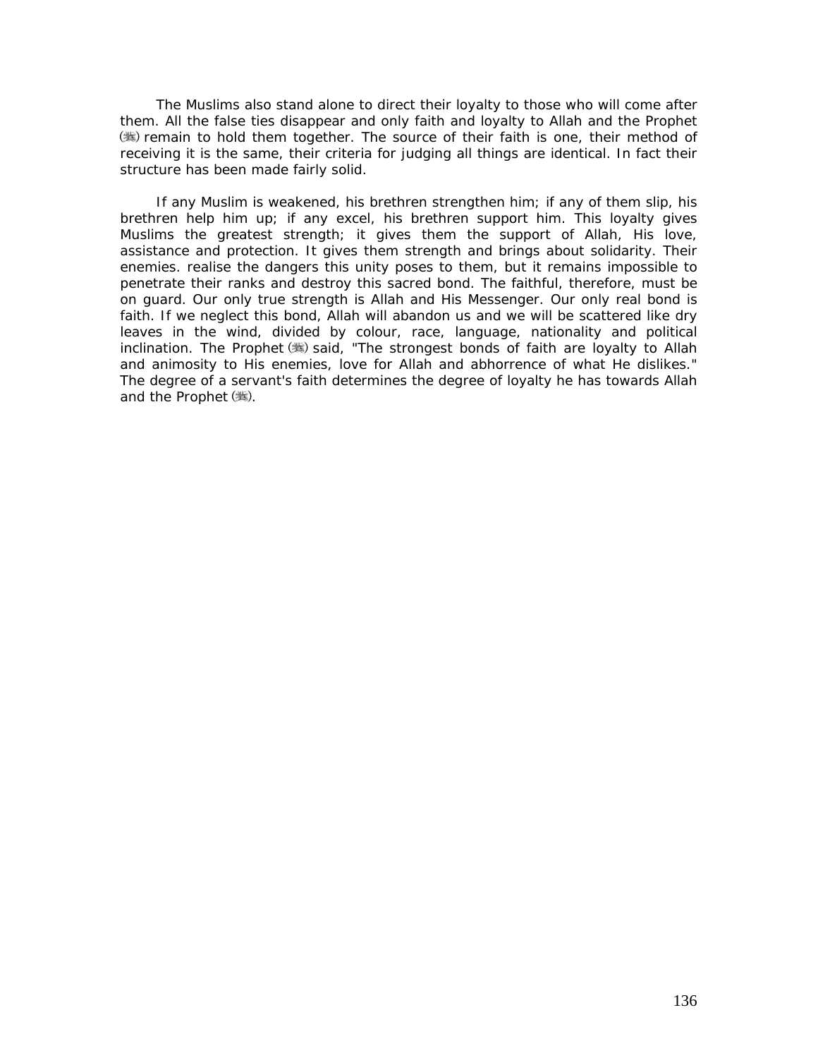The Muslims also stand alone to direct their loyalty to those who will come after them. All the false ties disappear and only faith and loyalty to Allah and the Prophet (ﷺ) remain to hold them together. The source of their faith is one, their method of receiving it is the same, their criteria for judging all things are identical. In fact their structure has been made fairly solid.

If any Muslim is weakened, his brethren strengthen him; if any of them slip, his brethren help him up; if any excel, his brethren support him. This loyalty gives Muslims the greatest strength; it gives them the support of Allah, His love, assistance and protection. It gives them strength and brings about solidarity. Their enemies. realise the dangers this unity poses to them, but it remains impossible to penetrate their ranks and destroy this sacred bond. The faithful, therefore, must be on guard. Our only true strength is Allah and His Messenger. Our only real bond is faith. If we neglect this bond, Allah will abandon us and we will be scattered like dry leaves in the wind, divided by colour, race, language, nationality and political inclination. The Prophet (ﷺ) said, "The strongest bonds of faith are loyalty to Allah and animosity to His enemies, love for Allah and abhorrence of what He dislikes." The degree of a servant's faith determines the degree of loyalty he has towards Allah and the Prophet (ﷺ).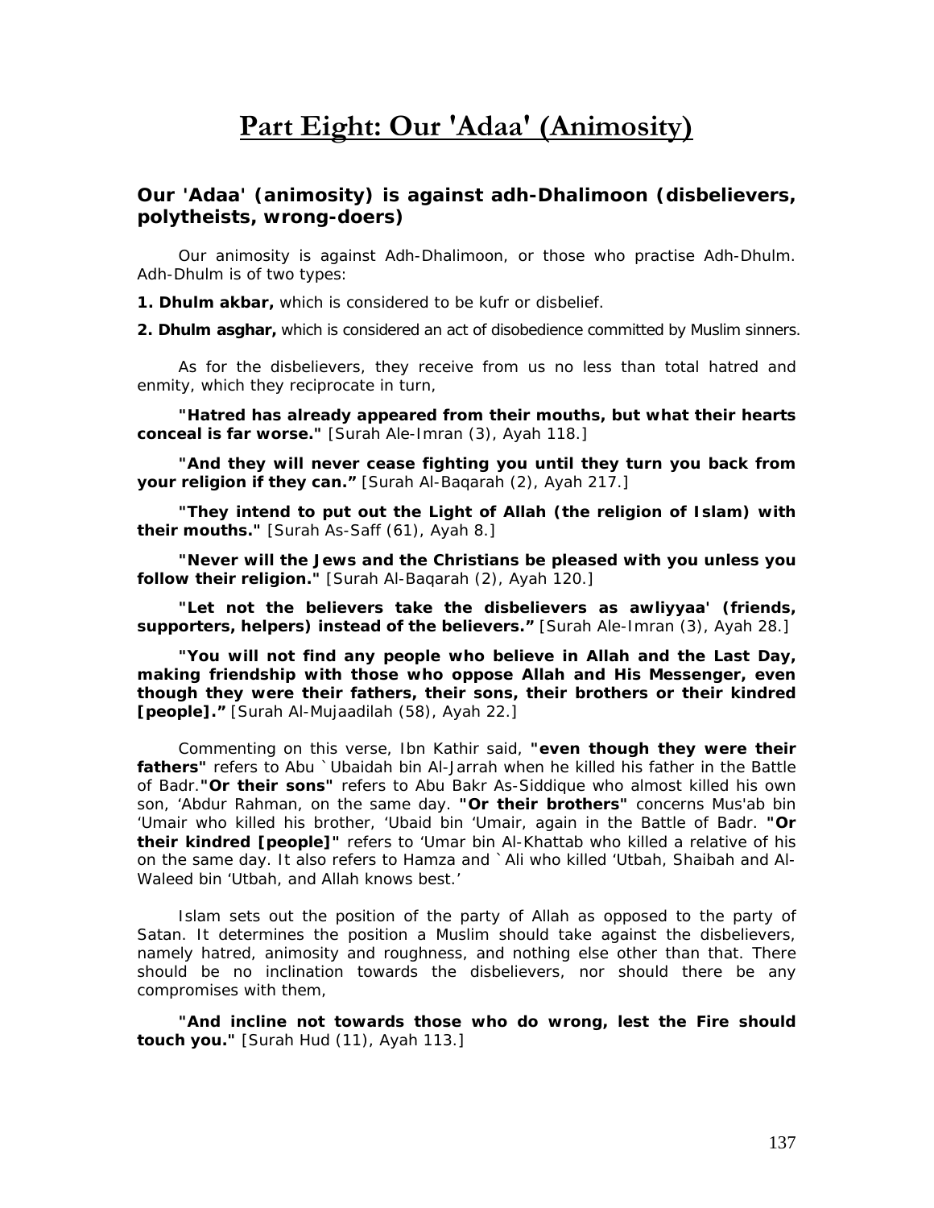# Part Eight: Our 'Adaa' (Animosity)

### Our 'Adaa' (animosity) is against adh-Dhalimoon (disbelievers, polytheists, wrong-doers)

Our animosity is against Adh-Dhalimoon, or those who practise Adh-Dhulm. Adh-Dhulm is of two types:

**1. Dhulm akbar,** which is considered to be kufr or disbelief.

**2. Dhulm asghar,** which is considered an act of disobedience committed by Muslim sinners.

As for the disbelievers, they receive from us no less than total hatred and enmity, which they reciprocate in turn,

**"Hatred has already appeared from their mouths, but what their hearts conceal is far worse."** [Surah Ale-Imran (3), Ayah 118.]

**"And they will never cease fighting you until they turn you back from your religion if they can."** [Surah Al-Baqarah (2), Ayah 217.]

**"They intend to put out the Light of Allah (the religion of Islam) with their mouths."** [Surah As-Saff (61), Ayah 8.]

**"Never will the Jews and the Christians be pleased with you unless you follow their religion."** [Surah Al-Baqarah (2), Ayah 120.]

**"Let not the believers take the disbelievers as awliyyaa' (friends, supporters, helpers) instead of the believers."** [Surah Ale-Imran (3), Ayah 28.]

**"You will not find any people who believe in Allah and the Last Day, making friendship with those who oppose Allah and His Messenger, even though they were their fathers, their sons, their brothers or their kindred [people]."** [Surah Al-Mujaadilah (58), Ayah 22.]

Commenting on this verse, Ibn Kathir said, **"even though they were their fathers"** refers to Abu `Ubaidah bin Al-Jarrah when he killed his father in the Battle of Badr.**"Or their sons"** refers to Abu Bakr As-Siddique who almost killed his own son, 'Abdur Rahman, on the same day. **"Or their brothers"** concerns Mus'ab bin 'Umair who killed his brother, 'Ubaid bin 'Umair, again in the Battle of Badr. **"Or their kindred [people]"** refers to 'Umar bin Al-Khattab who killed a relative of his on the same day. It also refers to Hamza and `Ali who killed 'Utbah, Shaibah and Al-Waleed bin 'Utbah, and Allah knows best.'

Islam sets out the position of the party of Allah as opposed to the party of Satan. It determines the position a Muslim should take against the disbelievers, namely hatred, animosity and roughness, and nothing else other than that. There should be no inclination towards the disbelievers, nor should there be any compromises with them,

**"And incline not towards those who do wrong, lest the Fire should touch you."** [Surah Hud (11), Ayah 113.]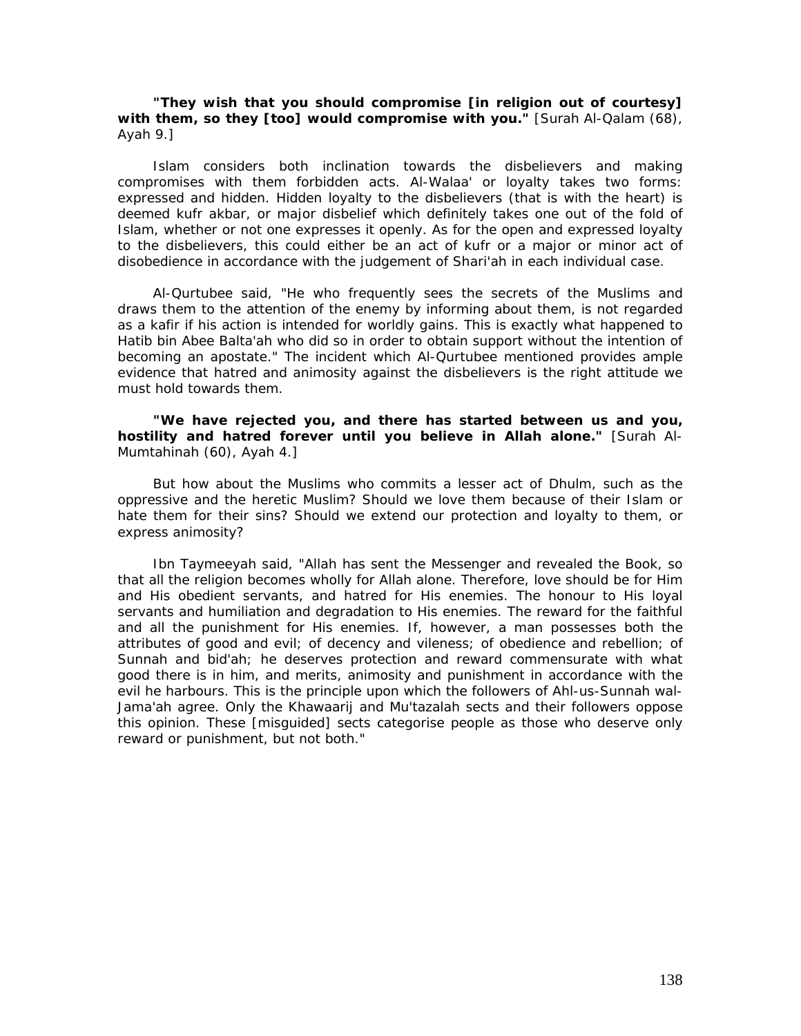**"They wish that you should compromise [in religion out of courtesy] with them, so they [too] would compromise with you."** [Surah Al-Qalam (68), Ayah 9.]

Islam considers both inclination towards the disbelievers and making compromises with them forbidden acts. Al-Walaa' or loyalty takes two forms: expressed and hidden. Hidden loyalty to the disbelievers (that is with the heart) is deemed kufr akbar, or major disbelief which definitely takes one out of the fold of Islam, whether or not one expresses it openly. As for the open and expressed loyalty to the disbelievers, this could either be an act of kufr or a major or minor act of disobedience in accordance with the judgement of Shari'ah in each individual case.

Al-Qurtubee said, "He who frequently sees the secrets of the Muslims and draws them to the attention of the enemy by informing about them, is not regarded as a kafir if his action is intended for worldly gains. This is exactly what happened to Hatib bin Abee Balta'ah who did so in order to obtain support without the intention of becoming an apostate." The incident which Al-Qurtubee mentioned provides ample evidence that hatred and animosity against the disbelievers is the right attitude we must hold towards them.

**"We have rejected you, and there has started between us and you, hostility and hatred forever until you believe in Allah alone."** [Surah Al-Mumtahinah (60), Ayah 4.]

But how about the Muslims who commits a lesser act of Dhulm, such as the oppressive and the heretic Muslim? Should we love them because of their Islam or hate them for their sins? Should we extend our protection and loyalty to them, or express animosity?

Ibn Taymeeyah said, "Allah has sent the Messenger and revealed the Book, so that all the religion becomes wholly for Allah alone. Therefore, love should be for Him and His obedient servants, and hatred for His enemies. The honour to His loyal servants and humiliation and degradation to His enemies. The reward for the faithful and all the punishment for His enemies. If, however, a man possesses both the attributes of good and evil; of decency and vileness; of obedience and rebellion; of Sunnah and bid'ah; he deserves protection and reward commensurate with what good there is in him, and merits, animosity and punishment in accordance with the evil he harbours. This is the principle upon which the followers of Ahl-us-Sunnah wal-Jama'ah agree. Only the Khawaarij and Mu'tazalah sects and their followers oppose this opinion. These [misguided] sects categorise people as those who deserve only reward or punishment, but not both."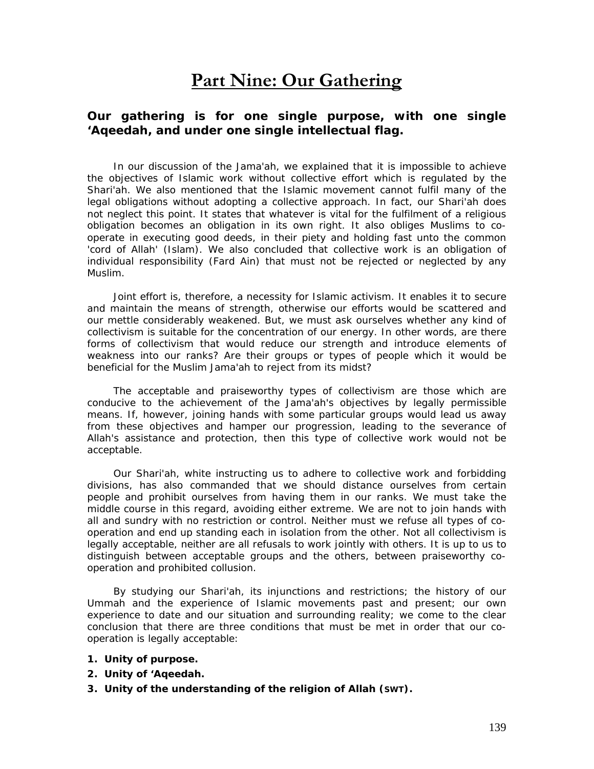# Part Nine: Our Gathering

**Our gathering is for one single purpose, with one single 'Aqeedah, and under one single intellectual flag.**

In our discussion of the Jama'ah, we explained that it is impossible to achieve the objectives of Islamic work without collective effort which is regulated by the Shari'ah. We also mentioned that the Islamic movement cannot fulfil many of the legal obligations without adopting a collective approach. In fact, our Shari'ah does not neglect this point. It states that whatever is vital for the fulfilment of a religious obligation becomes an obligation in its own right. It also obliges Muslims to co-operate in executing good deeds, in their piety and holding fast unto the common 'cord of Allah' (Islam). We also concluded that collective work is an obligation of individual responsibility (Fard Ain) that must not be rejected or neglected by any Muslim.

Joint effort is, therefore, a necessity for Islamic activism. It enables it to secure and maintain the means of strength, otherwise our efforts would be scattered and our mettle considerably weakened. But, we must ask ourselves whether any kind of collectivism is suitable for the concentration of our energy. In other words, are there forms of collectivism that would reduce our strength and introduce elements of weakness into our ranks? Are their groups or types of people which it would be beneficial for the Muslim Jama'ah to reject from its midst?

The acceptable and praiseworthy types of collectivism are those which are conducive to the achievement of the Jama'ah's objectives by legally permissible means. If, however, joining hands with some particular groups would lead us away from these objectives and hamper our progression, leading to the severance of Allah's assistance and protection, then this type of collective work would not be acceptable.

Our Shari'ah, white instructing us to adhere to collective work and forbidding divisions, has also commanded that we should distance ourselves from certain people and prohibit ourselves from having them in our ranks. We must take the middle course in this regard, avoiding either extreme. We are not to join hands with all and sundry with no restriction or control. Neither must we refuse all types of co-operation and end up standing each in isolation from the other. Not all collectivism is legally acceptable, neither are all refusals to work jointly with others. It is up to us to distinguish between acceptable groups and the others, between praiseworthy co-operation and prohibited collusion.

By studying our Shari'ah, its injunctions and restrictions; the history of our Ummah and the experience of Islamic movements past and present; our own experience to date and our situation and surrounding reality; we come to the clear conclusion that there are three conditions that must be met in order that our co-operation is legally acceptable:

1. **Unity of purpose.**
2. **Unity of 'Aqeedah.**
3. **Unity of the understanding of the religion of Allah (SWT).**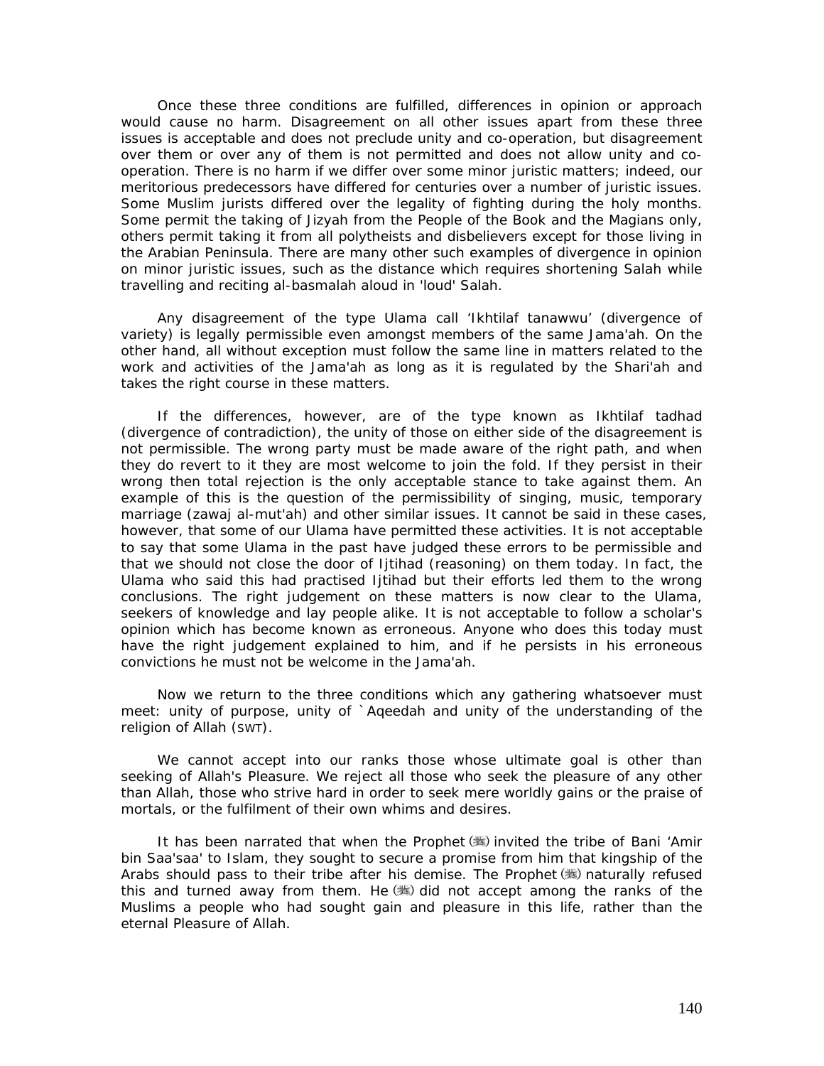Once these three conditions are fulfilled, differences in opinion or approach would cause no harm. Disagreement on all other issues apart from these three issues is acceptable and does not preclude unity and co-operation, but disagreement over them or over any of them is not permitted and does not allow unity and co-operation. There is no harm if we differ over some minor juristic matters; indeed, our meritorious predecessors have differed for centuries over a number of juristic issues. Some Muslim jurists differed over the legality of fighting during the holy months. Some permit the taking of Jizyah from the People of the Book and the Magians only, others permit taking it from all polytheists and disbelievers except for those living in the Arabian Peninsula. There are many other such examples of divergence in opinion on minor juristic issues, such as the distance which requires shortening Salah while travelling and reciting al-basmalah aloud in 'loud' Salah.

Any disagreement of the type Ulama call 'Ikhtilaf tanawwu' (divergence of variety) is legally permissible even amongst members of the same Jama'ah. On the other hand, all without exception must follow the same line in matters related to the work and activities of the Jama'ah as long as it is regulated by the Shari'ah and takes the right course in these matters.

If the differences, however, are of the type known as Ikhtilaf tadhad (divergence of contradiction), the unity of those on either side of the disagreement is not permissible. The wrong party must be made aware of the right path, and when they do revert to it they are most welcome to join the fold. If they persist in their wrong then total rejection is the only acceptable stance to take against them. An example of this is the question of the permissibility of singing, music, temporary marriage (zawaj al-mut'ah) and other similar issues. It cannot be said in these cases, however, that some of our Ulama have permitted these activities. It is not acceptable to say that some Ulama in the past have judged these errors to be permissible and that we should not close the door of Ijtihad (reasoning) on them today. In fact, the Ulama who said this had practised Ijtihad but their efforts led them to the wrong conclusions. The right judgement on these matters is now clear to the Ulama, seekers of knowledge and lay people alike. It is not acceptable to follow a scholar's opinion which has become known as erroneous. Anyone who does this today must have the right judgement explained to him, and if he persists in his erroneous convictions he must not be welcome in the Jama'ah.

Now we return to the three conditions which any gathering whatsoever must meet: unity of purpose, unity of `Aqeedah and unity of the understanding of the religion of Allah (SWT).

We cannot accept into our ranks those whose ultimate goal is other than seeking of Allah's Pleasure. We reject all those who seek the pleasure of any other than Allah, those who strive hard in order to seek mere worldly gains or the praise of mortals, or the fulfilment of their own whims and desires.

It has been narrated that when the Prophet (ﷺ) invited the tribe of Bani 'Amir bin Saa'saa' to Islam, they sought to secure a promise from him that kingship of the Arabs should pass to their tribe after his demise. The Prophet (ﷺ) naturally refused this and turned away from them. He (ﷺ) did not accept among the ranks of the Muslims a people who had sought gain and pleasure in this life, rather than the eternal Pleasure of Allah.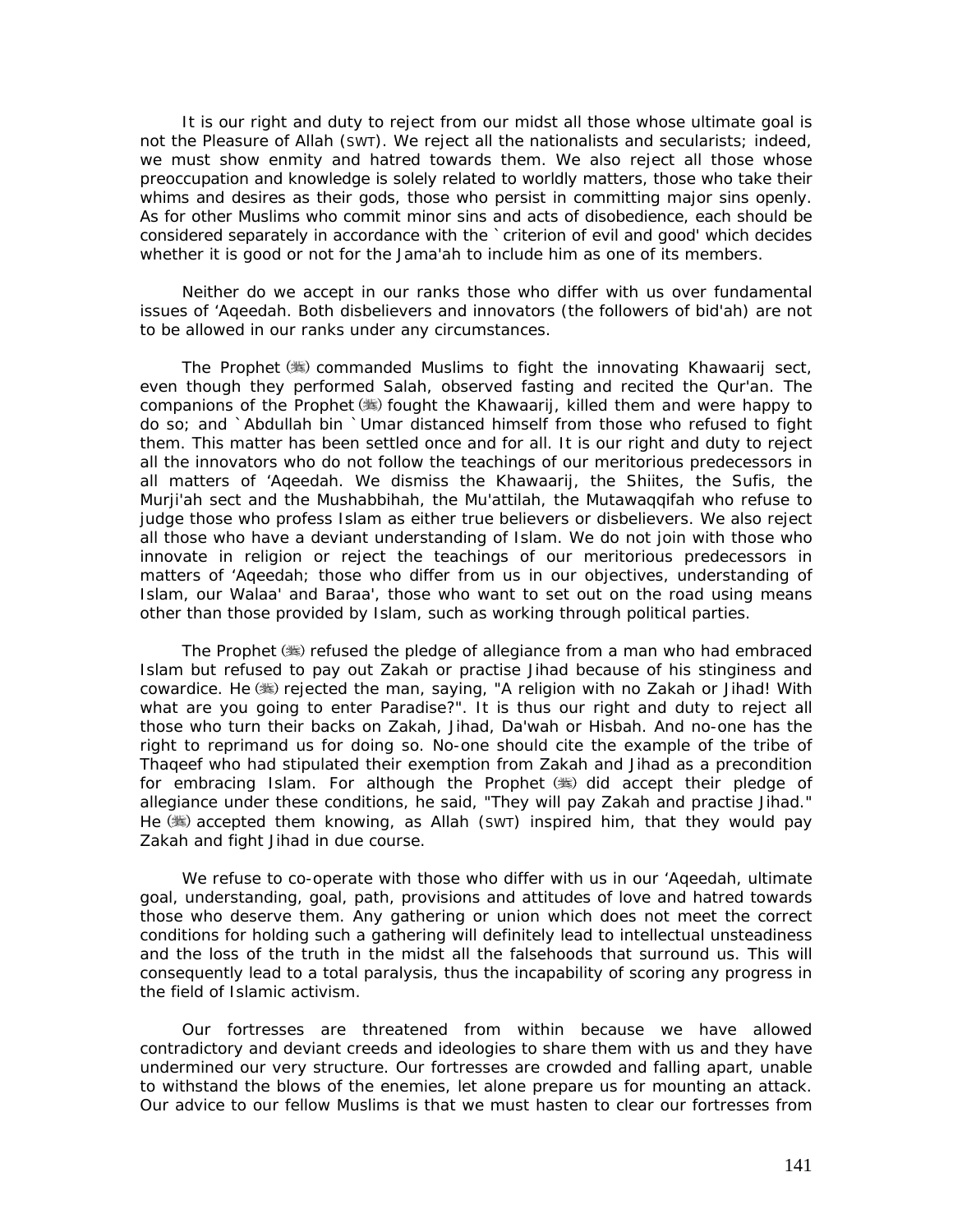It is our right and duty to reject from our midst all those whose ultimate goal is not the Pleasure of Allah (SWT). We reject all the nationalists and secularists; indeed, we must show enmity and hatred towards them. We also reject all those whose preoccupation and knowledge is solely related to worldly matters, those who take their whims and desires as their gods, those who persist in committing major sins openly. As for other Muslims who commit minor sins and acts of disobedience, each should be considered separately in accordance with the `criterion of evil and good' which decides whether it is good or not for the Jama'ah to include him as one of its members.

Neither do we accept in our ranks those who differ with us over fundamental issues of ‘Aqeedah. Both disbelievers and innovators (the followers of bid'ah) are not to be allowed in our ranks under any circumstances.

The Prophet (ﷺ) commanded Muslims to fight the innovating Khawaarij sect, even though they performed Salah, observed fasting and recited the Qur'an. The companions of the Prophet (ﷺ) fought the Khawaarij, killed them and were happy to do so; and `Abdullah bin `Umar distanced himself from those who refused to fight them. This matter has been settled once and for all. It is our right and duty to reject all the innovators who do not follow the teachings of our meritorious predecessors in all matters of ‘Aqeedah. We dismiss the Khawaarij, the Shiites, the Sufis, the Murji'ah sect and the Mushabbihah, the Mu'attilah, the Mutawaqqifah who refuse to judge those who profess Islam as either true believers or disbelievers. We also reject all those who have a deviant understanding of Islam. We do not join with those who innovate in religion or reject the teachings of our meritorious predecessors in matters of ‘Aqeedah; those who differ from us in our objectives, understanding of Islam, our Walaa' and Baraa', those who want to set out on the road using means other than those provided by Islam, such as working through political parties.

The Prophet (ﷺ) refused the pledge of allegiance from a man who had embraced Islam but refused to pay out Zakah or practise Jihad because of his stinginess and cowardice. He (ﷺ) rejected the man, saying, "A religion with no Zakah or Jihad! With what are you going to enter Paradise?". It is thus our right and duty to reject all those who turn their backs on Zakah, Jihad, Da'wah or Hisbah. And no-one has the right to reprimand us for doing so. No-one should cite the example of the tribe of Thaqeef who had stipulated their exemption from Zakah and Jihad as a precondition for embracing Islam. For although the Prophet (ﷺ) did accept their pledge of allegiance under these conditions, he said, "They will pay Zakah and practise Jihad." He (ﷺ) accepted them knowing, as Allah (SWT) inspired him, that they would pay Zakah and fight Jihad in due course.

We refuse to co-operate with those who differ with us in our ‘Aqeedah, ultimate goal, understanding, goal, path, provisions and attitudes of love and hatred towards those who deserve them. Any gathering or union which does not meet the correct conditions for holding such a gathering will definitely lead to intellectual unsteadiness and the loss of the truth in the midst all the falsehoods that surround us. This will consequently lead to a total paralysis, thus the incapability of scoring any progress in the field of Islamic activism.

Our fortresses are threatened from within because we have allowed contradictory and deviant creeds and ideologies to share them with us and they have undermined our very structure. Our fortresses are crowded and falling apart, unable to withstand the blows of the enemies, let alone prepare us for mounting an attack. Our advice to our fellow Muslims is that we must hasten to clear our fortresses from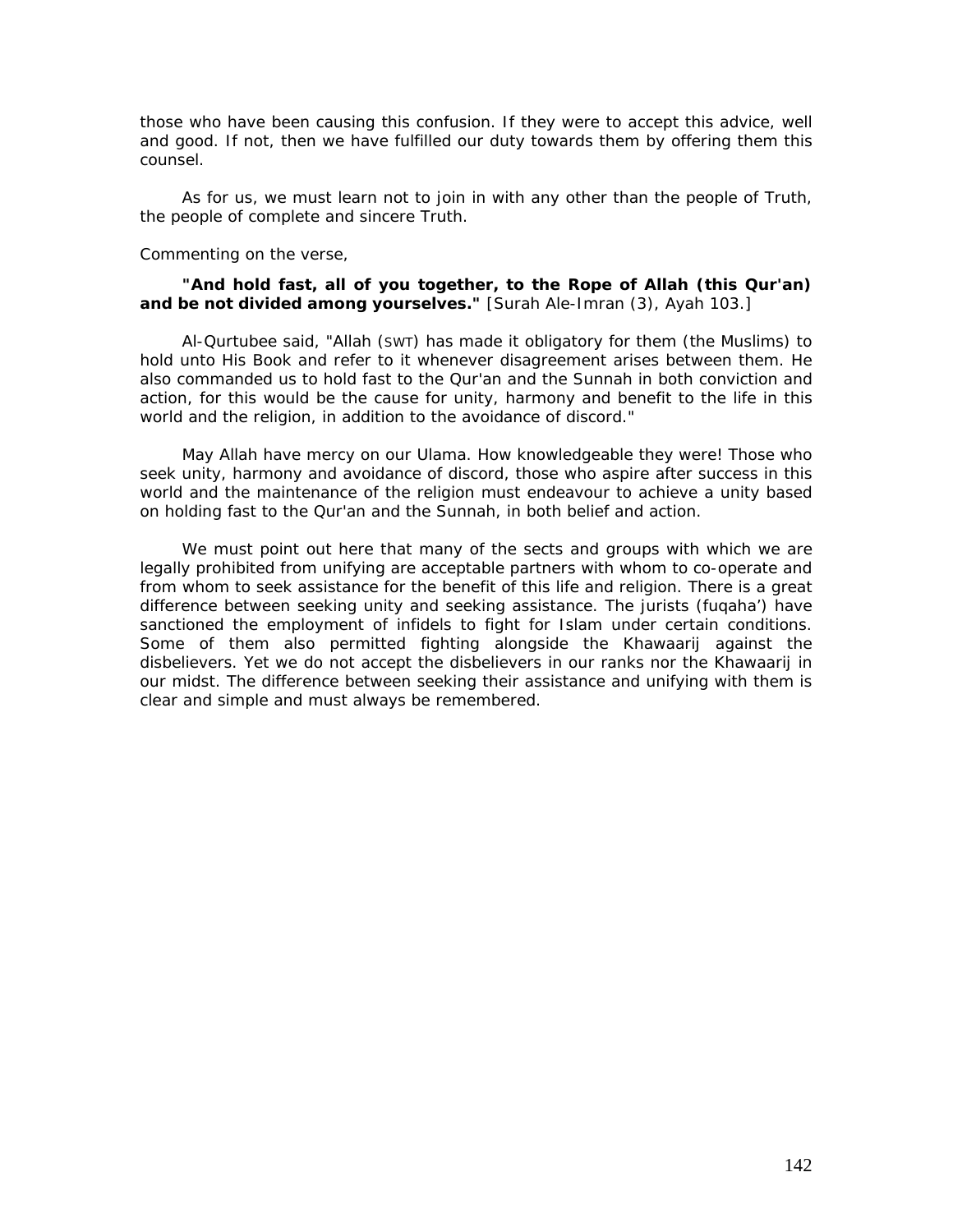those who have been causing this confusion. If they were to accept this advice, well and good. If not, then we have fulfilled our duty towards them by offering them this counsel.

As for us, we must learn not to join in with any other than the people of Truth, the people of complete and sincere Truth.

Commenting on the verse,

> **"And hold fast, all of you together, to the Rope of Allah (this Qur'an) and be not divided among yourselves."** [Surah Ale-Imran (3), Ayah 103.]

Al-Qurtubee said, "Allah (SWT) has made it obligatory for them (the Muslims) to hold unto His Book and refer to it whenever disagreement arises between them. He also commanded us to hold fast to the Qur'an and the Sunnah in both conviction and action, for this would be the cause for unity, harmony and benefit to the life in this world and the religion, in addition to the avoidance of discord."

May Allah have mercy on our Ulama. How knowledgeable they were! Those who seek unity, harmony and avoidance of discord, those who aspire after success in this world and the maintenance of the religion must endeavour to achieve a unity based on holding fast to the Qur'an and the Sunnah, in both belief and action.

We must point out here that many of the sects and groups with which we are legally prohibited from unifying are acceptable partners with whom to co-operate and from whom to seek assistance for the benefit of this life and religion. There is a great difference between seeking unity and seeking assistance. The jurists (fuqaha') have sanctioned the employment of infidels to fight for Islam under certain conditions. Some of them also permitted fighting alongside the Khawaarij against the disbelievers. Yet we do not accept the disbelievers in our ranks nor the Khawaarij in our midst. The difference between seeking their assistance and unifying with them is clear and simple and must always be remembered.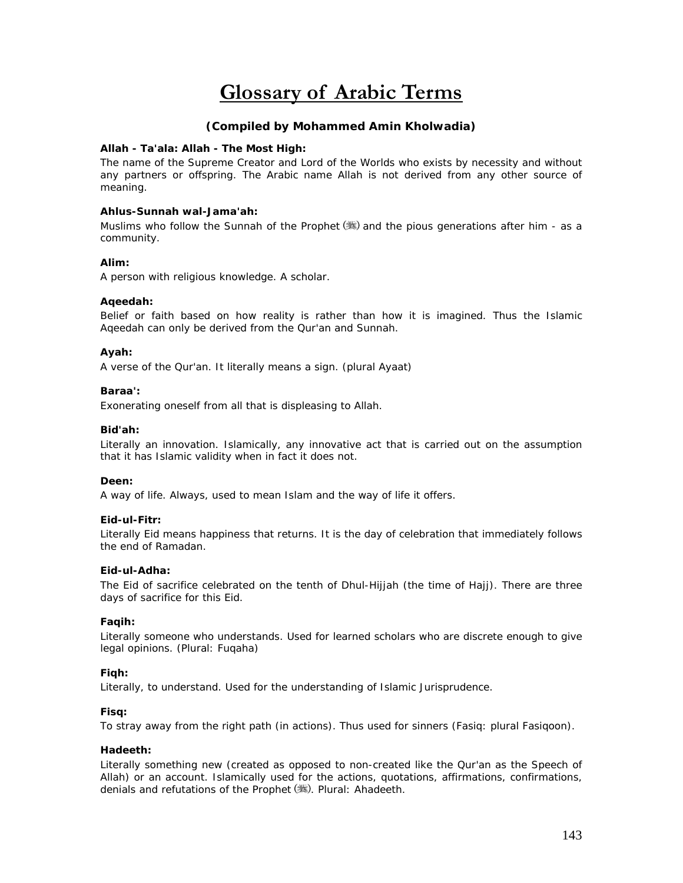# Glossary of Arabic Terms

**(Compiled by Mohammed Amin Kholwadia)**

**Allah - Ta'ala: Allah - The Most High:**

The name of the Supreme Creator and Lord of the Worlds who exists by necessity and without any partners or offspring. The Arabic name Allah is not derived from any other source of meaning.

**Ahlus-Sunnah wal-Jama'ah:**

Muslims who follow the Sunnah of the Prophet (ﷺ) and the pious generations after him - as a community.

**Alim:**

A person with religious knowledge. A scholar.

**Aqeedah:**

Belief or faith based on how reality is rather than how it is imagined. Thus the Islamic Aqeedah can only be derived from the Qur'an and Sunnah.

**Ayah:**

A verse of the Qur'an. It literally means a sign. (plural Ayaat)

**Baraa':**

Exonerating oneself from all that is displeasing to Allah.

**Bid'ah:**

Literally an innovation. Islamically, any innovative act that is carried out on the assumption that it has Islamic validity when in fact it does not.

**Deen:**

A way of life. Always, used to mean Islam and the way of life it offers.

**Eid-ul-Fitr:**

Literally Eid means happiness that returns. It is the day of celebration that immediately follows the end of Ramadan.

**Eid-ul-Adha:**

The Eid of sacrifice celebrated on the tenth of Dhul-Hijjah (the time of Hajj). There are three days of sacrifice for this Eid.

**Faqih:**

Literally someone who understands. Used for learned scholars who are discrete enough to give legal opinions. (Plural: Fuqaha)

**Fiqh:**

Literally, to understand. Used for the understanding of Islamic Jurisprudence.

**Fisq:**

To stray away from the right path (in actions). Thus used for sinners (Fasiq: plural Fasiqoon).

**Hadeeth:**

Literally something new (created as opposed to non-created like the Qur'an as the Speech of Allah) or an account. Islamically used for the actions, quotations, affirmations, confirmations, denials and refutations of the Prophet (ﷺ). Plural: Ahadeeth.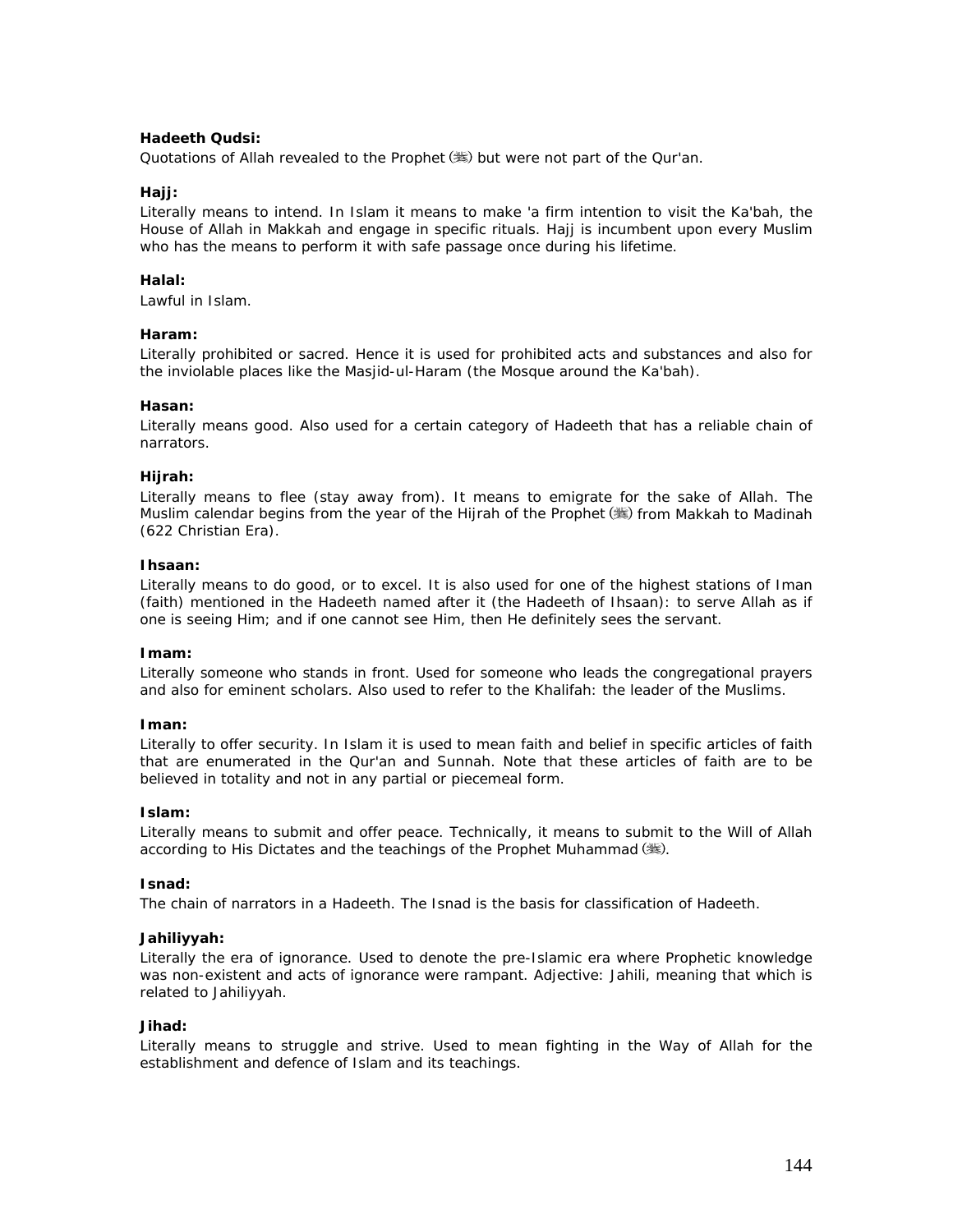**Hadeeth Qudsi:**

Quotations of Allah revealed to the Prophet (ﷺ) but were not part of the Qur'an.

**Hajj:**

Literally means to intend. In Islam it means to make 'a firm intention to visit the Ka'bah, the House of Allah in Makkah and engage in specific rituals. Hajj is incumbent upon every Muslim who has the means to perform it with safe passage once during his lifetime.

**Halal:**

Lawful in Islam.

**Haram:**

Literally prohibited or sacred. Hence it is used for prohibited acts and substances and also for the inviolable places like the Masjid-ul-Haram (the Mosque around the Ka'bah).

**Hasan:**

Literally means good. Also used for a certain category of Hadeeth that has a reliable chain of narrators.

**Hijrah:**

Literally means to flee (stay away from). It means to emigrate for the sake of Allah. The Muslim calendar begins from the year of the Hijrah of the Prophet (ﷺ) from Makkah to Madinah (622 Christian Era).

**Ihsaan:**

Literally means to do good, or to excel. It is also used for one of the highest stations of Iman (faith) mentioned in the Hadeeth named after it (the Hadeeth of Ihsaan): to serve Allah as if one is seeing Him; and if one cannot see Him, then He definitely sees the servant.

**Imam:**

Literally someone who stands in front. Used for someone who leads the congregational prayers and also for eminent scholars. Also used to refer to the Khalifah: the leader of the Muslims.

**Iman:**

Literally to offer security. In Islam it is used to mean faith and belief in specific articles of faith that are enumerated in the Qur'an and Sunnah. Note that these articles of faith are to be believed in totality and not in any partial or piecemeal form.

**Islam:**

Literally means to submit and offer peace. Technically, it means to submit to the Will of Allah according to His Dictates and the teachings of the Prophet Muhammad (ﷺ).

**Isnad:**

The chain of narrators in a Hadeeth. The Isnad is the basis for classification of Hadeeth.

**Jahiliyyah:**

Literally the era of ignorance. Used to denote the pre-Islamic era where Prophetic knowledge was non-existent and acts of ignorance were rampant. Adjective: Jahili, meaning that which is related to Jahiliyyah.

**Jihad:**

Literally means to struggle and strive. Used to mean fighting in the Way of Allah for the establishment and defence of Islam and its teachings.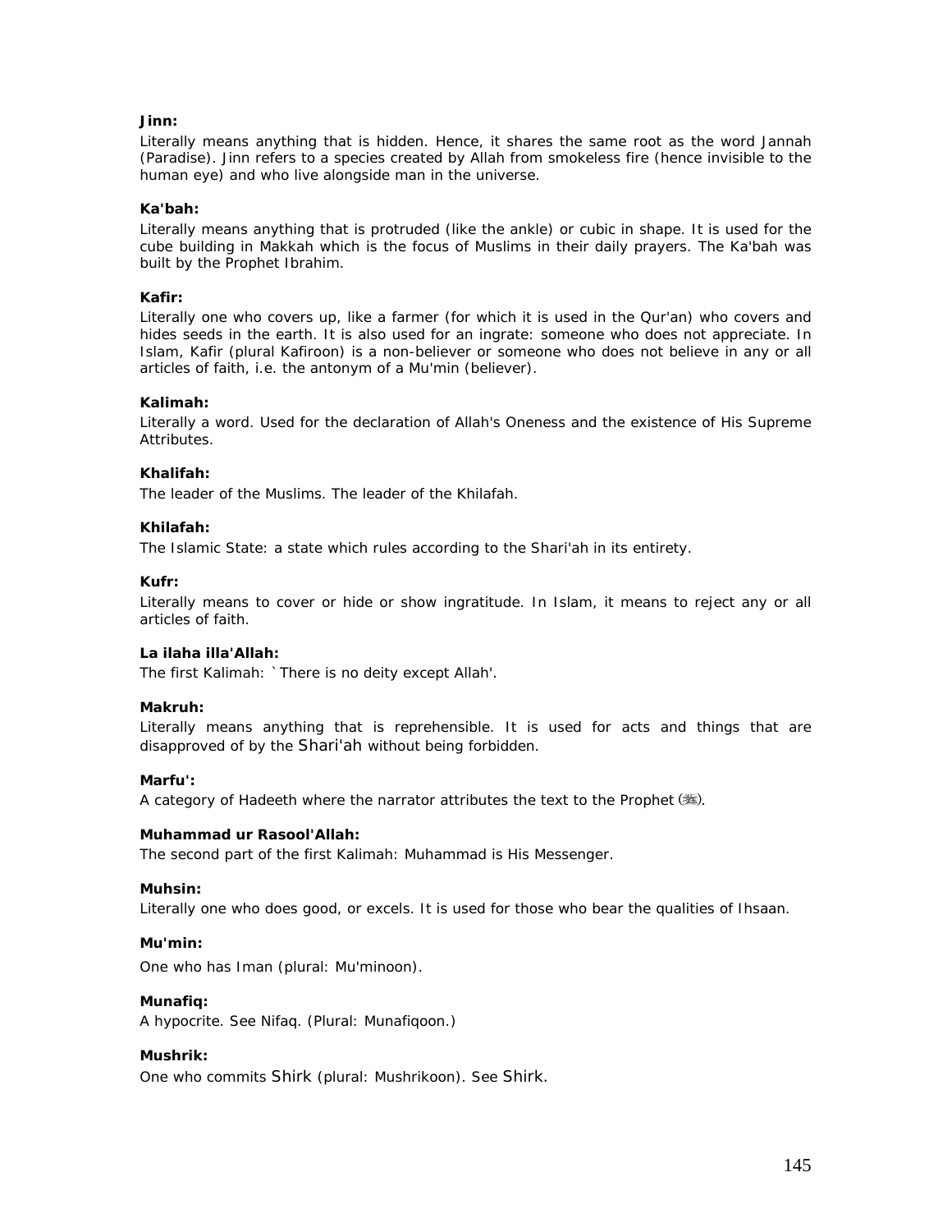**Jinn:**

Literally means anything that is hidden. Hence, it shares the same root as the word Jannah (Paradise). Jinn refers to a species created by Allah from smokeless fire (hence invisible to the human eye) and who live alongside man in the universe.

**Ka'bah:**

Literally means anything that is protruded (like the ankle) or cubic in shape. It is used for the cube building in Makkah which is the focus of Muslims in their daily prayers. The Ka'bah was built by the Prophet Ibrahim.

**Kafir:**

Literally one who covers up, like a farmer (for which it is used in the Qur'an) who covers and hides seeds in the earth. It is also used for an ingrate: someone who does not appreciate. In Islam, Kafir (plural Kafiroon) is a non-believer or someone who does not believe in any or all articles of faith, i.e. the antonym of a Mu'min (believer).

**Kalimah:**

Literally a word. Used for the declaration of Allah's Oneness and the existence of His Supreme Attributes.

**Khalifah:**

The leader of the Muslims. The leader of the Khilafah.

**Khilafah:**

The Islamic State: a state which rules according to the Shari'ah in its entirety.

**Kufr:**

Literally means to cover or hide or show ingratitude. In Islam, it means to reject any or all articles of faith.

**La ilaha illa'Allah:**

The first Kalimah: `There is no deity except Allah'.

**Makruh:**

Literally means anything that is reprehensible. It is used for acts and things that are disapproved of by the Shari'ah without being forbidden.

**Marfu':**

A category of Hadeeth where the narrator attributes the text to the Prophet (ﷺ).

**Muhammad ur Rasool'Allah:**

The second part of the first Kalimah: Muhammad is His Messenger.

**Muhsin:**

Literally one who does good, or excels. It is used for those who bear the qualities of Ihsaan.

**Mu'min:**

One who has Iman (plural: Mu'minoon).

**Munafiq:**

A hypocrite. See Nifaq. (Plural: Munafiqoon.)

**Mushrik:**

One who commits Shirk (plural: Mushrikoon). See Shirk.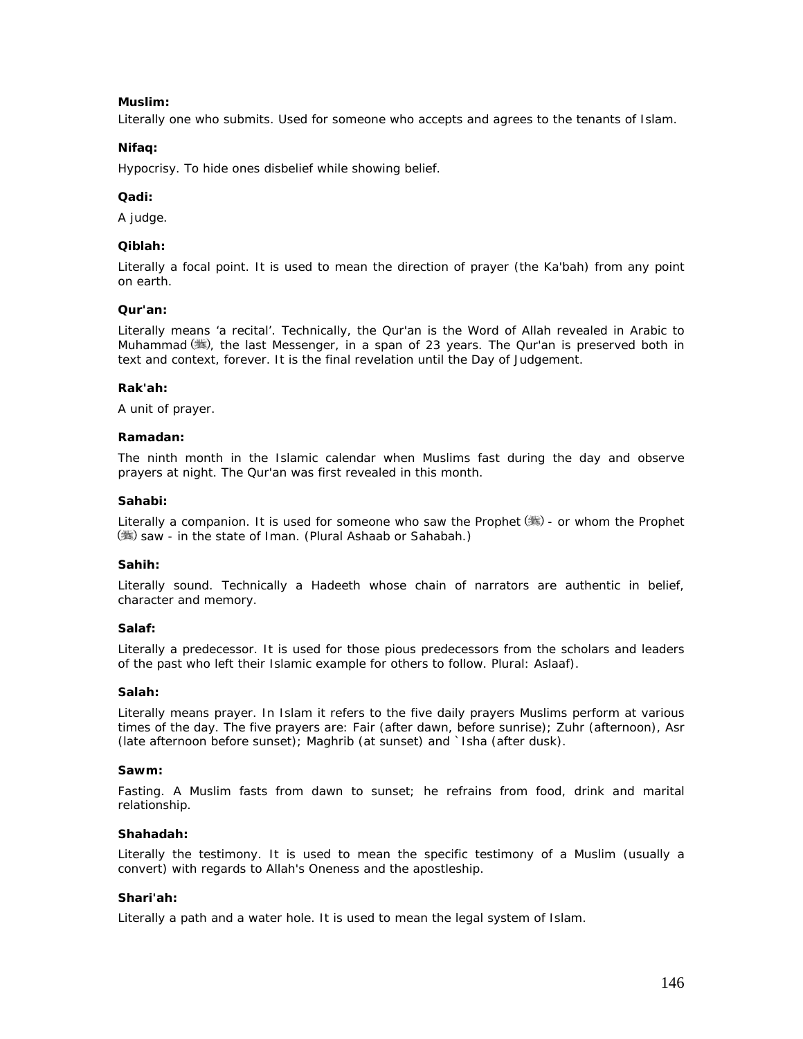**Muslim:**

Literally one who submits. Used for someone who accepts and agrees to the tenants of Islam.

**Nifaq:**

Hypocrisy. To hide ones disbelief while showing belief.

**Qadi:**

A judge.

**Qiblah:**

Literally a focal point. It is used to mean the direction of prayer (the Ka'bah) from any point on earth.

**Qur'an:**

Literally means 'a recital'. Technically, the Qur'an is the Word of Allah revealed in Arabic to Muhammad (ﷺ), the last Messenger, in a span of 23 years. The Qur'an is preserved both in text and context, forever. It is the final revelation until the Day of Judgement.

**Rak'ah:**

A unit of prayer.

**Ramadan:**

The ninth month in the Islamic calendar when Muslims fast during the day and observe prayers at night. The Qur'an was first revealed in this month.

**Sahabi:**

Literally a companion. It is used for someone who saw the Prophet (ﷺ) - or whom the Prophet (ﷺ) saw - in the state of Iman. (Plural Ashaab or Sahabah.)

**Sahih:**

Literally sound. Technically a Hadeeth whose chain of narrators are authentic in belief, character and memory.

**Salaf:**

Literally a predecessor. It is used for those pious predecessors from the scholars and leaders of the past who left their Islamic example for others to follow. Plural: Aslaaf).

**Salah:**

Literally means prayer. In Islam it refers to the five daily prayers Muslims perform at various times of the day. The five prayers are: Fair (after dawn, before sunrise); Zuhr (afternoon), Asr (late afternoon before sunset); Maghrib (at sunset) and `Isha (after dusk).

**Sawm:**

Fasting. A Muslim fasts from dawn to sunset; he refrains from food, drink and marital relationship.

**Shahadah:**

Literally the testimony. It is used to mean the specific testimony of a Muslim (usually a convert) with regards to Allah's Oneness and the apostleship.

**Shari'ah:**

Literally a path and a water hole. It is used to mean the legal system of Islam.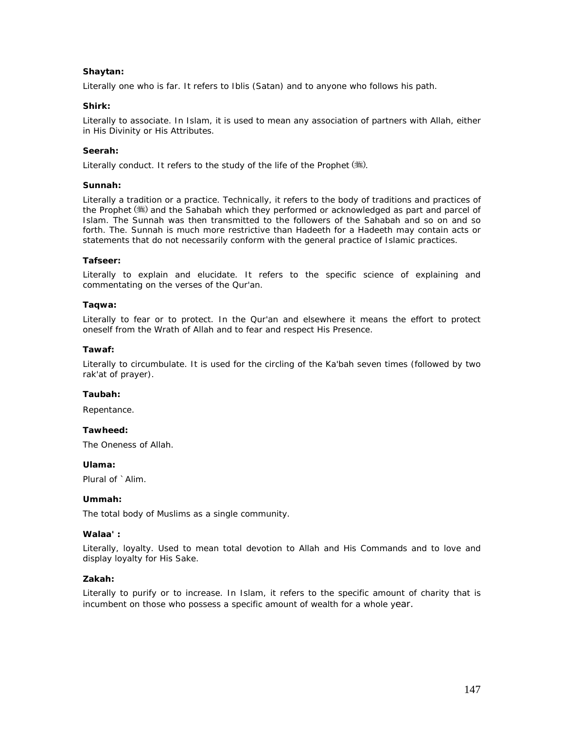**Shaytan:**

Literally one who is far. It refers to Iblis (Satan) and to anyone who follows his path.

**Shirk:**

Literally to associate. In Islam, it is used to mean any association of partners with Allah, either in His Divinity or His Attributes.

**Seerah:**

Literally conduct. It refers to the study of the life of the Prophet (ﷺ).

**Sunnah:**

Literally a tradition or a practice. Technically, it refers to the body of traditions and practices of the Prophet (ﷺ) and the Sahabah which they performed or acknowledged as part and parcel of Islam. The Sunnah was then transmitted to the followers of the Sahabah and so on and so forth. The. Sunnah is much more restrictive than Hadeeth for a Hadeeth may contain acts or statements that do not necessarily conform with the general practice of Islamic practices.

**Tafseer:**

Literally to explain and elucidate. It refers to the specific science of explaining and commentating on the verses of the Qur'an.

**Taqwa:**

Literally to fear or to protect. In the Qur'an and elsewhere it means the effort to protect oneself from the Wrath of Allah and to fear and respect His Presence.

**Tawaf:**

Literally to circumbulate. It is used for the circling of the Ka'bah seven times (followed by two rak'at of prayer).

**Taubah:**

Repentance.

**Tawheed:**

The Oneness of Allah.

**Ulama:**

Plural of `Alim.

**Ummah:**

The total body of Muslims as a single community.

**Walaa' :**

Literally, loyalty. Used to mean total devotion to Allah and His Commands and to love and display loyalty for His Sake.

**Zakah:**

Literally to purify or to increase. In Islam, it refers to the specific amount of charity that is incumbent on those who possess a specific amount of wealth for a whole year.